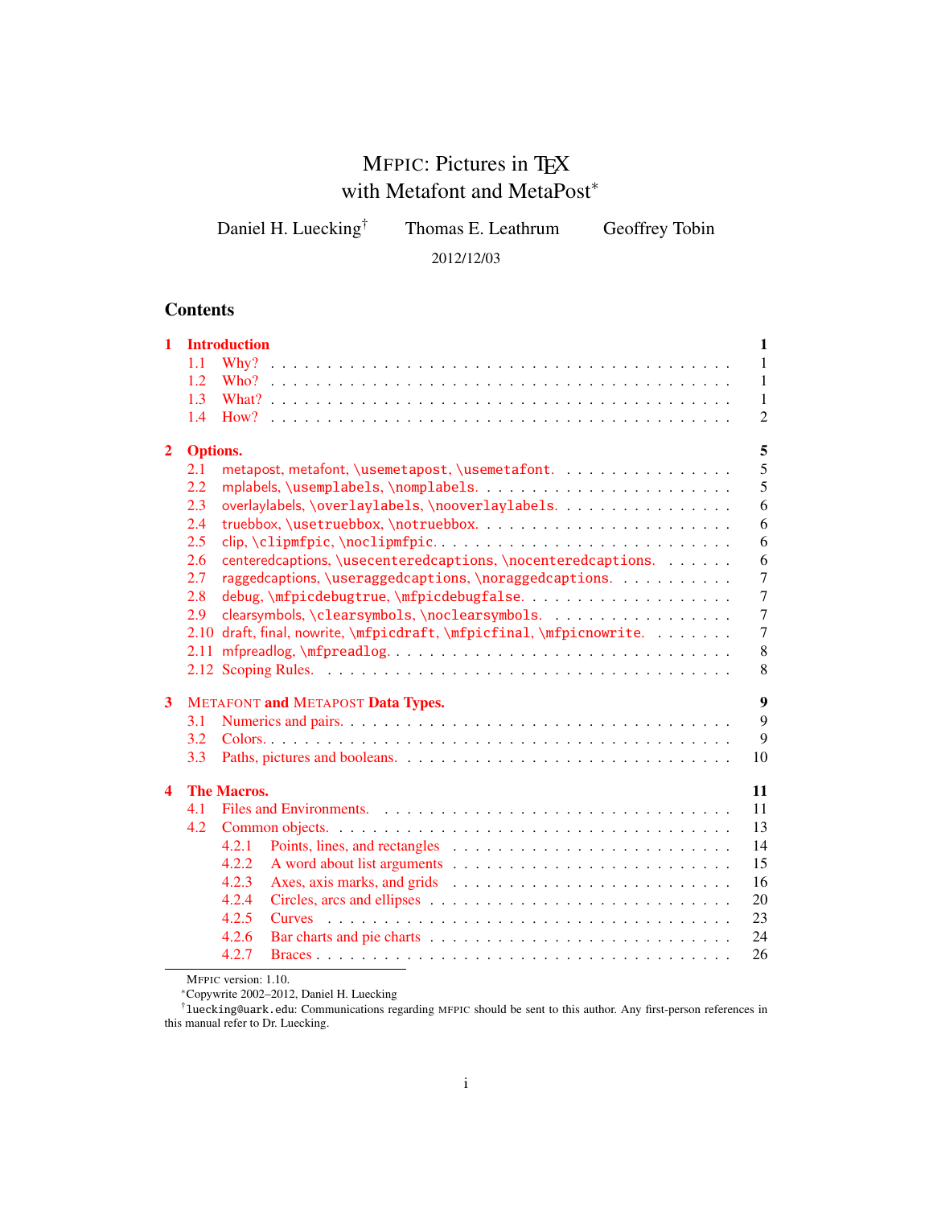# MFPIC: Pictures in TEX with Metafont and MetaPost*

Daniel H. Luecking† Thomas E. Leathrum Geoffrey Tobin

2012/12/03

## Contents

- **1 Introduction** — 1
  - 1.1 Why? — 1
  - 1.2 Who? — 1
  - 1.3 What? — 1
  - 1.4 How? — 2
- **2 Options.** — 5
  - 2.1 metapost, metafont, \usemetapost, \usemetafont. — 5
  - 2.2 mplabels, \usemplabels, \nomplabels. — 5
  - 2.3 overlaylabels, \overlaylabels, \nooverlaylabels. — 6
  - 2.4 truebbox, \usetruebbox, \notruebbox. — 6
  - 2.5 clip, \clipmfpic, \noclipmfpic. — 6
  - 2.6 centeredcaptions, \usecenteredcaptions, \nocenteredcaptions. — 6
  - 2.7 raggedcaptions, \useraggedcaptions, \noraggedcaptions. — 7
  - 2.8 debug, \mfpicdebugtrue, \mfpicdebugfalse. — 7
  - 2.9 clearsymbols, \clearsymbols, \noclearsymbols. — 7
  - 2.10 draft, final, nowrite, \mfpicdraft, \mfpicfinal, \mfpicnowrite. — 7
  - 2.11 mfpreadlog, \mfpreadlog. — 8
  - 2.12 Scoping Rules. — 8
- **3 METAFONT and METAPOST Data Types.** — 9
  - 3.1 Numerics and pairs. — 9
  - 3.2 Colors. — 9
  - 3.3 Paths, pictures and booleans. — 10
- **4 The Macros.** — 11
  - 4.1 Files and Environments. — 11
  - 4.2 Common objects. — 13
    - 4.2.1 Points, lines, and rectangles — 14
    - 4.2.2 A word about list arguments — 15
    - 4.2.3 Axes, axis marks, and grids — 16
    - 4.2.4 Circles, arcs and ellipses — 20
    - 4.2.5 Curves — 23
    - 4.2.6 Bar charts and pie charts — 24
    - 4.2.7 Braces — 26

---

MFPIC version: 1.10.

*Copywrite 2002–2012, Daniel H. Luecking

†luecking@uark.edu: Communications regarding MFPIC should be sent to this author. Any first-person references in this manual refer to Dr. Luecking.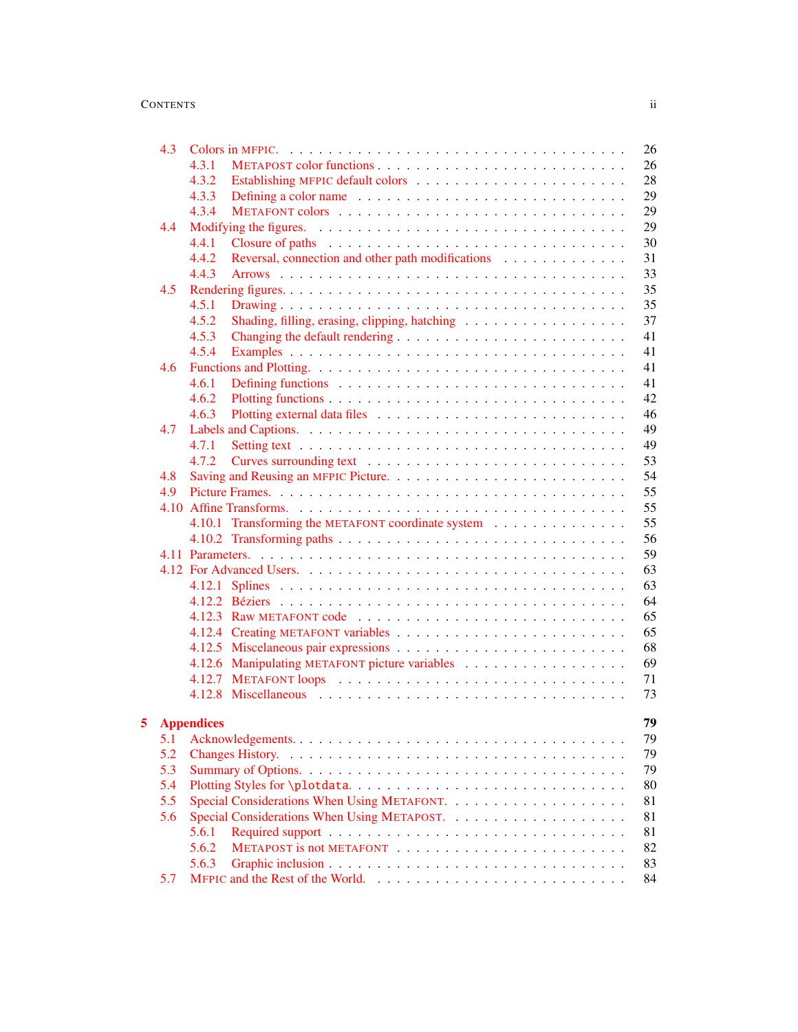- 4.3 Colors in MFPIC. 26
  - 4.3.1 METAPOST color functions 26
  - 4.3.2 Establishing MFPIC default colors 28
  - 4.3.3 Defining a color name 29
  - 4.3.4 METAFONT colors 29
- 4.4 Modifying the figures. 29
  - 4.4.1 Closure of paths 30
  - 4.4.2 Reversal, connection and other path modifications 31
  - 4.4.3 Arrows 33
- 4.5 Rendering figures. 35
  - 4.5.1 Drawing 35
  - 4.5.2 Shading, filling, erasing, clipping, hatching 37
  - 4.5.3 Changing the default rendering 41
  - 4.5.4 Examples 41
- 4.6 Functions and Plotting. 41
  - 4.6.1 Defining functions 41
  - 4.6.2 Plotting functions 42
  - 4.6.3 Plotting external data files 46
- 4.7 Labels and Captions. 49
  - 4.7.1 Setting text 49
  - 4.7.2 Curves surrounding text 53
- 4.8 Saving and Reusing an MFPIC Picture. 54
- 4.9 Picture Frames. 55
- 4.10 Affine Transforms. 55
  - 4.10.1 Transforming the METAFONT coordinate system 55
  - 4.10.2 Transforming paths 56
- 4.11 Parameters. 59
- 4.12 For Advanced Users. 63
  - 4.12.1 Splines 63
  - 4.12.2 Béziers 64
  - 4.12.3 Raw METAFONT code 65
  - 4.12.4 Creating METAFONT variables 65
  - 4.12.5 Miscelaneous pair expressions 68
  - 4.12.6 Manipulating METAFONT picture variables 69
  - 4.12.7 METAFONT loops 71
  - 4.12.8 Miscellaneous 73

**5 Appendices** **79**

- 5.1 Acknowledgements. 79
- 5.2 Changes History. 79
- 5.3 Summary of Options. 79
- 5.4 Plotting Styles for `\plotdata`. 80
- 5.5 Special Considerations When Using METAFONT. 81
- 5.6 Special Considerations When Using METAPOST. 81
  - 5.6.1 Required support 81
  - 5.6.2 METAPOST is not METAFONT 82
  - 5.6.3 Graphic inclusion 83
- 5.7 MFPIC and the Rest of the World. 84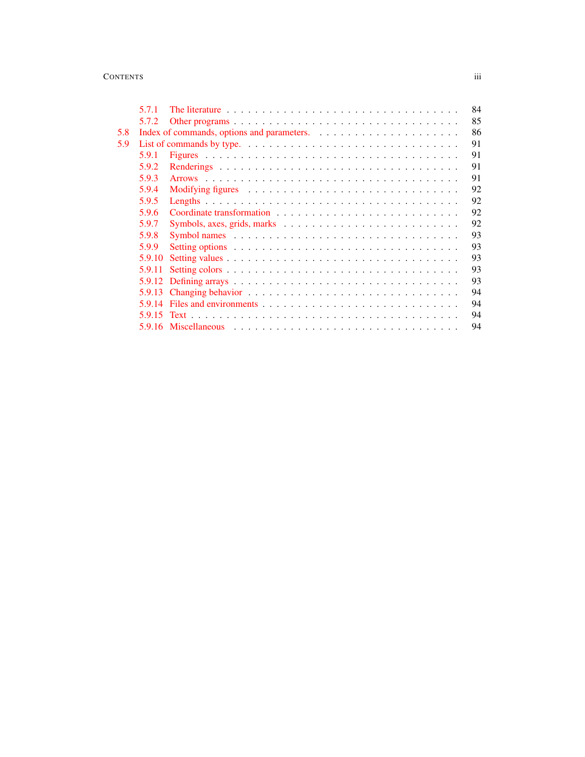- 5.7.1 The literature . . . 84
- 5.7.2 Other programs . . . 85
- 5.8 Index of commands, options and parameters. . . . 86
- 5.9 List of commands by type. . . . 91
  - 5.9.1 Figures . . . 91
  - 5.9.2 Renderings . . . 91
  - 5.9.3 Arrows . . . 91
  - 5.9.4 Modifying figures . . . 92
  - 5.9.5 Lengths . . . 92
  - 5.9.6 Coordinate transformation . . . 92
  - 5.9.7 Symbols, axes, grids, marks . . . 92
  - 5.9.8 Symbol names . . . 93
  - 5.9.9 Setting options . . . 93
  - 5.9.10 Setting values . . . 93
  - 5.9.11 Setting colors . . . 93
  - 5.9.12 Defining arrays . . . 93
  - 5.9.13 Changing behavior . . . 94
  - 5.9.14 Files and environments . . . 94
  - 5.9.15 Text . . . 94
  - 5.9.16 Miscellaneous . . . 94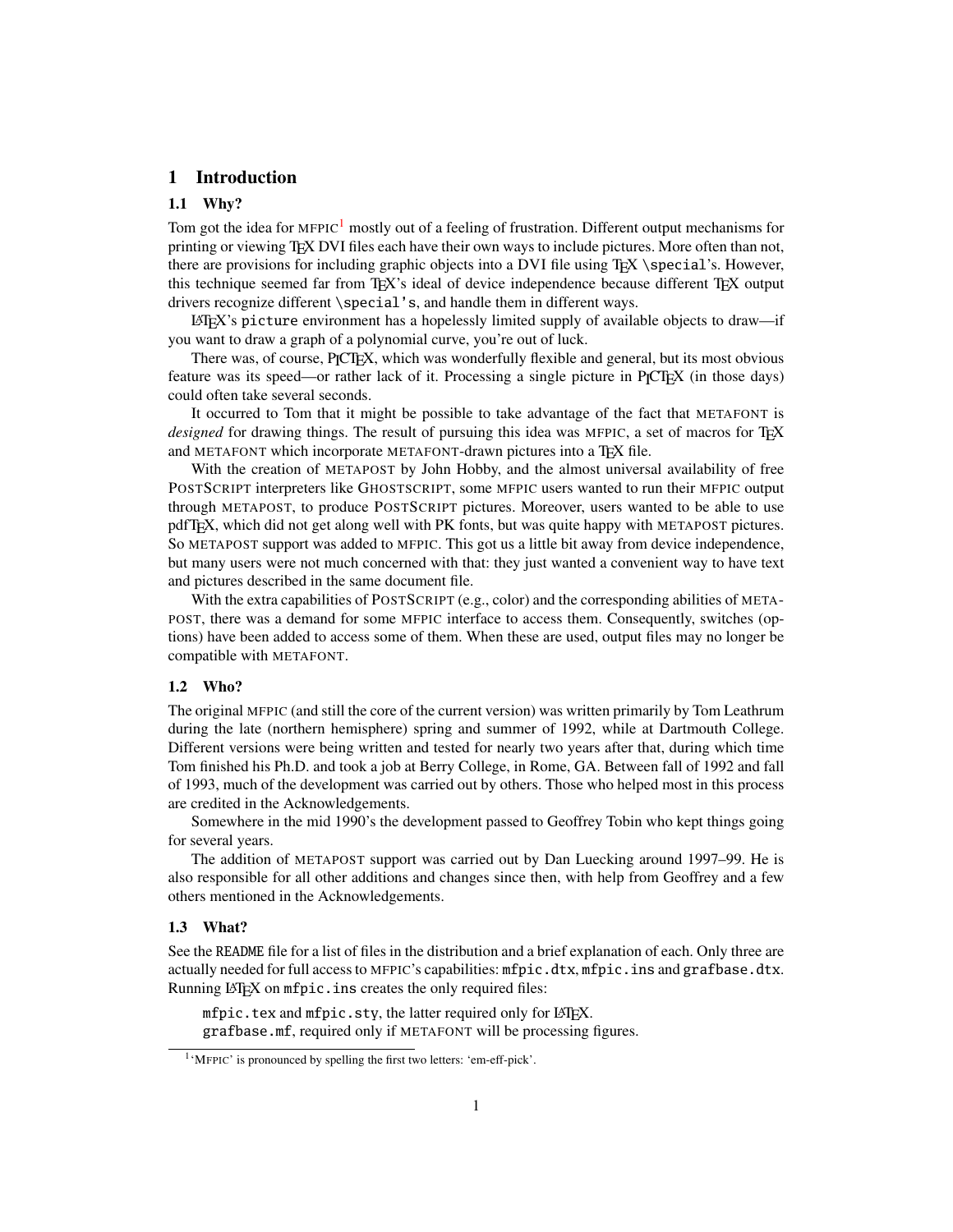# 1 Introduction

## 1.1 Why?

Tom got the idea for MFPIC[1] mostly out of a feeling of frustration. Different output mechanisms for printing or viewing TEX DVI files each have their own ways to include pictures. More often than not, there are provisions for including graphic objects into a DVI file using TEX `\special`'s. However, this technique seemed far from TEX's ideal of device independence because different TEX output drivers recognize different `\special's`, and handle them in different ways.

LATEX's `picture` environment has a hopelessly limited supply of available objects to draw—if you want to draw a graph of a polynomial curve, you're out of luck.

There was, of course, PICTEX, which was wonderfully flexible and general, but its most obvious feature was its speed—or rather lack of it. Processing a single picture in PICTEX (in those days) could often take several seconds.

It occurred to Tom that it might be possible to take advantage of the fact that METAFONT is *designed* for drawing things. The result of pursuing this idea was MFPIC, a set of macros for TEX and METAFONT which incorporate METAFONT-drawn pictures into a TEX file.

With the creation of METAPOST by John Hobby, and the almost universal availability of free POSTSCRIPT interpreters like GHOSTSCRIPT, some MFPIC users wanted to run their MFPIC output through METAPOST, to produce POSTSCRIPT pictures. Moreover, users wanted to be able to use pdfTEX, which did not get along well with PK fonts, but was quite happy with METAPOST pictures. So METAPOST support was added to MFPIC. This got us a little bit away from device independence, but many users were not much concerned with that: they just wanted a convenient way to have text and pictures described in the same document file.

With the extra capabilities of POSTSCRIPT (e.g., color) and the corresponding abilities of METAPOST, there was a demand for some MFPIC interface to access them. Consequently, switches (options) have been added to access some of them. When these are used, output files may no longer be compatible with METAFONT.

## 1.2 Who?

The original MFPIC (and still the core of the current version) was written primarily by Tom Leathrum during the late (northern hemisphere) spring and summer of 1992, while at Dartmouth College. Different versions were being written and tested for nearly two years after that, during which time Tom finished his Ph.D. and took a job at Berry College, in Rome, GA. Between fall of 1992 and fall of 1993, much of the development was carried out by others. Those who helped most in this process are credited in the Acknowledgements.

Somewhere in the mid 1990's the development passed to Geoffrey Tobin who kept things going for several years.

The addition of METAPOST support was carried out by Dan Luecking around 1997–99. He is also responsible for all other additions and changes since then, with help from Geoffrey and a few others mentioned in the Acknowledgements.

## 1.3 What?

See the README file for a list of files in the distribution and a brief explanation of each. Only three are actually needed for full access to MFPIC's capabilities: `mfpic.dtx`, `mfpic.ins` and `grafbase.dtx`. Running LATEX on `mfpic.ins` creates the only required files:

`mfpic.tex` and `mfpic.sty`, the latter required only for LATEX.
`grafbase.mf`, required only if METAFONT will be processing figures.

[1] 'MFPIC' is pronounced by spelling the first two letters: 'em-eff-pick'.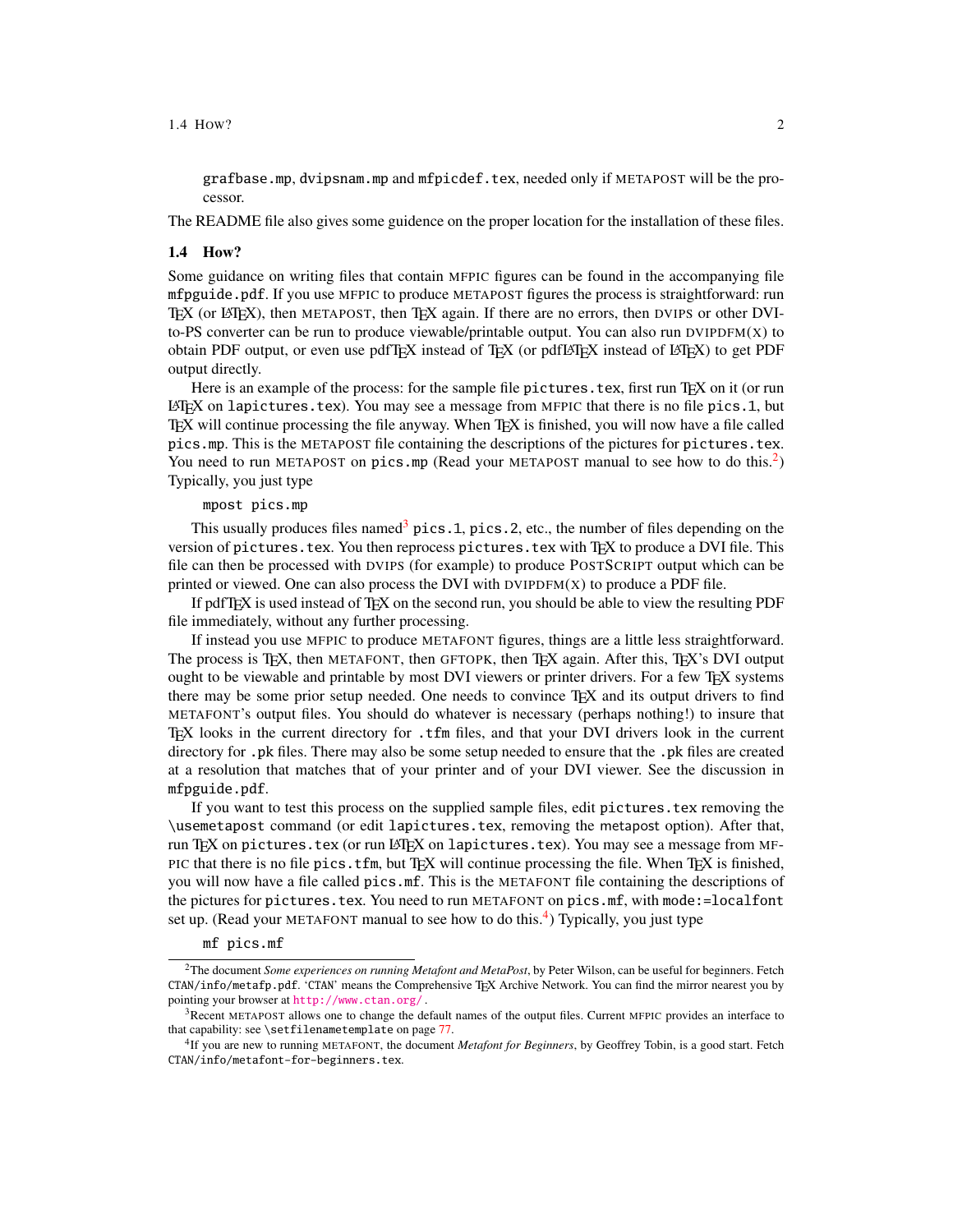grafbase.mp, dvipsnam.mp and mfpicdef.tex, needed only if METAPOST will be the processor.

The README file also gives some guidence on the proper location for the installation of these files.

### 1.4 How?

Some guidance on writing files that contain MFPIC figures can be found in the accompanying file mfpguide.pdf. If you use MFPIC to produce METAPOST figures the process is straightforward: run TeX (or LaTeX), then METAPOST, then TeX again. If there are no errors, then DVIPS or other DVI-to-PS converter can be run to produce viewable/printable output. You can also run DVIPDFM(X) to obtain PDF output, or even use pdfTeX instead of TeX (or pdfLaTeX instead of LaTeX) to get PDF output directly.

Here is an example of the process: for the sample file pictures.tex, first run TeX on it (or run LaTeX on lapictures.tex). You may see a message from MFPIC that there is no file pics.1, but TeX will continue processing the file anyway. When TeX is finished, you will now have a file called pics.mp. This is the METAPOST file containing the descriptions of the pictures for pictures.tex. You need to run METAPOST on pics.mp (Read your METAPOST manual to see how to do this.[2]) Typically, you just type

```
mpost pics.mp
```

This usually produces files named[3] pics.1, pics.2, etc., the number of files depending on the version of pictures.tex. You then reprocess pictures.tex with TeX to produce a DVI file. This file can then be processed with DVIPS (for example) to produce POSTSCRIPT output which can be printed or viewed. One can also process the DVI with DVIPDFM(X) to produce a PDF file.

If pdfTeX is used instead of TeX on the second run, you should be able to view the resulting PDF file immediately, without any further processing.

If instead you use MFPIC to produce METAFONT figures, things are a little less straightforward. The process is TeX, then METAFONT, then GFTOPK, then TeX again. After this, TeX's DVI output ought to be viewable and printable by most DVI viewers or printer drivers. For a few TeX systems there may be some prior setup needed. One needs to convince TeX and its output drivers to find METAFONT's output files. You should do whatever is necessary (perhaps nothing!) to insure that TeX looks in the current directory for .tfm files, and that your DVI drivers look in the current directory for .pk files. There may also be some setup needed to ensure that the .pk files are created at a resolution that matches that of your printer and of your DVI viewer. See the discussion in mfpguide.pdf.

If you want to test this process on the supplied sample files, edit pictures.tex removing the \usemetapost command (or edit lapictures.tex, removing the metapost option). After that, run TeX on pictures.tex (or run LaTeX on lapictures.tex). You may see a message from MFPIC that there is no file pics.tfm, but TeX will continue processing the file. When TeX is finished, you will now have a file called pics.mf. This is the METAFONT file containing the descriptions of the pictures for pictures.tex. You need to run METAFONT on pics.mf, with mode:=localfont set up. (Read your METAFONT manual to see how to do this.[4]) Typically, you just type

```
mf pics.mf
```

---

[2] The document *Some experiences on running Metafont and MetaPost*, by Peter Wilson, can be useful for beginners. Fetch CTAN/info/metafp.pdf. 'CTAN' means the Comprehensive TeX Archive Network. You can find the mirror nearest you by pointing your browser at http://www.ctan.org/.

[3] Recent METAPOST allows one to change the default names of the output files. Current MFPIC provides an interface to that capability: see \setfilenametemplate on page 77.

[4] If you are new to running METAFONT, the document *Metafont for Beginners*, by Geoffrey Tobin, is a good start. Fetch CTAN/info/metafont-for-beginners.tex.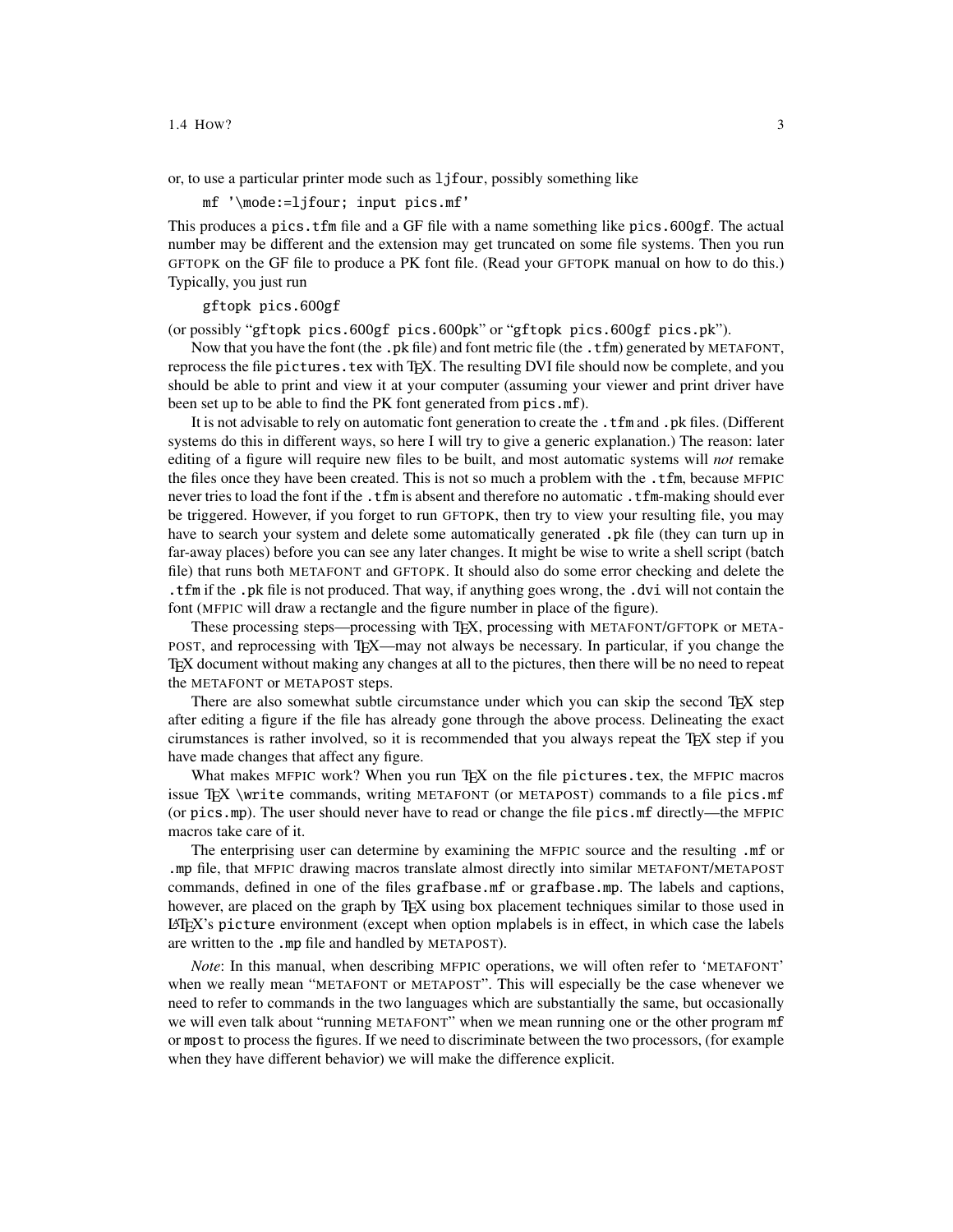or, to use a particular printer mode such as `ljfour`, possibly something like

```
mf '\mode:=ljfour; input pics.mf'
```

This produces a `pics.tfm` file and a GF file with a name something like `pics.600gf`. The actual number may be different and the extension may get truncated on some file systems. Then you run GFTOPK on the GF file to produce a PK font file. (Read your GFTOPK manual on how to do this.) Typically, you just run

```
gftopk pics.600gf
```

(or possibly "`gftopk pics.600gf pics.600pk`" or "`gftopk pics.600gf pics.pk`").

Now that you have the font (the `.pk` file) and font metric file (the `.tfm`) generated by METAFONT, reprocess the file `pictures.tex` with TeX. The resulting DVI file should now be complete, and you should be able to print and view it at your computer (assuming your viewer and print driver have been set up to be able to find the PK font generated from `pics.mf`).

It is not advisable to rely on automatic font generation to create the `.tfm` and `.pk` files. (Different systems do this in different ways, so here I will try to give a generic explanation.) The reason: later editing of a figure will require new files to be built, and most automatic systems will *not* remake the files once they have been created. This is not so much a problem with the `.tfm`, because MFPIC never tries to load the font if the `.tfm` is absent and therefore no automatic `.tfm`-making should ever be triggered. However, if you forget to run GFTOPK, then try to view your resulting file, you may have to search your system and delete some automatically generated `.pk` file (they can turn up in far-away places) before you can see any later changes. It might be wise to write a shell script (batch file) that runs both METAFONT and GFTOPK. It should also do some error checking and delete the `.tfm` if the `.pk` file is not produced. That way, if anything goes wrong, the `.dvi` will not contain the font (MFPIC will draw a rectangle and the figure number in place of the figure).

These processing steps—processing with TeX, processing with METAFONT/GFTOPK or METAPOST, and reprocessing with TeX—may not always be necessary. In particular, if you change the TeX document without making any changes at all to the pictures, then there will be no need to repeat the METAFONT or METAPOST steps.

There are also somewhat subtle circumstance under which you can skip the second TeX step after editing a figure if the file has already gone through the above process. Delineating the exact cirumstances is rather involved, so it is recommended that you always repeat the TeX step if you have made changes that affect any figure.

What makes MFPIC work? When you run TeX on the file `pictures.tex`, the MFPIC macros issue TeX `\write` commands, writing METAFONT (or METAPOST) commands to a file `pics.mf` (or `pics.mp`). The user should never have to read or change the file `pics.mf` directly—the MFPIC macros take care of it.

The enterprising user can determine by examining the MFPIC source and the resulting `.mf` or `.mp` file, that MFPIC drawing macros translate almost directly into similar METAFONT/METAPOST commands, defined in one of the files `grafbase.mf` or `grafbase.mp`. The labels and captions, however, are placed on the graph by TeX using box placement techniques similar to those used in LaTeX's `picture` environment (except when option `mplabels` is in effect, in which case the labels are written to the `.mp` file and handled by METAPOST).

*Note*: In this manual, when describing MFPIC operations, we will often refer to 'METAFONT' when we really mean "METAFONT or METAPOST". This will especially be the case whenever we need to refer to commands in the two languages which are substantially the same, but occasionally we will even talk about "running METAFONT" when we mean running one or the other program `mf` or `mpost` to process the figures. If we need to discriminate between the two processors, (for example when they have different behavior) we will make the difference explicit.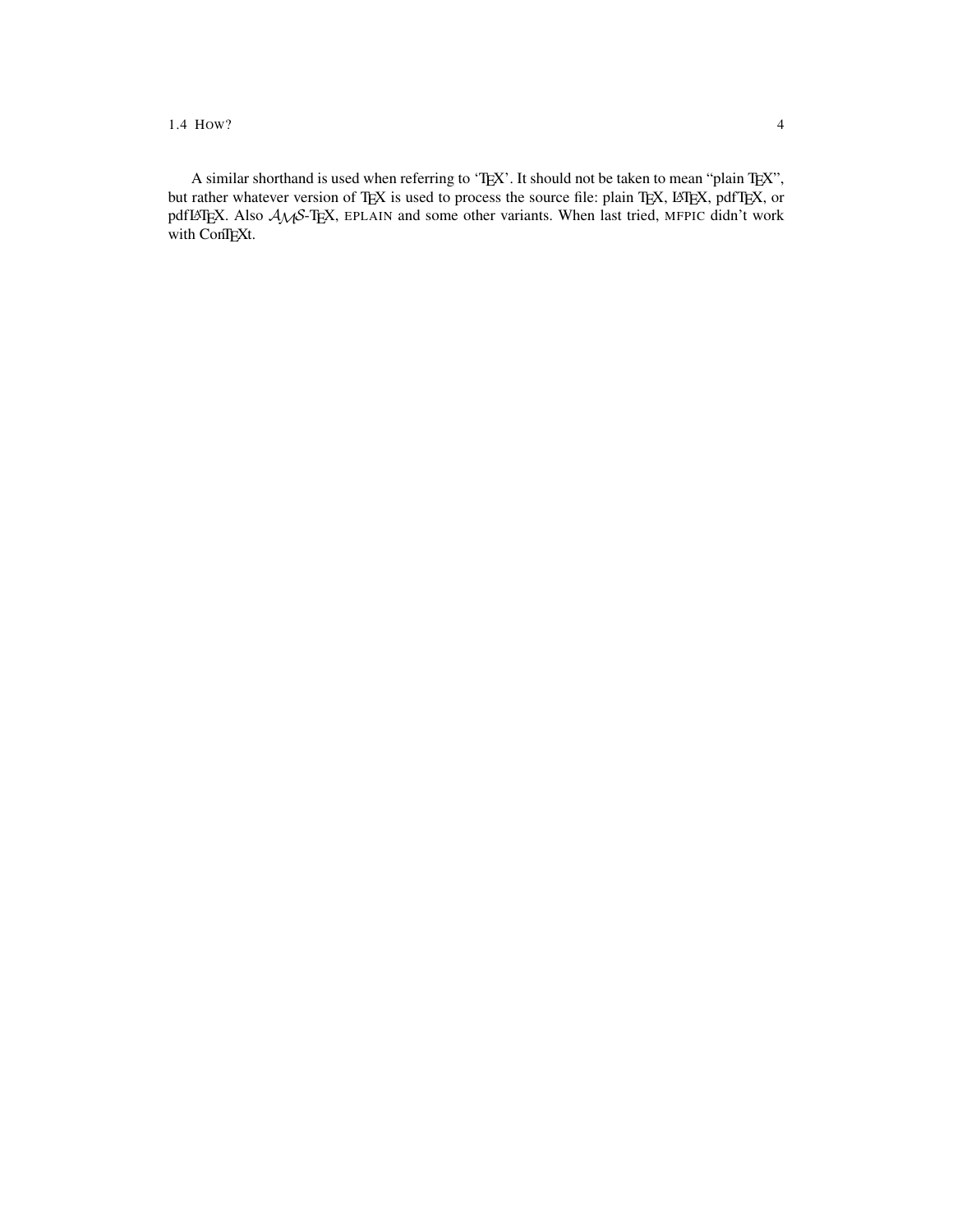A similar shorthand is used when referring to 'TeX'. It should not be taken to mean "plain TeX", but rather whatever version of TeX is used to process the source file: plain TeX, LaTeX, pdfTeX, or pdfLaTeX. Also AMS-TeX, EPLAIN and some other variants. When last tried, MFPIC didn't work with ConTeXt.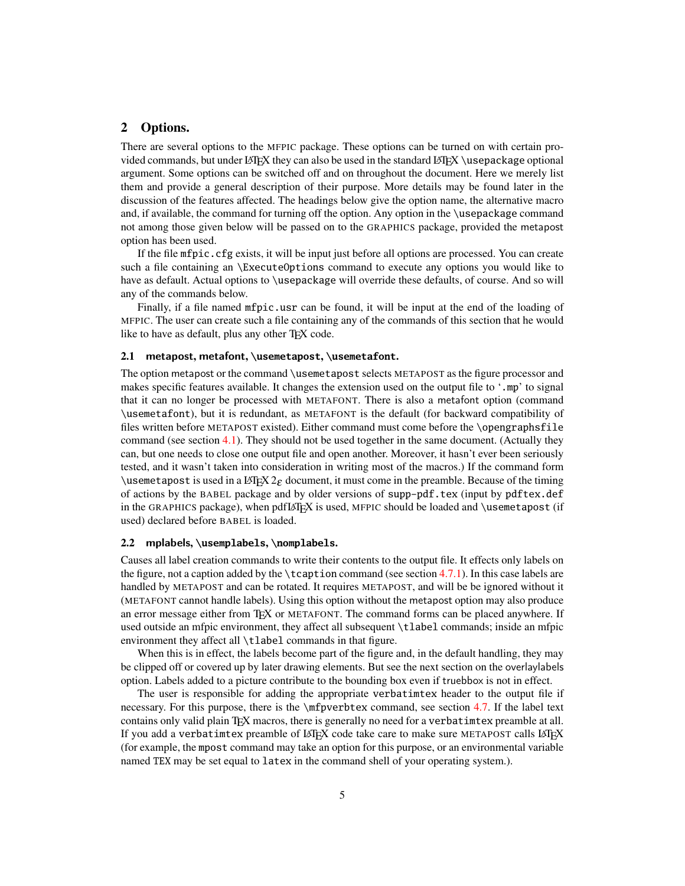## 2 Options.

There are several options to the MFPIC package. These options can be turned on with certain provided commands, but under LaTeX they can also be used in the standard LaTeX `\usepackage` optional argument. Some options can be switched off and on throughout the document. Here we merely list them and provide a general description of their purpose. More details may be found later in the discussion of the features affected. The headings below give the option name, the alternative macro and, if available, the command for turning off the option. Any option in the `\usepackage` command not among those given below will be passed on to the GRAPHICS package, provided the metapost option has been used.

If the file `mfpic.cfg` exists, it will be input just before all options are processed. You can create such a file containing an `\ExecuteOptions` command to execute any options you would like to have as default. Actual options to `\usepackage` will override these defaults, of course. And so will any of the commands below.

Finally, if a file named `mfpic.usr` can be found, it will be input at the end of the loading of MFPIC. The user can create such a file containing any of the commands of this section that he would like to have as default, plus any other TeX code.

### 2.1 metapost, metafont, `\usemetapost`, `\usemetafont`.

The option metapost or the command `\usemetapost` selects METAPOST as the figure processor and makes specific features available. It changes the extension used on the output file to '`.mp`' to signal that it can no longer be processed with METAFONT. There is also a metafont option (command `\usemetafont`), but it is redundant, as METAFONT is the default (for backward compatibility of files written before METAPOST existed). Either command must come before the `\opengraphsfile` command (see section 4.1). They should not be used together in the same document. (Actually they can, but one needs to close one output file and open another. Moreover, it hasn't ever been seriously tested, and it wasn't taken into consideration in writing most of the macros.) If the command form `\usemetapost` is used in a LaTeX $2_\varepsilon$ document, it must come in the preamble. Because of the timing of actions by the BABEL package and by older versions of `supp-pdf.tex` (input by `pdftex.def` in the GRAPHICS package), when pdfLaTeX is used, MFPIC should be loaded and `\usemetapost` (if used) declared before BABEL is loaded.

### 2.2 mplabels, `\usemplabels`, `\nomplabels`.

Causes all label creation commands to write their contents to the output file. It effects only labels on the figure, not a caption added by the `\tcaption` command (see section 4.7.1). In this case labels are handled by METAPOST and can be rotated. It requires METAPOST, and will be be ignored without it (METAFONT cannot handle labels). Using this option without the metapost option may also produce an error message either from TeX or METAFONT. The command forms can be placed anywhere. If used outside an mfpic environment, they affect all subsequent `\tlabel` commands; inside an mfpic environment they affect all `\tlabel` commands in that figure.

When this is in effect, the labels become part of the figure and, in the default handling, they may be clipped off or covered up by later drawing elements. But see the next section on the overlaylabels option. Labels added to a picture contribute to the bounding box even if truebbox is not in effect.

The user is responsible for adding the appropriate `verbatimtex` header to the output file if necessary. For this purpose, there is the `\mfpverbtex` command, see section 4.7. If the label text contains only valid plain TeX macros, there is generally no need for a `verbatimtex` preamble at all. If you add a `verbatimtex` preamble of LaTeX code take care to make sure METAPOST calls LaTeX (for example, the `mpost` command may take an option for this purpose, or an environmental variable named `TEX` may be set equal to `latex` in the command shell of your operating system.).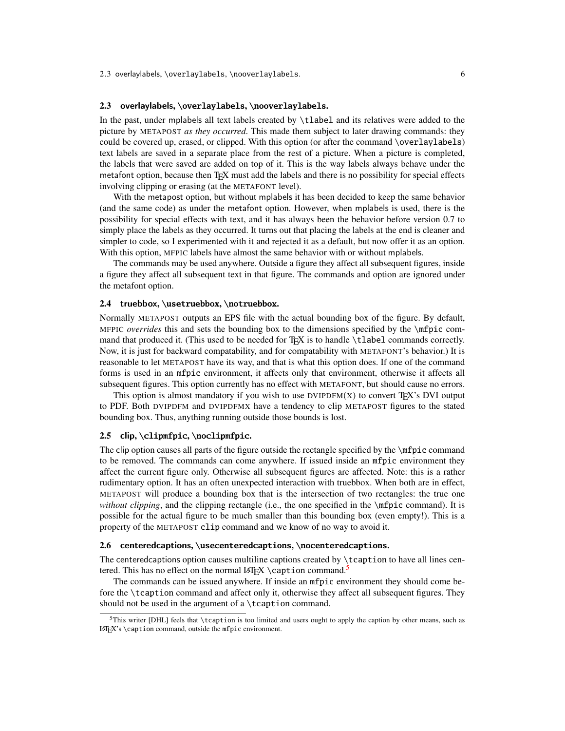### 2.3 overlaylabels, \overlaylabels, \nooverlaylabels.

In the past, under mplabels all text labels created by \tlabel and its relatives were added to the picture by METAPOST *as they occurred*. This made them subject to later drawing commands: they could be covered up, erased, or clipped. With this option (or after the command \overlaylabels) text labels are saved in a separate place from the rest of a picture. When a picture is completed, the labels that were saved are added on top of it. This is the way labels always behave under the metafont option, because then TEX must add the labels and there is no possibility for special effects involving clipping or erasing (at the METAFONT level).

With the metapost option, but without mplabels it has been decided to keep the same behavior (and the same code) as under the metafont option. However, when mplabels is used, there is the possibility for special effects with text, and it has always been the behavior before version 0.7 to simply place the labels as they occurred. It turns out that placing the labels at the end is cleaner and simpler to code, so I experimented with it and rejected it as a default, but now offer it as an option. With this option, MFPIC labels have almost the same behavior with or without mplabels.

The commands may be used anywhere. Outside a figure they affect all subsequent figures, inside a figure they affect all subsequent text in that figure. The commands and option are ignored under the metafont option.

### 2.4 truebbox, \usetruebbox, \notruebbox.

Normally METAPOST outputs an EPS file with the actual bounding box of the figure. By default, MFPIC *overrides* this and sets the bounding box to the dimensions specified by the \mfpic command that produced it. (This used to be needed for TEX is to handle \tlabel commands correctly. Now, it is just for backward compatability, and for compatability with METAFONT's behavior.) It is reasonable to let METAPOST have its way, and that is what this option does. If one of the command forms is used in an mfpic environment, it affects only that environment, otherwise it affects all subsequent figures. This option currently has no effect with METAFONT, but should cause no errors.

This option is almost mandatory if you wish to use DVIPDFM(X) to convert TEX's DVI output to PDF. Both DVIPDFM and DVIPDFMX have a tendency to clip METAPOST figures to the stated bounding box. Thus, anything running outside those bounds is lost.

### 2.5 clip, \clipmfpic, \noclipmfpic.

The clip option causes all parts of the figure outside the rectangle specified by the \mfpic command to be removed. The commands can come anywhere. If issued inside an mfpic environment they affect the current figure only. Otherwise all subsequent figures are affected. Note: this is a rather rudimentary option. It has an often unexpected interaction with truebbox. When both are in effect, METAPOST will produce a bounding box that is the intersection of two rectangles: the true one *without clipping*, and the clipping rectangle (i.e., the one specified in the \mfpic command). It is possible for the actual figure to be much smaller than this bounding box (even empty!). This is a property of the METAPOST clip command and we know of no way to avoid it.

### 2.6 centeredcaptions, \usecenteredcaptions, \nocenteredcaptions.

The centeredcaptions option causes multiline captions created by \tcaption to have all lines centered. This has no effect on the normal LATEX \caption command.[5]

The commands can be issued anywhere. If inside an mfpic environment they should come before the \tcaption command and affect only it, otherwise they affect all subsequent figures. They should not be used in the argument of a \tcaption command.

---

[5] This writer [DHL] feels that \tcaption is too limited and users ought to apply the caption by other means, such as LATEX's \caption command, outside the mfpic environment.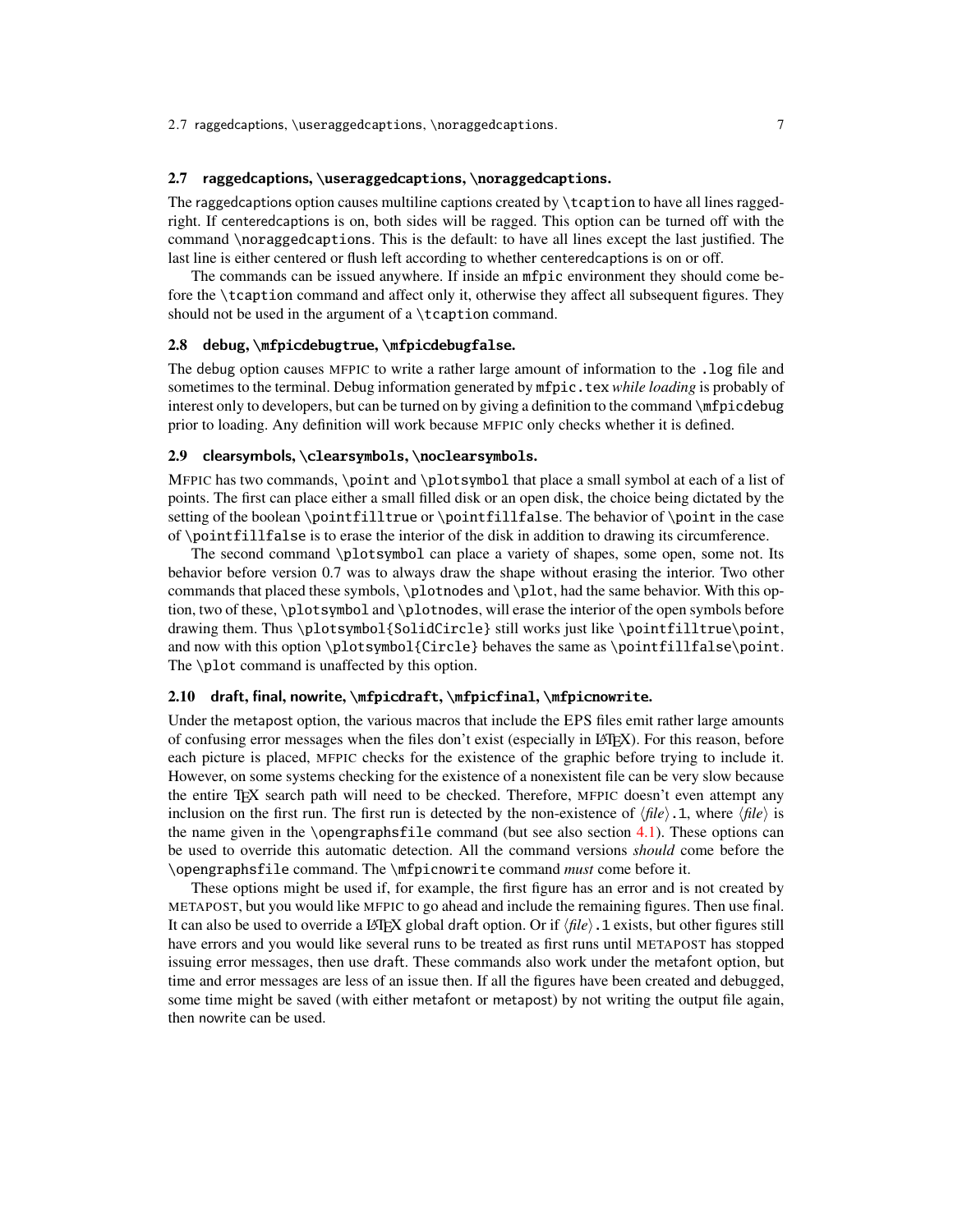### 2.7 raggedcaptions, `\useraggedcaptions`, `\noraggedcaptions`.

The raggedcaptions option causes multiline captions created by `\tcaption` to have all lines ragged-right. If centeredcaptions is on, both sides will be ragged. This option can be turned off with the command `\noraggedcaptions`. This is the default: to have all lines except the last justified. The last line is either centered or flush left according to whether centeredcaptions is on or off.

The commands can be issued anywhere. If inside an `mfpic` environment they should come before the `\tcaption` command and affect only it, otherwise they affect all subsequent figures. They should not be used in the argument of a `\tcaption` command.

### 2.8 debug, `\mfpicdebugtrue`, `\mfpicdebugfalse`.

The debug option causes MFPIC to write a rather large amount of information to the `.log` file and sometimes to the terminal. Debug information generated by `mfpic.tex` *while loading* is probably of interest only to developers, but can be turned on by giving a definition to the command `\mfpicdebug` prior to loading. Any definition will work because MFPIC only checks whether it is defined.

### 2.9 clearsymbols, `\clearsymbols`, `\noclearsymbols`.

MFPIC has two commands, `\point` and `\plotsymbol` that place a small symbol at each of a list of points. The first can place either a small filled disk or an open disk, the choice being dictated by the setting of the boolean `\pointfilltrue` or `\pointfillfalse`. The behavior of `\point` in the case of `\pointfillfalse` is to erase the interior of the disk in addition to drawing its circumference.

The second command `\plotsymbol` can place a variety of shapes, some open, some not. Its behavior before version 0.7 was to always draw the shape without erasing the interior. Two other commands that placed these symbols, `\plotnodes` and `\plot`, had the same behavior. With this option, two of these, `\plotsymbol` and `\plotnodes`, will erase the interior of the open symbols before drawing them. Thus `\plotsymbol{SolidCircle}` still works just like `\pointfilltrue\point`, and now with this option `\plotsymbol{Circle}` behaves the same as `\pointfillfalse\point`. The `\plot` command is unaffected by this option.

### 2.10 draft, final, nowrite, `\mfpicdraft`, `\mfpicfinal`, `\mfpicnowrite`.

Under the metapost option, the various macros that include the EPS files emit rather large amounts of confusing error messages when the files don't exist (especially in LaTeX). For this reason, before each picture is placed, MFPIC checks for the existence of the graphic before trying to include it. However, on some systems checking for the existence of a nonexistent file can be very slow because the entire TeX search path will need to be checked. Therefore, MFPIC doesn't even attempt any inclusion on the first run. The first run is detected by the non-existence of ⟨*file*⟩`.1`, where ⟨*file*⟩ is the name given in the `\opengraphsfile` command (but see also section 4.1). These options can be used to override this automatic detection. All the command versions *should* come before the `\opengraphsfile` command. The `\mfpicnowrite` command *must* come before it.

These options might be used if, for example, the first figure has an error and is not created by METAPOST, but you would like MFPIC to go ahead and include the remaining figures. Then use final. It can also be used to override a LaTeX global draft option. Or if ⟨*file*⟩`.1` exists, but other figures still have errors and you would like several runs to be treated as first runs until METAPOST has stopped issuing error messages, then use draft. These commands also work under the metafont option, but time and error messages are less of an issue then. If all the figures have been created and debugged, some time might be saved (with either metafont or metapost) by not writing the output file again, then nowrite can be used.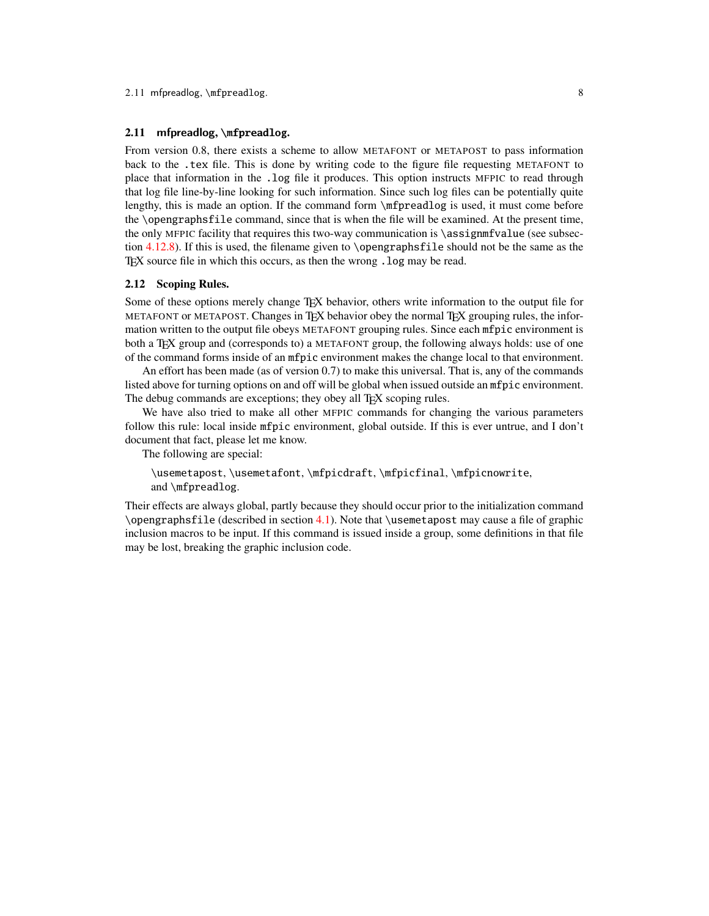### 2.11 mfpreadlog, `\mfpreadlog`.

From version 0.8, there exists a scheme to allow METAFONT or METAPOST to pass information back to the `.tex` file. This is done by writing code to the figure file requesting METAFONT to place that information in the `.log` file it produces. This option instructs MFPIC to read through that log file line-by-line looking for such information. Since such log files can be potentially quite lengthy, this is made an option. If the command form `\mfpreadlog` is used, it must come before the `\opengraphsfile` command, since that is when the file will be examined. At the present time, the only MFPIC facility that requires this two-way communication is `\assignmfvalue` (see subsection 4.12.8). If this is used, the filename given to `\opengraphsfile` should not be the same as the TEX source file in which this occurs, as then the wrong `.log` may be read.

### 2.12 Scoping Rules.

Some of these options merely change TEX behavior, others write information to the output file for METAFONT or METAPOST. Changes in TEX behavior obey the normal TEX grouping rules, the information written to the output file obeys METAFONT grouping rules. Since each `mfpic` environment is both a TEX group and (corresponds to) a METAFONT group, the following always holds: use of one of the command forms inside of an `mfpic` environment makes the change local to that environment.

An effort has been made (as of version 0.7) to make this universal. That is, any of the commands listed above for turning options on and off will be global when issued outside an `mfpic` environment. The debug commands are exceptions; they obey all TEX scoping rules.

We have also tried to make all other MFPIC commands for changing the various parameters follow this rule: local inside `mfpic` environment, global outside. If this is ever untrue, and I don't document that fact, please let me know.

The following are special:

> `\usemetapost`, `\usemetafont`, `\mfpicdraft`, `\mfpicfinal`, `\mfpicnowrite`, and `\mfpreadlog`.

Their effects are always global, partly because they should occur prior to the initialization command `\opengraphsfile` (described in section 4.1). Note that `\usemetapost` may cause a file of graphic inclusion macros to be input. If this command is issued inside a group, some definitions in that file may be lost, breaking the graphic inclusion code.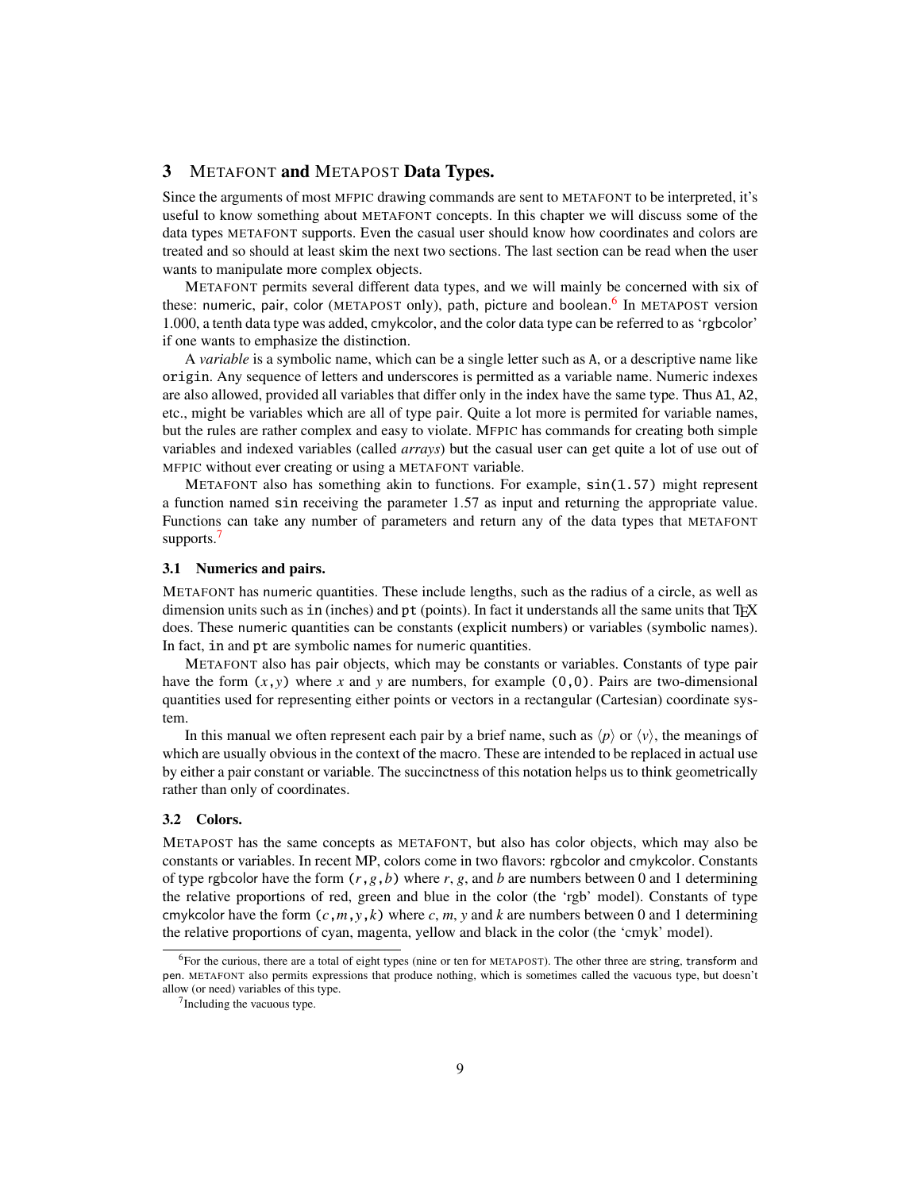## 3 METAFONT and METAPOST Data Types.

Since the arguments of most MFPIC drawing commands are sent to METAFONT to be interpreted, it's useful to know something about METAFONT concepts. In this chapter we will discuss some of the data types METAFONT supports. Even the casual user should know how coordinates and colors are treated and so should at least skim the next two sections. The last section can be read when the user wants to manipulate more complex objects.

METAFONT permits several different data types, and we will mainly be concerned with six of these: numeric, pair, color (METAPOST only), path, picture and boolean.[6] In METAPOST version 1.000, a tenth data type was added, cmykcolor, and the color data type can be referred to as 'rgbcolor' if one wants to emphasize the distinction.

A *variable* is a symbolic name, which can be a single letter such as `A`, or a descriptive name like `origin`. Any sequence of letters and underscores is permitted as a variable name. Numeric indexes are also allowed, provided all variables that differ only in the index have the same type. Thus `A1`, `A2`, etc., might be variables which are all of type pair. Quite a lot more is permited for variable names, but the rules are rather complex and easy to violate. MFPIC has commands for creating both simple variables and indexed variables (called *arrays*) but the casual user can get quite a lot of use out of MFPIC without ever creating or using a METAFONT variable.

METAFONT also has something akin to functions. For example, `sin(1.57)` might represent a function named `sin` receiving the parameter 1.57 as input and returning the appropriate value. Functions can take any number of parameters and return any of the data types that METAFONT supports.[7]

### 3.1 Numerics and pairs.

METAFONT has numeric quantities. These include lengths, such as the radius of a circle, as well as dimension units such as `in` (inches) and `pt` (points). In fact it understands all the same units that TEX does. These numeric quantities can be constants (explicit numbers) or variables (symbolic names). In fact, `in` and `pt` are symbolic names for numeric quantities.

METAFONT also has pair objects, which may be constants or variables. Constants of type pair have the form $(x,y)$ where $x$ and $y$ are numbers, for example `(0,0)`. Pairs are two-dimensional quantities used for representing either points or vectors in a rectangular (Cartesian) coordinate system.

In this manual we often represent each pair by a brief name, such as $\langle p \rangle$ or $\langle v \rangle$, the meanings of which are usually obvious in the context of the macro. These are intended to be replaced in actual use by either a pair constant or variable. The succinctness of this notation helps us to think geometrically rather than only of coordinates.

### 3.2 Colors.

METAPOST has the same concepts as METAFONT, but also has color objects, which may also be constants or variables. In recent MP, colors come in two flavors: rgbcolor and cmykcolor. Constants of type rgbcolor have the form $(r,g,b)$ where $r$, $g$, and $b$ are numbers between 0 and 1 determining the relative proportions of red, green and blue in the color (the 'rgb' model). Constants of type cmykcolor have the form $(c,m,y,k)$ where $c$, $m$, $y$ and $k$ are numbers between 0 and 1 determining the relative proportions of cyan, magenta, yellow and black in the color (the 'cmyk' model).

---

[6] For the curious, there are a total of eight types (nine or ten for METAPOST). The other three are string, transform and pen. METAFONT also permits expressions that produce nothing, which is sometimes called the vacuous type, but doesn't allow (or need) variables of this type.

[7] Including the vacuous type.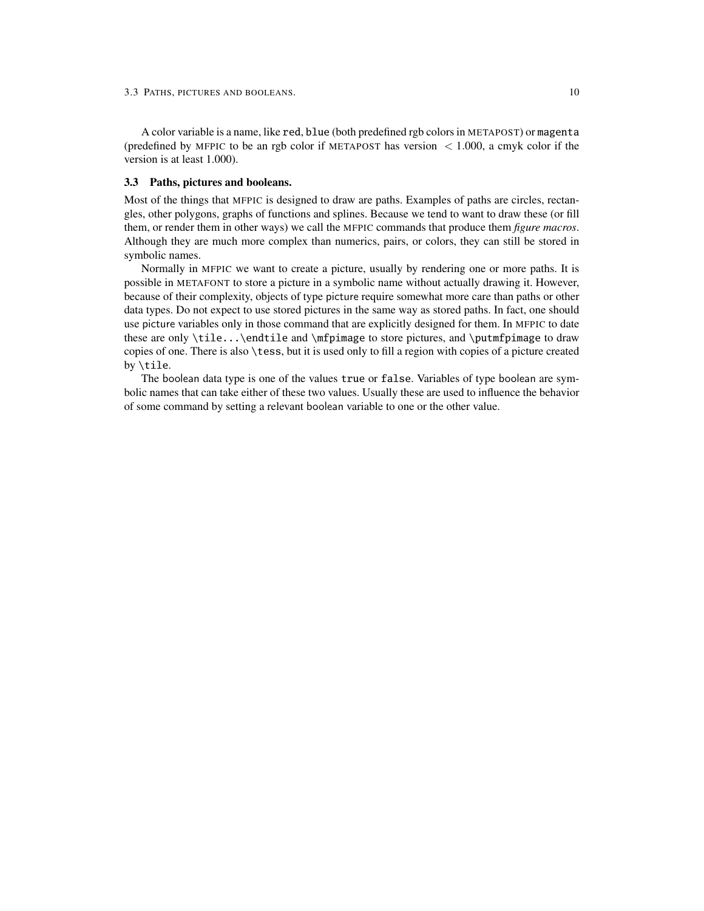A color variable is a name, like `red`, `blue` (both predefined rgb colors in METAPOST) or `magenta` (predefined by MFPIC to be an rgb color if METAPOST has version $< 1.000$, a cmyk color if the version is at least 1.000).

### 3.3 Paths, pictures and booleans.

Most of the things that MFPIC is designed to draw are paths. Examples of paths are circles, rectangles, other polygons, graphs of functions and splines. Because we tend to want to draw these (or fill them, or render them in other ways) we call the MFPIC commands that produce them *figure macros*. Although they are much more complex than numerics, pairs, or colors, they can still be stored in symbolic names.

Normally in MFPIC we want to create a picture, usually by rendering one or more paths. It is possible in METAFONT to store a picture in a symbolic name without actually drawing it. However, because of their complexity, objects of type picture require somewhat more care than paths or other data types. Do not expect to use stored pictures in the same way as stored paths. In fact, one should use picture variables only in those command that are explicitly designed for them. In MFPIC to date these are only `\tile...\endtile` and `\mfpimage` to store pictures, and `\putmfpimage` to draw copies of one. There is also `\tess`, but it is used only to fill a region with copies of a picture created by `\tile`.

The boolean data type is one of the values `true` or `false`. Variables of type boolean are symbolic names that can take either of these two values. Usually these are used to influence the behavior of some command by setting a relevant boolean variable to one or the other value.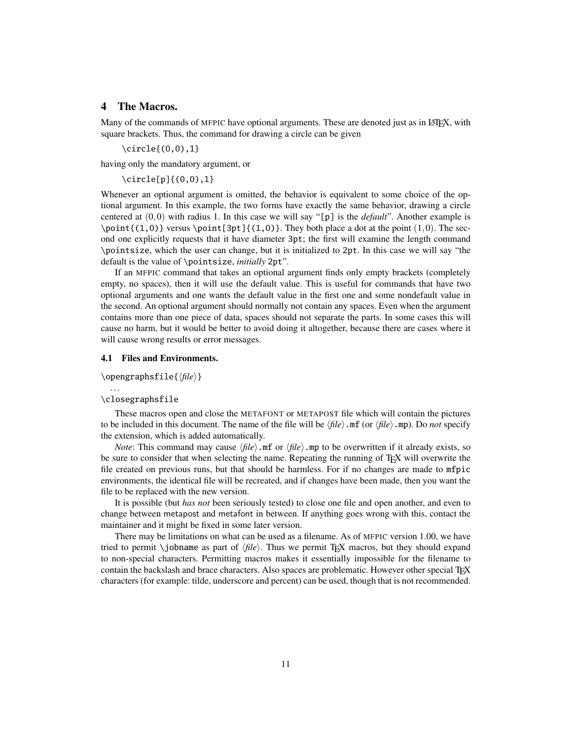## 4 The Macros.

Many of the commands of MFPIC have optional arguments. These are denoted just as in LaTeX, with square brackets. Thus, the command for drawing a circle can be given

```
\circle{(0,0),1}
```

having only the mandatory argument, or

```
\circle[p]{(0,0),1}
```

Whenever an optional argument is omitted, the behavior is equivalent to some choice of the optional argument. In this example, the two forms have exactly the same behavior, drawing a circle centered at $(0,0)$ with radius 1. In this case we will say "`[p]` is the *default*". Another example is `\point{(1,0)}` versus `\point[3pt]{(1,0)}`. They both place a dot at the point $(1,0)$. The second one explicitly requests that it have diameter `3pt`; the first will examine the length command `\pointsize`, which the user can change, but it is initialized to `2pt`. In this case we will say "the default is the value of `\pointsize`, *initially* `2pt`".

If an MFPIC command that takes an optional argument finds only empty brackets (completely empty, no spaces), then it will use the default value. This is useful for commands that have two optional arguments and one wants the default value in the first one and some nondefault value in the second. An optional argument should normally not contain any spaces. Even when the argument contains more than one piece of data, spaces should not separate the parts. In some cases this will cause no harm, but it would be better to avoid doing it altogether, because there are cases where it will cause wrong results or error messages.

### 4.1 Files and Environments.

`\opengraphsfile{`⟨*file*⟩`}`

...

`\closegraphsfile`

These macros open and close the METAFONT or METAPOST file which will contain the pictures to be included in this document. The name of the file will be ⟨*file*⟩`.mf` (or ⟨*file*⟩`.mp`). Do *not* specify the extension, which is added automatically.

*Note*: This command may cause ⟨*file*⟩`.mf` or ⟨*file*⟩`.mp` to be overwritten if it already exists, so be sure to consider that when selecting the name. Repeating the running of TeX will overwrite the file created on previous runs, but that should be harmless. For if no changes are made to `mfpic` environments, the identical file will be recreated, and if changes have been made, then you want the file to be replaced with the new version.

It is possible (but *has not* been seriously tested) to close one file and open another, and even to change between `metapost` and `metafont` in between. If anything goes wrong with this, contact the maintainer and it might be fixed in some later version.

There may be limitations on what can be used as a filename. As of MFPIC version 1.00, we have tried to permit `\jobname` as part of ⟨*file*⟩. Thus we permit TeX macros, but they should expand to non-special characters. Permitting macros makes it essentially impossible for the filename to contain the backslash and brace characters. Also spaces are problematic. However other special TeX characters (for example: tilde, underscore and percent) can be used, though that is not recommended.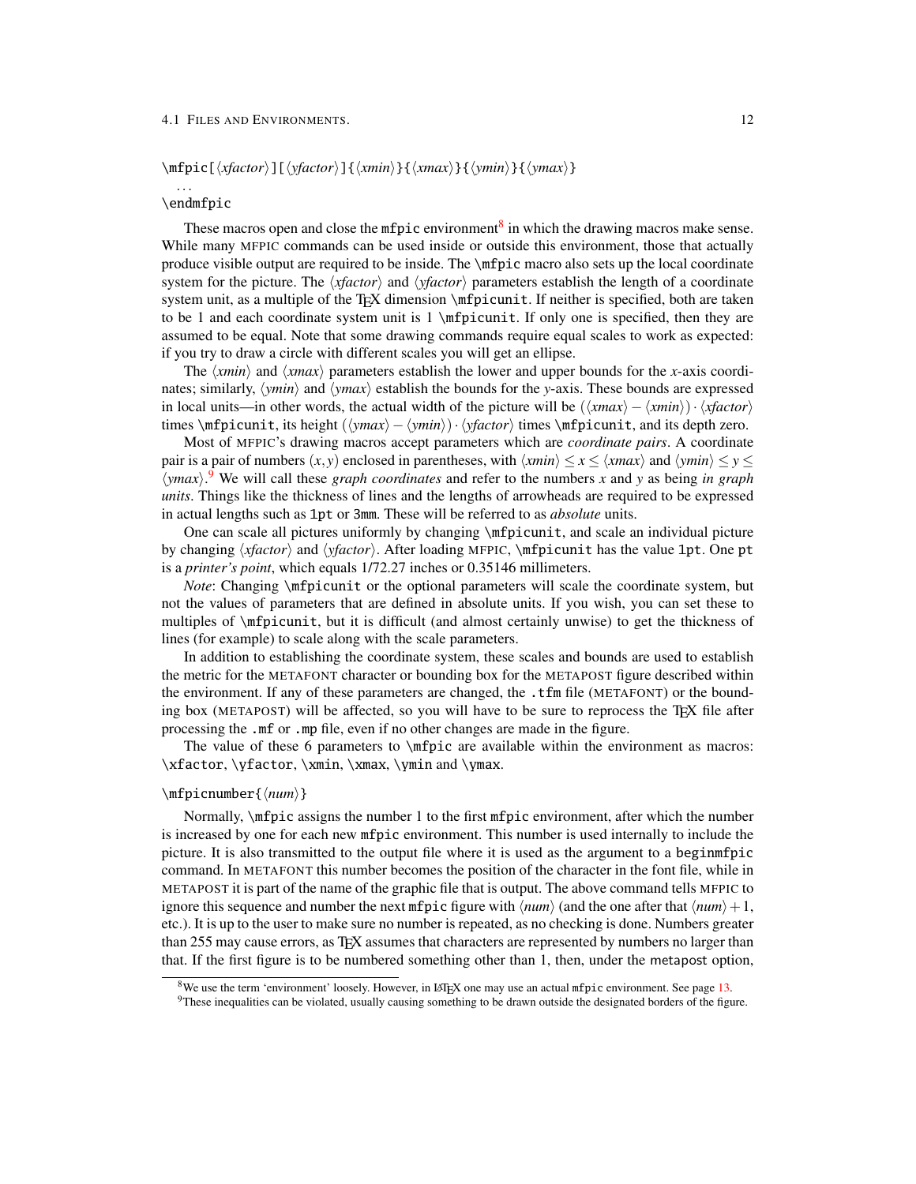\mfpic[⟨*xfactor*⟩][⟨*yfactor*⟩]{⟨*xmin*⟩}{⟨*xmax*⟩}{⟨*ymin*⟩}{⟨*ymax*⟩}
...
\endmfpic

These macros open and close the mfpic environment[8] in which the drawing macros make sense. While many MFPIC commands can be used inside or outside this environment, those that actually produce visible output are required to be inside. The \mfpic macro also sets up the local coordinate system for the picture. The ⟨*xfactor*⟩ and ⟨*yfactor*⟩ parameters establish the length of a coordinate system unit, as a multiple of the TEX dimension \mfpicunit. If neither is specified, both are taken to be 1 and each coordinate system unit is 1 \mfpicunit. If only one is specified, then they are assumed to be equal. Note that some drawing commands require equal scales to work as expected: if you try to draw a circle with different scales you will get an ellipse.

The ⟨*xmin*⟩ and ⟨*xmax*⟩ parameters establish the lower and upper bounds for the *x*-axis coordinates; similarly, ⟨*ymin*⟩ and ⟨*ymax*⟩ establish the bounds for the *y*-axis. These bounds are expressed in local units—in other words, the actual width of the picture will be $(\langle xmax\rangle - \langle xmin\rangle)\cdot\langle xfactor\rangle$ times \mfpicunit, its height $(\langle ymax\rangle - \langle ymin\rangle)\cdot\langle yfactor\rangle$ times \mfpicunit, and its depth zero.

Most of MFPIC's drawing macros accept parameters which are *coordinate pairs*. A coordinate pair is a pair of numbers $(x, y)$ enclosed in parentheses, with $\langle xmin\rangle \le x \le \langle xmax\rangle$ and $\langle ymin\rangle \le y \le \langle ymax\rangle$.[9] We will call these *graph coordinates* and refer to the numbers *x* and *y* as being *in graph units*. Things like the thickness of lines and the lengths of arrowheads are required to be expressed in actual lengths such as 1pt or 3mm. These will be referred to as *absolute* units.

One can scale all pictures uniformly by changing \mfpicunit, and scale an individual picture by changing ⟨*xfactor*⟩ and ⟨*yfactor*⟩. After loading MFPIC, \mfpicunit has the value 1pt. One pt is a *printer's point*, which equals 1/72.27 inches or 0.35146 millimeters.

*Note*: Changing \mfpicunit or the optional parameters will scale the coordinate system, but not the values of parameters that are defined in absolute units. If you wish, you can set these to multiples of \mfpicunit, but it is difficult (and almost certainly unwise) to get the thickness of lines (for example) to scale along with the scale parameters.

In addition to establishing the coordinate system, these scales and bounds are used to establish the metric for the METAFONT character or bounding box for the METAPOST figure described within the environment. If any of these parameters are changed, the .tfm file (METAFONT) or the bounding box (METAPOST) will be affected, so you will have to be sure to reprocess the TEX file after processing the .mf or .mp file, even if no other changes are made in the figure.

The value of these 6 parameters to \mfpic are available within the environment as macros: \xfactor, \yfactor, \xmin, \xmax, \ymin and \ymax.

\mfpicnumber{⟨*num*⟩}

Normally, \mfpic assigns the number 1 to the first mfpic environment, after which the number is increased by one for each new mfpic environment. This number is used internally to include the picture. It is also transmitted to the output file where it is used as the argument to a beginmfpic command. In METAFONT this number becomes the position of the character in the font file, while in METAPOST it is part of the name of the graphic file that is output. The above command tells MFPIC to ignore this sequence and number the next mfpic figure with ⟨*num*⟩ (and the one after that $\langle num\rangle + 1$, etc.). It is up to the user to make sure no number is repeated, as no checking is done. Numbers greater than 255 may cause errors, as TEX assumes that characters are represented by numbers no larger than that. If the first figure is to be numbered something other than 1, then, under the metapost option,

[8] We use the term 'environment' loosely. However, in LATEX one may use an actual mfpic environment. See page 13.

[9] These inequalities can be violated, usually causing something to be drawn outside the designated borders of the figure.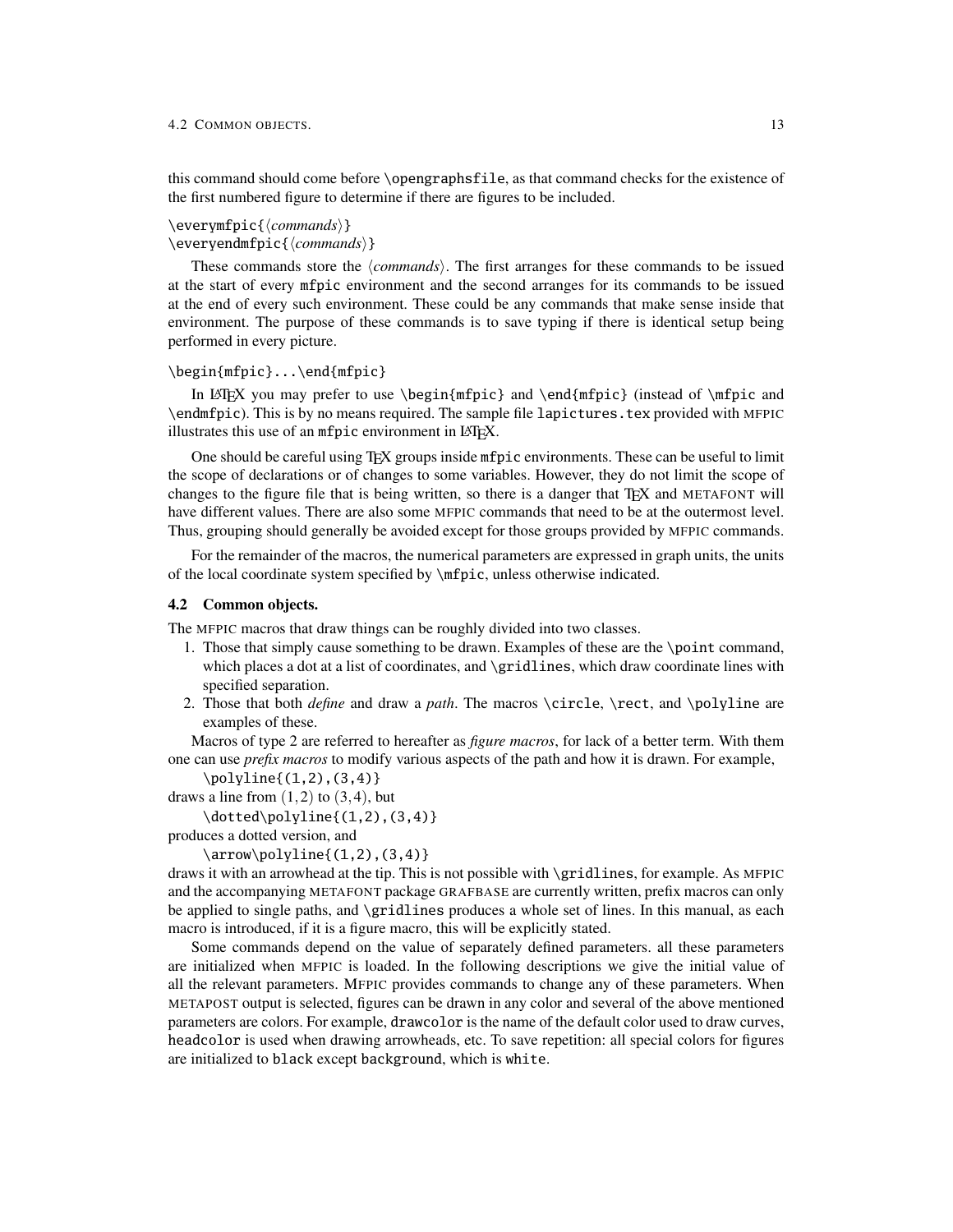this command should come before `\opengraphsfile`, as that command checks for the existence of the first numbered figure to determine if there are figures to be included.

`\everymfpic{⟨commands⟩}`
`\everyendmfpic{⟨commands⟩}`

These commands store the ⟨*commands*⟩. The first arranges for these commands to be issued at the start of every `mfpic` environment and the second arranges for its commands to be issued at the end of every such environment. These could be any commands that make sense inside that environment. The purpose of these commands is to save typing if there is identical setup being performed in every picture.

`\begin{mfpic}...\end{mfpic}`

In LaTeX you may prefer to use `\begin{mfpic}` and `\end{mfpic}` (instead of `\mfpic` and `\endmfpic`). This is by no means required. The sample file `lapictures.tex` provided with MFPIC illustrates this use of an `mfpic` environment in LaTeX.

One should be careful using TeX groups inside `mfpic` environments. These can be useful to limit the scope of declarations or of changes to some variables. However, they do not limit the scope of changes to the figure file that is being written, so there is a danger that TeX and METAFONT will have different values. There are also some MFPIC commands that need to be at the outermost level. Thus, grouping should generally be avoided except for those groups provided by MFPIC commands.

For the remainder of the macros, the numerical parameters are expressed in graph units, the units of the local coordinate system specified by `\mfpic`, unless otherwise indicated.

### 4.2 Common objects.

The MFPIC macros that draw things can be roughly divided into two classes.

1. Those that simply cause something to be drawn. Examples of these are the `\point` command, which places a dot at a list of coordinates, and `\gridlines`, which draw coordinate lines with specified separation.
2. Those that both *define* and draw a *path*. The macros `\circle`, `\rect`, and `\polyline` are examples of these.

Macros of type 2 are referred to hereafter as *figure macros*, for lack of a better term. With them one can use *prefix macros* to modify various aspects of the path and how it is drawn. For example,

```
\polyline{(1,2),(3,4)}
```

draws a line from $(1,2)$ to $(3,4)$, but

```
\dotted\polyline{(1,2),(3,4)}
```

produces a dotted version, and

```
\arrow\polyline{(1,2),(3,4)}
```

draws it with an arrowhead at the tip. This is not possible with `\gridlines`, for example. As MFPIC and the accompanying METAFONT package GRAFBASE are currently written, prefix macros can only be applied to single paths, and `\gridlines` produces a whole set of lines. In this manual, as each macro is introduced, if it is a figure macro, this will be explicitly stated.

Some commands depend on the value of separately defined parameters. all these parameters are initialized when MFPIC is loaded. In the following descriptions we give the initial value of all the relevant parameters. MFPIC provides commands to change any of these parameters. When METAPOST output is selected, figures can be drawn in any color and several of the above mentioned parameters are colors. For example, `drawcolor` is the name of the default color used to draw curves, `headcolor` is used when drawing arrowheads, etc. To save repetition: all special colors for figures are initialized to `black` except `background`, which is `white`.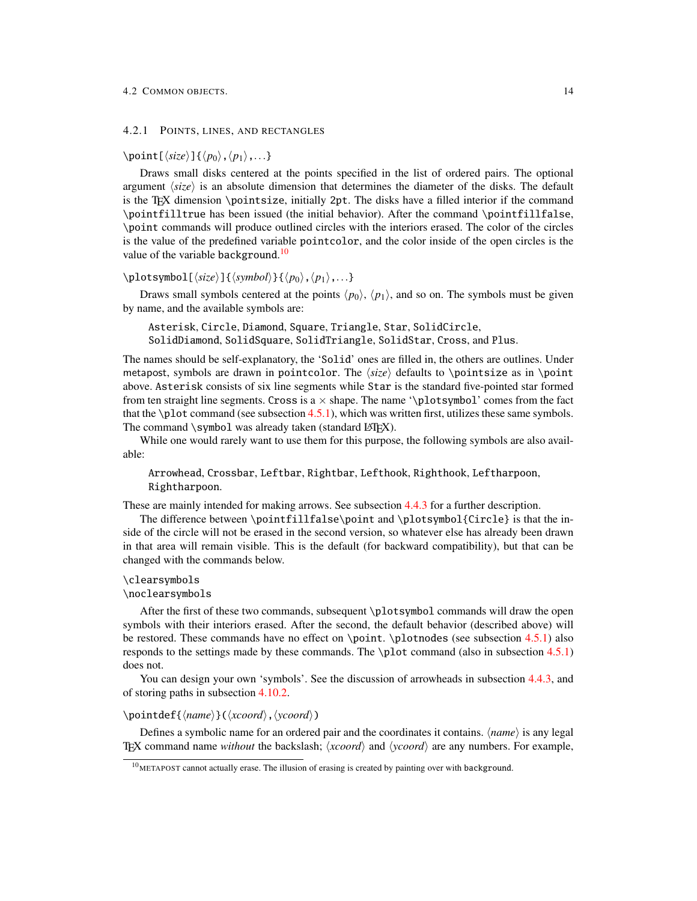### 4.2.1 Points, lines, and rectangles

`\point[⟨size⟩]{⟨p0⟩,⟨p1⟩,...}`

Draws small disks centered at the points specified in the list of ordered pairs. The optional argument ⟨*size*⟩ is an absolute dimension that determines the diameter of the disks. The default is the TEX dimension `\pointsize`, initially `2pt`. The disks have a filled interior if the command `\pointfilltrue` has been issued (the initial behavior). After the command `\pointfillfalse`, `\point` commands will produce outlined circles with the interiors erased. The color of the circles is the value of the predefined variable `pointcolor`, and the color inside of the open circles is the value of the variable `background`.[10]

`\plotsymbol[⟨size⟩]{⟨symbol⟩}{⟨p0⟩,⟨p1⟩,...}`

Draws small symbols centered at the points ⟨$p_0$⟩, ⟨$p_1$⟩, and so on. The symbols must be given by name, and the available symbols are:

> `Asterisk`, `Circle`, `Diamond`, `Square`, `Triangle`, `Star`, `SolidCircle`, `SolidDiamond`, `SolidSquare`, `SolidTriangle`, `SolidStar`, `Cross`, and `Plus`.

The names should be self-explanatory, the '`Solid`' ones are filled in, the others are outlines. Under `metapost`, symbols are drawn in `pointcolor`. The ⟨*size*⟩ defaults to `\pointsize` as in `\point` above. `Asterisk` consists of six line segments while `Star` is the standard five-pointed star formed from ten straight line segments. `Cross` is a $\times$ shape. The name '`\plotsymbol`' comes from the fact that the `\plot` command (see subsection 4.5.1), which was written first, utilizes these same symbols. The command `\symbol` was already taken (standard LATEX).

While one would rarely want to use them for this purpose, the following symbols are also available:

> `Arrowhead`, `Crossbar`, `Leftbar`, `Rightbar`, `Lefthook`, `Righthook`, `Leftharpoon`, `Rightharpoon`.

These are mainly intended for making arrows. See subsection 4.4.3 for a further description.

The difference between `\pointfillfalse\point` and `\plotsymbol{Circle}` is that the inside of the circle will not be erased in the second version, so whatever else has already been drawn in that area will remain visible. This is the default (for backward compatibility), but that can be changed with the commands below.

`\clearsymbols`
`\noclearsymbols`

After the first of these two commands, subsequent `\plotsymbol` commands will draw the open symbols with their interiors erased. After the second, the default behavior (described above) will be restored. These commands have no effect on `\point`. `\plotnodes` (see subsection 4.5.1) also responds to the settings made by these commands. The `\plot` command (also in subsection 4.5.1) does not.

You can design your own 'symbols'. See the discussion of arrowheads in subsection 4.4.3, and of storing paths in subsection 4.10.2.

`\pointdef{⟨name⟩}(⟨xcoord⟩,⟨ycoord⟩)`

Defines a symbolic name for an ordered pair and the coordinates it contains. ⟨*name*⟩ is any legal TEX command name *without* the backslash; ⟨*xcoord*⟩ and ⟨*ycoord*⟩ are any numbers. For example,

[10] METAPOST cannot actually erase. The illusion of erasing is created by painting over with `background`.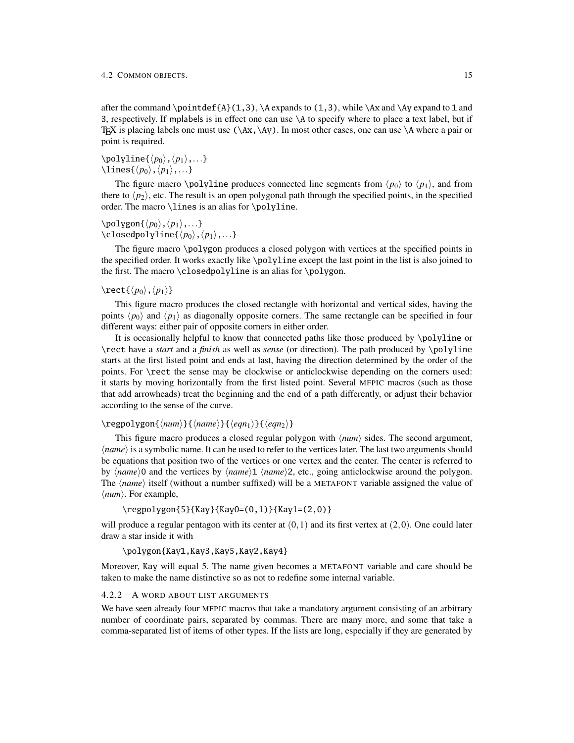after the command `\pointdef{A}(1,3)`, `\A` expands to `(1,3)`, while `\Ax` and `\Ay` expand to `1` and `3`, respectively. If mplabels is in effect one can use `\A` to specify where to place a text label, but if TEX is placing labels one must use `(\Ax,\Ay)`. In most other cases, one can use `\A` where a pair or point is required.

`\polyline{`⟨$p_0$⟩`,`⟨$p_1$⟩`,...}`
`\lines{`⟨$p_0$⟩`,`⟨$p_1$⟩`,...}`

The figure macro `\polyline` produces connected line segments from ⟨$p_0$⟩ to ⟨$p_1$⟩, and from there to ⟨$p_2$⟩, etc. The result is an open polygonal path through the specified points, in the specified order. The macro `\lines` is an alias for `\polyline`.

`\polygon{`⟨$p_0$⟩`,`⟨$p_1$⟩`,...}`
`\closedpolyline{`⟨$p_0$⟩`,`⟨$p_1$⟩`,...}`

The figure macro `\polygon` produces a closed polygon with vertices at the specified points in the specified order. It works exactly like `\polyline` except the last point in the list is also joined to the first. The macro `\closedpolyline` is an alias for `\polygon`.

`\rect{`⟨$p_0$⟩`,`⟨$p_1$⟩`}`

This figure macro produces the closed rectangle with horizontal and vertical sides, having the points ⟨$p_0$⟩ and ⟨$p_1$⟩ as diagonally opposite corners. The same rectangle can be specified in four different ways: either pair of opposite corners in either order.

It is occasionally helpful to know that connected paths like those produced by `\polyline` or `\rect` have a *start* and a *finish* as well as *sense* (or direction). The path produced by `\polyline` starts at the first listed point and ends at last, having the direction determined by the order of the points. For `\rect` the sense may be clockwise or anticlockwise depending on the corners used: it starts by moving horizontally from the first listed point. Several MFPIC macros (such as those that add arrowheads) treat the beginning and the end of a path differently, or adjust their behavior according to the sense of the curve.

`\regpolygon{`⟨*num*⟩`}{`⟨*name*⟩`}{`⟨$eqn_1$⟩`}{`⟨$eqn_2$⟩`}`

This figure macro produces a closed regular polygon with ⟨*num*⟩ sides. The second argument, ⟨*name*⟩ is a symbolic name. It can be used to refer to the vertices later. The last two arguments should be equations that position two of the vertices or one vertex and the center. The center is referred to by ⟨*name*⟩`0` and the vertices by ⟨*name*⟩`1` ⟨*name*⟩`2`, etc., going anticlockwise around the polygon. The ⟨*name*⟩ itself (without a number suffixed) will be a METAFONT variable assigned the value of ⟨*num*⟩. For example,

```
\regpolygon{5}{Kay}{Kay0=(0,1)}{Kay1=(2,0)}
```

will produce a regular pentagon with its center at $(0,1)$ and its first vertex at $(2,0)$. One could later draw a star inside it with

```
\polygon{Kay1,Kay3,Kay5,Kay2,Kay4}
```

Moreover, `Kay` will equal 5. The name given becomes a METAFONT variable and care should be taken to make the name distinctive so as not to redefine some internal variable.

### 4.2.2 A word about list arguments

We have seen already four MFPIC macros that take a mandatory argument consisting of an arbitrary number of coordinate pairs, separated by commas. There are many more, and some that take a comma-separated list of items of other types. If the lists are long, especially if they are generated by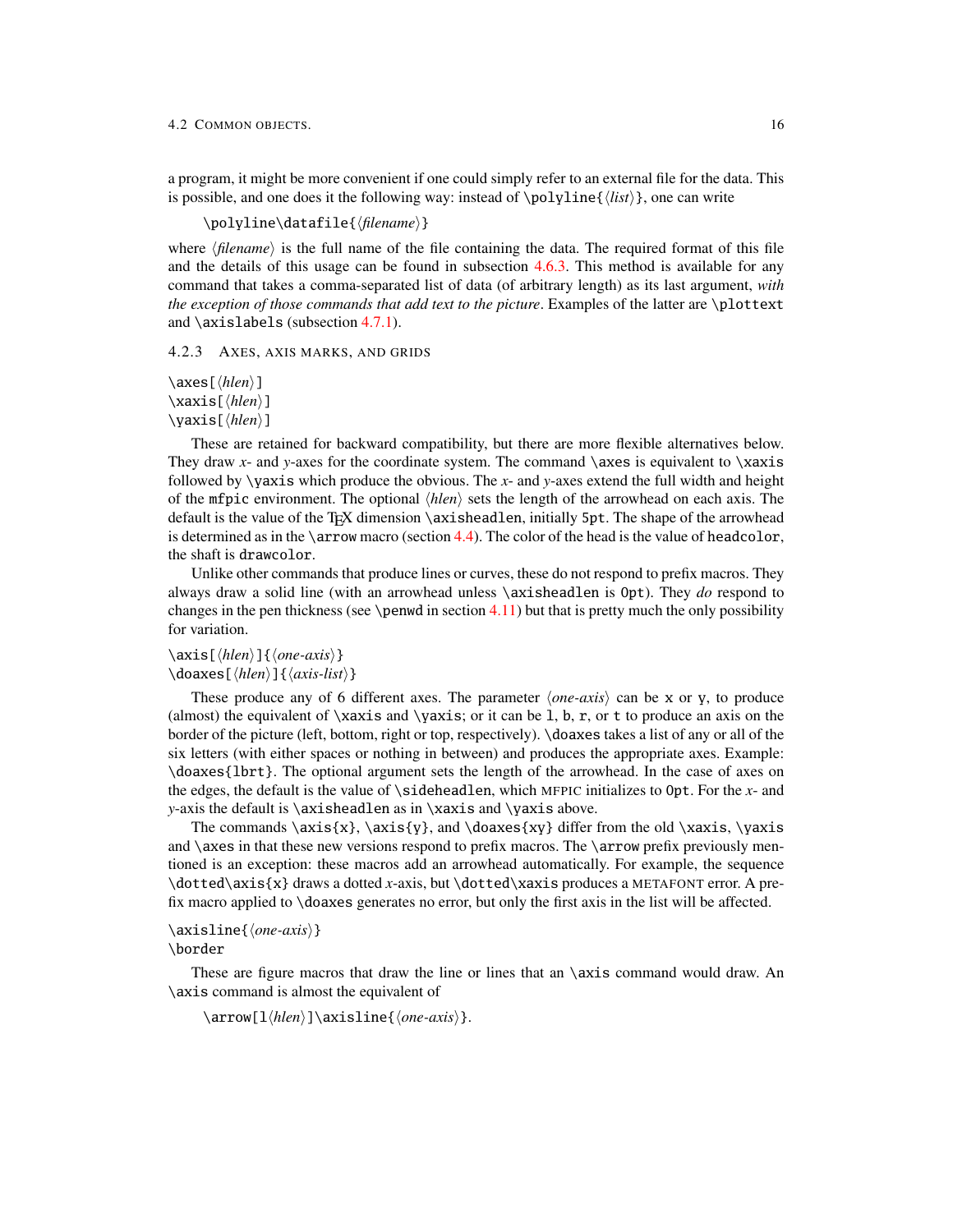a program, it might be more convenient if one could simply refer to an external file for the data. This is possible, and one does it the following way: instead of `\polyline{⟨list⟩}`, one can write

```
\polyline\datafile{⟨filename⟩}
```

where ⟨*filename*⟩ is the full name of the file containing the data. The required format of this file and the details of this usage can be found in subsection 4.6.3. This method is available for any command that takes a comma-separated list of data (of arbitrary length) as its last argument, *with the exception of those commands that add text to the picture*. Examples of the latter are `\plottext` and `\axislabels` (subsection 4.7.1).

### 4.2.3 Axes, axis marks, and grids

`\axes[⟨hlen⟩]`
`\xaxis[⟨hlen⟩]`
`\yaxis[⟨hlen⟩]`

These are retained for backward compatibility, but there are more flexible alternatives below. They draw *x*- and *y*-axes for the coordinate system. The command `\axes` is equivalent to `\xaxis` followed by `\yaxis` which produce the obvious. The *x*- and *y*-axes extend the full width and height of the `mfpic` environment. The optional ⟨*hlen*⟩ sets the length of the arrowhead on each axis. The default is the value of the TeX dimension `\axisheadlen`, initially `5pt`. The shape of the arrowhead is determined as in the `\arrow` macro (section 4.4). The color of the head is the value of `headcolor`, the shaft is `drawcolor`.

Unlike other commands that produce lines or curves, these do not respond to prefix macros. They always draw a solid line (with an arrowhead unless `\axisheadlen` is `0pt`). They *do* respond to changes in the pen thickness (see `\penwd` in section 4.11) but that is pretty much the only possibility for variation.

`\axis[⟨hlen⟩]{⟨one-axis⟩}`
`\doaxes[⟨hlen⟩]{⟨axis-list⟩}`

These produce any of 6 different axes. The parameter ⟨*one-axis*⟩ can be `x` or `y`, to produce (almost) the equivalent of `\xaxis` and `\yaxis`; or it can be `l`, `b`, `r`, or `t` to produce an axis on the border of the picture (left, bottom, right or top, respectively). `\doaxes` takes a list of any or all of the six letters (with either spaces or nothing in between) and produces the appropriate axes. Example: `\doaxes{lbrt}`. The optional argument sets the length of the arrowhead. In the case of axes on the edges, the default is the value of `\sideheadlen`, which MFPIC initializes to `0pt`. For the *x*- and *y*-axis the default is `\axisheadlen` as in `\xaxis` and `\yaxis` above.

The commands `\axis{x}`, `\axis{y}`, and `\doaxes{xy}` differ from the old `\xaxis`, `\yaxis` and `\axes` in that these new versions respond to prefix macros. The `\arrow` prefix previously mentioned is an exception: these macros add an arrowhead automatically. For example, the sequence `\dotted\axis{x}` draws a dotted *x*-axis, but `\dotted\xaxis` produces a METAFONT error. A prefix macro applied to `\doaxes` generates no error, but only the first axis in the list will be affected.

`\axisline{⟨one-axis⟩}`
`\border`

These are figure macros that draw the line or lines that an `\axis` command would draw. An `\axis` command is almost the equivalent of

```
\arrow[l⟨hlen⟩]\axisline{⟨one-axis⟩}.
```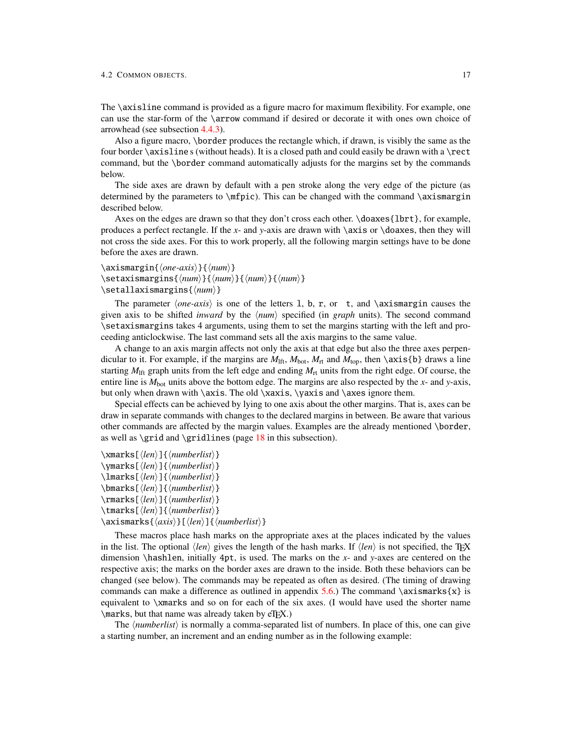The `\axisline` command is provided as a figure macro for maximum flexibility. For example, one can use the star-form of the `\arrow` command if desired or decorate it with ones own choice of arrowhead (see subsection 4.4.3).

Also a figure macro, `\border` produces the rectangle which, if drawn, is visibly the same as the four border `\axisline` s (without heads). It is a closed path and could easily be drawn with a `\rect` command, but the `\border` command automatically adjusts for the margins set by the commands below.

The side axes are drawn by default with a pen stroke along the very edge of the picture (as determined by the parameters to `\mfpic`). This can be changed with the command `\axismargin` described below.

Axes on the edges are drawn so that they don't cross each other. `\doaxes{lbrt}`, for example, produces a perfect rectangle. If the *x*- and *y*-axis are drawn with `\axis` or `\doaxes`, then they will not cross the side axes. For this to work properly, all the following margin settings have to be done before the axes are drawn.

`\axismargin{`⟨*one-axis*⟩`}{`⟨*num*⟩`}`
`\setaxismargins{`⟨*num*⟩`}{`⟨*num*⟩`}{`⟨*num*⟩`}{`⟨*num*⟩`}`
`\setallaxismargins{`⟨*num*⟩`}`

The parameter ⟨*one-axis*⟩ is one of the letters `l`, `b`, `r`, or `t`, and `\axismargin` causes the given axis to be shifted *inward* by the ⟨*num*⟩ specified (in *graph* units). The second command `\setaxismargins` takes 4 arguments, using them to set the margins starting with the left and proceeding anticlockwise. The last command sets all the axis margins to the same value.

A change to an axis margin affects not only the axis at that edge but also the three axes perpendicular to it. For example, if the margins are $M_{\mathrm{lft}}$, $M_{\mathrm{bot}}$, $M_{\mathrm{rt}}$ and $M_{\mathrm{top}}$, then `\axis{b}` draws a line starting $M_{\mathrm{lft}}$ graph units from the left edge and ending $M_{\mathrm{rt}}$ units from the right edge. Of course, the entire line is $M_{\mathrm{bot}}$ units above the bottom edge. The margins are also respected by the *x*- and *y*-axis, but only when drawn with `\axis`. The old `\xaxis`, `\yaxis` and `\axes` ignore them.

Special effects can be achieved by lying to one axis about the other margins. That is, axes can be draw in separate commands with changes to the declared margins in between. Be aware that various other commands are affected by the margin values. Examples are the already mentioned `\border`, as well as `\grid` and `\gridlines` (page 18 in this subsection).

`\xmarks[`⟨*len*⟩`]{`⟨*numberlist*⟩`}`
`\ymarks[`⟨*len*⟩`]{`⟨*numberlist*⟩`}`
`\lmarks[`⟨*len*⟩`]{`⟨*numberlist*⟩`}`
`\bmarks[`⟨*len*⟩`]{`⟨*numberlist*⟩`}`
`\rmarks[`⟨*len*⟩`]{`⟨*numberlist*⟩`}`
`\tmarks[`⟨*len*⟩`]{`⟨*numberlist*⟩`}`
`\axismarks{`⟨*axis*⟩`}[`⟨*len*⟩`]{`⟨*numberlist*⟩`}`

These macros place hash marks on the appropriate axes at the places indicated by the values in the list. The optional ⟨*len*⟩ gives the length of the hash marks. If ⟨*len*⟩ is not specified, the TEX dimension `\hashlen`, initially `4pt`, is used. The marks on the *x*- and *y*-axes are centered on the respective axis; the marks on the border axes are drawn to the inside. Both these behaviors can be changed (see below). The commands may be repeated as often as desired. (The timing of drawing commands can make a difference as outlined in appendix 5.6.) The command `\axismarks{x}` is equivalent to `\xmarks` and so on for each of the six axes. (I would have used the shorter name `\marks`, but that name was already taken by eTEX.)

The ⟨*numberlist*⟩ is normally a comma-separated list of numbers. In place of this, one can give a starting number, an increment and an ending number as in the following example: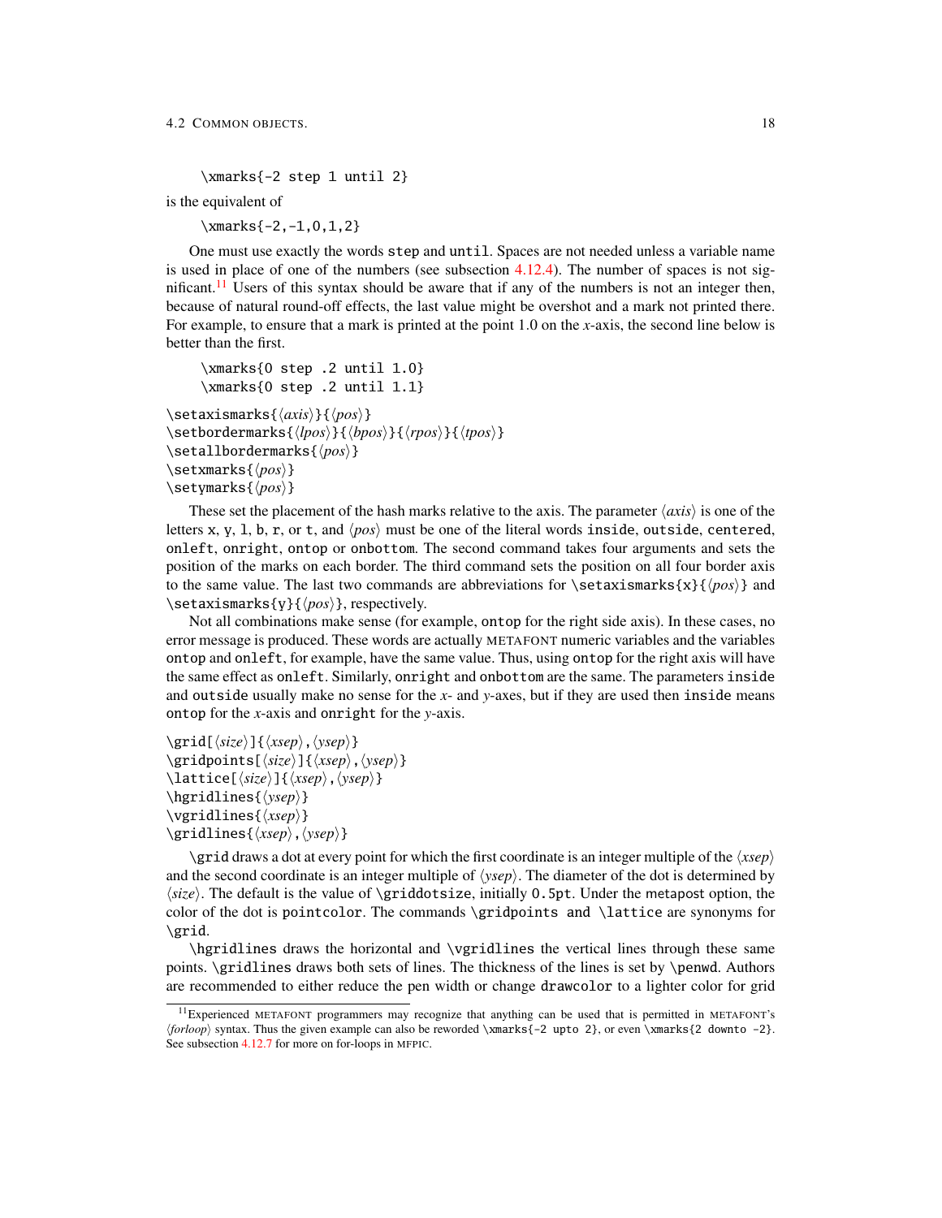```
\xmarks{-2 step 1 until 2}
```

is the equivalent of

```
\xmarks{-2,-1,0,1,2}
```

One must use exactly the words `step` and `until`. Spaces are not needed unless a variable name is used in place of one of the numbers (see subsection 4.12.4). The number of spaces is not significant.[11] Users of this syntax should be aware that if any of the numbers is not an integer then, because of natural round-off effects, the last value might be overshot and a mark not printed there. For example, to ensure that a mark is printed at the point 1.0 on the *x*-axis, the second line below is better than the first.

```
\xmarks{0 step .2 until 1.0}
\xmarks{0 step .2 until 1.1}
```

`\setaxismarks{`⟨*axis*⟩`}{`⟨*pos*⟩`}`
`\setbordermarks{`⟨*lpos*⟩`}{`⟨*bpos*⟩`}{`⟨*rpos*⟩`}{`⟨*tpos*⟩`}`
`\setallbordermarks{`⟨*pos*⟩`}`
`\setxmarks{`⟨*pos*⟩`}`
`\setymarks{`⟨*pos*⟩`}`

These set the placement of the hash marks relative to the axis. The parameter ⟨*axis*⟩ is one of the letters `x`, `y`, `l`, `b`, `r`, or `t`, and ⟨*pos*⟩ must be one of the literal words `inside`, `outside`, `centered`, `onleft`, `onright`, `ontop` or `onbottom`. The second command takes four arguments and sets the position of the marks on each border. The third command sets the position on all four border axis to the same value. The last two commands are abbreviations for `\setaxismarks{x}{`⟨*pos*⟩`}` and `\setaxismarks{y}{`⟨*pos*⟩`}`, respectively.

Not all combinations make sense (for example, `ontop` for the right side axis). In these cases, no error message is produced. These words are actually METAFONT numeric variables and the variables `ontop` and `onleft`, for example, have the same value. Thus, using `ontop` for the right axis will have the same effect as `onleft`. Similarly, `onright` and `onbottom` are the same. The parameters `inside` and `outside` usually make no sense for the *x*- and *y*-axes, but if they are used then `inside` means `ontop` for the *x*-axis and `onright` for the *y*-axis.

`\grid[`⟨*size*⟩`]{`⟨*xsep*⟩`,`⟨*ysep*⟩`}`
`\gridpoints[`⟨*size*⟩`]{`⟨*xsep*⟩`,`⟨*ysep*⟩`}`
`\lattice[`⟨*size*⟩`]{`⟨*xsep*⟩`,`⟨*ysep*⟩`}`
`\hgridlines{`⟨*ysep*⟩`}`
`\vgridlines{`⟨*xsep*⟩`}`
`\gridlines{`⟨*xsep*⟩`,`⟨*ysep*⟩`}`

`\grid` draws a dot at every point for which the first coordinate is an integer multiple of the ⟨*xsep*⟩ and the second coordinate is an integer multiple of ⟨*ysep*⟩. The diameter of the dot is determined by ⟨*size*⟩. The default is the value of `\griddotsize`, initially `0.5pt`. Under the `metapost` option, the color of the dot is `pointcolor`. The commands `\gridpoints and \lattice` are synonyms for `\grid`.

`\hgridlines` draws the horizontal and `\vgridlines` the vertical lines through these same points. `\gridlines` draws both sets of lines. The thickness of the lines is set by `\penwd`. Authors are recommended to either reduce the pen width or change `drawcolor` to a lighter color for grid

[11] Experienced METAFONT programmers may recognize that anything can be used that is permitted in METAFONT's ⟨*forloop*⟩ syntax. Thus the given example can also be reworded `\xmarks{-2 upto 2}`, or even `\xmarks{2 downto -2}`. See subsection 4.12.7 for more on for-loops in MFPIC.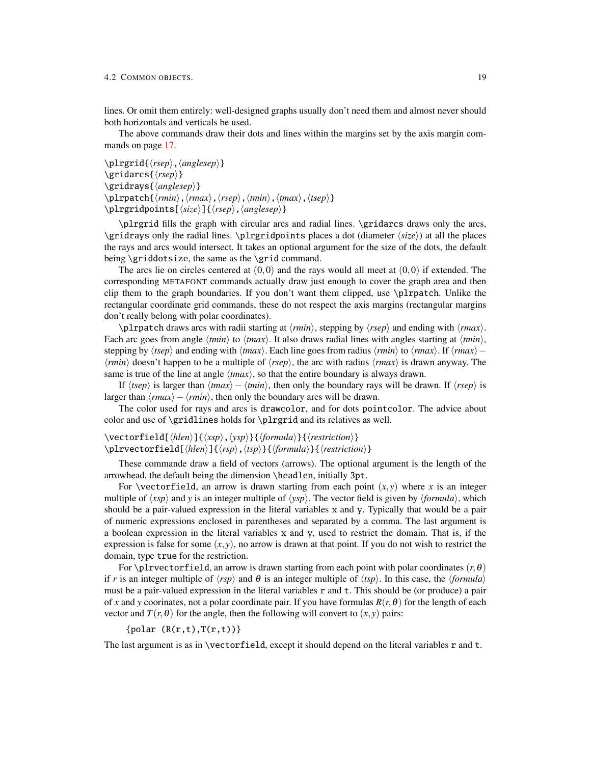lines. Or omit them entirely: well-designed graphs usually don't need them and almost never should both horizontals and verticals be used.

The above commands draw their dots and lines within the margins set by the axis margin commands on page 17.

\plrgrid{⟨*rsep*⟩,⟨*anglesep*⟩}
\gridarcs{⟨*rsep*⟩}
\gridrays{⟨*anglesep*⟩}
\plrpatch{⟨*rmin*⟩,⟨*rmax*⟩,⟨*rsep*⟩,⟨*tmin*⟩,⟨*tmax*⟩,⟨*tsep*⟩}
\plrgridpoints[⟨*size*⟩]{⟨*rsep*⟩,⟨*anglesep*⟩}

`\plrgrid` fills the graph with circular arcs and radial lines. `\gridarcs` draws only the arcs, `\gridrays` only the radial lines. `\plrgridpoints` places a dot (diameter ⟨*size*⟩) at all the places the rays and arcs would intersect. It takes an optional argument for the size of the dots, the default being `\griddotsize`, the same as the `\grid` command.

The arcs lie on circles centered at $(0,0)$ and the rays would all meet at $(0,0)$ if extended. The corresponding METAFONT commands actually draw just enough to cover the graph area and then clip them to the graph boundaries. If you don't want them clipped, use `\plrpatch`. Unlike the rectangular coordinate grid commands, these do not respect the axis margins (rectangular margins don't really belong with polar coordinates).

`\plrpatch` draws arcs with radii starting at ⟨*rmin*⟩, stepping by ⟨*rsep*⟩ and ending with ⟨*rmax*⟩. Each arc goes from angle ⟨*tmin*⟩ to ⟨*tmax*⟩. It also draws radial lines with angles starting at ⟨*tmin*⟩, stepping by ⟨*tsep*⟩ and ending with ⟨*tmax*⟩. Each line goes from radius ⟨*rmin*⟩ to ⟨*rmax*⟩. If ⟨*rmax*⟩ − ⟨*rmin*⟩ doesn't happen to be a multiple of ⟨*rsep*⟩, the arc with radius ⟨*rmax*⟩ is drawn anyway. The same is true of the line at angle ⟨*tmax*⟩, so that the entire boundary is always drawn.

If ⟨*tsep*⟩ is larger than ⟨*tmax*⟩ − ⟨*tmin*⟩, then only the boundary rays will be drawn. If ⟨*rsep*⟩ is larger than ⟨*rmax*⟩ − ⟨*rmin*⟩, then only the boundary arcs will be drawn.

The color used for rays and arcs is `drawcolor`, and for dots `pointcolor`. The advice about color and use of `\gridlines` holds for `\plrgrid` and its relatives as well.

\vectorfield[⟨*hlen*⟩]{⟨*xsp*⟩,⟨*ysp*⟩}{⟨*formula*⟩}{⟨*restriction*⟩}
\plrvectorfield[⟨*hlen*⟩]{⟨*rsp*⟩,⟨*tsp*⟩}{⟨*formula*⟩}{⟨*restriction*⟩}

These commande draw a field of vectors (arrows). The optional argument is the length of the arrowhead, the default being the dimension `\headlen`, initially `3pt`.

For `\vectorfield`, an arrow is drawn starting from each point $(x,y)$ where $x$ is an integer multiple of ⟨*xsp*⟩ and $y$ is an integer multiple of ⟨*ysp*⟩. The vector field is given by ⟨*formula*⟩, which should be a pair-valued expression in the literal variables `x` and `y`. Typically that would be a pair of numeric expressions enclosed in parentheses and separated by a comma. The last argument is a boolean expression in the literal variables `x` and `y`, used to restrict the domain. That is, if the expression is false for some $(x,y)$, no arrow is drawn at that point. If you do not wish to restrict the domain, type `true` for the restriction.

For `\plrvectorfield`, an arrow is drawn starting from each point with polar coordinates $(r,\theta)$ if $r$ is an integer multiple of ⟨*rsp*⟩ and $\theta$ is an integer multiple of ⟨*tsp*⟩. In this case, the ⟨*formula*⟩ must be a pair-valued expression in the literal variables `r` and `t`. This should be (or produce) a pair of $x$ and $y$ coorinates, not a polar coordinate pair. If you have formulas $R(r,\theta)$ for the length of each vector and $T(r,\theta)$ for the angle, then the following will convert to $(x,y)$ pairs:

```
{polar (R(r,t),T(r,t))}
```

The last argument is as in `\vectorfield`, except it should depend on the literal variables `r` and `t`.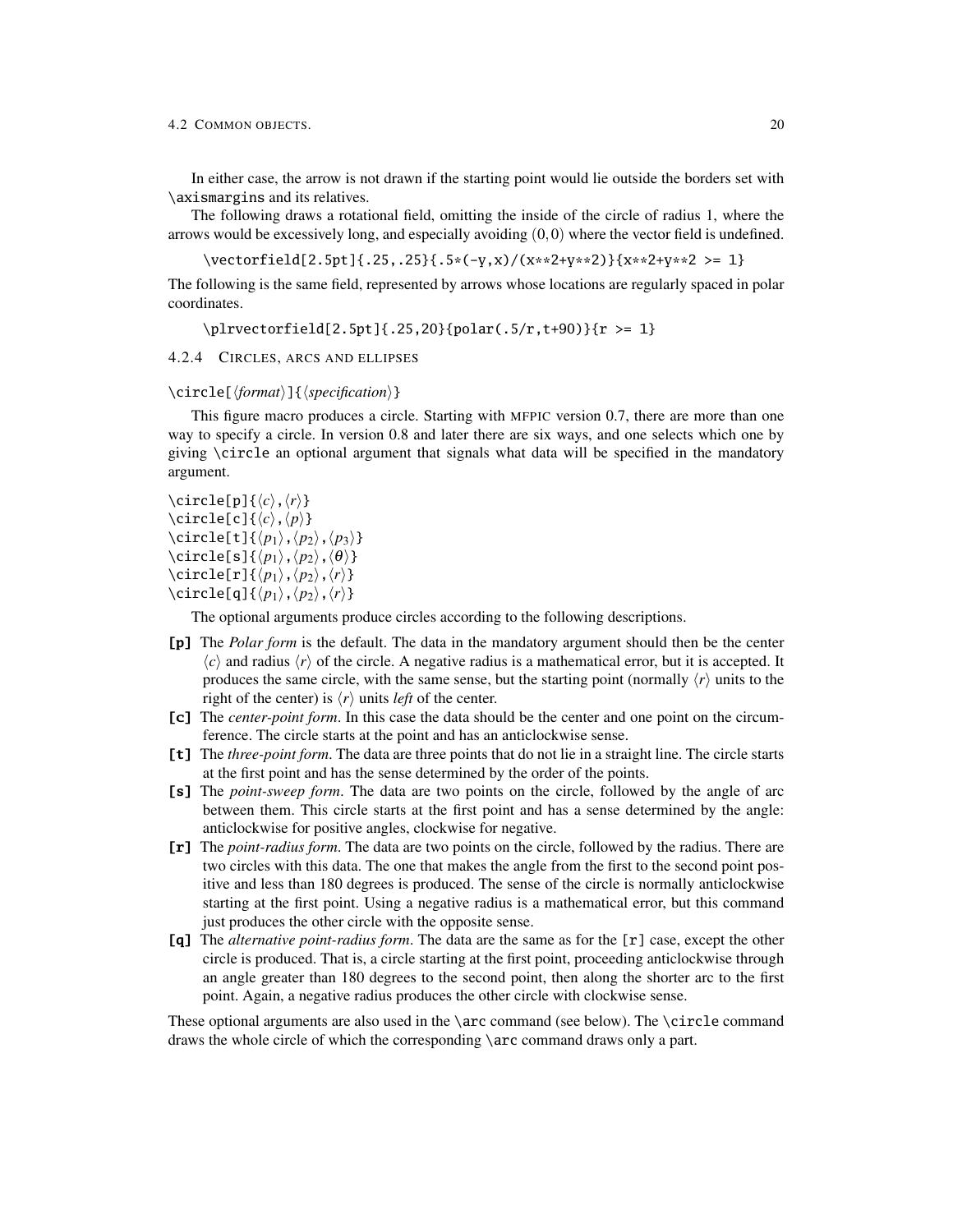In either case, the arrow is not drawn if the starting point would lie outside the borders set with `\axismargins` and its relatives.

The following draws a rotational field, omitting the inside of the circle of radius 1, where the arrows would be excessively long, and especially avoiding $(0,0)$ where the vector field is undefined.

```
\vectorfield[2.5pt]{.25,.25}{.5*(-y,x)/(x**2+y**2)}{x**2+y**2 >= 1}
```

The following is the same field, represented by arrows whose locations are regularly spaced in polar coordinates.

```
\plrvectorfield[2.5pt]{.25,20}{polar(.5/r,t+90)}{r >= 1}
```

### 4.2.4 Circles, arcs and ellipses

`\circle[`⟨*format*⟩`]{`⟨*specification*⟩`}`

This figure macro produces a circle. Starting with MFPIC version 0.7, there are more than one way to specify a circle. In version 0.8 and later there are six ways, and one selects which one by giving `\circle` an optional argument that signals what data will be specified in the mandatory argument.

`\circle[p]{`$\langle c\rangle$`,`$\langle r\rangle$`}`
`\circle[c]{`$\langle c\rangle$`,`$\langle p\rangle$`}`
`\circle[t]{`$\langle p_1\rangle$`,`$\langle p_2\rangle$`,`$\langle p_3\rangle$`}`
`\circle[s]{`$\langle p_1\rangle$`,`$\langle p_2\rangle$`,`$\langle \theta\rangle$`}`
`\circle[r]{`$\langle p_1\rangle$`,`$\langle p_2\rangle$`,`$\langle r\rangle$`}`
`\circle[q]{`$\langle p_1\rangle$`,`$\langle p_2\rangle$`,`$\langle r\rangle$`}`

The optional arguments produce circles according to the following descriptions.

**[p]** The *Polar form* is the default. The data in the mandatory argument should then be the center $\langle c\rangle$ and radius $\langle r\rangle$ of the circle. A negative radius is a mathematical error, but it is accepted. It produces the same circle, with the same sense, but the starting point (normally $\langle r\rangle$ units to the right of the center) is $\langle r\rangle$ units *left* of the center.

**[c]** The *center-point form*. In this case the data should be the center and one point on the circumference. The circle starts at the point and has an anticlockwise sense.

**[t]** The *three-point form*. The data are three points that do not lie in a straight line. The circle starts at the first point and has the sense determined by the order of the points.

**[s]** The *point-sweep form*. The data are two points on the circle, followed by the angle of arc between them. This circle starts at the first point and has a sense determined by the angle: anticlockwise for positive angles, clockwise for negative.

**[r]** The *point-radius form*. The data are two points on the circle, followed by the radius. There are two circles with this data. The one that makes the angle from the first to the second point positive and less than 180 degrees is produced. The sense of the circle is normally anticlockwise starting at the first point. Using a negative radius is a mathematical error, but this command just produces the other circle with the opposite sense.

**[q]** The *alternative point-radius form*. The data are the same as for the `[r]` case, except the other circle is produced. That is, a circle starting at the first point, proceeding anticlockwise through an angle greater than 180 degrees to the second point, then along the shorter arc to the first point. Again, a negative radius produces the other circle with clockwise sense.

These optional arguments are also used in the `\arc` command (see below). The `\circle` command draws the whole circle of which the corresponding `\arc` command draws only a part.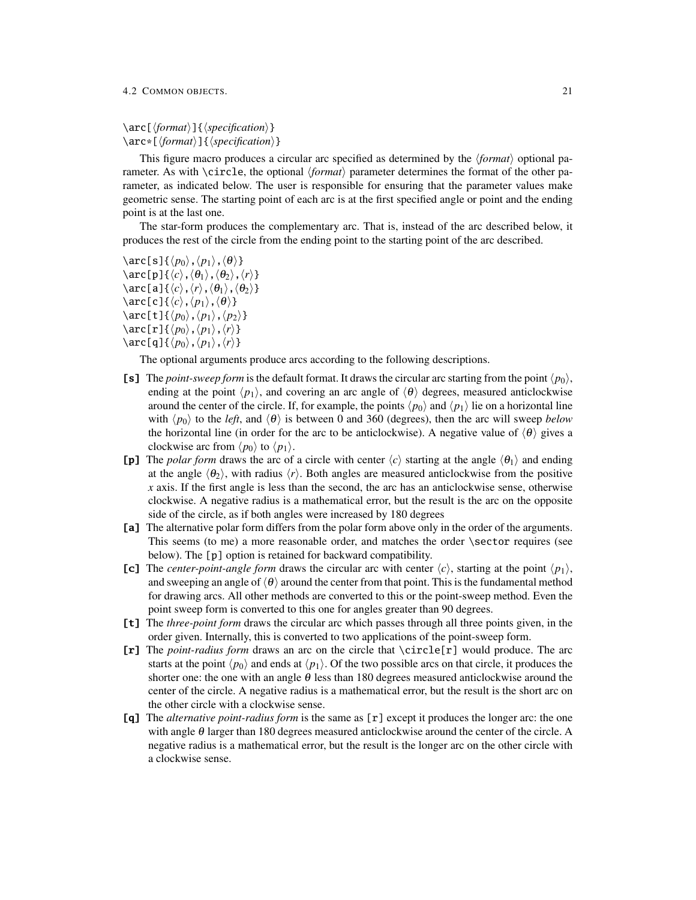\arc[⟨*format*⟩]{⟨*specification*⟩}
\arc*[⟨*format*⟩]{⟨*specification*⟩}

This figure macro produces a circular arc specified as determined by the ⟨*format*⟩ optional parameter. As with \circle, the optional ⟨*format*⟩ parameter determines the format of the other parameter, as indicated below. The user is responsible for ensuring that the parameter values make geometric sense. The starting point of each arc is at the first specified angle or point and the ending point is at the last one.

The star-form produces the complementary arc. That is, instead of the arc described below, it produces the rest of the circle from the ending point to the starting point of the arc described.

\arc[s]{$\langle p_0 \rangle$,$\langle p_1 \rangle$,$\langle \theta \rangle$}
\arc[p]{$\langle c \rangle$,$\langle \theta_1 \rangle$,$\langle \theta_2 \rangle$,$\langle r \rangle$}
\arc[a]{$\langle c \rangle$,$\langle r \rangle$,$\langle \theta_1 \rangle$,$\langle \theta_2 \rangle$}
\arc[c]{$\langle c \rangle$,$\langle p_1 \rangle$,$\langle \theta \rangle$}
\arc[t]{$\langle p_0 \rangle$,$\langle p_1 \rangle$,$\langle p_2 \rangle$}
\arc[r]{$\langle p_0 \rangle$,$\langle p_1 \rangle$,$\langle r \rangle$}
\arc[q]{$\langle p_0 \rangle$,$\langle p_1 \rangle$,$\langle r \rangle$}

The optional arguments produce arcs according to the following descriptions.

**[s]** The *point-sweep form* is the default format. It draws the circular arc starting from the point $\langle p_0 \rangle$, ending at the point $\langle p_1 \rangle$, and covering an arc angle of $\langle \theta \rangle$ degrees, measured anticlockwise around the center of the circle. If, for example, the points $\langle p_0 \rangle$ and $\langle p_1 \rangle$ lie on a horizontal line with $\langle p_0 \rangle$ to the *left*, and $\langle \theta \rangle$ is between 0 and 360 (degrees), then the arc will sweep *below* the horizontal line (in order for the arc to be anticlockwise). A negative value of $\langle \theta \rangle$ gives a clockwise arc from $\langle p_0 \rangle$ to $\langle p_1 \rangle$.

**[p]** The *polar form* draws the arc of a circle with center $\langle c \rangle$ starting at the angle $\langle \theta_1 \rangle$ and ending at the angle $\langle \theta_2 \rangle$, with radius $\langle r \rangle$. Both angles are measured anticlockwise from the positive $x$ axis. If the first angle is less than the second, the arc has an anticlockwise sense, otherwise clockwise. A negative radius is a mathematical error, but the result is the arc on the opposite side of the circle, as if both angles were increased by 180 degrees

**[a]** The alternative polar form differs from the polar form above only in the order of the arguments. This seems (to me) a more reasonable order, and matches the order \sector requires (see below). The [p] option is retained for backward compatibility.

**[c]** The *center-point-angle form* draws the circular arc with center $\langle c \rangle$, starting at the point $\langle p_1 \rangle$, and sweeping an angle of $\langle \theta \rangle$ around the center from that point. This is the fundamental method for drawing arcs. All other methods are converted to this or the point-sweep method. Even the point sweep form is converted to this one for angles greater than 90 degrees.

**[t]** The *three-point form* draws the circular arc which passes through all three points given, in the order given. Internally, this is converted to two applications of the point-sweep form.

**[r]** The *point-radius form* draws an arc on the circle that \circle[r] would produce. The arc starts at the point $\langle p_0 \rangle$ and ends at $\langle p_1 \rangle$. Of the two possible arcs on that circle, it produces the shorter one: the one with an angle $\theta$ less than 180 degrees measured anticlockwise around the center of the circle. A negative radius is a mathematical error, but the result is the short arc on the other circle with a clockwise sense.

**[q]** The *alternative point-radius form* is the same as [r] except it produces the longer arc: the one with angle $\theta$ larger than 180 degrees measured anticlockwise around the center of the circle. A negative radius is a mathematical error, but the result is the longer arc on the other circle with a clockwise sense.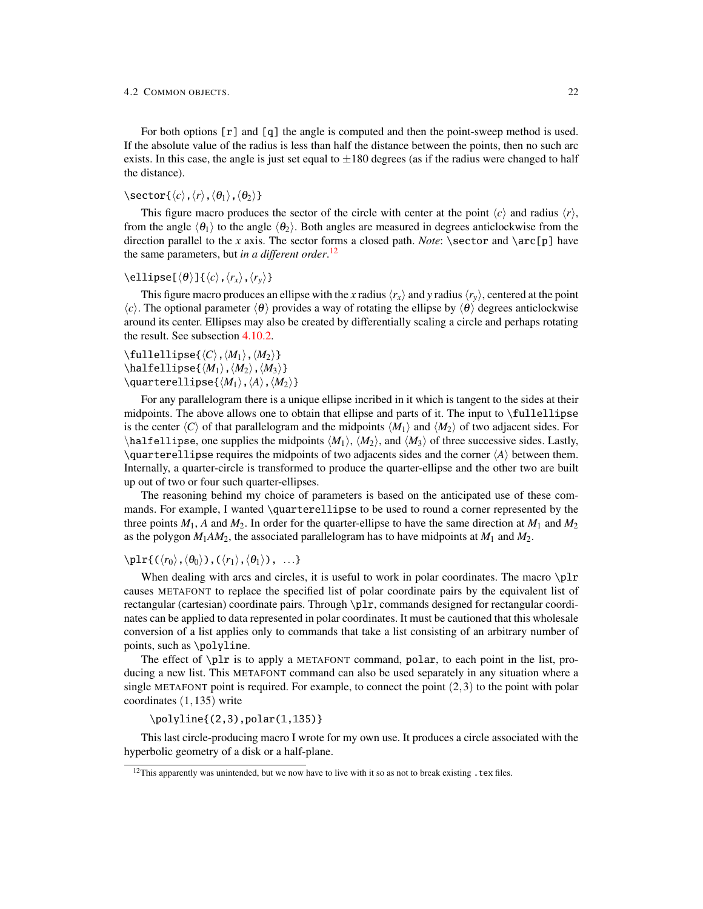For both options [r] and [q] the angle is computed and then the point-sweep method is used. If the absolute value of the radius is less than half the distance between the points, then no such arc exists. In this case, the angle is just set equal to $\pm 180$ degrees (as if the radius were changed to half the distance).

\sector{$\langle c\rangle$,$\langle r\rangle$,$\langle \theta_1\rangle$,$\langle \theta_2\rangle$}

This figure macro produces the sector of the circle with center at the point $\langle c\rangle$ and radius $\langle r\rangle$, from the angle $\langle \theta_1\rangle$ to the angle $\langle \theta_2\rangle$. Both angles are measured in degrees anticlockwise from the direction parallel to the $x$ axis. The sector forms a closed path. *Note*: \sector and \arc[p] have the same parameters, but *in a different order*.[12]

\ellipse[$\langle \theta\rangle$]{$\langle c\rangle$,$\langle r_x\rangle$,$\langle r_y\rangle$}

This figure macro produces an ellipse with the $x$ radius $\langle r_x\rangle$ and $y$ radius $\langle r_y\rangle$, centered at the point $\langle c\rangle$. The optional parameter $\langle \theta\rangle$ provides a way of rotating the ellipse by $\langle \theta\rangle$ degrees anticlockwise around its center. Ellipses may also be created by differentially scaling a circle and perhaps rotating the result. See subsection 4.10.2.

\fullellipse{$\langle C\rangle$,$\langle M_1\rangle$,$\langle M_2\rangle$}
\halfellipse{$\langle M_1\rangle$,$\langle M_2\rangle$,$\langle M_3\rangle$}
\quarterellipse{$\langle M_1\rangle$,$\langle A\rangle$,$\langle M_2\rangle$}

For any parallelogram there is a unique ellipse incribed in it which is tangent to the sides at their midpoints. The above allows one to obtain that ellipse and parts of it. The input to \fullellipse is the center $\langle C\rangle$ of that parallelogram and the midpoints $\langle M_1\rangle$ and $\langle M_2\rangle$ of two adjacent sides. For \halfellipse, one supplies the midpoints $\langle M_1\rangle$, $\langle M_2\rangle$, and $\langle M_3\rangle$ of three successive sides. Lastly, \quarterellipse requires the midpoints of two adjacents sides and the corner $\langle A\rangle$ between them. Internally, a quarter-circle is transformed to produce the quarter-ellipse and the other two are built up out of two or four such quarter-ellipses.

The reasoning behind my choice of parameters is based on the anticipated use of these commands. For example, I wanted \quarterellipse to be used to round a corner represented by the three points $M_1$, $A$ and $M_2$. In order for the quarter-ellipse to have the same direction at $M_1$ and $M_2$ as the polygon $M_1AM_2$, the associated parallelogram has to have midpoints at $M_1$ and $M_2$.

\plr{($\langle r_0\rangle$,$\langle \theta_0\rangle$),($\langle r_1\rangle$,$\langle \theta_1\rangle$), ...}

When dealing with arcs and circles, it is useful to work in polar coordinates. The macro \plr causes METAFONT to replace the specified list of polar coordinate pairs by the equivalent list of rectangular (cartesian) coordinate pairs. Through \plr, commands designed for rectangular coordinates can be applied to data represented in polar coordinates. It must be cautioned that this wholesale conversion of a list applies only to commands that take a list consisting of an arbitrary number of points, such as \polyline.

The effect of \plr is to apply a METAFONT command, polar, to each point in the list, producing a new list. This METAFONT command can also be used separately in any situation where a single METAFONT point is required. For example, to connect the point $(2,3)$ to the point with polar coordinates $(1,135)$ write

```
\polyline{(2,3),polar(1,135)}
```

This last circle-producing macro I wrote for my own use. It produces a circle associated with the hyperbolic geometry of a disk or a half-plane.

[12] This apparently was unintended, but we now have to live with it so as not to break existing .tex files.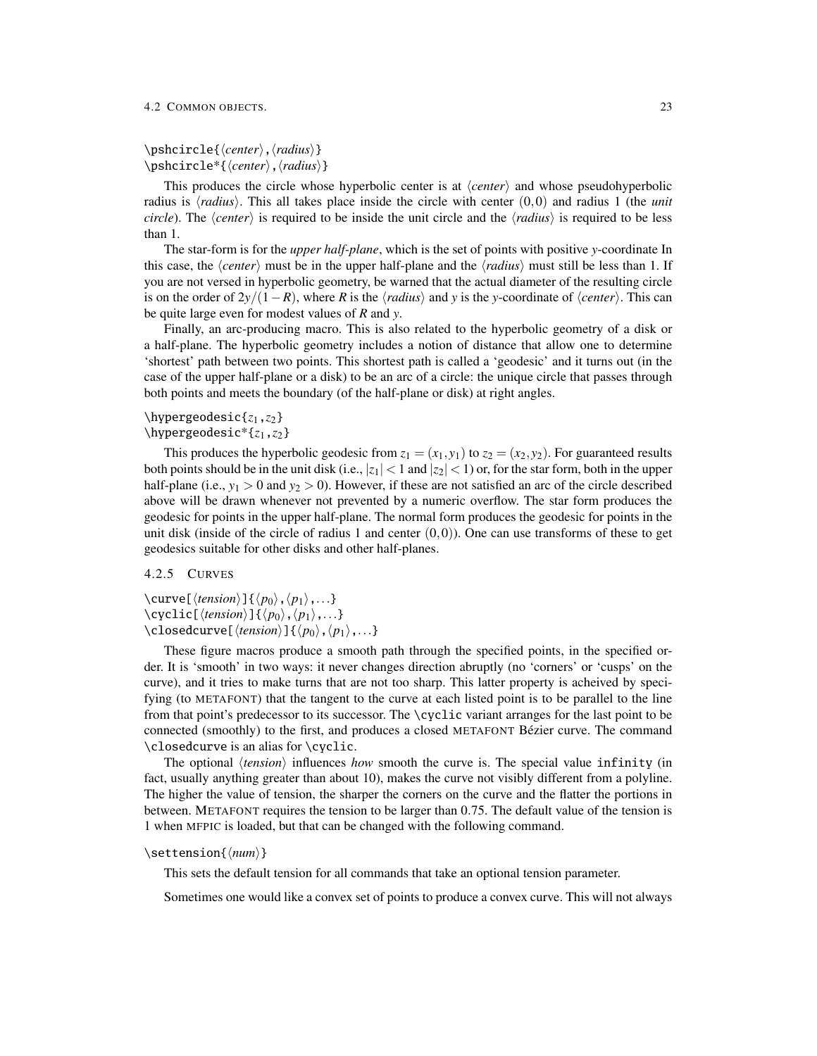\pshcircle{⟨*center*⟩,⟨*radius*⟩}
\pshcircle*{⟨*center*⟩,⟨*radius*⟩}

This produces the circle whose hyperbolic center is at ⟨*center*⟩ and whose pseudohyperbolic radius is ⟨*radius*⟩. This all takes place inside the circle with center $(0,0)$ and radius 1 (the *unit circle*). The ⟨*center*⟩ is required to be inside the unit circle and the ⟨*radius*⟩ is required to be less than 1.

The star-form is for the *upper half-plane*, which is the set of points with positive $y$-coordinate In this case, the ⟨*center*⟩ must be in the upper half-plane and the ⟨*radius*⟩ must still be less than 1. If you are not versed in hyperbolic geometry, be warned that the actual diameter of the resulting circle is on the order of $2y/(1-R)$, where $R$ is the ⟨*radius*⟩ and $y$ is the $y$-coordinate of ⟨*center*⟩. This can be quite large even for modest values of $R$ and $y$.

Finally, an arc-producing macro. This is also related to the hyperbolic geometry of a disk or a half-plane. The hyperbolic geometry includes a notion of distance that allow one to determine 'shortest' path between two points. This shortest path is called a 'geodesic' and it turns out (in the case of the upper half-plane or a disk) to be an arc of a circle: the unique circle that passes through both points and meets the boundary (of the half-plane or disk) at right angles.

\hypergeodesic{$z_1$,$z_2$}
\hypergeodesic*{$z_1$,$z_2$}

This produces the hyperbolic geodesic from $z_1 = (x_1, y_1)$ to $z_2 = (x_2, y_2)$. For guaranteed results both points should be in the unit disk (i.e., $|z_1| < 1$ and $|z_2| < 1$) or, for the star form, both in the upper half-plane (i.e., $y_1 > 0$ and $y_2 > 0$). However, if these are not satisfied an arc of the circle described above will be drawn whenever not prevented by a numeric overflow. The star form produces the geodesic for points in the upper half-plane. The normal form produces the geodesic for points in the unit disk (inside of the circle of radius 1 and center $(0,0)$). One can use transforms of these to get geodesics suitable for other disks and other half-planes.

### 4.2.5 CURVES

\curve[⟨*tension*⟩]{⟨$p_0$⟩,⟨$p_1$⟩,...}
\cyclic[⟨*tension*⟩]{⟨$p_0$⟩,⟨$p_1$⟩,...}
\closedcurve[⟨*tension*⟩]{⟨$p_0$⟩,⟨$p_1$⟩,...}

These figure macros produce a smooth path through the specified points, in the specified order. It is 'smooth' in two ways: it never changes direction abruptly (no 'corners' or 'cusps' on the curve), and it tries to make turns that are not too sharp. This latter property is acheived by specifying (to METAFONT) that the tangent to the curve at each listed point is to be parallel to the line from that point's predecessor to its successor. The `\cyclic` variant arranges for the last point to be connected (smoothly) to the first, and produces a closed METAFONT Bézier curve. The command `\closedcurve` is an alias for `\cyclic`.

The optional ⟨*tension*⟩ influences *how* smooth the curve is. The special value `infinity` (in fact, usually anything greater than about 10), makes the curve not visibly different from a polyline. The higher the value of tension, the sharper the corners on the curve and the flatter the portions in between. METAFONT requires the tension to be larger than 0.75. The default value of the tension is 1 when MFPIC is loaded, but that can be changed with the following command.

\settension{⟨*num*⟩}

This sets the default tension for all commands that take an optional tension parameter.

Sometimes one would like a convex set of points to produce a convex curve. This will not always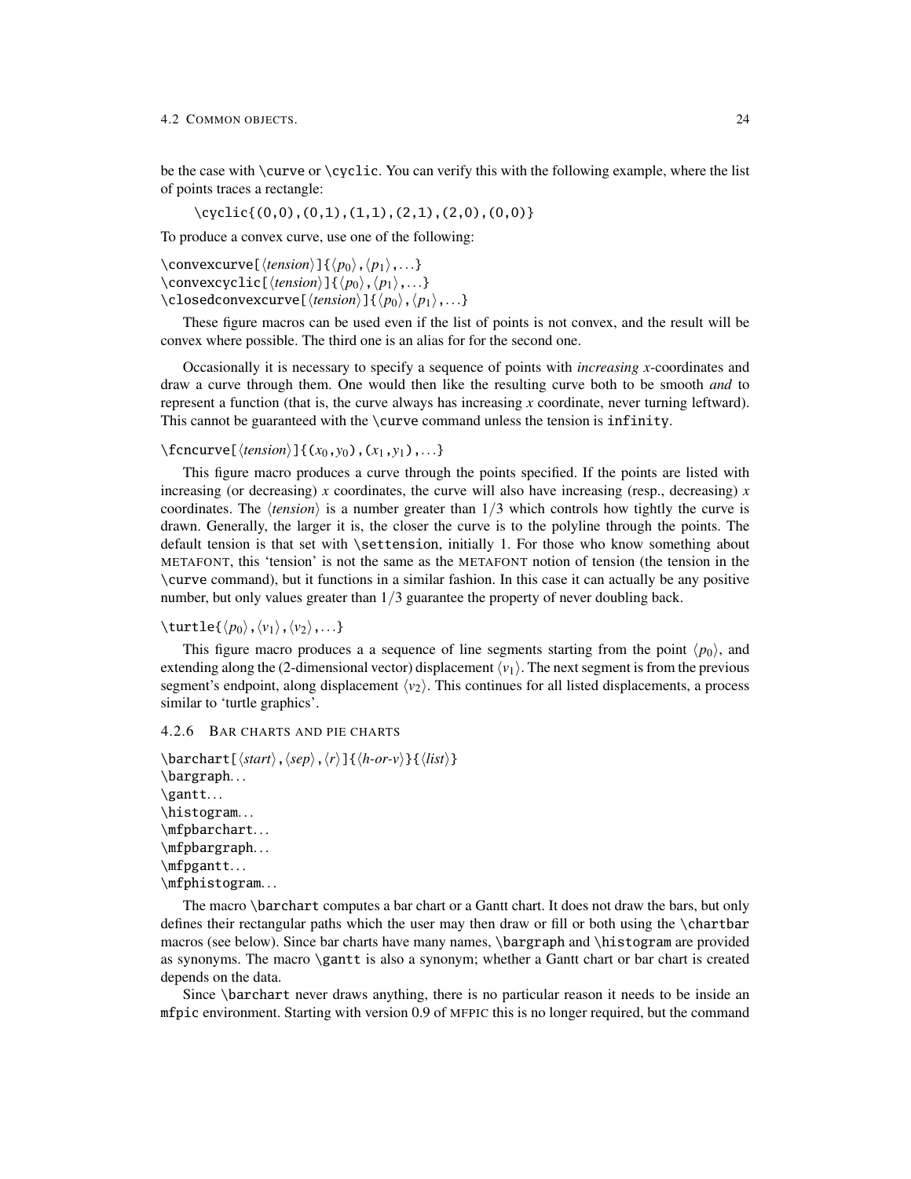be the case with `\curve` or `\cyclic`. You can verify this with the following example, where the list of points traces a rectangle:

```
\cyclic{(0,0),(0,1),(1,1),(2,1),(2,0),(0,0)}
```

To produce a convex curve, use one of the following:

`\convexcurve[`⟨*tension*⟩`]{`⟨$p_0$⟩`,`⟨$p_1$⟩`,`...`}`
`\convexcyclic[`⟨*tension*⟩`]{`⟨$p_0$⟩`,`⟨$p_1$⟩`,`...`}`
`\closedconvexcurve[`⟨*tension*⟩`]{`⟨$p_0$⟩`,`⟨$p_1$⟩`,`...`}`

These figure macros can be used even if the list of points is not convex, and the result will be convex where possible. The third one is an alias for for the second one.

Occasionally it is necessary to specify a sequence of points with *increasing* $x$-coordinates and draw a curve through them. One would then like the resulting curve both to be smooth *and* to represent a function (that is, the curve always has increasing $x$ coordinate, never turning leftward). This cannot be guaranteed with the `\curve` command unless the tension is `infinity`.

`\fcncurve[`⟨*tension*⟩`]{(`$x_0$`,`$y_0$`),(`$x_1$`,`$y_1$`),`...`}`

This figure macro produces a curve through the points specified. If the points are listed with increasing (or decreasing) $x$ coordinates, the curve will also have increasing (resp., decreasing) $x$ coordinates. The ⟨*tension*⟩ is a number greater than $1/3$ which controls how tightly the curve is drawn. Generally, the larger it is, the closer the curve is to the polyline through the points. The default tension is that set with `\settension`, initially 1. For those who know something about METAFONT, this 'tension' is not the same as the METAFONT notion of tension (the tension in the `\curve` command), but it functions in a similar fashion. In this case it can actually be any positive number, but only values greater than $1/3$ guarantee the property of never doubling back.

`\turtle{`⟨$p_0$⟩`,`⟨$v_1$⟩`,`⟨$v_2$⟩`,`...`}`

This figure macro produces a a sequence of line segments starting from the point ⟨$p_0$⟩, and extending along the (2-dimensional vector) displacement ⟨$v_1$⟩. The next segment is from the previous segment's endpoint, along displacement ⟨$v_2$⟩. This continues for all listed displacements, a process similar to 'turtle graphics'.

### 4.2.6 Bar charts and pie charts

`\barchart[`⟨*start*⟩`,`⟨*sep*⟩`,`⟨*r*⟩`]{`⟨*h-or-v*⟩`}{`⟨*list*⟩`}`
`\bargraph`...
`\gantt`...
`\histogram`...
`\mfpbarchart`...
`\mfpbargraph`...
`\mfpgantt`...
`\mfphistogram`...

The macro `\barchart` computes a bar chart or a Gantt chart. It does not draw the bars, but only defines their rectangular paths which the user may then draw or fill or both using the `\chartbar` macros (see below). Since bar charts have many names, `\bargraph` and `\histogram` are provided as synonyms. The macro `\gantt` is also a synonym; whether a Gantt chart or bar chart is created depends on the data.

Since `\barchart` never draws anything, there is no particular reason it needs to be inside an `mfpic` environment. Starting with version 0.9 of MFPIC this is no longer required, but the command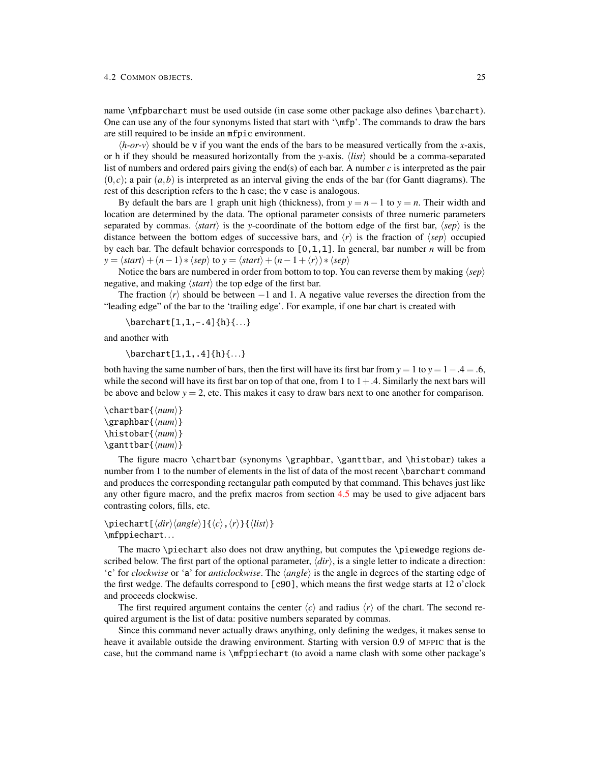name `\mfpbarchart` must be used outside (in case some other package also defines `\barchart`). One can use any of the four synonyms listed that start with '`\mfp`'. The commands to draw the bars are still required to be inside an `mfpic` environment.

⟨*h-or-v*⟩ should be `v` if you want the ends of the bars to be measured vertically from the $x$-axis, or `h` if they should be measured horizontally from the $y$-axis. ⟨*list*⟩ should be a comma-separated list of numbers and ordered pairs giving the end(s) of each bar. A number $c$ is interpreted as the pair $(0,c)$; a pair $(a,b)$ is interpreted as an interval giving the ends of the bar (for Gantt diagrams). The rest of this description refers to the `h` case; the `v` case is analogous.

By default the bars are 1 graph unit high (thickness), from $y = n-1$ to $y = n$. Their width and location are determined by the data. The optional parameter consists of three numeric parameters separated by commas. ⟨*start*⟩ is the $y$-coordinate of the bottom edge of the first bar, ⟨*sep*⟩ is the distance between the bottom edges of successive bars, and ⟨*r*⟩ is the fraction of ⟨*sep*⟩ occupied by each bar. The default behavior corresponds to `[0,1,1]`. In general, bar number $n$ will be from $y = \langle start\rangle + (n-1) * \langle sep\rangle$ to $y = \langle start\rangle + (n-1+\langle r\rangle) * \langle sep\rangle$

Notice the bars are numbered in order from bottom to top. You can reverse them by making ⟨*sep*⟩ negative, and making ⟨*start*⟩ the top edge of the first bar.

The fraction ⟨*r*⟩ should be between $-1$ and 1. A negative value reverses the direction from the "leading edge" of the bar to the 'trailing edge'. For example, if one bar chart is created with

```
\barchart[1,1,-.4]{h}{...}
```

and another with

```
\barchart[1,1,.4]{h}{...}
```

both having the same number of bars, then the first will have its first bar from $y = 1$ to $y = 1 - .4 = .6$, while the second will have its first bar on top of that one, from 1 to $1 + .4$. Similarly the next bars will be above and below $y = 2$, etc. This makes it easy to draw bars next to one another for comparison.

`\chartbar{`⟨*num*⟩`}`
`\graphbar{`⟨*num*⟩`}`
`\histobar{`⟨*num*⟩`}`
`\ganttbar{`⟨*num*⟩`}`

The figure macro `\chartbar` (synonyms `\graphbar`, `\ganttbar`, and `\histobar`) takes a number from 1 to the number of elements in the list of data of the most recent `\barchart` command and produces the corresponding rectangular path computed by that command. This behaves just like any other figure macro, and the prefix macros from section 4.5 may be used to give adjacent bars contrasting colors, fills, etc.

`\piechart[`⟨*dir*⟩⟨*angle*⟩`]{`⟨*c*⟩`,`⟨*r*⟩`}{`⟨*list*⟩`}`
`\mfppiechart...`

The macro `\piechart` also does not draw anything, but computes the `\piewedge` regions described below. The first part of the optional parameter, ⟨*dir*⟩, is a single letter to indicate a direction: '`c`' for *clockwise* or '`a`' for *anticlockwise*. The ⟨*angle*⟩ is the angle in degrees of the starting edge of the first wedge. The defaults correspond to `[c90]`, which means the first wedge starts at 12 o'clock and proceeds clockwise.

The first required argument contains the center ⟨*c*⟩ and radius ⟨*r*⟩ of the chart. The second required argument is the list of data: positive numbers separated by commas.

Since this command never actually draws anything, only defining the wedges, it makes sense to heave it available outside the drawing environment. Starting with version 0.9 of MFPIC that is the case, but the command name is `\mfppiechart` (to avoid a name clash with some other package's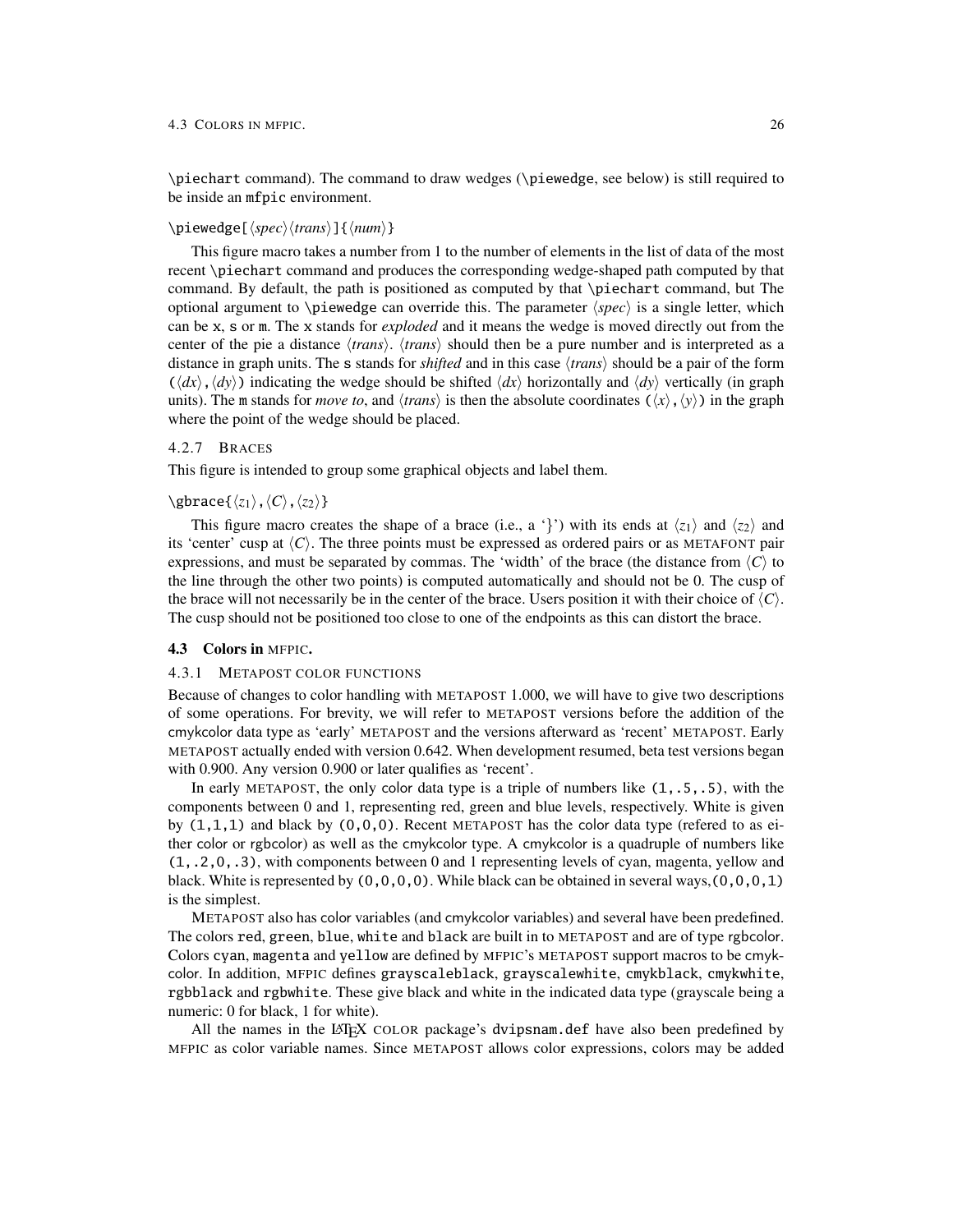\piechart command). The command to draw wedges (\piewedge, see below) is still required to be inside an mfpic environment.

`\piewedge[⟨spec⟩⟨trans⟩]{⟨num⟩}`

This figure macro takes a number from 1 to the number of elements in the list of data of the most recent \piechart command and produces the corresponding wedge-shaped path computed by that command. By default, the path is positioned as computed by that \piechart command, but The optional argument to \piewedge can override this. The parameter ⟨*spec*⟩ is a single letter, which can be x, s or m. The x stands for *exploded* and it means the wedge is moved directly out from the center of the pie a distance ⟨*trans*⟩. ⟨*trans*⟩ should then be a pure number and is interpreted as a distance in graph units. The s stands for *shifted* and in this case ⟨*trans*⟩ should be a pair of the form (⟨*dx*⟩,⟨*dy*⟩) indicating the wedge should be shifted ⟨*dx*⟩ horizontally and ⟨*dy*⟩ vertically (in graph units). The m stands for *move to*, and ⟨*trans*⟩ is then the absolute coordinates (⟨*x*⟩,⟨*y*⟩) in the graph where the point of the wedge should be placed.

#### 4.2.7 Braces

This figure is intended to group some graphical objects and label them.

`\gbrace{⟨z1⟩,⟨C⟩,⟨z2⟩}`

This figure macro creates the shape of a brace (i.e., a '}') with its ends at ⟨$z_1$⟩ and ⟨$z_2$⟩ and its 'center' cusp at ⟨*C*⟩. The three points must be expressed as ordered pairs or as METAFONT pair expressions, and must be separated by commas. The 'width' of the brace (the distance from ⟨*C*⟩ to the line through the other two points) is computed automatically and should not be 0. The cusp of the brace will not necessarily be in the center of the brace. Users position it with their choice of ⟨*C*⟩. The cusp should not be positioned too close to one of the endpoints as this can distort the brace.

### 4.3 Colors in MFPIC.

#### 4.3.1 METAPOST color functions

Because of changes to color handling with METAPOST 1.000, we will have to give two descriptions of some operations. For brevity, we will refer to METAPOST versions before the addition of the cmykcolor data type as 'early' METAPOST and the versions afterward as 'recent' METAPOST. Early METAPOST actually ended with version 0.642. When development resumed, beta test versions began with 0.900. Any version 0.900 or later qualifies as 'recent'.

In early METAPOST, the only color data type is a triple of numbers like (1,.5,.5), with the components between 0 and 1, representing red, green and blue levels, respectively. White is given by (1,1,1) and black by (0,0,0). Recent METAPOST has the color data type (refered to as either color or rgbcolor) as well as the cmykcolor type. A cmykcolor is a quadruple of numbers like (1,.2,0,.3), with components between 0 and 1 representing levels of cyan, magenta, yellow and black. White is represented by (0,0,0,0). While black can be obtained in several ways,(0,0,0,1) is the simplest.

METAPOST also has color variables (and cmykcolor variables) and several have been predefined. The colors red, green, blue, white and black are built in to METAPOST and are of type rgbcolor. Colors cyan, magenta and yellow are defined by MFPIC's METAPOST support macros to be cmykcolor. In addition, MFPIC defines grayscaleblack, grayscalewhite, cmykblack, cmykwhite, rgbblack and rgbwhite. These give black and white in the indicated data type (grayscale being a numeric: 0 for black, 1 for white).

All the names in the LaTeX COLOR package's dvipsnam.def have also been predefined by MFPIC as color variable names. Since METAPOST allows color expressions, colors may be added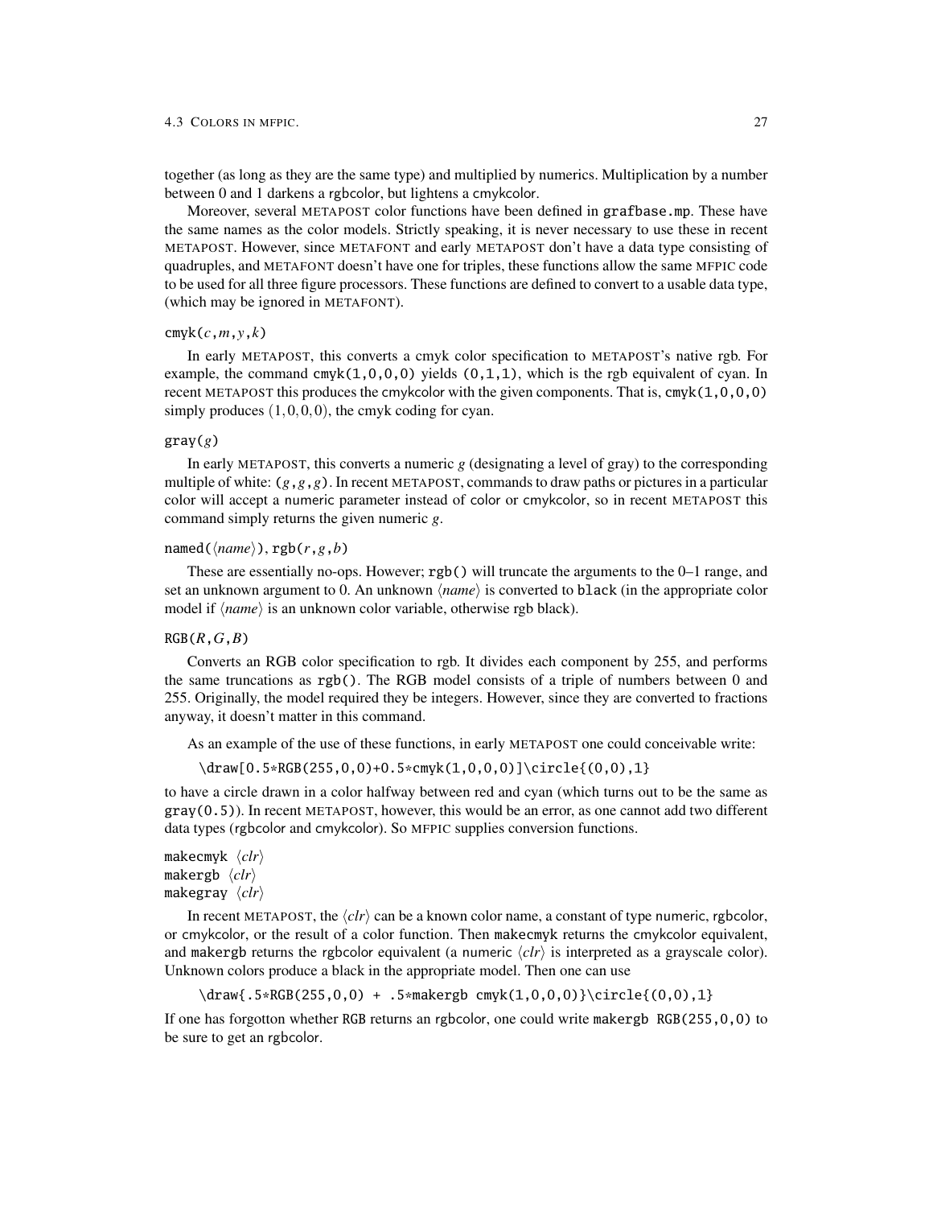together (as long as they are the same type) and multiplied by numerics. Multiplication by a number between 0 and 1 darkens a rgbcolor, but lightens a cmykcolor.

Moreover, several METAPOST color functions have been defined in `grafbase.mp`. These have the same names as the color models. Strictly speaking, it is never necessary to use these in recent METAPOST. However, since METAFONT and early METAPOST don't have a data type consisting of quadruples, and METAFONT doesn't have one for triples, these functions allow the same MFPIC code to be used for all three figure processors. These functions are defined to convert to a usable data type, (which may be ignored in METAFONT).

`cmyk(`*c*`,`*m*`,`*y*`,`*k*`)`

In early METAPOST, this converts a cmyk color specification to METAPOST's native rgb. For example, the command `cmyk(1,0,0,0)` yields `(0,1,1)`, which is the rgb equivalent of cyan. In recent METAPOST this produces the cmykcolor with the given components. That is, `cmyk(1,0,0,0)` simply produces $(1,0,0,0)$, the cmyk coding for cyan.

`gray(`*g*`)`

In early METAPOST, this converts a numeric *g* (designating a level of gray) to the corresponding multiple of white: `(`*g*`,`*g*`,`*g*`)`. In recent METAPOST, commands to draw paths or pictures in a particular color will accept a numeric parameter instead of color or cmykcolor, so in recent METAPOST this command simply returns the given numeric *g*.

`named(`⟨*name*⟩`)`, `rgb(`*r*`,`*g*`,`*b*`)`

These are essentially no-ops. However; `rgb()` will truncate the arguments to the 0–1 range, and set an unknown argument to 0. An unknown ⟨*name*⟩ is converted to `black` (in the appropriate color model if ⟨*name*⟩ is an unknown color variable, otherwise rgb black).

`RGB(`*R*`,`*G*`,`*B*`)`

Converts an RGB color specification to rgb. It divides each component by 255, and performs the same truncations as `rgb()`. The RGB model consists of a triple of numbers between 0 and 255. Originally, the model required they be integers. However, since they are converted to fractions anyway, it doesn't matter in this command.

As an example of the use of these functions, in early METAPOST one could conceivable write:

```
\draw[0.5*RGB(255,0,0)+0.5*cmyk(1,0,0,0)]\circle{(0,0),1}
```

to have a circle drawn in a color halfway between red and cyan (which turns out to be the same as `gray(0.5)`). In recent METAPOST, however, this would be an error, as one cannot add two different data types (rgbcolor and cmykcolor). So MFPIC supplies conversion functions.

`makecmyk` ⟨*clr*⟩
`makergb` ⟨*clr*⟩
`makegray` ⟨*clr*⟩

In recent METAPOST, the ⟨*clr*⟩ can be a known color name, a constant of type numeric, rgbcolor, or cmykcolor, or the result of a color function. Then `makecmyk` returns the cmykcolor equivalent, and `makergb` returns the rgbcolor equivalent (a numeric ⟨*clr*⟩ is interpreted as a grayscale color). Unknown colors produce a black in the appropriate model. Then one can use

```
\draw{.5*RGB(255,0,0) + .5*makergb cmyk(1,0,0,0)}\circle{(0,0),1}
```

If one has forgotton whether `RGB` returns an rgbcolor, one could write `makergb RGB(255,0,0)` to be sure to get an rgbcolor.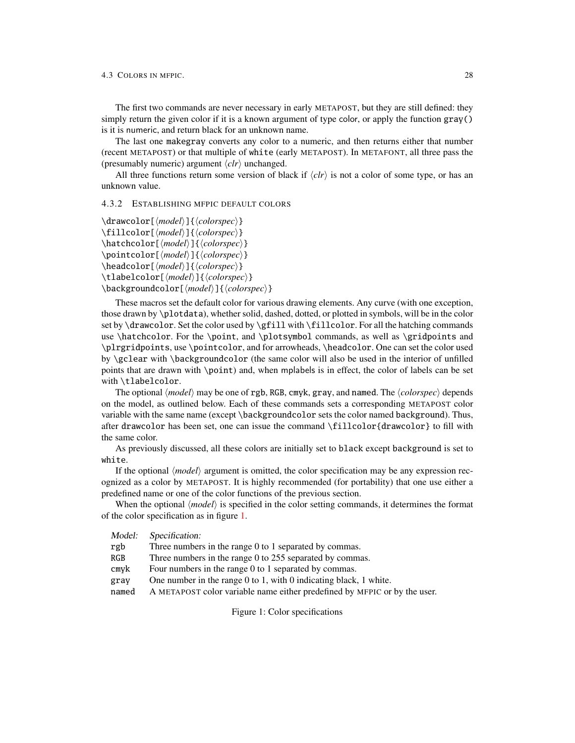The first two commands are never necessary in early METAPOST, but they are still defined: they simply return the given color if it is a known argument of type color, or apply the function `gray()` is it is numeric, and return black for an unknown name.

The last one `makegray` converts any color to a numeric, and then returns either that number (recent METAPOST) or that multiple of `white` (early METAPOST). In METAFONT, all three pass the (presumably numeric) argument ⟨*clr*⟩ unchanged.

All three functions return some version of black if ⟨*clr*⟩ is not a color of some type, or has an unknown value.

### 4.3.2 ESTABLISHING MFPIC DEFAULT COLORS

`\drawcolor[`⟨*model*⟩`]{`⟨*colorspec*⟩`}`
`\fillcolor[`⟨*model*⟩`]{`⟨*colorspec*⟩`}`
`\hatchcolor[`⟨*model*⟩`]{`⟨*colorspec*⟩`}`
`\pointcolor[`⟨*model*⟩`]{`⟨*colorspec*⟩`}`
`\headcolor[`⟨*model*⟩`]{`⟨*colorspec*⟩`}`
`\tlabelcolor[`⟨*model*⟩`]{`⟨*colorspec*⟩`}`
`\backgroundcolor[`⟨*model*⟩`]{`⟨*colorspec*⟩`}`

These macros set the default color for various drawing elements. Any curve (with one exception, those drawn by `\plotdata`), whether solid, dashed, dotted, or plotted in symbols, will be in the color set by `\drawcolor`. Set the color used by `\gfill` with `\fillcolor`. For all the hatching commands use `\hatchcolor`. For the `\point`, and `\plotsymbol` commands, as well as `\gridpoints` and `\plrgridpoints`, use `\pointcolor`, and for arrowheads, `\headcolor`. One can set the color used by `\gclear` with `\backgroundcolor` (the same color will also be used in the interior of unfilled points that are drawn with `\point`) and, when mplabels is in effect, the color of labels can be set with `\tlabelcolor`.

The optional ⟨*model*⟩ may be one of `rgb`, `RGB`, `cmyk`, `gray`, and `named`. The ⟨*colorspec*⟩ depends on the model, as outlined below. Each of these commands sets a corresponding METAPOST color variable with the same name (except `\backgroundcolor` sets the color named `background`). Thus, after `drawcolor` has been set, one can issue the command `\fillcolor{drawcolor}` to fill with the same color.

As previously discussed, all these colors are initially set to `black` except `background` is set to `white`.

If the optional ⟨*model*⟩ argument is omitted, the color specification may be any expression recognized as a color by METAPOST. It is highly recommended (for portability) that one use either a predefined name or one of the color functions of the previous section.

When the optional ⟨*model*⟩ is specified in the color setting commands, it determines the format of the color specification as in figure 1.

| *Model:* | *Specification:* |
|---|---|
| `rgb` | Three numbers in the range 0 to 1 separated by commas. |
| `RGB` | Three numbers in the range 0 to 255 separated by commas. |
| `cmyk` | Four numbers in the range 0 to 1 separated by commas. |
| `gray` | One number in the range 0 to 1, with 0 indicating black, 1 white. |
| `named` | A METAPOST color variable name either predefined by MFPIC or by the user. |

Figure 1: Color specifications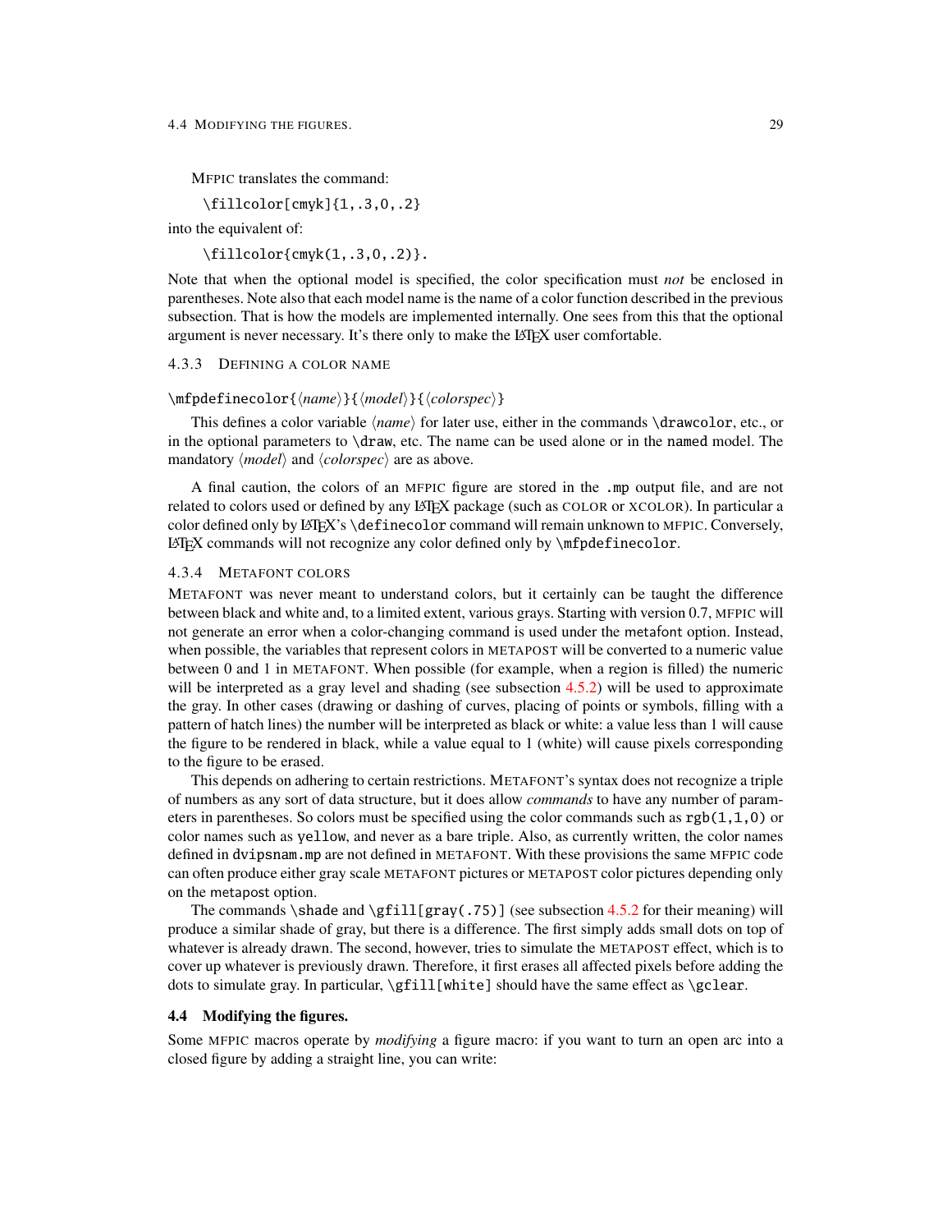MFPIC translates the command:

```
\fillcolor[cmyk]{1,.3,0,.2}
```

into the equivalent of:

```
\fillcolor{cmyk(1,.3,0,.2)}.
```

Note that when the optional model is specified, the color specification must *not* be enclosed in parentheses. Note also that each model name is the name of a color function described in the previous subsection. That is how the models are implemented internally. One sees from this that the optional argument is never necessary. It's there only to make the LaTeX user comfortable.

### 4.3.3 Defining a color name

`\mfpdefinecolor{⟨name⟩}{⟨model⟩}{⟨colorspec⟩}`

This defines a color variable ⟨*name*⟩ for later use, either in the commands `\drawcolor`, etc., or in the optional parameters to `\draw`, etc. The name can be used alone or in the `named` model. The mandatory ⟨*model*⟩ and ⟨*colorspec*⟩ are as above.

A final caution, the colors of an MFPIC figure are stored in the `.mp` output file, and are not related to colors used or defined by any LaTeX package (such as COLOR or XCOLOR). In particular a color defined only by LaTeX's `\definecolor` command will remain unknown to MFPIC. Conversely, LaTeX commands will not recognize any color defined only by `\mfpdefinecolor`.

### 4.3.4 Metafont colors

METAFONT was never meant to understand colors, but it certainly can be taught the difference between black and white and, to a limited extent, various grays. Starting with version 0.7, MFPIC will not generate an error when a color-changing command is used under the `metafont` option. Instead, when possible, the variables that represent colors in METAPOST will be converted to a numeric value between 0 and 1 in METAFONT. When possible (for example, when a region is filled) the numeric will be interpreted as a gray level and shading (see subsection 4.5.2) will be used to approximate the gray. In other cases (drawing or dashing of curves, placing of points or symbols, filling with a pattern of hatch lines) the number will be interpreted as black or white: a value less than 1 will cause the figure to be rendered in black, while a value equal to 1 (white) will cause pixels corresponding to the figure to be erased.

This depends on adhering to certain restrictions. METAFONT's syntax does not recognize a triple of numbers as any sort of data structure, but it does allow *commands* to have any number of parameters in parentheses. So colors must be specified using the color commands such as `rgb(1,1,0)` or color names such as `yellow`, and never as a bare triple. Also, as currently written, the color names defined in `dvipsnam.mp` are not defined in METAFONT. With these provisions the same MFPIC code can often produce either gray scale METAFONT pictures or METAPOST color pictures depending only on the `metapost` option.

The commands `\shade` and `\gfill[gray(.75)]` (see subsection 4.5.2 for their meaning) will produce a similar shade of gray, but there is a difference. The first simply adds small dots on top of whatever is already drawn. The second, however, tries to simulate the METAPOST effect, which is to cover up whatever is previously drawn. Therefore, it first erases all affected pixels before adding the dots to simulate gray. In particular, `\gfill[white]` should have the same effect as `\gclear`.

## 4.4 Modifying the figures.

Some MFPIC macros operate by *modifying* a figure macro: if you want to turn an open arc into a closed figure by adding a straight line, you can write: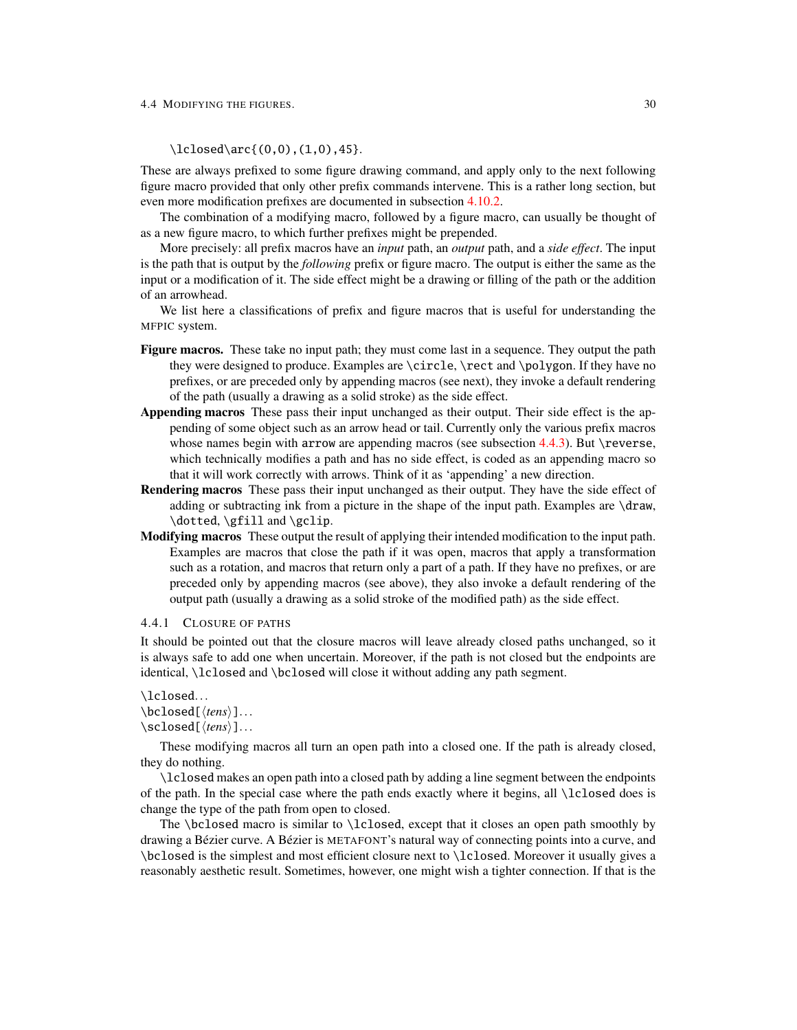```
\lclosed\arc{(0,0),(1,0),45}.
```

These are always prefixed to some figure drawing command, and apply only to the next following figure macro provided that only other prefix commands intervene. This is a rather long section, but even more modification prefixes are documented in subsection 4.10.2.

The combination of a modifying macro, followed by a figure macro, can usually be thought of as a new figure macro, to which further prefixes might be prepended.

More precisely: all prefix macros have an *input* path, an *output* path, and a *side effect*. The input is the path that is output by the *following* prefix or figure macro. The output is either the same as the input or a modification of it. The side effect might be a drawing or filling of the path or the addition of an arrowhead.

We list here a classifications of prefix and figure macros that is useful for understanding the MFPIC system.

**Figure macros.** These take no input path; they must come last in a sequence. They output the path they were designed to produce. Examples are `\circle`, `\rect` and `\polygon`. If they have no prefixes, or are preceded only by appending macros (see next), they invoke a default rendering of the path (usually a drawing as a solid stroke) as the side effect.

**Appending macros** These pass their input unchanged as their output. Their side effect is the appending of some object such as an arrow head or tail. Currently only the various prefix macros whose names begin with `arrow` are appending macros (see subsection 4.4.3). But `\reverse`, which technically modifies a path and has no side effect, is coded as an appending macro so that it will work correctly with arrows. Think of it as 'appending' a new direction.

**Rendering macros** These pass their input unchanged as their output. They have the side effect of adding or subtracting ink from a picture in the shape of the input path. Examples are `\draw`, `\dotted`, `\gfill` and `\gclip`.

**Modifying macros** These output the result of applying their intended modification to the input path. Examples are macros that close the path if it was open, macros that apply a transformation such as a rotation, and macros that return only a part of a path. If they have no prefixes, or are preceded only by appending macros (see above), they also invoke a default rendering of the output path (usually a drawing as a solid stroke of the modified path) as the side effect.

### 4.4.1 Closure of paths

It should be pointed out that the closure macros will leave already closed paths unchanged, so it is always safe to add one when uncertain. Moreover, if the path is not closed but the endpoints are identical, `\lclosed` and `\bclosed` will close it without adding any path segment.

`\lclosed`...
`\bclosed[`⟨*tens*⟩`]`...
`\sclosed[`⟨*tens*⟩`]`...

These modifying macros all turn an open path into a closed one. If the path is already closed, they do nothing.

`\lclosed` makes an open path into a closed path by adding a line segment between the endpoints of the path. In the special case where the path ends exactly where it begins, all `\lclosed` does is change the type of the path from open to closed.

The `\bclosed` macro is similar to `\lclosed`, except that it closes an open path smoothly by drawing a Bézier curve. A Bézier is METAFONT's natural way of connecting points into a curve, and `\bclosed` is the simplest and most efficient closure next to `\lclosed`. Moreover it usually gives a reasonably aesthetic result. Sometimes, however, one might wish a tighter connection. If that is the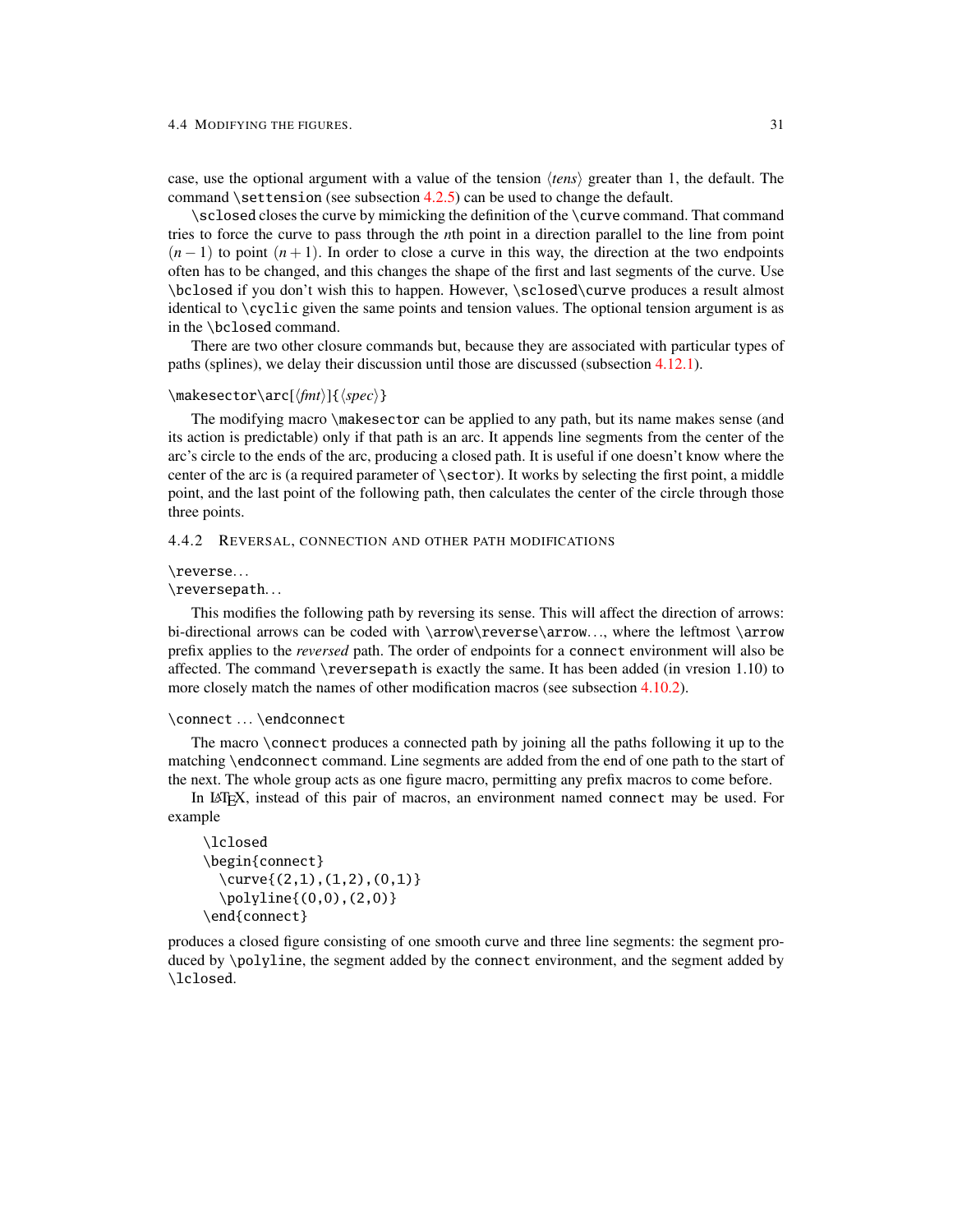case, use the optional argument with a value of the tension ⟨*tens*⟩ greater than 1, the default. The command `\settension` (see subsection 4.2.5) can be used to change the default.

`\sclosed` closes the curve by mimicking the definition of the `\curve` command. That command tries to force the curve to pass through the *n*th point in a direction parallel to the line from point $(n-1)$ to point $(n+1)$. In order to close a curve in this way, the direction at the two endpoints often has to be changed, and this changes the shape of the first and last segments of the curve. Use `\bclosed` if you don't wish this to happen. However, `\sclosed\curve` produces a result almost identical to `\cyclic` given the same points and tension values. The optional tension argument is as in the `\bclosed` command.

There are two other closure commands but, because they are associated with particular types of paths (splines), we delay their discussion until those are discussed (subsection 4.12.1).

`\makesector\arc[`⟨*fmt*⟩`]{`⟨*spec*⟩`}`

The modifying macro `\makesector` can be applied to any path, but its name makes sense (and its action is predictable) only if that path is an arc. It appends line segments from the center of the arc's circle to the ends of the arc, producing a closed path. It is useful if one doesn't know where the center of the arc is (a required parameter of `\sector`). It works by selecting the first point, a middle point, and the last point of the following path, then calculates the center of the circle through those three points.

### 4.4.2 Reversal, connection and other path modifications

`\reverse`...
`\reversepath`...

This modifies the following path by reversing its sense. This will affect the direction of arrows: bi-directional arrows can be coded with `\arrow\reverse\arrow`..., where the leftmost `\arrow` prefix applies to the *reversed* path. The order of endpoints for a `connect` environment will also be affected. The command `\reversepath` is exactly the same. It has been added (in vresion 1.10) to more closely match the names of other modification macros (see subsection 4.10.2).

`\connect` ... `\endconnect`

The macro `\connect` produces a connected path by joining all the paths following it up to the matching `\endconnect` command. Line segments are added from the end of one path to the start of the next. The whole group acts as one figure macro, permitting any prefix macros to come before.

In LaTeX, instead of this pair of macros, an environment named `connect` may be used. For example

```
\lclosed
\begin{connect}
  \curve{(2,1),(1,2),(0,1)}
  \polyline{(0,0),(2,0)}
\end{connect}
```

produces a closed figure consisting of one smooth curve and three line segments: the segment produced by `\polyline`, the segment added by the `connect` environment, and the segment added by `\lclosed`.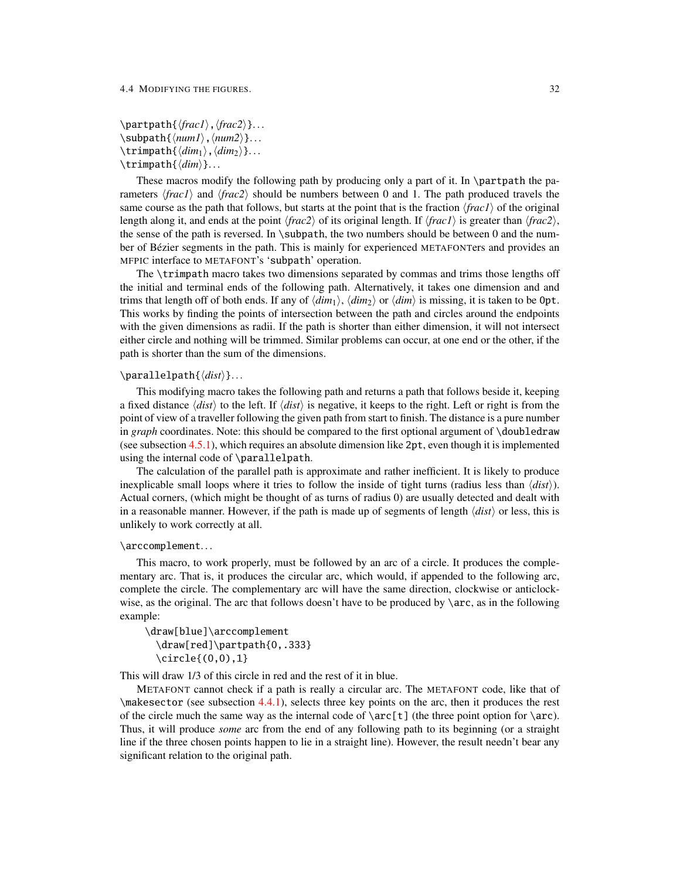`\partpath{⟨frac1⟩,⟨frac2⟩}...`
`\subpath{⟨num1⟩,⟨num2⟩}...`
`\trimpath{⟨dim1⟩,⟨dim2⟩}...`
`\trimpath{⟨dim⟩}...`

These macros modify the following path by producing only a part of it. In `\partpath` the parameters ⟨*frac1*⟩ and ⟨*frac2*⟩ should be numbers between 0 and 1. The path produced travels the same course as the path that follows, but starts at the point that is the fraction ⟨*frac1*⟩ of the original length along it, and ends at the point ⟨*frac2*⟩ of its original length. If ⟨*frac1*⟩ is greater than ⟨*frac2*⟩, the sense of the path is reversed. In `\subpath`, the two numbers should be between 0 and the number of Bézier segments in the path. This is mainly for experienced METAFONTers and provides an MFPIC interface to METAFONT's '`subpath`' operation.

The `\trimpath` macro takes two dimensions separated by commas and trims those lengths off the initial and terminal ends of the following path. Alternatively, it takes one dimension and and trims that length off of both ends. If any of ⟨$dim_1$⟩, ⟨$dim_2$⟩ or ⟨*dim*⟩ is missing, it is taken to be `0pt`. This works by finding the points of intersection between the path and circles around the endpoints with the given dimensions as radii. If the path is shorter than either dimension, it will not intersect either circle and nothing will be trimmed. Similar problems can occur, at one end or the other, if the path is shorter than the sum of the dimensions.

`\parallelpath{⟨dist⟩}...`

This modifying macro takes the following path and returns a path that follows beside it, keeping a fixed distance ⟨*dist*⟩ to the left. If ⟨*dist*⟩ is negative, it keeps to the right. Left or right is from the point of view of a traveller following the given path from start to finish. The distance is a pure number in *graph* coordinates. Note: this should be compared to the first optional argument of `\doubledraw` (see subsection 4.5.1), which requires an absolute dimension like `2pt`, even though it is implemented using the internal code of `\parallelpath`.

The calculation of the parallel path is approximate and rather inefficient. It is likely to produce inexplicable small loops where it tries to follow the inside of tight turns (radius less than ⟨*dist*⟩). Actual corners, (which might be thought of as turns of radius 0) are usually detected and dealt with in a reasonable manner. However, if the path is made up of segments of length ⟨*dist*⟩ or less, this is unlikely to work correctly at all.

`\arccomplement...`

This macro, to work properly, must be followed by an arc of a circle. It produces the complementary arc. That is, it produces the circular arc, which would, if appended to the following arc, complete the circle. The complementary arc will have the same direction, clockwise or anticlockwise, as the original. The arc that follows doesn't have to be produced by `\arc`, as in the following example:

```
\draw[blue]\arccomplement
  \draw[red]\partpath{0,.333}
  \circle{(0,0),1}
```

This will draw 1/3 of this circle in red and the rest of it in blue.

METAFONT cannot check if a path is really a circular arc. The METAFONT code, like that of `\makesector` (see subsection 4.4.1), selects three key points on the arc, then it produces the rest of the circle much the same way as the internal code of `\arc[t]` (the three point option for `\arc`). Thus, it will produce *some* arc from the end of any following path to its beginning (or a straight line if the three chosen points happen to lie in a straight line). However, the result needn't bear any significant relation to the original path.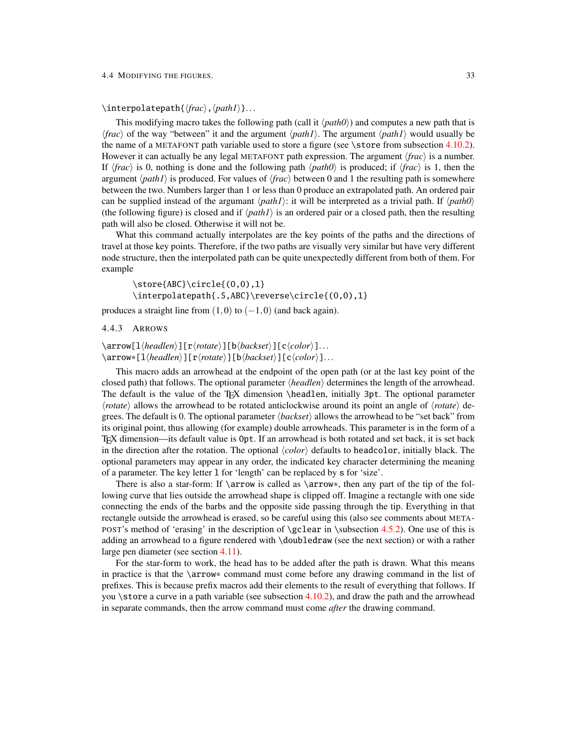`\interpolatepath{⟨frac⟩,⟨path1⟩}...`

This modifying macro takes the following path (call it ⟨*path0*⟩) and computes a new path that is ⟨*frac*⟩ of the way "between" it and the argument ⟨*path1*⟩. The argument ⟨*path1*⟩ would usually be the name of a METAFONT path variable used to store a figure (see `\store` from subsection 4.10.2). However it can actually be any legal METAFONT path expression. The argument ⟨*frac*⟩ is a number. If ⟨*frac*⟩ is 0, nothing is done and the following path ⟨*path0*⟩ is produced; if ⟨*frac*⟩ is 1, then the argument ⟨*path1*⟩ is produced. For values of ⟨*frac*⟩ between 0 and 1 the resulting path is somewhere between the two. Numbers larger than 1 or less than 0 produce an extrapolated path. An ordered pair can be supplied instead of the argumant ⟨*path1*⟩: it will be interpreted as a trivial path. If ⟨*path0*⟩ (the following figure) is closed and if ⟨*path1*⟩ is an ordered pair or a closed path, then the resulting path will also be closed. Otherwise it will not be.

What this command actually interpolates are the key points of the paths and the directions of travel at those key points. Therefore, if the two paths are visually very similar but have very different node structure, then the interpolated path can be quite unexpectedly different from both of them. For example

```
\store{ABC}\circle{(0,0),1}
\interpolatepath{.5,ABC}\reverse\circle{(0,0),1}
```

produces a straight line from $(1,0)$ to $(-1,0)$ (and back again).

### 4.4.3 ARROWS

`\arrow[l⟨headlen⟩][r⟨rotate⟩][b⟨backset⟩][c⟨color⟩]...`
`\arrow*[l⟨headlen⟩][r⟨rotate⟩][b⟨backset⟩][c⟨color⟩]...`

This macro adds an arrowhead at the endpoint of the open path (or at the last key point of the closed path) that follows. The optional parameter ⟨*headlen*⟩ determines the length of the arrowhead. The default is the value of the TeX dimension `\headlen`, initially `3pt`. The optional parameter ⟨*rotate*⟩ allows the arrowhead to be rotated anticlockwise around its point an angle of ⟨*rotate*⟩ degrees. The default is 0. The optional parameter ⟨*backset*⟩ allows the arrowhead to be "set back" from its original point, thus allowing (for example) double arrowheads. This parameter is in the form of a TeX dimension—its default value is `0pt`. If an arrowhead is both rotated and set back, it is set back in the direction after the rotation. The optional ⟨*color*⟩ defaults to `headcolor`, initially black. The optional parameters may appear in any order, the indicated key character determining the meaning of a parameter. The key letter `l` for 'length' can be replaced by `s` for 'size'.

There is also a star-form: If `\arrow` is called as `\arrow*`, then any part of the tip of the following curve that lies outside the arrowhead shape is clipped off. Imagine a rectangle with one side connecting the ends of the barbs and the opposite side passing through the tip. Everything in that rectangle outside the arrowhead is erased, so be careful using this (also see comments about METAPOST's method of 'erasing' in the description of `\gclear` in `\subsection` 4.5.2). One use of this is adding an arrowhead to a figure rendered with `\doubledraw` (see the next section) or with a rather large pen diameter (see section 4.11).

For the star-form to work, the head has to be added after the path is drawn. What this means in practice is that the `\arrow*` command must come before any drawing command in the list of prefixes. This is because prefix macros add their elements to the result of everything that follows. If you `\store` a curve in a path variable (see subsection 4.10.2), and draw the path and the arrowhead in separate commands, then the arrow command must come *after* the drawing command.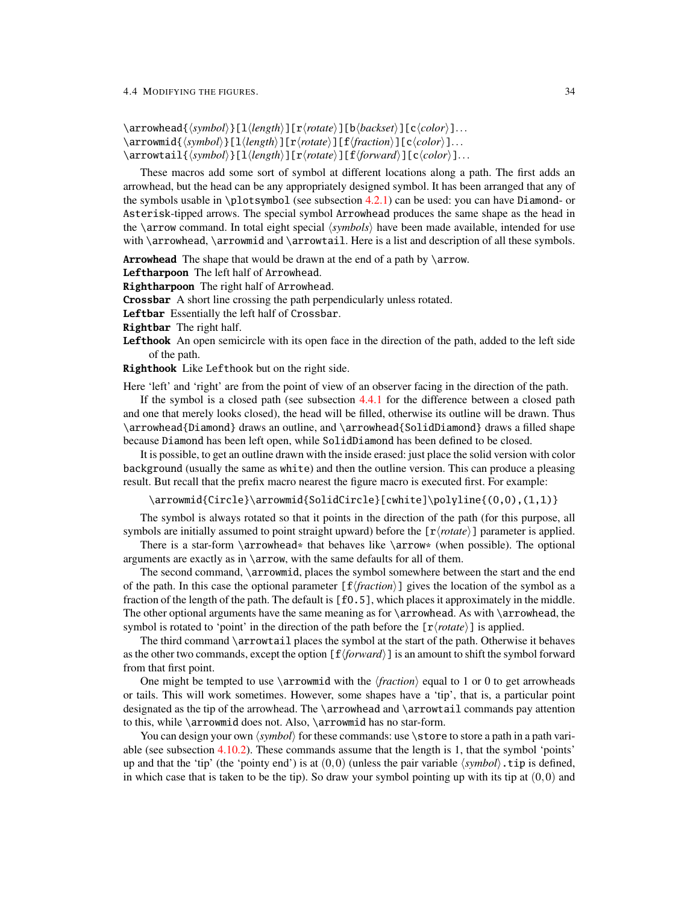`\arrowhead{⟨symbol⟩}[l⟨length⟩][r⟨rotate⟩][b⟨backset⟩][c⟨color⟩]...`
`\arrowmid{⟨symbol⟩}[l⟨length⟩][r⟨rotate⟩][f⟨fraction⟩][c⟨color⟩]...`
`\arrowtail{⟨symbol⟩}[l⟨length⟩][r⟨rotate⟩][f⟨forward⟩][c⟨color⟩]...`

These macros add some sort of symbol at different locations along a path. The first adds an arrowhead, but the head can be any appropriately designed symbol. It has been arranged that any of the symbols usable in `\plotsymbol` (see subsection 4.2.1) can be used: you can have `Diamond`- or `Asterisk`-tipped arrows. The special symbol `Arrowhead` produces the same shape as the head in the `\arrow` command. In total eight special ⟨*symbols*⟩ have been made available, intended for use with `\arrowhead`, `\arrowmid` and `\arrowtail`. Here is a list and description of all these symbols.

**Arrowhead** The shape that would be drawn at the end of a path by `\arrow`.

**Leftharpoon** The left half of `Arrowhead`.

**Rightharpoon** The right half of `Arrowhead`.

**Crossbar** A short line crossing the path perpendicularly unless rotated.

**Leftbar** Essentially the left half of `Crossbar`.

**Rightbar** The right half.

**Lefthook** An open semicircle with its open face in the direction of the path, added to the left side of the path.

**Righthook** Like `Lefthook` but on the right side.

Here 'left' and 'right' are from the point of view of an observer facing in the direction of the path.

If the symbol is a closed path (see subsection 4.4.1 for the difference between a closed path and one that merely looks closed), the head will be filled, otherwise its outline will be drawn. Thus `\arrowhead{Diamond}` draws an outline, and `\arrowhead{SolidDiamond}` draws a filled shape because `Diamond` has been left open, while `SolidDiamond` has been defined to be closed.

It is possible, to get an outline drawn with the inside erased: just place the solid version with color `background` (usually the same as `white`) and then the outline version. This can produce a pleasing result. But recall that the prefix macro nearest the figure macro is executed first. For example:

```
\arrowmid{Circle}\arrowmid{SolidCircle}[cwhite]\polyline{(0,0),(1,1)}
```

The symbol is always rotated so that it points in the direction of the path (for this purpose, all symbols are initially assumed to point straight upward) before the `[r⟨rotate⟩]` parameter is applied.

There is a star-form `\arrowhead*` that behaves like `\arrow*` (when possible). The optional arguments are exactly as in `\arrow`, with the same defaults for all of them.

The second command, `\arrowmid`, places the symbol somewhere between the start and the end of the path. In this case the optional parameter `[f⟨fraction⟩]` gives the location of the symbol as a fraction of the length of the path. The default is `[f0.5]`, which places it approximately in the middle. The other optional arguments have the same meaning as for `\arrowhead`. As with `\arrowhead`, the symbol is rotated to 'point' in the direction of the path before the `[r⟨rotate⟩]` is applied.

The third command `\arrowtail` places the symbol at the start of the path. Otherwise it behaves as the other two commands, except the option `[f⟨forward⟩]` is an amount to shift the symbol forward from that first point.

One might be tempted to use `\arrowmid` with the ⟨*fraction*⟩ equal to 1 or 0 to get arrowheads or tails. This will work sometimes. However, some shapes have a 'tip', that is, a particular point designated as the tip of the arrowhead. The `\arrowhead` and `\arrowtail` commands pay attention to this, while `\arrowmid` does not. Also, `\arrowmid` has no star-form.

You can design your own ⟨*symbol*⟩ for these commands: use `\store` to store a path in a path variable (see subsection 4.10.2). These commands assume that the length is 1, that the symbol 'points' up and that the 'tip' (the 'pointy end') is at $(0,0)$ (unless the pair variable ⟨*symbol*⟩`.tip` is defined, in which case that is taken to be the tip). So draw your symbol pointing up with its tip at $(0,0)$ and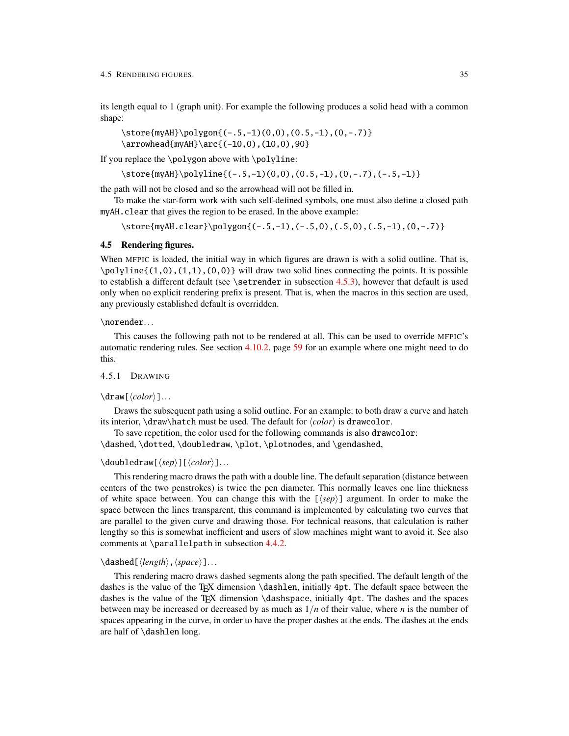its length equal to 1 (graph unit). For example the following produces a solid head with a common shape:

```
\store{myAH}\polygon{(-.5,-1)(0,0),(0.5,-1),(0,-.7)}
\arrowhead{myAH}\arc{(-10,0),(10,0),90}
```

If you replace the `\polygon` above with `\polyline`:

```
\store{myAH}\polyline{(-.5,-1)(0,0),(0.5,-1),(0,-.7),(-.5,-1)}
```

the path will not be closed and so the arrowhead will not be filled in.

To make the star-form work with such self-defined symbols, one must also define a closed path `myAH.clear` that gives the region to be erased. In the above example:

```
\store{myAH.clear}\polygon{(-.5,-1),(-.5,0),(.5,0),(.5,-1),(0,-.7)}
```

## 4.5 Rendering figures.

When MFPIC is loaded, the initial way in which figures are drawn is with a solid outline. That is, `\polyline{(1,0),(1,1),(0,0)}` will draw two solid lines connecting the points. It is possible to establish a different default (see `\setrender` in subsection 4.5.3), however that default is used only when no explicit rendering prefix is present. That is, when the macros in this section are used, any previously established default is overridden.

`\norender`...

This causes the following path not to be rendered at all. This can be used to override MFPIC's automatic rendering rules. See section 4.10.2, page 59 for an example where one might need to do this.

### 4.5.1 Drawing

`\draw[`⟨*color*⟩`]`...

Draws the subsequent path using a solid outline. For an example: to both draw a curve and hatch its interior, `\draw\hatch` must be used. The default for ⟨*color*⟩ is `drawcolor`.

To save repetition, the color used for the following commands is also `drawcolor`: `\dashed`, `\dotted`, `\doubledraw`, `\plot`, `\plotnodes`, and `\gendashed`,

`\doubledraw[`⟨*sep*⟩`][`⟨*color*⟩`]`...

This rendering macro draws the path with a double line. The default separation (distance between centers of the two penstrokes) is twice the pen diameter. This normally leaves one line thickness of white space between. You can change this with the `[`⟨*sep*⟩`]` argument. In order to make the space between the lines transparent, this command is implemented by calculating two curves that are parallel to the given curve and drawing those. For technical reasons, that calculation is rather lengthy so this is somewhat inefficient and users of slow machines might want to avoid it. See also comments at `\parallelpath` in subsection 4.4.2.

`\dashed[`⟨*length*⟩`,`⟨*space*⟩`]`...

This rendering macro draws dashed segments along the path specified. The default length of the dashes is the value of the TEX dimension `\dashlen`, initially `4pt`. The default space between the dashes is the value of the TEX dimension `\dashspace`, initially `4pt`. The dashes and the spaces between may be increased or decreased by as much as $1/n$ of their value, where $n$ is the number of spaces appearing in the curve, in order to have the proper dashes at the ends. The dashes at the ends are half of `\dashlen` long.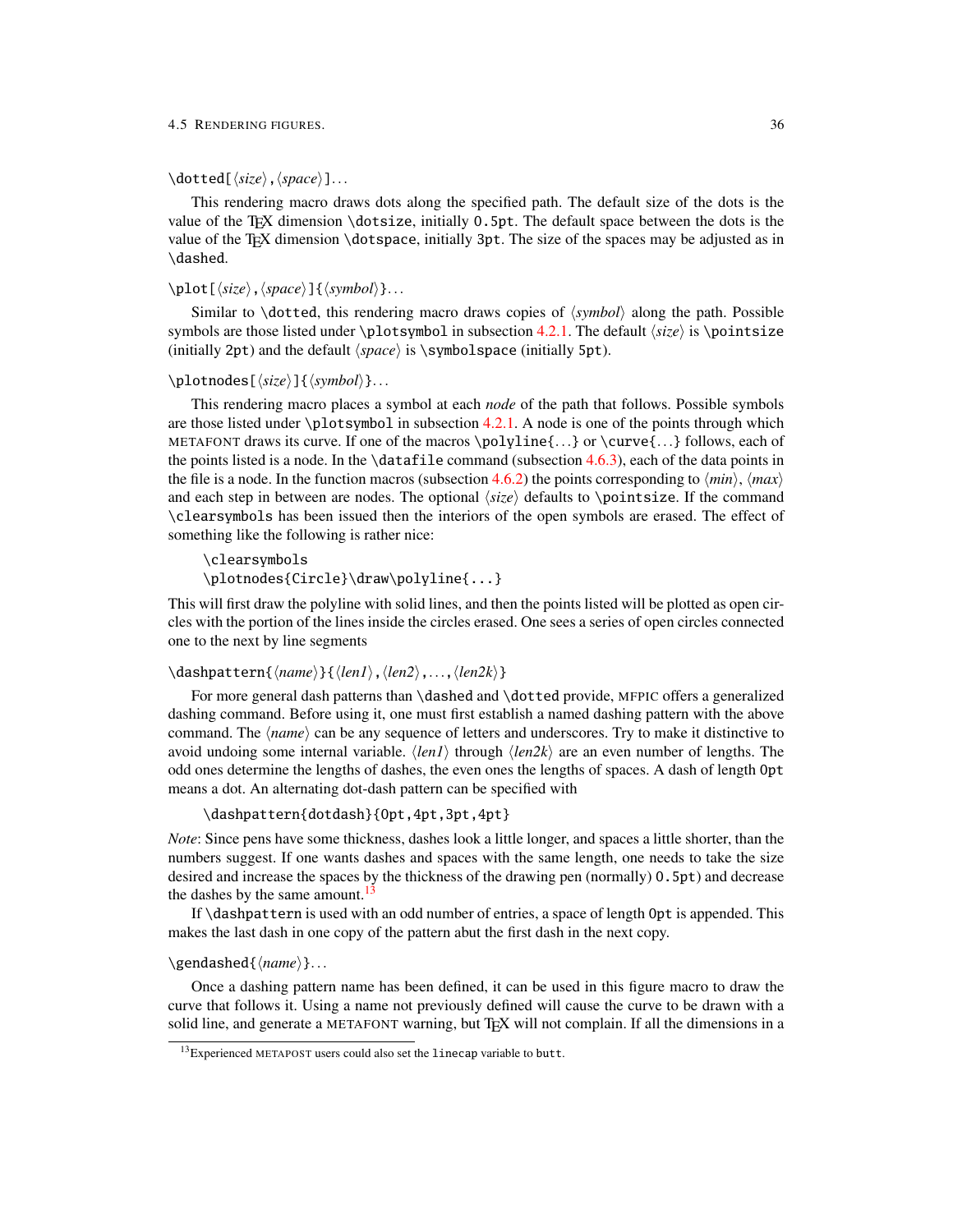\dotted[⟨*size*⟩,⟨*space*⟩]...

This rendering macro draws dots along the specified path. The default size of the dots is the value of the TeX dimension `\dotsize`, initially `0.5pt`. The default space between the dots is the value of the TeX dimension `\dotspace`, initially `3pt`. The size of the spaces may be adjusted as in `\dashed`.

\plot[⟨*size*⟩,⟨*space*⟩]{⟨*symbol*⟩}...

Similar to `\dotted`, this rendering macro draws copies of ⟨*symbol*⟩ along the path. Possible symbols are those listed under `\plotsymbol` in subsection 4.2.1. The default ⟨*size*⟩ is `\pointsize` (initially `2pt`) and the default ⟨*space*⟩ is `\symbolspace` (initially `5pt`).

\plotnodes[⟨*size*⟩]{⟨*symbol*⟩}...

This rendering macro places a symbol at each *node* of the path that follows. Possible symbols are those listed under `\plotsymbol` in subsection 4.2.1. A node is one of the points through which METAFONT draws its curve. If one of the macros `\polyline{...}` or `\curve{...}` follows, each of the points listed is a node. In the `\datafile` command (subsection 4.6.3), each of the data points in the file is a node. In the function macros (subsection 4.6.2) the points corresponding to ⟨*min*⟩, ⟨*max*⟩ and each step in between are nodes. The optional ⟨*size*⟩ defaults to `\pointsize`. If the command `\clearsymbols` has been issued then the interiors of the open symbols are erased. The effect of something like the following is rather nice:

```
\clearsymbols
\plotnodes{Circle}\draw\polyline{...}
```

This will first draw the polyline with solid lines, and then the points listed will be plotted as open circles with the portion of the lines inside the circles erased. One sees a series of open circles connected one to the next by line segments

\dashpattern{⟨*name*⟩}{⟨*len1*⟩,⟨*len2*⟩,...,⟨*len2k*⟩}

For more general dash patterns than `\dashed` and `\dotted` provide, MFPIC offers a generalized dashing command. Before using it, one must first establish a named dashing pattern with the above command. The ⟨*name*⟩ can be any sequence of letters and underscores. Try to make it distinctive to avoid undoing some internal variable. ⟨*len1*⟩ through ⟨*len2k*⟩ are an even number of lengths. The odd ones determine the lengths of dashes, the even ones the lengths of spaces. A dash of length `0pt` means a dot. An alternating dot-dash pattern can be specified with

```
\dashpattern{dotdash}{0pt,4pt,3pt,4pt}
```

*Note*: Since pens have some thickness, dashes look a little longer, and spaces a little shorter, than the numbers suggest. If one wants dashes and spaces with the same length, one needs to take the size desired and increase the spaces by the thickness of the drawing pen (normally) `0.5pt`) and decrease the dashes by the same amount.[13]

If `\dashpattern` is used with an odd number of entries, a space of length `0pt` is appended. This makes the last dash in one copy of the pattern abut the first dash in the next copy.

\gendashed{⟨*name*⟩}...

Once a dashing pattern name has been defined, it can be used in this figure macro to draw the curve that follows it. Using a name not previously defined will cause the curve to be drawn with a solid line, and generate a METAFONT warning, but TeX will not complain. If all the dimensions in a

[13] Experienced METAPOST users could also set the `linecap` variable to `butt`.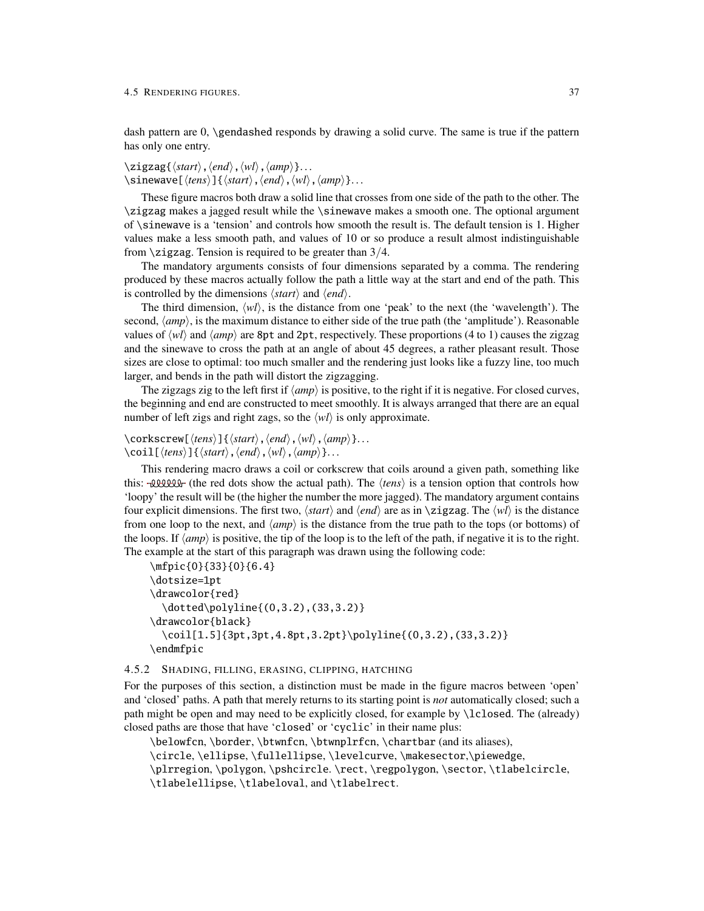dash pattern are 0, `\gendashed` responds by drawing a solid curve. The same is true if the pattern has only one entry.

`\zigzag{`⟨*start*⟩`,`⟨*end*⟩`,`⟨*wl*⟩`,`⟨*amp*⟩`}`...
`\sinewave[`⟨*tens*⟩`]{`⟨*start*⟩`,`⟨*end*⟩`,`⟨*wl*⟩`,`⟨*amp*⟩`}`...

These figure macros both draw a solid line that crosses from one side of the path to the other. The `\zigzag` makes a jagged result while the `\sinewave` makes a smooth one. The optional argument of `\sinewave` is a 'tension' and controls how smooth the result is. The default tension is 1. Higher values make a less smooth path, and values of 10 or so produce a result almost indistinguishable from `\zigzag`. Tension is required to be greater than 3/4.

The mandatory arguments consists of four dimensions separated by a comma. The rendering produced by these macros actually follow the path a little way at the start and end of the path. This is controlled by the dimensions ⟨*start*⟩ and ⟨*end*⟩.

The third dimension, ⟨*wl*⟩, is the distance from one 'peak' to the next (the 'wavelength'). The second, ⟨*amp*⟩, is the maximum distance to either side of the true path (the 'amplitude'). Reasonable values of ⟨*wl*⟩ and ⟨*amp*⟩ are `8pt` and `2pt`, respectively. These proportions (4 to 1) causes the zigzag and the sinewave to cross the path at an angle of about 45 degrees, a rather pleasant result. Those sizes are close to optimal: too much smaller and the rendering just looks like a fuzzy line, too much larger, and bends in the path will distort the zigzagging.

The zigzags zig to the left first if ⟨*amp*⟩ is positive, to the right if it is negative. For closed curves, the beginning and end are constructed to meet smoothly. It is always arranged that there are an equal number of left zigs and right zags, so the ⟨*wl*⟩ is only approximate.

`\corkscrew[`⟨*tens*⟩`]{`⟨*start*⟩`,`⟨*end*⟩`,`⟨*wl*⟩`,`⟨*amp*⟩`}`...
`\coil[`⟨*tens*⟩`]{`⟨*start*⟩`,`⟨*end*⟩`,`⟨*wl*⟩`,`⟨*amp*⟩`}`...

This rendering macro draws a coil or corkscrew that coils around a given path, something like this: (the red dots show the actual path). The ⟨*tens*⟩ is a tension option that controls how 'loopy' the result will be (the higher the number the more jagged). The mandatory argument contains four explicit dimensions. The first two, ⟨*start*⟩ and ⟨*end*⟩ are as in `\zigzag`. The ⟨*wl*⟩ is the distance from one loop to the next, and ⟨*amp*⟩ is the distance from the true path to the tops (or bottoms) of the loops. If ⟨*amp*⟩ is positive, the tip of the loop is to the left of the path, if negative it is to the right. The example at the start of this paragraph was drawn using the following code:

```
\mfpic{0}{33}{0}{6.4}
\dotsize=1pt
\drawcolor{red}
  \dotted\polyline{(0,3.2),(33,3.2)}
\drawcolor{black}
  \coil[1.5]{3pt,3pt,4.8pt,3.2pt}\polyline{(0,3.2),(33,3.2)}
\endmfpic
```

### 4.5.2 Shading, filling, erasing, clipping, hatching

For the purposes of this section, a distinction must be made in the figure macros between 'open' and 'closed' paths. A path that merely returns to its starting point is *not* automatically closed; such a path might be open and may need to be explicitly closed, for example by `\lclosed`. The (already) closed paths are those that have '`closed`' or '`cyclic`' in their name plus:

`\belowfcn`, `\border`, `\btwnfcn`, `\btwnplrfcn`, `\chartbar` (and its aliases), `\circle`, `\ellipse`, `\fullellipse`, `\levelcurve`, `\makesector`,`\piewedge`, `\plrregion`, `\polygon`, `\pshcircle`. `\rect`, `\regpolygon`, `\sector`, `\tlabelcircle`, `\tlabelellipse`, `\tlabeloval`, and `\tlabelrect`.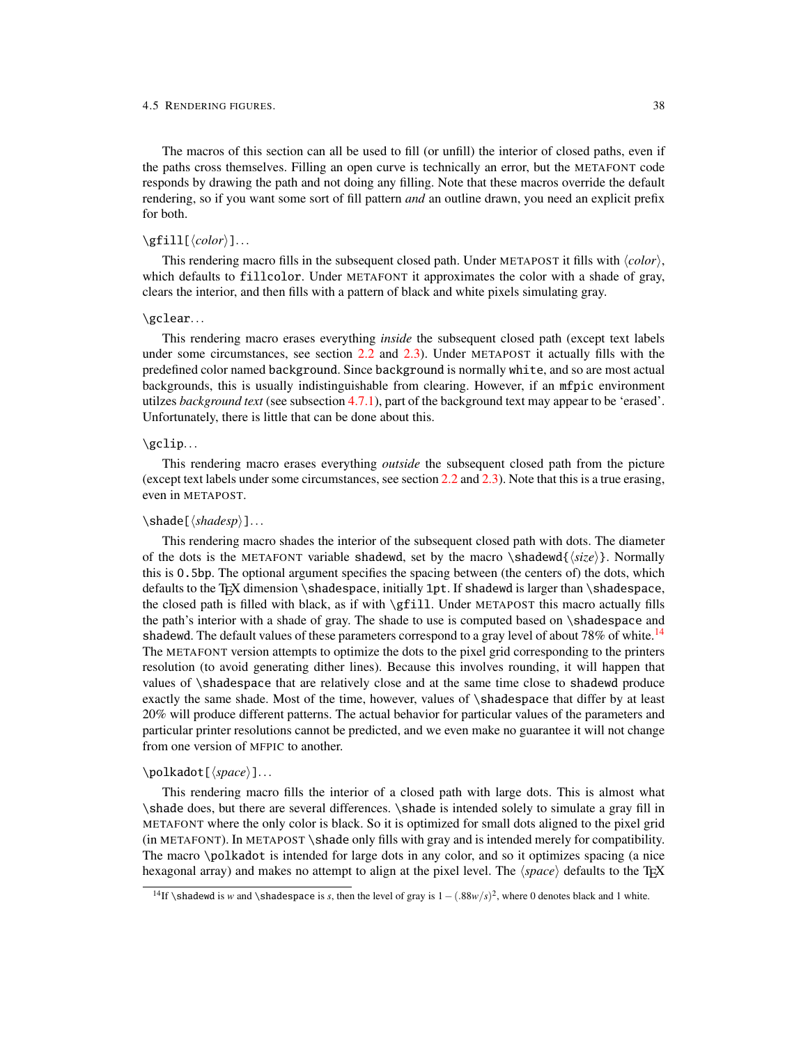The macros of this section can all be used to fill (or unfill) the interior of closed paths, even if the paths cross themselves. Filling an open curve is technically an error, but the METAFONT code responds by drawing the path and not doing any filling. Note that these macros override the default rendering, so if you want some sort of fill pattern *and* an outline drawn, you need an explicit prefix for both.

`\gfill[`⟨*color*⟩`]`...

This rendering macro fills in the subsequent closed path. Under METAPOST it fills with ⟨*color*⟩, which defaults to `fillcolor`. Under METAFONT it approximates the color with a shade of gray, clears the interior, and then fills with a pattern of black and white pixels simulating gray.

`\gclear`...

This rendering macro erases everything *inside* the subsequent closed path (except text labels under some circumstances, see section 2.2 and 2.3). Under METAPOST it actually fills with the predefined color named `background`. Since `background` is normally `white`, and so are most actual backgrounds, this is usually indistinguishable from clearing. However, if an `mfpic` environment utilzes *background text* (see subsection 4.7.1), part of the background text may appear to be 'erased'. Unfortunately, there is little that can be done about this.

`\gclip`...

This rendering macro erases everything *outside* the subsequent closed path from the picture (except text labels under some circumstances, see section 2.2 and 2.3). Note that this is a true erasing, even in METAPOST.

`\shade[`⟨*shadesp*⟩`]`...

This rendering macro shades the interior of the subsequent closed path with dots. The diameter of the dots is the METAFONT variable `shadewd`, set by the macro `\shadewd{`⟨*size*⟩`}`. Normally this is `0.5bp`. The optional argument specifies the spacing between (the centers of) the dots, which defaults to the TeX dimension `\shadespace`, initially `1pt`. If `shadewd` is larger than `\shadespace`, the closed path is filled with black, as if with `\gfill`. Under METAPOST this macro actually fills the path's interior with a shade of gray. The shade to use is computed based on `\shadespace` and `shadewd`. The default values of these parameters correspond to a gray level of about 78% of white.[14] The METAFONT version attempts to optimize the dots to the pixel grid corresponding to the printers resolution (to avoid generating dither lines). Because this involves rounding, it will happen that values of `\shadespace` that are relatively close and at the same time close to `shadewd` produce exactly the same shade. Most of the time, however, values of `\shadespace` that differ by at least 20% will produce different patterns. The actual behavior for particular values of the parameters and particular printer resolutions cannot be predicted, and we even make no guarantee it will not change from one version of MFPIC to another.

`\polkadot[`⟨*space*⟩`]`...

This rendering macro fills the interior of a closed path with large dots. This is almost what `\shade` does, but there are several differences. `\shade` is intended solely to simulate a gray fill in METAFONT where the only color is black. So it is optimized for small dots aligned to the pixel grid (in METAFONT). In METAPOST `\shade` only fills with gray and is intended merely for compatibility. The macro `\polkadot` is intended for large dots in any color, and so it optimizes spacing (a nice hexagonal array) and makes no attempt to align at the pixel level. The ⟨*space*⟩ defaults to the TeX

[14] If `\shadewd` is $w$ and `\shadespace` is $s$, then the level of gray is $1-(.88w/s)^2$, where 0 denotes black and 1 white.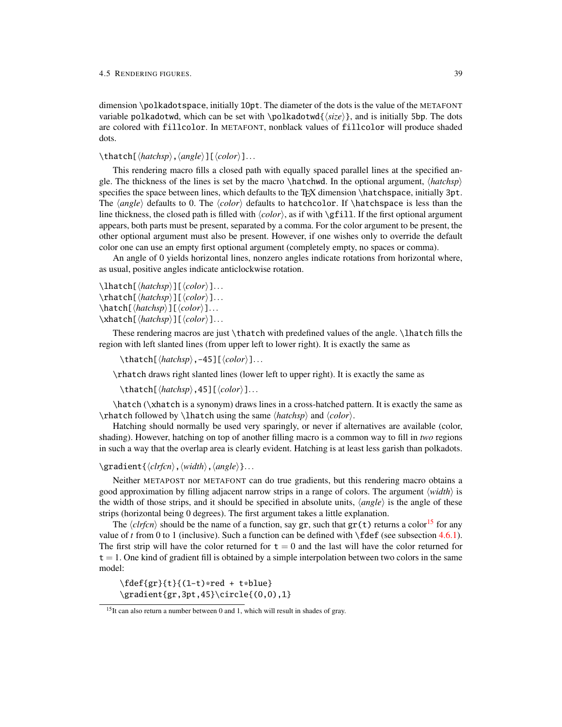dimension `\polkadotspace`, initially `10pt`. The diameter of the dots is the value of the METAFONT variable `polkadotwd`, which can be set with `\polkadotwd{⟨size⟩}`, and is initially `5bp`. The dots are colored with `fillcolor`. In METAFONT, nonblack values of `fillcolor` will produce shaded dots.

`\thatch[⟨hatchsp⟩,⟨angle⟩][⟨color⟩]...`

This rendering macro fills a closed path with equally spaced parallel lines at the specified angle. The thickness of the lines is set by the macro `\hatchwd`. In the optional argument, ⟨*hatchsp*⟩ specifies the space between lines, which defaults to the TEX dimension `\hatchspace`, initially `3pt`. The ⟨*angle*⟩ defaults to 0. The ⟨*color*⟩ defaults to `hatchcolor`. If `\hatchspace` is less than the line thickness, the closed path is filled with ⟨*color*⟩, as if with `\gfill`. If the first optional argument appears, both parts must be present, separated by a comma. For the color argument to be present, the other optional argument must also be present. However, if one wishes only to override the default color one can use an empty first optional argument (completely empty, no spaces or comma).

An angle of 0 yields horizontal lines, nonzero angles indicate rotations from horizontal where, as usual, positive angles indicate anticlockwise rotation.

`\lhatch[⟨hatchsp⟩][⟨color⟩]...`
`\rhatch[⟨hatchsp⟩][⟨color⟩]...`
`\hatch[⟨hatchsp⟩][⟨color⟩]...`
`\xhatch[⟨hatchsp⟩][⟨color⟩]...`

These rendering macros are just `\thatch` with predefined values of the angle. `\lhatch` fills the region with left slanted lines (from upper left to lower right). It is exactly the same as

`\thatch[⟨hatchsp⟩,-45][⟨color⟩]...`

`\rhatch` draws right slanted lines (lower left to upper right). It is exactly the same as

`\thatch[⟨hatchsp⟩,45][⟨color⟩]...`

`\hatch` (`\xhatch` is a synonym) draws lines in a cross-hatched pattern. It is exactly the same as `\rhatch` followed by `\lhatch` using the same ⟨*hatchsp*⟩ and ⟨*color*⟩.

Hatching should normally be used very sparingly, or never if alternatives are available (color, shading). However, hatching on top of another filling macro is a common way to fill in *two* regions in such a way that the overlap area is clearly evident. Hatching is at least less garish than polkadots.

`\gradient{⟨clrfcn⟩,⟨width⟩,⟨angle⟩}...`

Neither METAPOST nor METAFONT can do true gradients, but this rendering macro obtains a good approximation by filling adjacent narrow strips in a range of colors. The argument ⟨*width*⟩ is the width of those strips, and it should be specified in absolute units, ⟨*angle*⟩ is the angle of these strips (horizontal being 0 degrees). The first argument takes a little explanation.

The ⟨*clrfcn*⟩ should be the name of a function, say `gr`, such that `gr(t)` returns a color[15] for any value of $t$ from 0 to 1 (inclusive). Such a function can be defined with `\fdef` (see subsection 4.6.1). The first strip will have the color returned for $\mathtt{t} = 0$ and the last will have the color returned for $\mathtt{t} = 1$. One kind of gradient fill is obtained by a simple interpolation between two colors in the same model:

```
\fdef{gr}{t}{(1-t)*red + t*blue}
\gradient{gr,3pt,45}\circle{(0,0),1}
```

[15] It can also return a number between 0 and 1, which will result in shades of gray.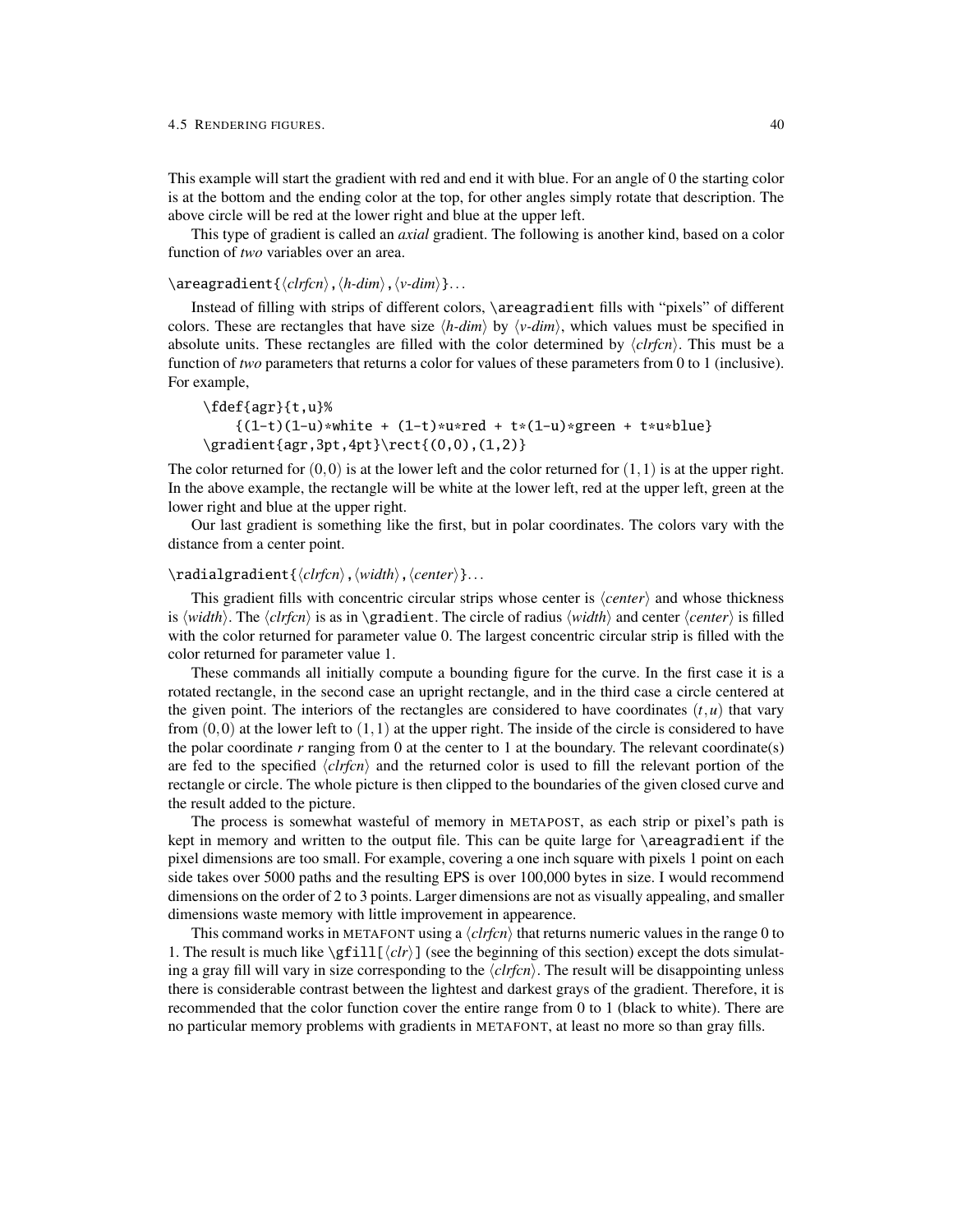This example will start the gradient with red and end it with blue. For an angle of 0 the starting color is at the bottom and the ending color at the top, for other angles simply rotate that description. The above circle will be red at the lower right and blue at the upper left.

This type of gradient is called an *axial* gradient. The following is another kind, based on a color function of *two* variables over an area.

`\areagradient{`⟨*clrfcn*⟩`,`⟨*h-dim*⟩`,`⟨*v-dim*⟩`}`...

Instead of filling with strips of different colors, `\areagradient` fills with "pixels" of different colors. These are rectangles that have size ⟨*h-dim*⟩ by ⟨*v-dim*⟩, which values must be specified in absolute units. These rectangles are filled with the color determined by ⟨*clrfcn*⟩. This must be a function of *two* parameters that returns a color for values of these parameters from 0 to 1 (inclusive). For example,

```
\fdef{agr}{t,u}%
    {(1-t)(1-u)*white + (1-t)*u*red + t*(1-u)*green + t*u*blue}
\gradient{agr,3pt,4pt}\rect{(0,0),(1,2)}
```

The color returned for $(0,0)$ is at the lower left and the color returned for $(1,1)$ is at the upper right. In the above example, the rectangle will be white at the lower left, red at the upper left, green at the lower right and blue at the upper right.

Our last gradient is something like the first, but in polar coordinates. The colors vary with the distance from a center point.

`\radialgradient{`⟨*clrfcn*⟩`,`⟨*width*⟩`,`⟨*center*⟩`}`...

This gradient fills with concentric circular strips whose center is ⟨*center*⟩ and whose thickness is ⟨*width*⟩. The ⟨*clrfcn*⟩ is as in `\gradient`. The circle of radius ⟨*width*⟩ and center ⟨*center*⟩ is filled with the color returned for parameter value 0. The largest concentric circular strip is filled with the color returned for parameter value 1.

These commands all initially compute a bounding figure for the curve. In the first case it is a rotated rectangle, in the second case an upright rectangle, and in the third case a circle centered at the given point. The interiors of the rectangles are considered to have coordinates $(t,u)$ that vary from $(0,0)$ at the lower left to $(1,1)$ at the upper right. The inside of the circle is considered to have the polar coordinate $r$ ranging from 0 at the center to 1 at the boundary. The relevant coordinate(s) are fed to the specified ⟨*clrfcn*⟩ and the returned color is used to fill the relevant portion of the rectangle or circle. The whole picture is then clipped to the boundaries of the given closed curve and the result added to the picture.

The process is somewhat wasteful of memory in METAPOST, as each strip or pixel's path is kept in memory and written to the output file. This can be quite large for `\areagradient` if the pixel dimensions are too small. For example, covering a one inch square with pixels 1 point on each side takes over 5000 paths and the resulting EPS is over 100,000 bytes in size. I would recommend dimensions on the order of 2 to 3 points. Larger dimensions are not as visually appealing, and smaller dimensions waste memory with little improvement in appearence.

This command works in METAFONT using a ⟨*clrfcn*⟩ that returns numeric values in the range 0 to 1. The result is much like `\gfill[`⟨*clr*⟩`]` (see the beginning of this section) except the dots simulating a gray fill will vary in size corresponding to the ⟨*clrfcn*⟩. The result will be disappointing unless there is considerable contrast between the lightest and darkest grays of the gradient. Therefore, it is recommended that the color function cover the entire range from 0 to 1 (black to white). There are no particular memory problems with gradients in METAFONT, at least no more so than gray fills.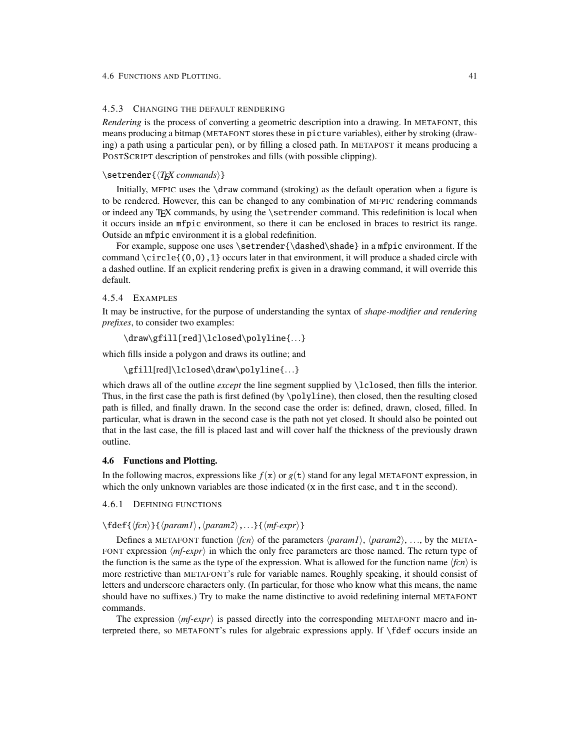#### 4.5.3 Changing the default rendering

*Rendering* is the process of converting a geometric description into a drawing. In METAFONT, this means producing a bitmap (METAFONT stores these in `picture` variables), either by stroking (drawing) a path using a particular pen), or by filling a closed path. In METAPOST it means producing a POSTSCRIPT description of penstrokes and fills (with possible clipping).

`\setrender{`⟨*TEX commands*⟩`}`

Initially, MFPIC uses the `\draw` command (stroking) as the default operation when a figure is to be rendered. However, this can be changed to any combination of MFPIC rendering commands or indeed any TEX commands, by using the `\setrender` command. This redefinition is local when it occurs inside an `mfpic` environment, so there it can be enclosed in braces to restrict its range. Outside an `mfpic` environment it is a global redefinition.

For example, suppose one uses `\setrender{\dashed\shade}` in a `mfpic` environment. If the command `\circle{(0,0),1}` occurs later in that environment, it will produce a shaded circle with a dashed outline. If an explicit rendering prefix is given in a drawing command, it will override this default.

#### 4.5.4 Examples

It may be instructive, for the purpose of understanding the syntax of *shape-modifier and rendering prefixes*, to consider two examples:

```
\draw\gfill[red]\lclosed\polyline{...}
```

which fills inside a polygon and draws its outline; and

```
\gfill[red]\lclosed\draw\polyline{...}
```

which draws all of the outline *except* the line segment supplied by `\lclosed`, then fills the interior. Thus, in the first case the path is first defined (by `\polyline`), then closed, then the resulting closed path is filled, and finally drawn. In the second case the order is: defined, drawn, closed, filled. In particular, what is drawn in the second case is the path not yet closed. It should also be pointed out that in the last case, the fill is placed last and will cover half the thickness of the previously drawn outline.

### 4.6 Functions and Plotting.

In the following macros, expressions like $f(\mathtt{x})$ or $g(\mathtt{t})$ stand for any legal METAFONT expression, in which the only unknown variables are those indicated (`x` in the first case, and `t` in the second).

#### 4.6.1 Defining functions

`\fdef{`⟨*fcn*⟩`}{`⟨*param1*⟩`,`⟨*param2*⟩`,...}{`⟨*mf-expr*⟩`}`

Defines a METAFONT function ⟨*fcn*⟩ of the parameters ⟨*param1*⟩, ⟨*param2*⟩, ..., by the METAFONT expression ⟨*mf-expr*⟩ in which the only free parameters are those named. The return type of the function is the same as the type of the expression. What is allowed for the function name ⟨*fcn*⟩ is more restrictive than METAFONT's rule for variable names. Roughly speaking, it should consist of letters and underscore characters only. (In particular, for those who know what this means, the name should have no suffixes.) Try to make the name distinctive to avoid redefining internal METAFONT commands.

The expression ⟨*mf-expr*⟩ is passed directly into the corresponding METAFONT macro and interpreted there, so METAFONT's rules for algebraic expressions apply. If `\fdef` occurs inside an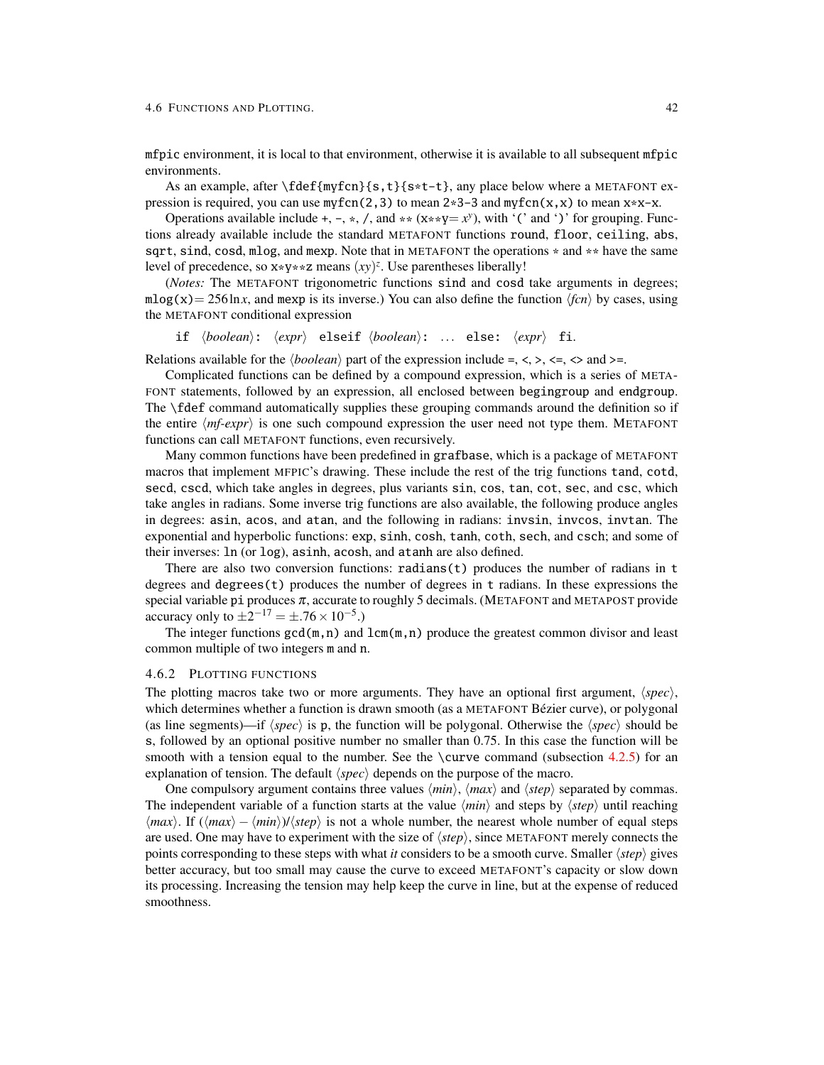mfpic environment, it is local to that environment, otherwise it is available to all subsequent mfpic environments.

As an example, after `\fdef{myfcn}{s,t}{s*t-t}`, any place below where a METAFONT expression is required, you can use `myfcn(2,3)` to mean `2*3-3` and `myfcn(x,x)` to mean `x*x-x`.

Operations available include `+`, `-`, `*`, `/`, and `**` (`x**y`$= x^y$), with '`(`' and '`)`' for grouping. Functions already available include the standard METAFONT functions `round`, `floor`, `ceiling`, `abs`, `sqrt`, `sind`, `cosd`, `mlog`, and `mexp`. Note that in METAFONT the operations `*` and `**` have the same level of precedence, so `x*y**z` means $(xy)^z$. Use parentheses liberally!

(*Notes:* The METAFONT trigonometric functions `sind` and `cosd` take arguments in degrees; `mlog(x)`$= 256 \ln x$, and `mexp` is its inverse.) You can also define the function ⟨*fcn*⟩ by cases, using the METAFONT conditional expression

`if` ⟨*boolean*⟩`:` ⟨*expr*⟩ `elseif` ⟨*boolean*⟩`:` ... `else:` ⟨*expr*⟩ `fi`.

Relations available for the ⟨*boolean*⟩ part of the expression include `=`, `<`, `>`, `<=`, `<>` and `>=`.

Complicated functions can be defined by a compound expression, which is a series of METAFONT statements, followed by an expression, all enclosed between `begingroup` and `endgroup`. The `\fdef` command automatically supplies these grouping commands around the definition so if the entire ⟨*mf-expr*⟩ is one such compound expression the user need not type them. METAFONT functions can call METAFONT functions, even recursively.

Many common functions have been predefined in `grafbase`, which is a package of METAFONT macros that implement MFPIC's drawing. These include the rest of the trig functions `tand`, `cotd`, `secd`, `cscd`, which take angles in degrees, plus variants `sin`, `cos`, `tan`, `cot`, `sec`, and `csc`, which take angles in radians. Some inverse trig functions are also available, the following produce angles in degrees: `asin`, `acos`, and `atan`, and the following in radians: `invsin`, `invcos`, `invtan`. The exponential and hyperbolic functions: `exp`, `sinh`, `cosh`, `tanh`, `coth`, `sech`, and `csch`; and some of their inverses: `ln` (or `log`), `asinh`, `acosh`, and `atanh` are also defined.

There are also two conversion functions: `radians(t)` produces the number of radians in `t` degrees and `degrees(t)` produces the number of degrees in `t` radians. In these expressions the special variable `pi` produces $\pi$, accurate to roughly 5 decimals. (METAFONT and METAPOST provide accuracy only to $\pm 2^{-17} = \pm.76 \times 10^{-5}$.)

The integer functions `gcd(m,n)` and `lcm(m,n)` produce the greatest common divisor and least common multiple of two integers `m` and `n`.

### 4.6.2 Plotting functions

The plotting macros take two or more arguments. They have an optional first argument, ⟨*spec*⟩, which determines whether a function is drawn smooth (as a METAFONT Bézier curve), or polygonal (as line segments)—if ⟨*spec*⟩ is `p`, the function will be polygonal. Otherwise the ⟨*spec*⟩ should be `s`, followed by an optional positive number no smaller than 0.75. In this case the function will be smooth with a tension equal to the number. See the `\curve` command (subsection 4.2.5) for an explanation of tension. The default ⟨*spec*⟩ depends on the purpose of the macro.

One compulsory argument contains three values ⟨*min*⟩, ⟨*max*⟩ and ⟨*step*⟩ separated by commas. The independent variable of a function starts at the value ⟨*min*⟩ and steps by ⟨*step*⟩ until reaching ⟨*max*⟩. If (⟨*max*⟩ − ⟨*min*⟩)/⟨*step*⟩ is not a whole number, the nearest whole number of equal steps are used. One may have to experiment with the size of ⟨*step*⟩, since METAFONT merely connects the points corresponding to these steps with what *it* considers to be a smooth curve. Smaller ⟨*step*⟩ gives better accuracy, but too small may cause the curve to exceed METAFONT's capacity or slow down its processing. Increasing the tension may help keep the curve in line, but at the expense of reduced smoothness.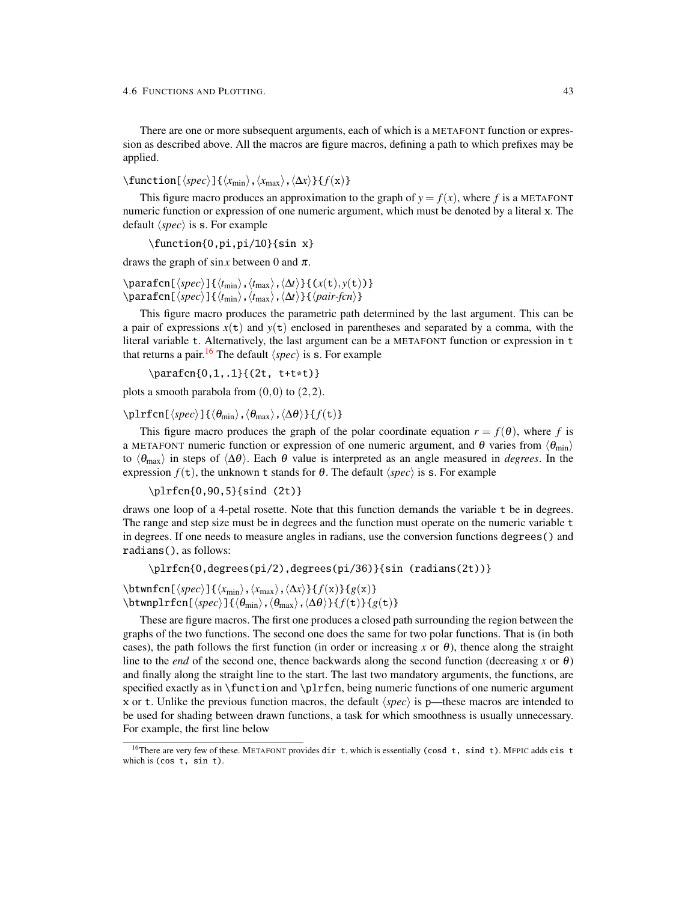There are one or more subsequent arguments, each of which is a METAFONT function or expression as described above. All the macros are figure macros, defining a path to which prefixes may be applied.

`\function[`⟨*spec*⟩`]{`⟨$x_{\min}$⟩`,`⟨$x_{\max}$⟩`,`⟨$\Delta x$⟩`}{`$f$`(x)}`

This figure macro produces an approximation to the graph of $y = f(x)$, where $f$ is a METAFONT numeric function or expression of one numeric argument, which must be denoted by a literal `x`. The default ⟨*spec*⟩ is `s`. For example

```
\function{0,pi,pi/10}{sin x}
```

draws the graph of $\sin x$ between 0 and $\pi$.

`\parafcn[`⟨*spec*⟩`]{`⟨$t_{\min}$⟩`,`⟨$t_{\max}$⟩`,`⟨$\Delta t$⟩`}{(`$x$`(t),`$y$`(t))}`
`\parafcn[`⟨*spec*⟩`]{`⟨$t_{\min}$⟩`,`⟨$t_{\max}$⟩`,`⟨$\Delta t$⟩`}{`⟨*pair-fcn*⟩`}`

This figure macro produces the parametric path determined by the last argument. This can be a pair of expressions $x$(`t`) and $y$(`t`) enclosed in parentheses and separated by a comma, with the literal variable `t`. Alternatively, the last argument can be a METAFONT function or expression in `t` that returns a pair.[16] The default ⟨*spec*⟩ is `s`. For example

```
\parafcn{0,1,.1}{(2t, t+t*t)}
```

plots a smooth parabola from $(0,0)$ to $(2,2)$.

`\plrfcn[`⟨*spec*⟩`]{`⟨$\theta_{\min}$⟩`,`⟨$\theta_{\max}$⟩`,`⟨$\Delta\theta$⟩`}{`$f$`(t)}`

This figure macro produces the graph of the polar coordinate equation $r = f(\theta)$, where $f$ is a METAFONT numeric function or expression of one numeric argument, and $\theta$ varies from ⟨$\theta_{\min}$⟩ to ⟨$\theta_{\max}$⟩ in steps of ⟨$\Delta\theta$⟩. Each $\theta$ value is interpreted as an angle measured in *degrees*. In the expression $f$(`t`), the unknown `t` stands for $\theta$. The default ⟨*spec*⟩ is `s`. For example

```
\plrfcn{0,90,5}{sind (2t)}
```

draws one loop of a 4-petal rosette. Note that this function demands the variable `t` be in degrees. The range and step size must be in degrees and the function must operate on the numeric variable `t` in degrees. If one needs to measure angles in radians, use the conversion functions `degrees()` and `radians()`, as follows:

```
\plrfcn{0,degrees(pi/2),degrees(pi/36)}{sin (radians(2t))}
```

`\btwnfcn[`⟨*spec*⟩`]{`⟨$x_{\min}$⟩`,`⟨$x_{\max}$⟩`,`⟨$\Delta x$⟩`}{`$f$`(x)}{`$g$`(x)}`
`\btwnplrfcn[`⟨*spec*⟩`]{`⟨$\theta_{\min}$⟩`,`⟨$\theta_{\max}$⟩`,`⟨$\Delta\theta$⟩`}{`$f$`(t)}{`$g$`(t)}`

These are figure macros. The first one produces a closed path surrounding the region between the graphs of the two functions. The second one does the same for two polar functions. That is (in both cases), the path follows the first function (in order or increasing $x$ or $\theta$), thence along the straight line to the *end* of the second one, thence backwards along the second function (decreasing $x$ or $\theta$) and finally along the straight line to the start. The last two mandatory arguments, the functions, are specified exactly as in `\function` and `\plrfcn`, being numeric functions of one numeric argument `x` or `t`. Unlike the previous function macros, the default ⟨*spec*⟩ is `p`—these macros are intended to be used for shading between drawn functions, a task for which smoothness is usually unnecessary. For example, the first line below

---

[16] There are very few of these. METAFONT provides `dir t`, which is essentially `(cosd t, sind t)`. MFPIC adds `cis t` which is `(cos t, sin t)`.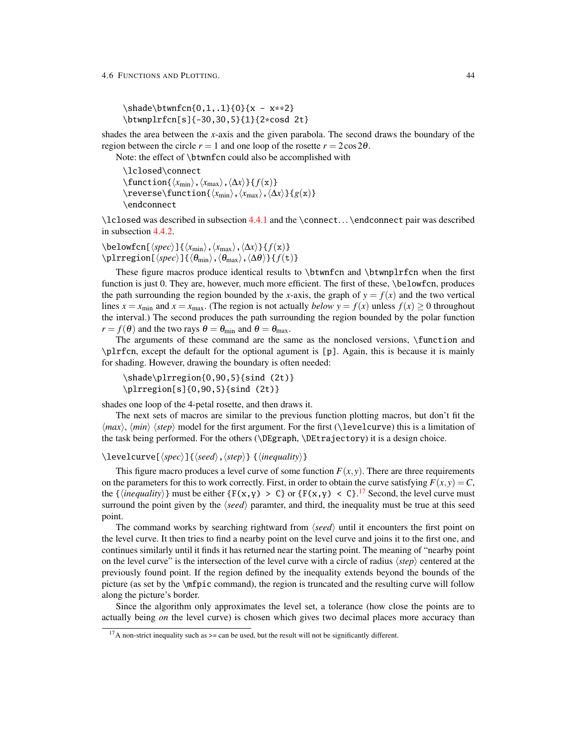```
\shade\btwnfcn{0,1,.1}{0}{x - x**2}
\btwnplrfcn[s]{-30,30,5}{1}{2*cosd 2t}
```

shades the area between the $x$-axis and the given parabola. The second draws the boundary of the region between the circle $r = 1$ and one loop of the rosette $r = 2\cos 2\theta$.

Note: the effect of `\btwnfcn` could also be accomplished with

```
\lclosed\connect
\function{⟨xmin⟩,⟨xmax⟩,⟨Δx⟩}{f(x)}
\reverse\function{⟨xmin⟩,⟨xmax⟩,⟨Δx⟩}{g(x)}
\endconnect
```

`\lclosed` was described in subsection 4.4.1 and the `\connect`...`\endconnect` pair was described in subsection 4.4.2.

`\belowfcn[⟨spec⟩]{⟨xmin⟩,⟨xmax⟩,⟨Δx⟩}{f(x)}`
`\plrregion[⟨spec⟩]{⟨θmin⟩,⟨θmax⟩,⟨Δθ⟩}{f(t)}`

These figure macros produce identical results to `\btwnfcn` and `\btwnplrfcn` when the first function is just 0. They are, however, much more efficient. The first of these, `\belowfcn`, produces the path surrounding the region bounded by the $x$-axis, the graph of $y = f(x)$ and the two vertical lines $x = x_{\min}$ and $x = x_{\max}$. (The region is not actually *below* $y = f(x)$ unless $f(x) \geq 0$ throughout the interval.) The second produces the path surrounding the region bounded by the polar function $r = f(\theta)$ and the two rays $\theta = \theta_{\min}$ and $\theta = \theta_{\max}$.

The arguments of these command are the same as the nonclosed versions, `\function` and `\plrfcn`, except the default for the optional agument is `[p]`. Again, this is because it is mainly for shading. However, drawing the boundary is often needed:

```
\shade\plrregion{0,90,5}{sind (2t)}
\plrregion[s]{0,90,5}{sind (2t)}
```

shades one loop of the 4-petal rosette, and then draws it.

The next sets of macros are similar to the previous function plotting macros, but don't fit the ⟨*max*⟩, ⟨*min*⟩ ⟨*step*⟩ model for the first argument. For the first (`\levelcurve`) this is a limitation of the task being performed. For the others (`\DEgraph`, `\DEtrajectory`) it is a design choice.

`\levelcurve[⟨spec⟩]{⟨seed⟩,⟨step⟩} {⟨inequality⟩}`

This figure macro produces a level curve of some function $F(x,y)$. There are three requirements on the parameters for this to work correctly. First, in order to obtain the curve satisfying $F(x,y) = C$, the {⟨*inequality*⟩} must be either `{F(x,y) > C}` or `{F(x,y) < C}`.[17] Second, the level curve must surround the point given by the ⟨*seed*⟩ paramter, and third, the inequality must be true at this seed point.

The command works by searching rightward from ⟨*seed*⟩ until it encounters the first point on the level curve. It then tries to find a nearby point on the level curve and joins it to the first one, and continues similarly until it finds it has returned near the starting point. The meaning of "nearby point on the level curve" is the intersection of the level curve with a circle of radius ⟨*step*⟩ centered at the previously found point. If the region defined by the inequality extends beyond the bounds of the picture (as set by the `\mfpic` command), the region is truncated and the resulting curve will follow along the picture's border.

Since the algorithm only approximates the level set, a tolerance (how close the points are to actually being *on* the level curve) is chosen which gives two decimal places more accuracy than

[17] A non-strict inequality such as `>=` can be used, but the result will not be significantly different.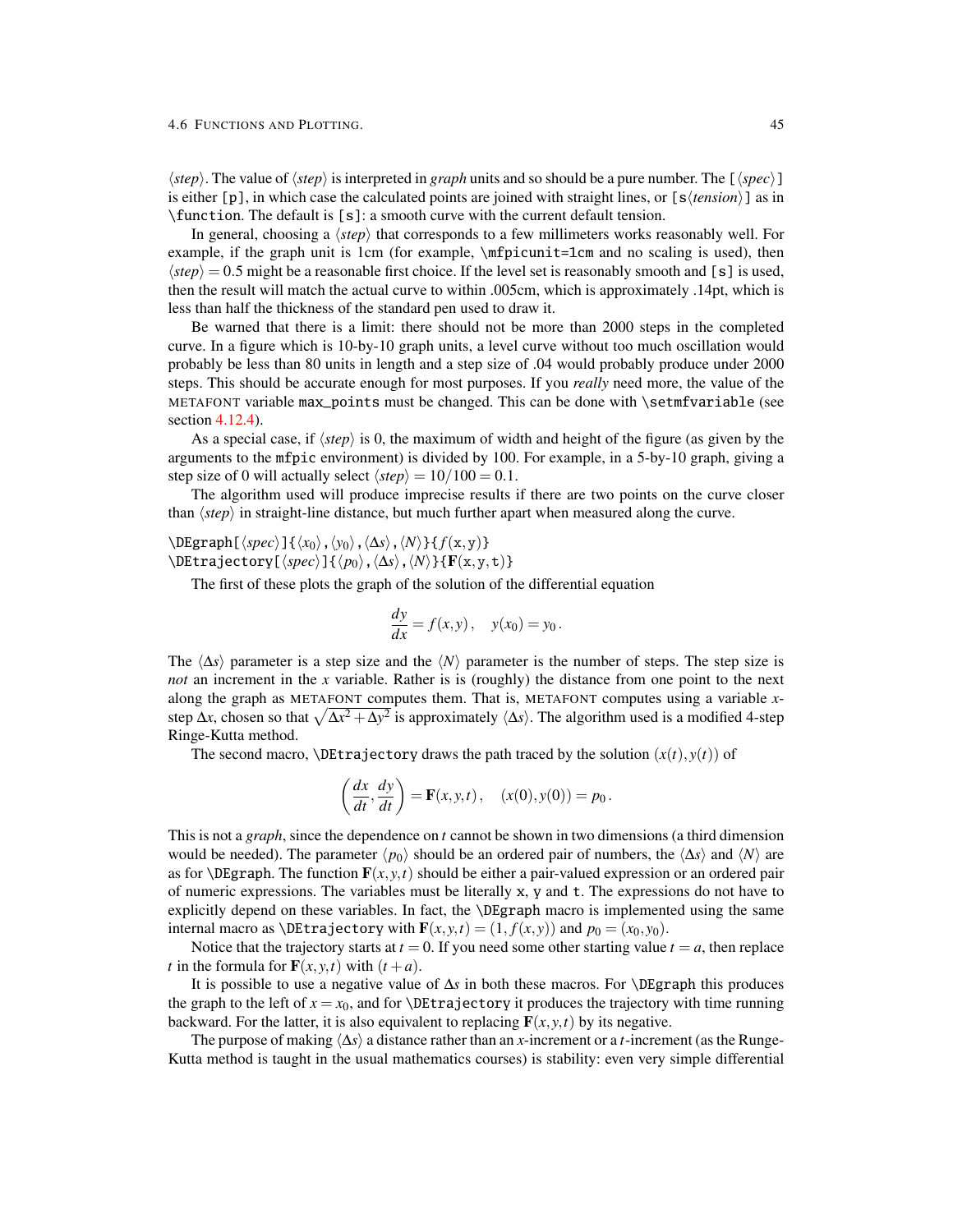⟨*step*⟩. The value of ⟨*step*⟩ is interpreted in *graph* units and so should be a pure number. The `[⟨spec⟩]` is either `[p]`, in which case the calculated points are joined with straight lines, or `[s⟨tension⟩]` as in `\function`. The default is `[s]`: a smooth curve with the current default tension.

In general, choosing a ⟨*step*⟩ that corresponds to a few millimeters works reasonably well. For example, if the graph unit is 1cm (for example, `\mfpicunit=1cm` and no scaling is used), then $\langle step \rangle = 0.5$ might be a reasonable first choice. If the level set is reasonably smooth and `[s]` is used, then the result will match the actual curve to within .005cm, which is approximately .14pt, which is less than half the thickness of the standard pen used to draw it.

Be warned that there is a limit: there should not be more than 2000 steps in the completed curve. In a figure which is 10-by-10 graph units, a level curve without too much oscillation would probably be less than 80 units in length and a step size of .04 would probably produce under 2000 steps. This should be accurate enough for most purposes. If you *really* need more, the value of the METAFONT variable `max_points` must be changed. This can be done with `\setmfvariable` (see section 4.12.4).

As a special case, if ⟨*step*⟩ is 0, the maximum of width and height of the figure (as given by the arguments to the `mfpic` environment) is divided by 100. For example, in a 5-by-10 graph, giving a step size of 0 will actually select $\langle step \rangle = 10/100 = 0.1$.

The algorithm used will produce imprecise results if there are two points on the curve closer than ⟨*step*⟩ in straight-line distance, but much further apart when measured along the curve.

`\DEgraph[⟨spec⟩]{⟨x0⟩,⟨y0⟩,⟨Δs⟩,⟨N⟩}{f(x,y)}`
`\DEtrajectory[⟨spec⟩]{⟨p0⟩,⟨Δs⟩,⟨N⟩}{F(x,y,t)}`

The first of these plots the graph of the solution of the differential equation

$$\frac{dy}{dx} = f(x,y)\,, \quad y(x_0) = y_0\,.$$

The ⟨$\Delta s$⟩ parameter is a step size and the ⟨$N$⟩ parameter is the number of steps. The step size is *not* an increment in the $x$ variable. Rather is is (roughly) the distance from one point to the next along the graph as METAFONT computes them. That is, METAFONT computes using a variable $x$-step $\Delta x$, chosen so that $\sqrt{\Delta x^2 + \Delta y^2}$ is approximately ⟨$\Delta s$⟩. The algorithm used is a modified 4-step Ringe-Kutta method.

The second macro, `\DEtrajectory` draws the path traced by the solution $(x(t), y(t))$ of

$$\left(\frac{dx}{dt}, \frac{dy}{dt}\right) = \mathbf{F}(x,y,t)\,, \quad (x(0), y(0)) = p_0\,.$$

This is not a *graph*, since the dependence on $t$ cannot be shown in two dimensions (a third dimension would be needed). The parameter ⟨$p_0$⟩ should be an ordered pair of numbers, the ⟨$\Delta s$⟩ and ⟨$N$⟩ are as for `\DEgraph`. The function $\mathbf{F}(x,y,t)$ should be either a pair-valued expression or an ordered pair of numeric expressions. The variables must be literally `x`, `y` and `t`. The expressions do not have to explicitly depend on these variables. In fact, the `\DEgraph` macro is implemented using the same internal macro as `\DEtrajectory` with $\mathbf{F}(x,y,t) = (1, f(x,y))$ and $p_0 = (x_0, y_0)$.

Notice that the trajectory starts at $t = 0$. If you need some other starting value $t = a$, then replace $t$ in the formula for $\mathbf{F}(x,y,t)$ with $(t + a)$.

It is possible to use a negative value of $\Delta s$ in both these macros. For `\DEgraph` this produces the graph to the left of $x = x_0$, and for `\DEtrajectory` it produces the trajectory with time running backward. For the latter, it is also equivalent to replacing $\mathbf{F}(x,y,t)$ by its negative.

The purpose of making ⟨$\Delta s$⟩ a distance rather than an $x$-increment or a $t$-increment (as the Runge-Kutta method is taught in the usual mathematics courses) is stability: even very simple differential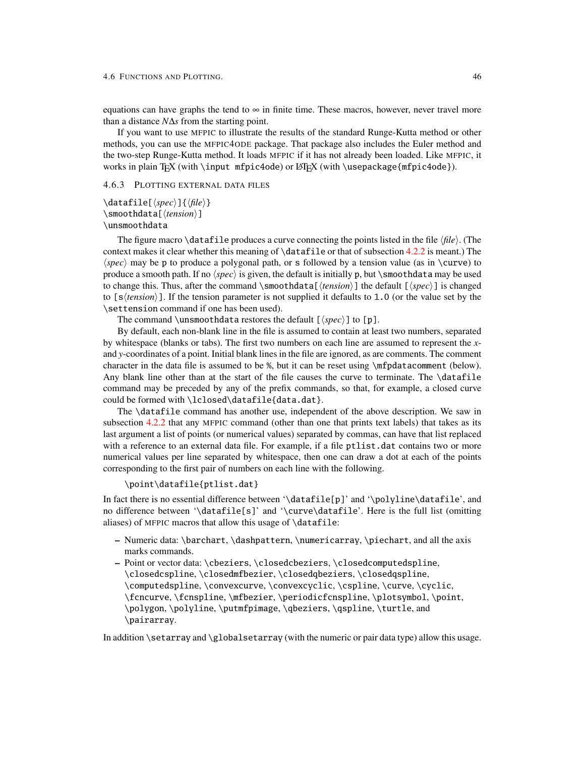equations can have graphs the tend to $\infty$ in finite time. These macros, however, never travel more than a distance $N\Delta s$ from the starting point.

If you want to use MFPIC to illustrate the results of the standard Runge-Kutta method or other methods, you can use the MFPIC4ODE package. That package also includes the Euler method and the two-step Runge-Kutta method. It loads MFPIC if it has not already been loaded. Like MFPIC, it works in plain TEX (with `\input mfpic4ode`) or LATEX (with `\usepackage{mfpic4ode}`).

### 4.6.3 Plotting external data files

`\datafile[⟨spec⟩]{⟨file⟩}`
`\smoothdata[⟨tension⟩]`
`\unsmoothdata`

The figure macro `\datafile` produces a curve connecting the points listed in the file ⟨*file*⟩. (The context makes it clear whether this meaning of `\datafile` or that of subsection 4.2.2 is meant.) The ⟨*spec*⟩ may be `p` to produce a polygonal path, or `s` followed by a tension value (as in `\curve`) to produce a smooth path. If no ⟨*spec*⟩ is given, the default is initially `p`, but `\smoothdata` may be used to change this. Thus, after the command `\smoothdata[⟨tension⟩]` the default `[⟨spec⟩]` is changed to `[s⟨tension⟩]`. If the tension parameter is not supplied it defaults to `1.0` (or the value set by the `\settension` command if one has been used).

The command `\unsmoothdata` restores the default `[⟨spec⟩]` to `[p]`.

By default, each non-blank line in the file is assumed to contain at least two numbers, separated by whitespace (blanks or tabs). The first two numbers on each line are assumed to represent the $x$- and $y$-coordinates of a point. Initial blank lines in the file are ignored, as are comments. The comment character in the data file is assumed to be `%`, but it can be reset using `\mfpdatacomment` (below). Any blank line other than at the start of the file causes the curve to terminate. The `\datafile` command may be preceded by any of the prefix commands, so that, for example, a closed curve could be formed with `\lclosed\datafile{data.dat}`.

The `\datafile` command has another use, independent of the above description. We saw in subsection 4.2.2 that any MFPIC command (other than one that prints text labels) that takes as its last argument a list of points (or numerical values) separated by commas, can have that list replaced with a reference to an external data file. For example, if a file `ptlist.dat` contains two or more numerical values per line separated by whitespace, then one can draw a dot at each of the points corresponding to the first pair of numbers on each line with the following.

```
\point\datafile{ptlist.dat}
```

In fact there is no essential difference between '`\datafile[p]`' and '`\polyline\datafile`', and no difference between '`\datafile[s]`' and '`\curve\datafile`'. Here is the full list (omitting aliases) of MFPIC macros that allow this usage of `\datafile`:

- Numeric data: `\barchart`, `\dashpattern`, `\numericarray`, `\piechart`, and all the axis marks commands.
- Point or vector data: `\cbeziers`, `\closedcbeziers`, `\closedcomputedspline`, `\closedcspline`, `\closedmfbezier`, `\closedqbeziers`, `\closedqspline`, `\computedspline`, `\convexcurve`, `\convexcyclic`, `\cspline`, `\curve`, `\cyclic`, `\fcncurve`, `\fcnspline`, `\mfbezier`, `\periodicfcnspline`, `\plotsymbol`, `\point`, `\polygon`, `\polyline`, `\putmfpimage`, `\qbeziers`, `\qspline`, `\turtle`, and `\pairarray`.

In addition `\setarray` and `\globalsetarray` (with the numeric or pair data type) allow this usage.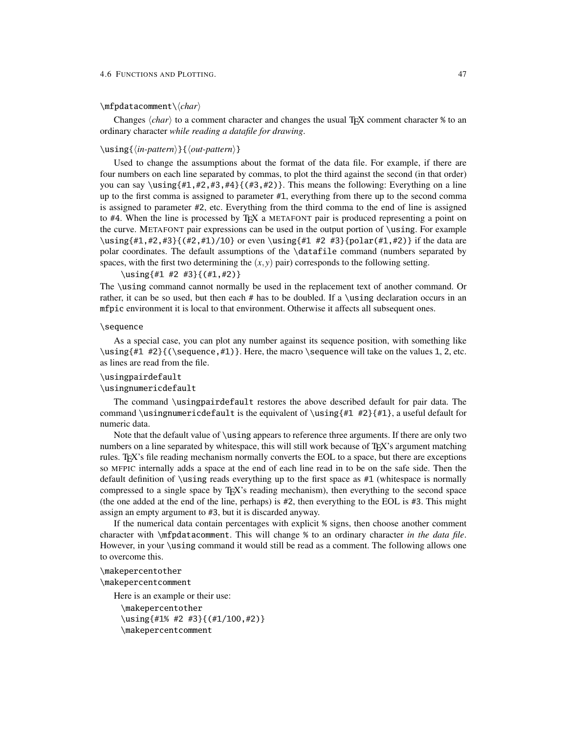`\mfpdatacomment\⟨char⟩`

Changes ⟨*char*⟩ to a comment character and changes the usual TEX comment character `%` to an ordinary character *while reading a datafile for drawing*.

`\using{⟨in-pattern⟩}{⟨out-pattern⟩}`

Used to change the assumptions about the format of the data file. For example, if there are four numbers on each line separated by commas, to plot the third against the second (in that order) you can say `\using{#1,#2,#3,#4}{(#3,#2)}`. This means the following: Everything on a line up to the first comma is assigned to parameter `#1`, everything from there up to the second comma is assigned to parameter `#2`, etc. Everything from the third comma to the end of line is assigned to `#4`. When the line is processed by TEX a METAFONT pair is produced representing a point on the curve. METAFONT pair expressions can be used in the output portion of `\using`. For example `\using{#1,#2,#3}{(#2,#1)/10}` or even `\using{#1 #2 #3}{polar(#1,#2)}` if the data are polar coordinates. The default assumptions of the `\datafile` command (numbers separated by spaces, with the first two determining the $(x, y)$ pair) corresponds to the following setting.

```
\using{#1 #2 #3}{(#1,#2)}
```

The `\using` command cannot normally be used in the replacement text of another command. Or rather, it can be so used, but then each `#` has to be doubled. If a `\using` declaration occurs in an `mfpic` environment it is local to that environment. Otherwise it affects all subsequent ones.

`\sequence`

As a special case, you can plot any number against its sequence position, with something like `\using{#1 #2}{(\sequence,#1)}`. Here, the macro `\sequence` will take on the values `1`, `2`, etc. as lines are read from the file.

`\usingpairdefault`
`\usingnumericdefault`

The command `\usingpairdefault` restores the above described default for pair data. The command `\usingnumericdefault` is the equivalent of `\using{#1 #2}{#1}`, a useful default for numeric data.

Note that the default value of `\using` appears to reference three arguments. If there are only two numbers on a line separated by whitespace, this will still work because of TEX's argument matching rules. TEX's file reading mechanism normally converts the EOL to a space, but there are exceptions so MFPIC internally adds a space at the end of each line read in to be on the safe side. Then the default definition of `\using` reads everything up to the first space as `#1` (whitespace is normally compressed to a single space by TEX's reading mechanism), then everything to the second space (the one added at the end of the line, perhaps) is `#2`, then everything to the EOL is `#3`. This might assign an empty argument to `#3`, but it is discarded anyway.

If the numerical data contain percentages with explicit `%` signs, then choose another comment character with `\mfpdatacomment`. This will change `%` to an ordinary character *in the data file*. However, in your `\using` command it would still be read as a comment. The following allows one to overcome this.

`\makepercentother`
`\makepercentcomment`

Here is an example or their use:

```
\makepercentother
\using{#1% #2 #3}{(#1/100,#2)}
\makepercentcomment
```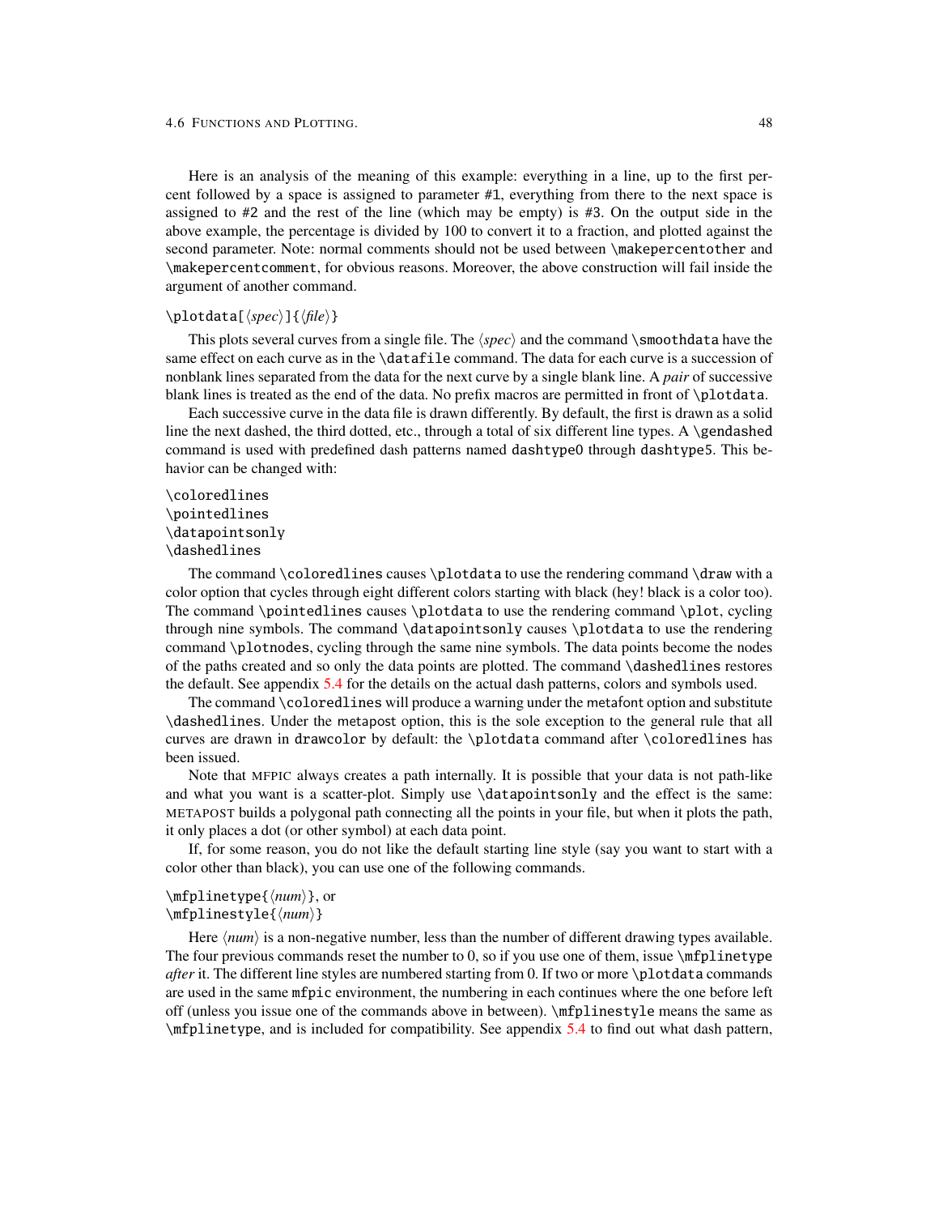Here is an analysis of the meaning of this example: everything in a line, up to the first percent followed by a space is assigned to parameter `#1`, everything from there to the next space is assigned to `#2` and the rest of the line (which may be empty) is `#3`. On the output side in the above example, the percentage is divided by 100 to convert it to a fraction, and plotted against the second parameter. Note: normal comments should not be used between `\makepercentother` and `\makepercentcomment`, for obvious reasons. Moreover, the above construction will fail inside the argument of another command.

`\plotdata[`⟨*spec*⟩`]{`⟨*file*⟩`}`

This plots several curves from a single file. The ⟨*spec*⟩ and the command `\smoothdata` have the same effect on each curve as in the `\datafile` command. The data for each curve is a succession of nonblank lines separated from the data for the next curve by a single blank line. A *pair* of successive blank lines is treated as the end of the data. No prefix macros are permitted in front of `\plotdata`.

Each successive curve in the data file is drawn differently. By default, the first is drawn as a solid line the next dashed, the third dotted, etc., through a total of six different line types. A `\gendashed` command is used with predefined dash patterns named `dashtype0` through `dashtype5`. This behavior can be changed with:

`\coloredlines`
`\pointedlines`
`\datapointsonly`
`\dashedlines`

The command `\coloredlines` causes `\plotdata` to use the rendering command `\draw` with a color option that cycles through eight different colors starting with black (hey! black is a color too). The command `\pointedlines` causes `\plotdata` to use the rendering command `\plot`, cycling through nine symbols. The command `\datapointsonly` causes `\plotdata` to use the rendering command `\plotnodes`, cycling through the same nine symbols. The data points become the nodes of the paths created and so only the data points are plotted. The command `\dashedlines` restores the default. See appendix 5.4 for the details on the actual dash patterns, colors and symbols used.

The command `\coloredlines` will produce a warning under the `metafont` option and substitute `\dashedlines`. Under the `metapost` option, this is the sole exception to the general rule that all curves are drawn in `drawcolor` by default: the `\plotdata` command after `\coloredlines` has been issued.

Note that MFPIC always creates a path internally. It is possible that your data is not path-like and what you want is a scatter-plot. Simply use `\datapointsonly` and the effect is the same: METAPOST builds a polygonal path connecting all the points in your file, but when it plots the path, it only places a dot (or other symbol) at each data point.

If, for some reason, you do not like the default starting line style (say you want to start with a color other than black), you can use one of the following commands.

`\mfplinetype{`⟨*num*⟩`}`, or
`\mfplinestyle{`⟨*num*⟩`}`

Here ⟨*num*⟩ is a non-negative number, less than the number of different drawing types available. The four previous commands reset the number to 0, so if you use one of them, issue `\mfplinetype` *after* it. The different line styles are numbered starting from 0. If two or more `\plotdata` commands are used in the same `mfpic` environment, the numbering in each continues where the one before left off (unless you issue one of the commands above in between). `\mfplinestyle` means the same as `\mfplinetype`, and is included for compatibility. See appendix 5.4 to find out what dash pattern,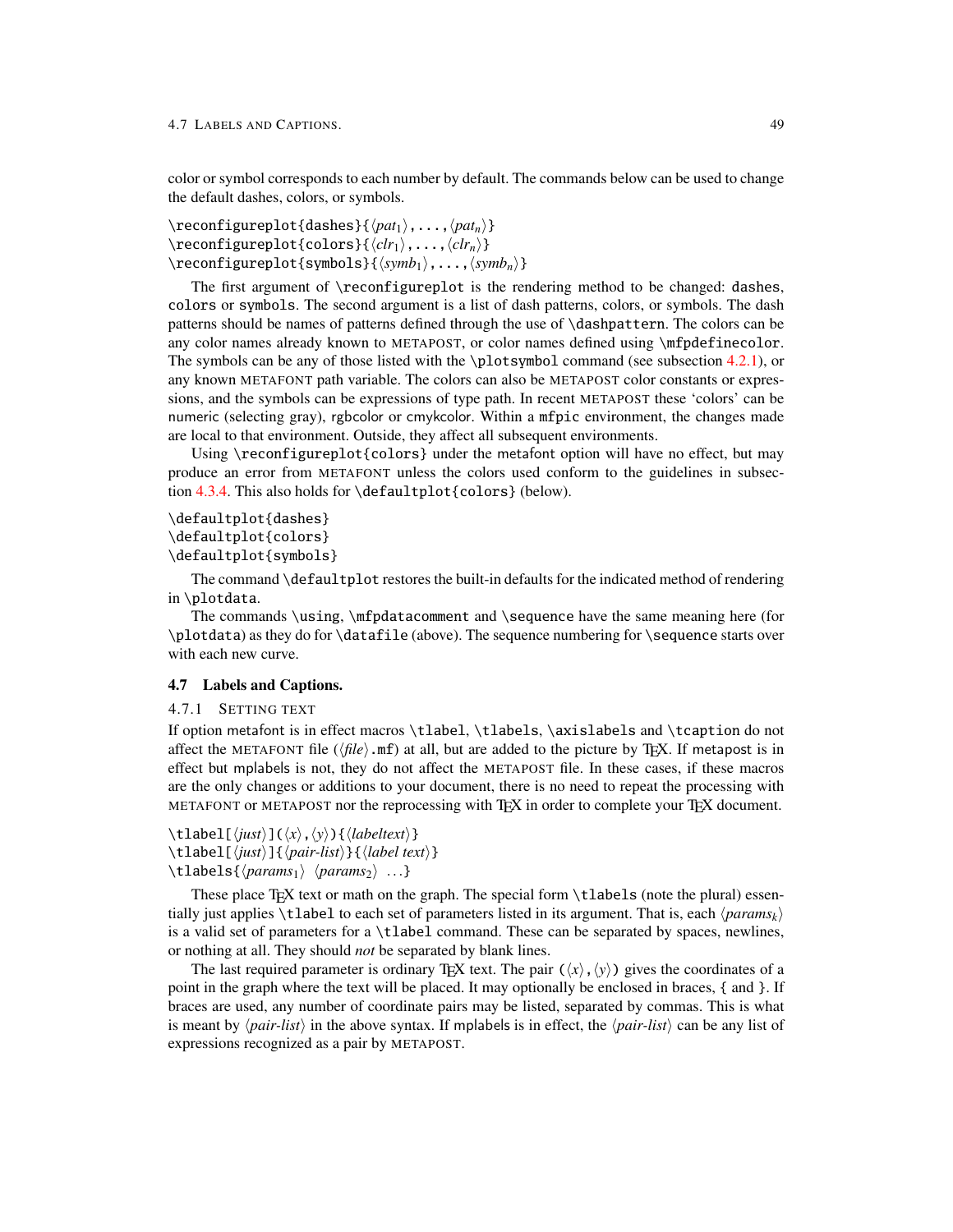color or symbol corresponds to each number by default. The commands below can be used to change the default dashes, colors, or symbols.

```
\reconfigureplot{dashes}{⟨pat1⟩,...,⟨patn⟩}
\reconfigureplot{colors}{⟨clr1⟩,...,⟨clrn⟩}
\reconfigureplot{symbols}{⟨symb1⟩,...,⟨symbn⟩}
```

The first argument of `\reconfigureplot` is the rendering method to be changed: `dashes`, `colors` or `symbols`. The second argument is a list of dash patterns, colors, or symbols. The dash patterns should be names of patterns defined through the use of `\dashpattern`. The colors can be any color names already known to METAPOST, or color names defined using `\mfpdefinecolor`. The symbols can be any of those listed with the `\plotsymbol` command (see subsection 4.2.1), or any known METAFONT path variable. The colors can also be METAPOST color constants or expressions, and the symbols can be expressions of type path. In recent METAPOST these 'colors' can be numeric (selecting gray), rgbcolor or cmykcolor. Within a `mfpic` environment, the changes made are local to that environment. Outside, they affect all subsequent environments.

Using `\reconfigureplot{colors}` under the metafont option will have no effect, but may produce an error from METAFONT unless the colors used conform to the guidelines in subsection 4.3.4. This also holds for `\defaultplot{colors}` (below).

```
\defaultplot{dashes}
\defaultplot{colors}
\defaultplot{symbols}
```

The command `\defaultplot` restores the built-in defaults for the indicated method of rendering in `\plotdata`.

The commands `\using`, `\mfpdatacomment` and `\sequence` have the same meaning here (for `\plotdata`) as they do for `\datafile` (above). The sequence numbering for `\sequence` starts over with each new curve.

## 4.7 Labels and Captions.

### 4.7.1 Setting text

If option metafont is in effect macros `\tlabel`, `\tlabels`, `\axislabels` and `\tcaption` do not affect the METAFONT file (⟨*file*⟩`.mf`) at all, but are added to the picture by TEX. If metapost is in effect but mplabels is not, they do not affect the METAPOST file. In these cases, if these macros are the only changes or additions to your document, there is no need to repeat the processing with METAFONT or METAPOST nor the reprocessing with TEX in order to complete your TEX document.

```
\tlabel[⟨just⟩](⟨x⟩,⟨y⟩){⟨labeltext⟩}
\tlabel[⟨just⟩]{⟨pair-list⟩}{⟨label text⟩}
\tlabels{⟨params1⟩ ⟨params2⟩ ...}
```

These place TEX text or math on the graph. The special form `\tlabels` (note the plural) essentially just applies `\tlabel` to each set of parameters listed in its argument. That is, each ⟨*params*$_k$⟩ is a valid set of parameters for a `\tlabel` command. These can be separated by spaces, newlines, or nothing at all. They should *not* be separated by blank lines.

The last required parameter is ordinary TEX text. The pair (⟨*x*⟩,⟨*y*⟩) gives the coordinates of a point in the graph where the text will be placed. It may optionally be enclosed in braces, { and }. If braces are used, any number of coordinate pairs may be listed, separated by commas. This is what is meant by ⟨*pair-list*⟩ in the above syntax. If mplabels is in effect, the ⟨*pair-list*⟩ can be any list of expressions recognized as a pair by METAPOST.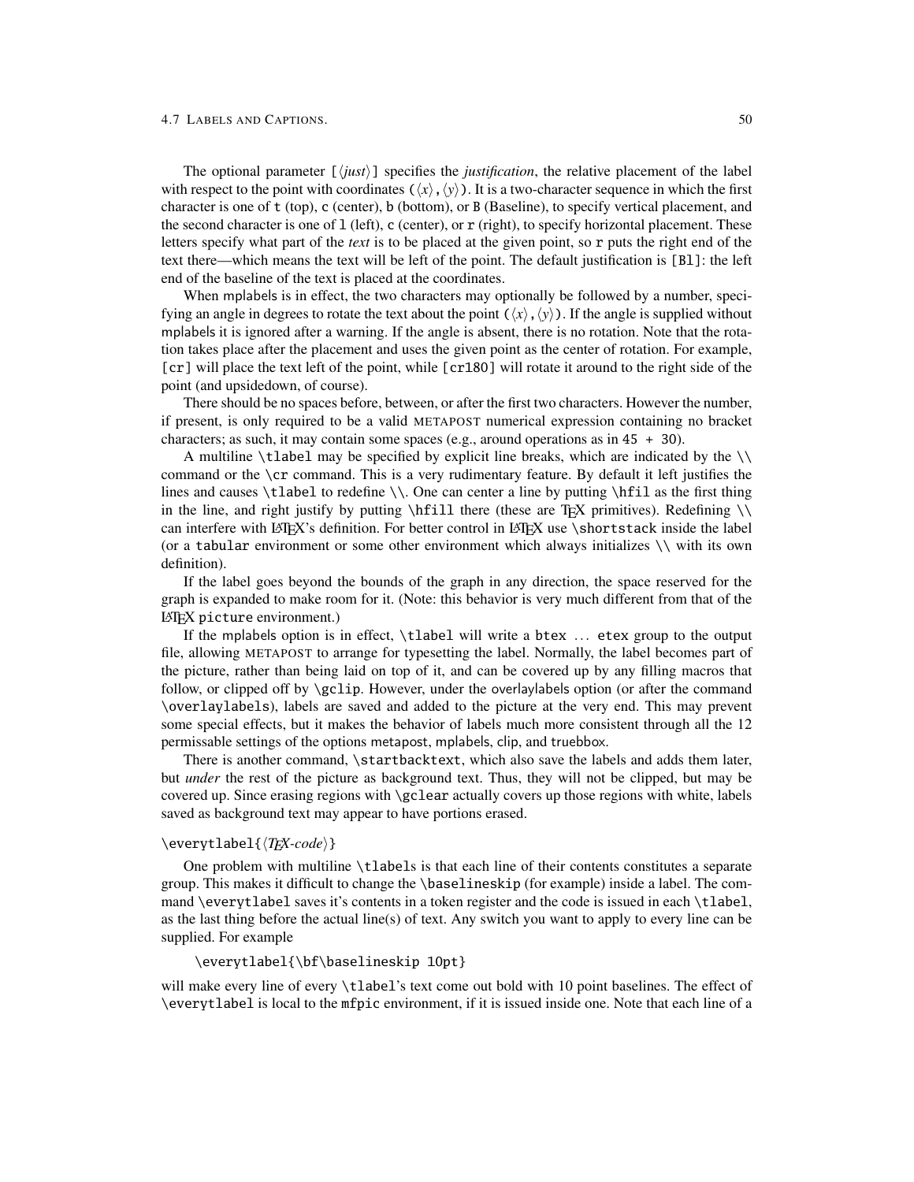The optional parameter `[⟨just⟩]` specifies the *justification*, the relative placement of the label with respect to the point with coordinates `(⟨x⟩,⟨y⟩)`. It is a two-character sequence in which the first character is one of `t` (top), `c` (center), `b` (bottom), or `B` (Baseline), to specify vertical placement, and the second character is one of `l` (left), `c` (center), or `r` (right), to specify horizontal placement. These letters specify what part of the *text* is to be placed at the given point, so `r` puts the right end of the text there—which means the text will be left of the point. The default justification is `[Bl]`: the left end of the baseline of the text is placed at the coordinates.

When mplabels is in effect, the two characters may optionally be followed by a number, specifying an angle in degrees to rotate the text about the point `(⟨x⟩,⟨y⟩)`. If the angle is supplied without mplabels it is ignored after a warning. If the angle is absent, there is no rotation. Note that the rotation takes place after the placement and uses the given point as the center of rotation. For example, `[cr]` will place the text left of the point, while `[cr180]` will rotate it around to the right side of the point (and upsidedown, of course).

There should be no spaces before, between, or after the first two characters. However the number, if present, is only required to be a valid METAPOST numerical expression containing no bracket characters; as such, it may contain some spaces (e.g., around operations as in `45 + 30`).

A multiline `\tlabel` may be specified by explicit line breaks, which are indicated by the `\\` command or the `\cr` command. This is a very rudimentary feature. By default it left justifies the lines and causes `\tlabel` to redefine `\\`. One can center a line by putting `\hfil` as the first thing in the line, and right justify by putting `\hfill` there (these are TeX primitives). Redefining `\\` can interfere with LaTeX's definition. For better control in LaTeX use `\shortstack` inside the label (or a `tabular` environment or some other environment which always initializes `\\` with its own definition).

If the label goes beyond the bounds of the graph in any direction, the space reserved for the graph is expanded to make room for it. (Note: this behavior is very much different from that of the LaTeX `picture` environment.)

If the mplabels option is in effect, `\tlabel` will write a `btex ... etex` group to the output file, allowing METAPOST to arrange for typesetting the label. Normally, the label becomes part of the picture, rather than being laid on top of it, and can be covered up by any filling macros that follow, or clipped off by `\gclip`. However, under the overlaylabels option (or after the command `\overlaylabels`), labels are saved and added to the picture at the very end. This may prevent some special effects, but it makes the behavior of labels much more consistent through all the 12 permissable settings of the options metapost, mplabels, clip, and truebbox.

There is another command, `\startbacktext`, which also save the labels and adds them later, but *under* the rest of the picture as background text. Thus, they will not be clipped, but may be covered up. Since erasing regions with `\gclear` actually covers up those regions with white, labels saved as background text may appear to have portions erased.

`\everytlabel{⟨TeX-code⟩}`

One problem with multiline `\tlabels` is that each line of their contents constitutes a separate group. This makes it difficult to change the `\baselineskip` (for example) inside a label. The command `\everytlabel` saves it's contents in a token register and the code is issued in each `\tlabel`, as the last thing before the actual line(s) of text. Any switch you want to apply to every line can be supplied. For example

```
\everytlabel{\bf\baselineskip 10pt}
```

will make every line of every `\tlabel`'s text come out bold with 10 point baselines. The effect of `\everytlabel` is local to the `mfpic` environment, if it is issued inside one. Note that each line of a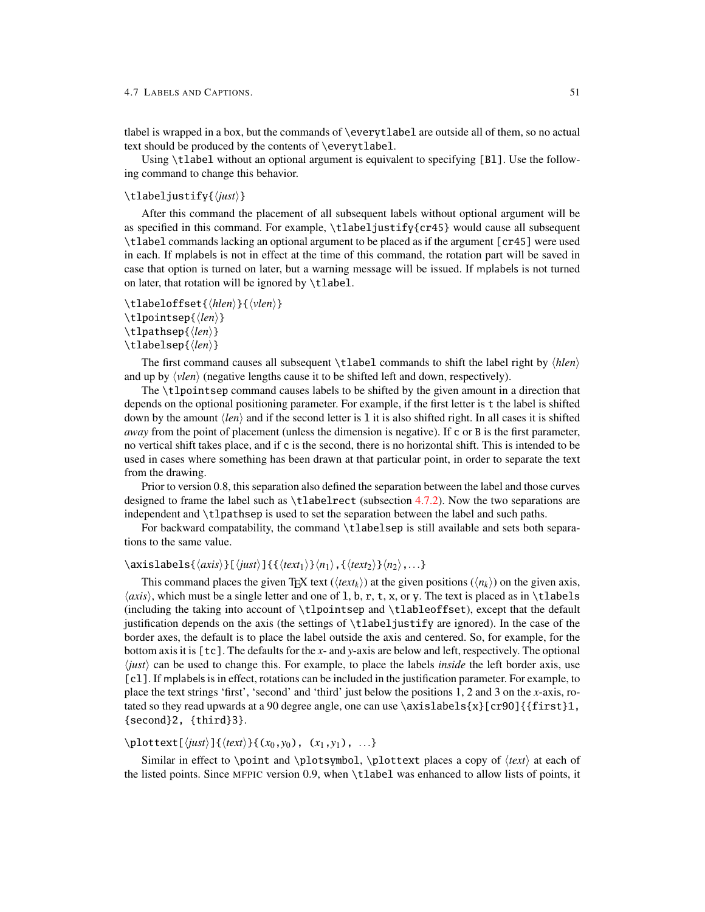tlabel is wrapped in a box, but the commands of `\everytlabel` are outside all of them, so no actual text should be produced by the contents of `\everytlabel`.

Using `\tlabel` without an optional argument is equivalent to specifying `[Bl]`. Use the following command to change this behavior.

`\tlabeljustify{`⟨*just*⟩`}`

After this command the placement of all subsequent labels without optional argument will be as specified in this command. For example, `\tlabeljustify{cr45}` would cause all subsequent `\tlabel` commands lacking an optional argument to be placed as if the argument `[cr45]` were used in each. If mplabels is not in effect at the time of this command, the rotation part will be saved in case that option is turned on later, but a warning message will be issued. If mplabels is not turned on later, that rotation will be ignored by `\tlabel`.

`\tlabeloffset{`⟨*hlen*⟩`}{`⟨*vlen*⟩`}`
`\tlpointsep{`⟨*len*⟩`}`
`\tlpathsep{`⟨*len*⟩`}`
`\tlabelsep{`⟨*len*⟩`}`

The first command causes all subsequent `\tlabel` commands to shift the label right by ⟨*hlen*⟩ and up by ⟨*vlen*⟩ (negative lengths cause it to be shifted left and down, respectively).

The `\tlpointsep` command causes labels to be shifted by the given amount in a direction that depends on the optional positioning parameter. For example, if the first letter is `t` the label is shifted down by the amount ⟨*len*⟩ and if the second letter is `l` it is also shifted right. In all cases it is shifted *away* from the point of placement (unless the dimension is negative). If `c` or `B` is the first parameter, no vertical shift takes place, and if `c` is the second, there is no horizontal shift. This is intended to be used in cases where something has been drawn at that particular point, in order to separate the text from the drawing.

Prior to version 0.8, this separation also defined the separation between the label and those curves designed to frame the label such as `\tlabelrect` (subsection 4.7.2). Now the two separations are independent and `\tlpathsep` is used to set the separation between the label and such paths.

For backward compatability, the command `\tlabelsep` is still available and sets both separations to the same value.

`\axislabels{`⟨*axis*⟩`}[`⟨*just*⟩`]{{`⟨*text*$_1$⟩`}`⟨$n_1$⟩`,{`⟨*text*$_2$⟩`}`⟨$n_2$⟩`,...}`

This command places the given TEX text (⟨*text*$_k$⟩) at the given positions (⟨$n_k$⟩) on the given axis, ⟨*axis*⟩, which must be a single letter and one of `l`, `b`, `r`, `t`, `x`, or `y`. The text is placed as in `\tlabels` (including the taking into account of `\tlpointsep` and `\tlabeloffset`), except that the default justification depends on the axis (the settings of `\tlabeljustify` are ignored). In the case of the border axes, the default is to place the label outside the axis and centered. So, for example, for the bottom axis it is `[tc]`. The defaults for the *x*- and *y*-axis are below and left, respectively. The optional ⟨*just*⟩ can be used to change this. For example, to place the labels *inside* the left border axis, use `[cl]`. If mplabels is in effect, rotations can be included in the justification parameter. For example, to place the text strings 'first', 'second' and 'third' just below the positions 1, 2 and 3 on the *x*-axis, rotated so they read upwards at a 90 degree angle, one can use `\axislabels{x}[cr90]{{first}1, {second}2, {third}3}`.

`\plottext[`⟨*just*⟩`]{`⟨*text*⟩`}{(`$x_0$`,`$y_0$`), (`$x_1$`,`$y_1$`), ...}`

Similar in effect to `\point` and `\plotsymbol`, `\plottext` places a copy of ⟨*text*⟩ at each of the listed points. Since MFPIC version 0.9, when `\tlabel` was enhanced to allow lists of points, it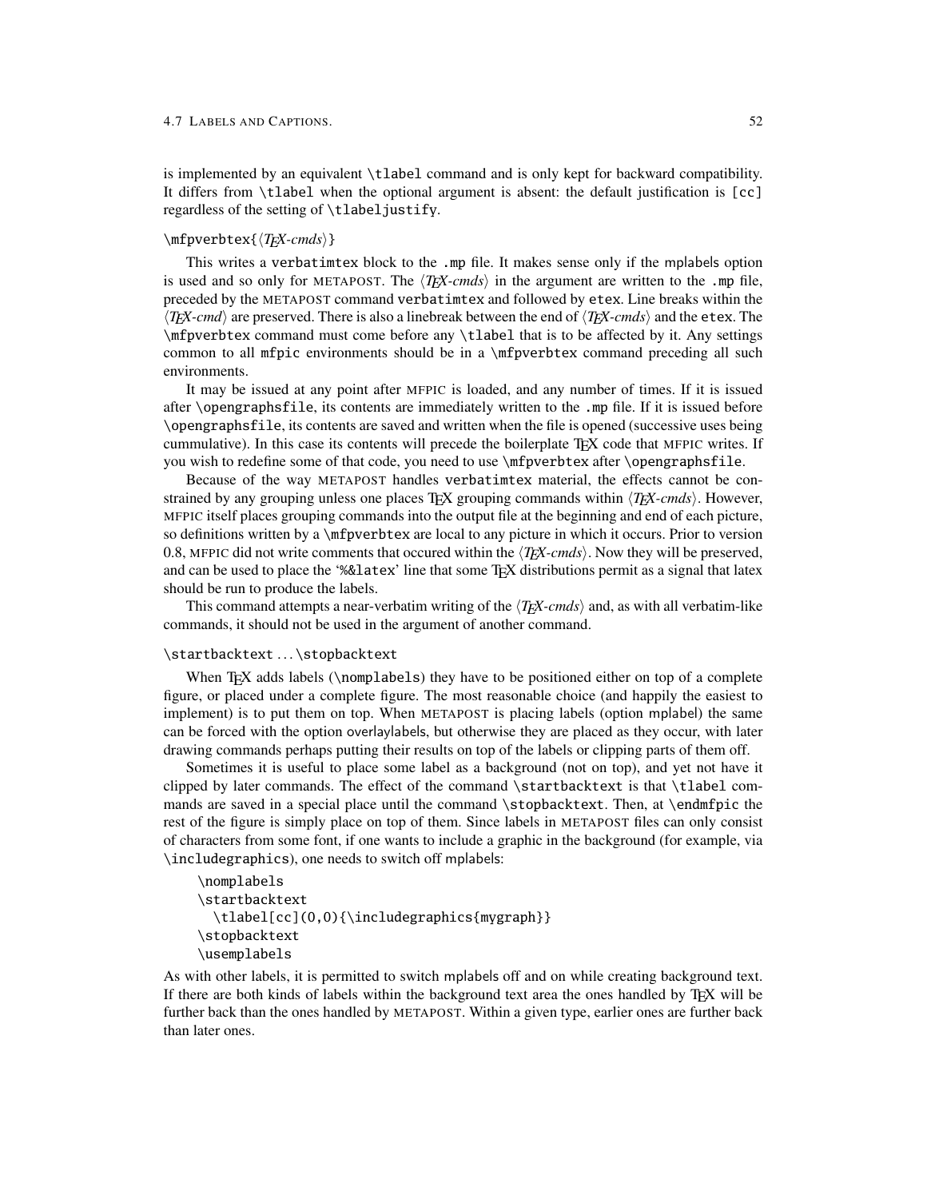is implemented by an equivalent `\tlabel` command and is only kept for backward compatibility. It differs from `\tlabel` when the optional argument is absent: the default justification is `[cc]` regardless of the setting of `\tlabeljustify`.

`\mfpverbtex{`⟨*TEX-cmds*⟩`}`

This writes a `verbatimtex` block to the `.mp` file. It makes sense only if the mplabels option is used and so only for METAPOST. The ⟨*TEX-cmds*⟩ in the argument are written to the `.mp` file, preceded by the METAPOST command `verbatimtex` and followed by `etex`. Line breaks within the ⟨*TEX-cmd*⟩ are preserved. There is also a linebreak between the end of ⟨*TEX-cmds*⟩ and the `etex`. The `\mfpverbtex` command must come before any `\tlabel` that is to be affected by it. Any settings common to all `mfpic` environments should be in a `\mfpverbtex` command preceding all such environments.

It may be issued at any point after MFPIC is loaded, and any number of times. If it is issued after `\opengraphsfile`, its contents are immediately written to the `.mp` file. If it is issued before `\opengraphsfile`, its contents are saved and written when the file is opened (successive uses being cummulative). In this case its contents will precede the boilerplate TEX code that MFPIC writes. If you wish to redefine some of that code, you need to use `\mfpverbtex` after `\opengraphsfile`.

Because of the way METAPOST handles `verbatimtex` material, the effects cannot be constrained by any grouping unless one places TEX grouping commands within ⟨*TEX-cmds*⟩. However, MFPIC itself places grouping commands into the output file at the beginning and end of each picture, so definitions written by a `\mfpverbtex` are local to any picture in which it occurs. Prior to version 0.8, MFPIC did not write comments that occured within the ⟨*TEX-cmds*⟩. Now they will be preserved, and can be used to place the '`%&latex`' line that some TEX distributions permit as a signal that latex should be run to produce the labels.

This command attempts a near-verbatim writing of the ⟨*TEX-cmds*⟩ and, as with all verbatim-like commands, it should not be used in the argument of another command.

`\startbacktext` ... `\stopbacktext`

When TEX adds labels (`\nomplabels`) they have to be positioned either on top of a complete figure, or placed under a complete figure. The most reasonable choice (and happily the easiest to implement) is to put them on top. When METAPOST is placing labels (option mplabel) the same can be forced with the option overlaylabels, but otherwise they are placed as they occur, with later drawing commands perhaps putting their results on top of the labels or clipping parts of them off.

Sometimes it is useful to place some label as a background (not on top), and yet not have it clipped by later commands. The effect of the command `\startbacktext` is that `\tlabel` commands are saved in a special place until the command `\stopbacktext`. Then, at `\endmfpic` the rest of the figure is simply place on top of them. Since labels in METAPOST files can only consist of characters from some font, if one wants to include a graphic in the background (for example, via `\includegraphics`), one needs to switch off mplabels:

```
\nomplabels
\startbacktext
  \tlabel[cc](0,0){\includegraphics{mygraph}}
\stopbacktext
\usemplabels
```

As with other labels, it is permitted to switch mplabels off and on while creating background text. If there are both kinds of labels within the background text area the ones handled by TEX will be further back than the ones handled by METAPOST. Within a given type, earlier ones are further back than later ones.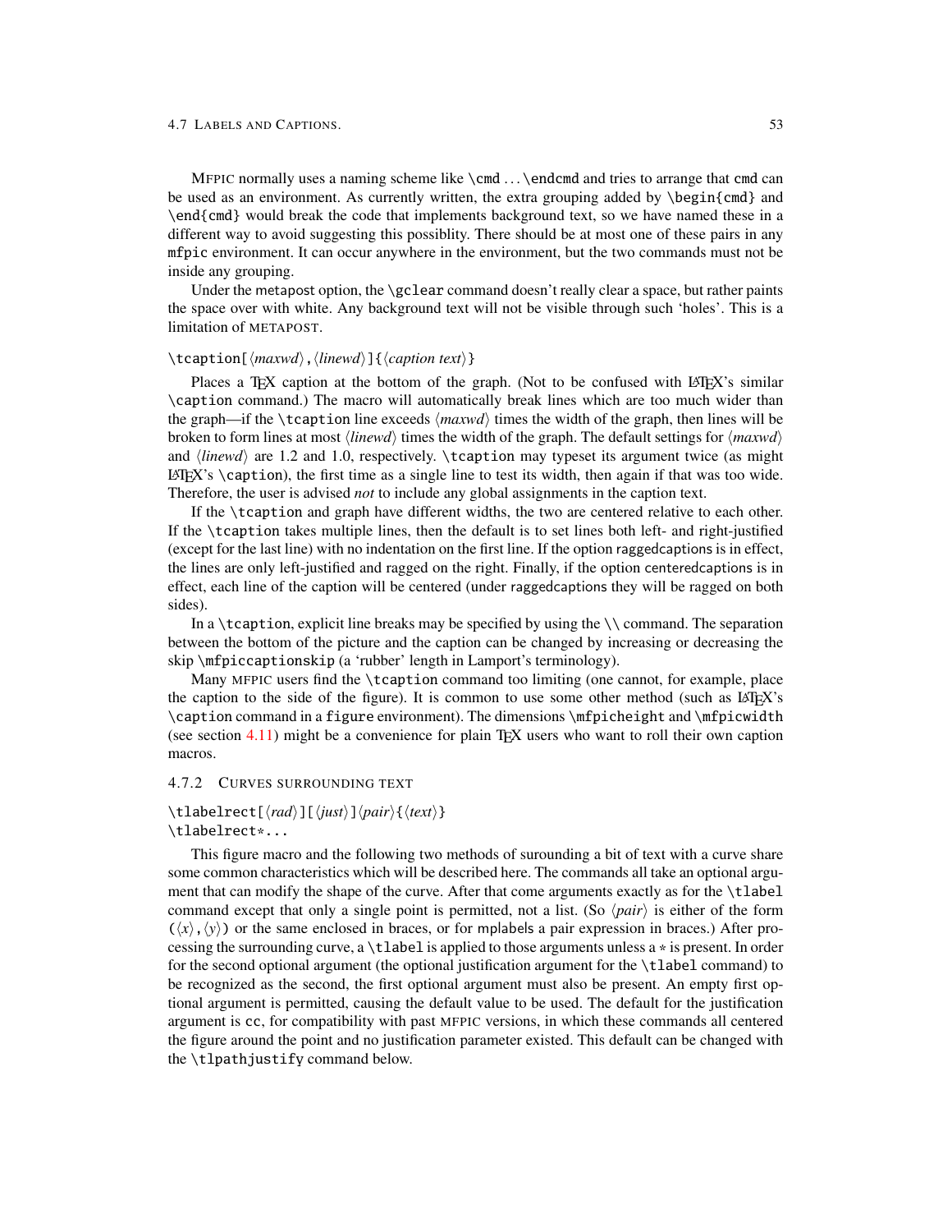MFPIC normally uses a naming scheme like `\cmd` ... `\endcmd` and tries to arrange that `cmd` can be used as an environment. As currently written, the extra grouping added by `\begin{cmd}` and `\end{cmd}` would break the code that implements background text, so we have named these in a different way to avoid suggesting this possiblity. There should be at most one of these pairs in any `mfpic` environment. It can occur anywhere in the environment, but the two commands must not be inside any grouping.

Under the metapost option, the `\gclear` command doesn't really clear a space, but rather paints the space over with white. Any background text will not be visible through such 'holes'. This is a limitation of METAPOST.

`\tcaption[`⟨*maxwd*⟩`,`⟨*linewd*⟩`]{`⟨*caption text*⟩`}`

Places a TEX caption at the bottom of the graph. (Not to be confused with LATEX's similar `\caption` command.) The macro will automatically break lines which are too much wider than the graph—if the `\tcaption` line exceeds ⟨*maxwd*⟩ times the width of the graph, then lines will be broken to form lines at most ⟨*linewd*⟩ times the width of the graph. The default settings for ⟨*maxwd*⟩ and ⟨*linewd*⟩ are 1.2 and 1.0, respectively. `\tcaption` may typeset its argument twice (as might LATEX's `\caption`), the first time as a single line to test its width, then again if that was too wide. Therefore, the user is advised *not* to include any global assignments in the caption text.

If the `\tcaption` and graph have different widths, the two are centered relative to each other. If the `\tcaption` takes multiple lines, then the default is to set lines both left- and right-justified (except for the last line) with no indentation on the first line. If the option raggedcaptions is in effect, the lines are only left-justified and ragged on the right. Finally, if the option centeredcaptions is in effect, each line of the caption will be centered (under raggedcaptions they will be ragged on both sides).

In a `\tcaption`, explicit line breaks may be specified by using the `\\` command. The separation between the bottom of the picture and the caption can be changed by increasing or decreasing the skip `\mfpiccaptionskip` (a 'rubber' length in Lamport's terminology).

Many MFPIC users find the `\tcaption` command too limiting (one cannot, for example, place the caption to the side of the figure). It is common to use some other method (such as LATEX's `\caption` command in a `figure` environment). The dimensions `\mfpicheight` and `\mfpicwidth` (see section 4.11) might be a convenience for plain TEX users who want to roll their own caption macros.

### 4.7.2 Curves surrounding text

`\tlabelrect[`⟨*rad*⟩`][`⟨*just*⟩`]`⟨*pair*⟩`{`⟨*text*⟩`}`
`\tlabelrect*...`

This figure macro and the following two methods of surounding a bit of text with a curve share some common characteristics which will be described here. The commands all take an optional argument that can modify the shape of the curve. After that come arguments exactly as for the `\tlabel` command except that only a single point is permitted, not a list. (So ⟨*pair*⟩ is either of the form `(`⟨*x*⟩`,`⟨*y*⟩`)` or the same enclosed in braces, or for mplabels a pair expression in braces.) After processing the surrounding curve, a `\tlabel` is applied to those arguments unless a `*` is present. In order for the second optional argument (the optional justification argument for the `\tlabel` command) to be recognized as the second, the first optional argument must also be present. An empty first optional argument is permitted, causing the default value to be used. The default for the justification argument is `cc`, for compatibility with past MFPIC versions, in which these commands all centered the figure around the point and no justification parameter existed. This default can be changed with the `\tlpathjustify` command below.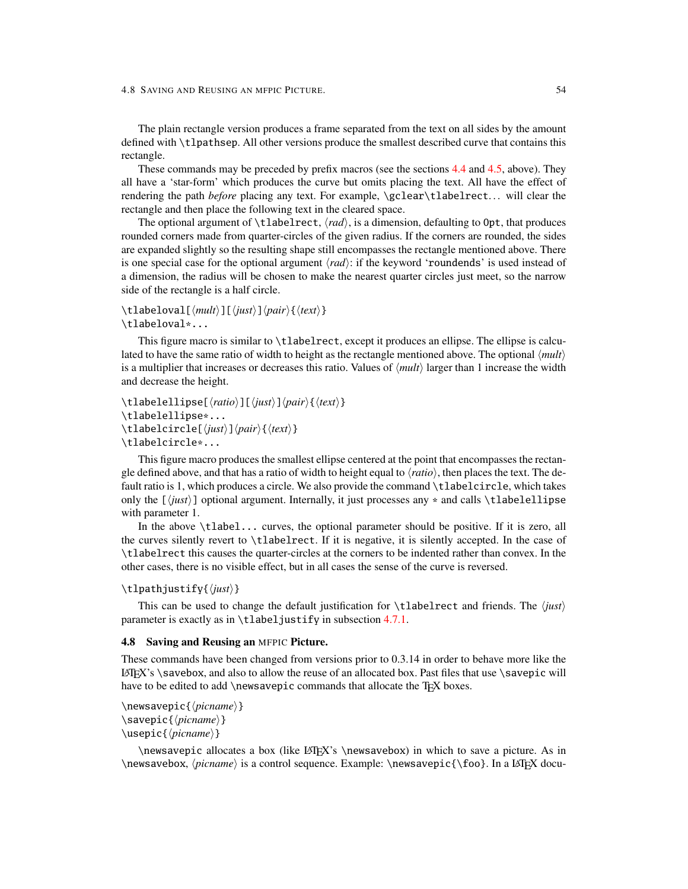The plain rectangle version produces a frame separated from the text on all sides by the amount defined with `\tlpathsep`. All other versions produce the smallest described curve that contains this rectangle.

These commands may be preceded by prefix macros (see the sections 4.4 and 4.5, above). They all have a 'star-form' which produces the curve but omits placing the text. All have the effect of rendering the path *before* placing any text. For example, `\gclear\tlabelrect`... will clear the rectangle and then place the following text in the cleared space.

The optional argument of `\tlabelrect`, ⟨*rad*⟩, is a dimension, defaulting to `0pt`, that produces rounded corners made from quarter-circles of the given radius. If the corners are rounded, the sides are expanded slightly so the resulting shape still encompasses the rectangle mentioned above. There is one special case for the optional argument ⟨*rad*⟩: if the keyword '`roundends`' is used instead of a dimension, the radius will be chosen to make the nearest quarter circles just meet, so the narrow side of the rectangle is a half circle.

`\tlabeloval[`⟨*mult*⟩`][`⟨*just*⟩`]`⟨*pair*⟩`{`⟨*text*⟩`}`
`\tlabeloval*...`

This figure macro is similar to `\tlabelrect`, except it produces an ellipse. The ellipse is calculated to have the same ratio of width to height as the rectangle mentioned above. The optional ⟨*mult*⟩ is a multiplier that increases or decreases this ratio. Values of ⟨*mult*⟩ larger than 1 increase the width and decrease the height.

`\tlabelellipse[`⟨*ratio*⟩`][`⟨*just*⟩`]`⟨*pair*⟩`{`⟨*text*⟩`}`
`\tlabelellipse*...`
`\tlabelcircle[`⟨*just*⟩`]`⟨*pair*⟩`{`⟨*text*⟩`}`
`\tlabelcircle*...`

This figure macro produces the smallest ellipse centered at the point that encompasses the rectangle defined above, and that has a ratio of width to height equal to ⟨*ratio*⟩, then places the text. The default ratio is 1, which produces a circle. We also provide the command `\tlabelcircle`, which takes only the `[`⟨*just*⟩`]` optional argument. Internally, it just processes any `*` and calls `\tlabelellipse` with parameter 1.

In the above `\tlabel...` curves, the optional parameter should be positive. If it is zero, all the curves silently revert to `\tlabelrect`. If it is negative, it is silently accepted. In the case of `\tlabelrect` this causes the quarter-circles at the corners to be indented rather than convex. In the other cases, there is no visible effect, but in all cases the sense of the curve is reversed.

`\tlpathjustify{`⟨*just*⟩`}`

This can be used to change the default justification for `\tlabelrect` and friends. The ⟨*just*⟩ parameter is exactly as in `\tlabeljustify` in subsection 4.7.1.

### 4.8 Saving and Reusing an MFPIC Picture.

These commands have been changed from versions prior to 0.3.14 in order to behave more like the LaTeX's `\savebox`, and also to allow the reuse of an allocated box. Past files that use `\savepic` will have to be edited to add `\newsavepic` commands that allocate the TeX boxes.

`\newsavepic{`⟨*picname*⟩`}`
`\savepic{`⟨*picname*⟩`}`
`\usepic{`⟨*picname*⟩`}`

`\newsavepic` allocates a box (like LaTeX's `\newsavebox`) in which to save a picture. As in `\newsavebox`, ⟨*picname*⟩ is a control sequence. Example: `\newsavepic{\foo}`. In a LaTeX docu-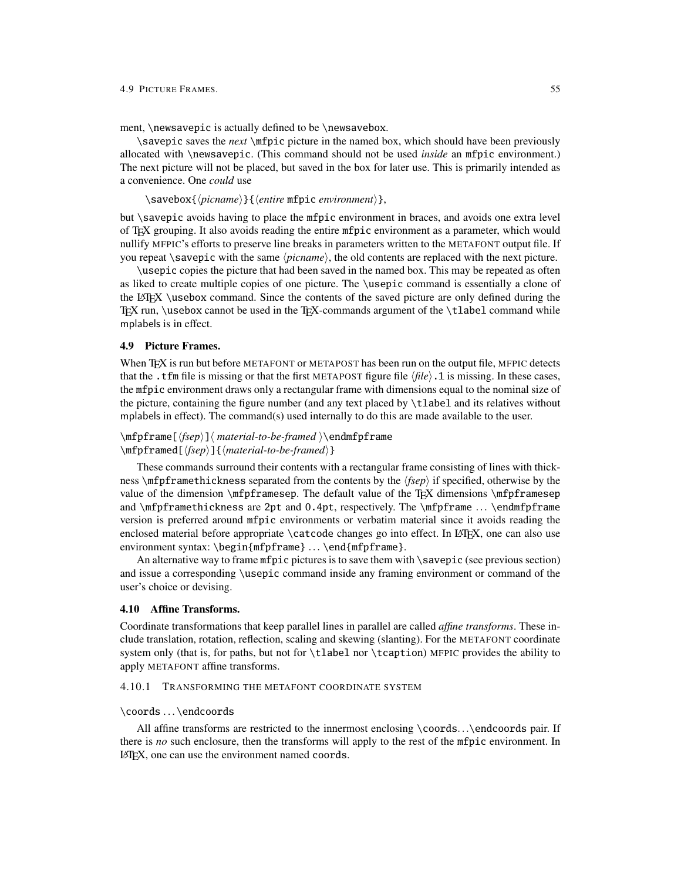ment, `\newsavepic` is actually defined to be `\newsavebox`.

`\savepic` saves the *next* `\mfpic` picture in the named box, which should have been previously allocated with `\newsavepic`. (This command should not be used *inside* an `mfpic` environment.) The next picture will not be placed, but saved in the box for later use. This is primarily intended as a convenience. One *could* use

`\savebox{`⟨*picname*⟩`}{`⟨*entire* `mfpic` *environment*⟩`}`,

but `\savepic` avoids having to place the `mfpic` environment in braces, and avoids one extra level of TEX grouping. It also avoids reading the entire `mfpic` environment as a parameter, which would nullify MFPIC's efforts to preserve line breaks in parameters written to the METAFONT output file. If you repeat `\savepic` with the same ⟨*picname*⟩, the old contents are replaced with the next picture.

`\usepic` copies the picture that had been saved in the named box. This may be repeated as often as liked to create multiple copies of one picture. The `\usepic` command is essentially a clone of the LATEX `\usebox` command. Since the contents of the saved picture are only defined during the TEX run, `\usebox` cannot be used in the TEX-commands argument of the `\tlabel` command while mplabels is in effect.

### 4.9 Picture Frames.

When TEX is run but before METAFONT or METAPOST has been run on the output file, MFPIC detects that the `.tfm` file is missing or that the first METAPOST figure file ⟨*file*⟩`.1` is missing. In these cases, the `mfpic` environment draws only a rectangular frame with dimensions equal to the nominal size of the picture, containing the figure number (and any text placed by `\tlabel` and its relatives without mplabels in effect). The command(s) used internally to do this are made available to the user.

`\mfpframe[`⟨*fsep*⟩`]`⟨ *material-to-be-framed* ⟩`\endmfpframe`
`\mfpframed[`⟨*fsep*⟩`]{`⟨*material-to-be-framed*⟩`}`

These commands surround their contents with a rectangular frame consisting of lines with thickness `\mfpframethickness` separated from the contents by the ⟨*fsep*⟩ if specified, otherwise by the value of the dimension `\mfpframesep`. The default value of the TEX dimensions `\mfpframesep` and `\mfpframethickness` are `2pt` and `0.4pt`, respectively. The `\mfpframe` … `\endmfpframe` version is preferred around `mfpic` environments or verbatim material since it avoids reading the enclosed material before appropriate `\catcode` changes go into effect. In LATEX, one can also use environment syntax: `\begin{mfpframe}` … `\end{mfpframe}`.

An alternative way to frame `mfpic` pictures is to save them with `\savepic` (see previous section) and issue a corresponding `\usepic` command inside any framing environment or command of the user's choice or devising.

### 4.10 Affine Transforms.

Coordinate transformations that keep parallel lines in parallel are called *affine transforms*. These include translation, rotation, reflection, scaling and skewing (slanting). For the METAFONT coordinate system only (that is, for paths, but not for `\tlabel` nor `\tcaption`) MFPIC provides the ability to apply METAFONT affine transforms.

#### 4.10.1 Transforming the metafont coordinate system

`\coords` … `\endcoords`

All affine transforms are restricted to the innermost enclosing `\coords`…`\endcoords` pair. If there is *no* such enclosure, then the transforms will apply to the rest of the `mfpic` environment. In LATEX, one can use the environment named `coords`.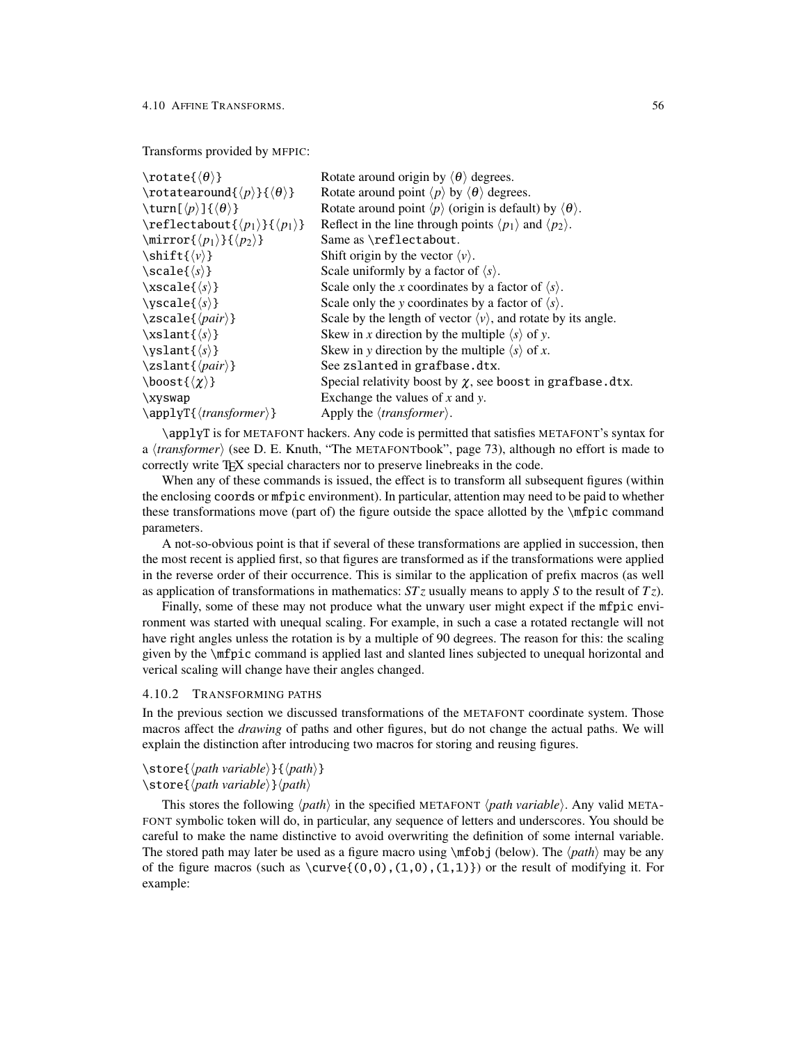Transforms provided by MFPIC:

| | |
|---|---|
| `\rotate{⟨θ⟩}` | Rotate around origin by ⟨θ⟩ degrees. |
| `\rotatearound{⟨p⟩}{⟨θ⟩}` | Rotate around point ⟨p⟩ by ⟨θ⟩ degrees. |
| `\turn[⟨p⟩]{⟨θ⟩}` | Rotate around point ⟨p⟩ (origin is default) by ⟨θ⟩. |
| `\reflectabout{⟨p1⟩}{⟨p1⟩}` | Reflect in the line through points ⟨$p_1$⟩ and ⟨$p_2$⟩. |
| `\mirror{⟨p1⟩}{⟨p2⟩}` | Same as `\reflectabout`. |
| `\shift{⟨v⟩}` | Shift origin by the vector ⟨v⟩. |
| `\scale{⟨s⟩}` | Scale uniformly by a factor of ⟨s⟩. |
| `\xscale{⟨s⟩}` | Scale only the *x* coordinates by a factor of ⟨s⟩. |
| `\yscale{⟨s⟩}` | Scale only the *y* coordinates by a factor of ⟨s⟩. |
| `\zscale{⟨pair⟩}` | Scale by the length of vector ⟨v⟩, and rotate by its angle. |
| `\xslant{⟨s⟩}` | Skew in *x* direction by the multiple ⟨s⟩ of *y*. |
| `\yslant{⟨s⟩}` | Skew in *y* direction by the multiple ⟨s⟩ of *x*. |
| `\zslant{⟨pair⟩}` | See `zslanted` in `grafbase.dtx`. |
| `\boost{⟨χ⟩}` | Special relativity boost by χ, see `boost` in `grafbase.dtx`. |
| `\xyswap` | Exchange the values of *x* and *y*. |
| `\applyT{⟨transformer⟩}` | Apply the ⟨*transformer*⟩. |

`\applyT` is for METAFONT hackers. Any code is permitted that satisfies METAFONT's syntax for a ⟨*transformer*⟩ (see D. E. Knuth, "The METAFONTbook", page 73), although no effort is made to correctly write TEX special characters nor to preserve linebreaks in the code.

When any of these commands is issued, the effect is to transform all subsequent figures (within the enclosing `coords` or `mfpic` environment). In particular, attention may need to be paid to whether these transformations move (part of) the figure outside the space allotted by the `\mfpic` command parameters.

A not-so-obvious point is that if several of these transformations are applied in succession, then the most recent is applied first, so that figures are transformed as if the transformations were applied in the reverse order of their occurrence. This is similar to the application of prefix macros (as well as application of transformations in mathematics: $STz$ usually means to apply $S$ to the result of $Tz$).

Finally, some of these may not produce what the unwary user might expect if the `mfpic` environment was started with unequal scaling. For example, in such a case a rotated rectangle will not have right angles unless the rotation is by a multiple of 90 degrees. The reason for this: the scaling given by the `\mfpic` command is applied last and slanted lines subjected to unequal horizontal and verical scaling will change have their angles changed.

### 4.10.2 TRANSFORMING PATHS

In the previous section we discussed transformations of the METAFONT coordinate system. Those macros affect the *drawing* of paths and other figures, but do not change the actual paths. We will explain the distinction after introducing two macros for storing and reusing figures.

`\store{⟨path variable⟩}{⟨path⟩}`
`\store{⟨path variable⟩}⟨path⟩`

This stores the following ⟨*path*⟩ in the specified METAFONT ⟨*path variable*⟩. Any valid METAFONT symbolic token will do, in particular, any sequence of letters and underscores. You should be careful to make the name distinctive to avoid overwriting the definition of some internal variable. The stored path may later be used as a figure macro using `\mfobj` (below). The ⟨*path*⟩ may be any of the figure macros (such as `\curve{(0,0),(1,0),(1,1)}`) or the result of modifying it. For example: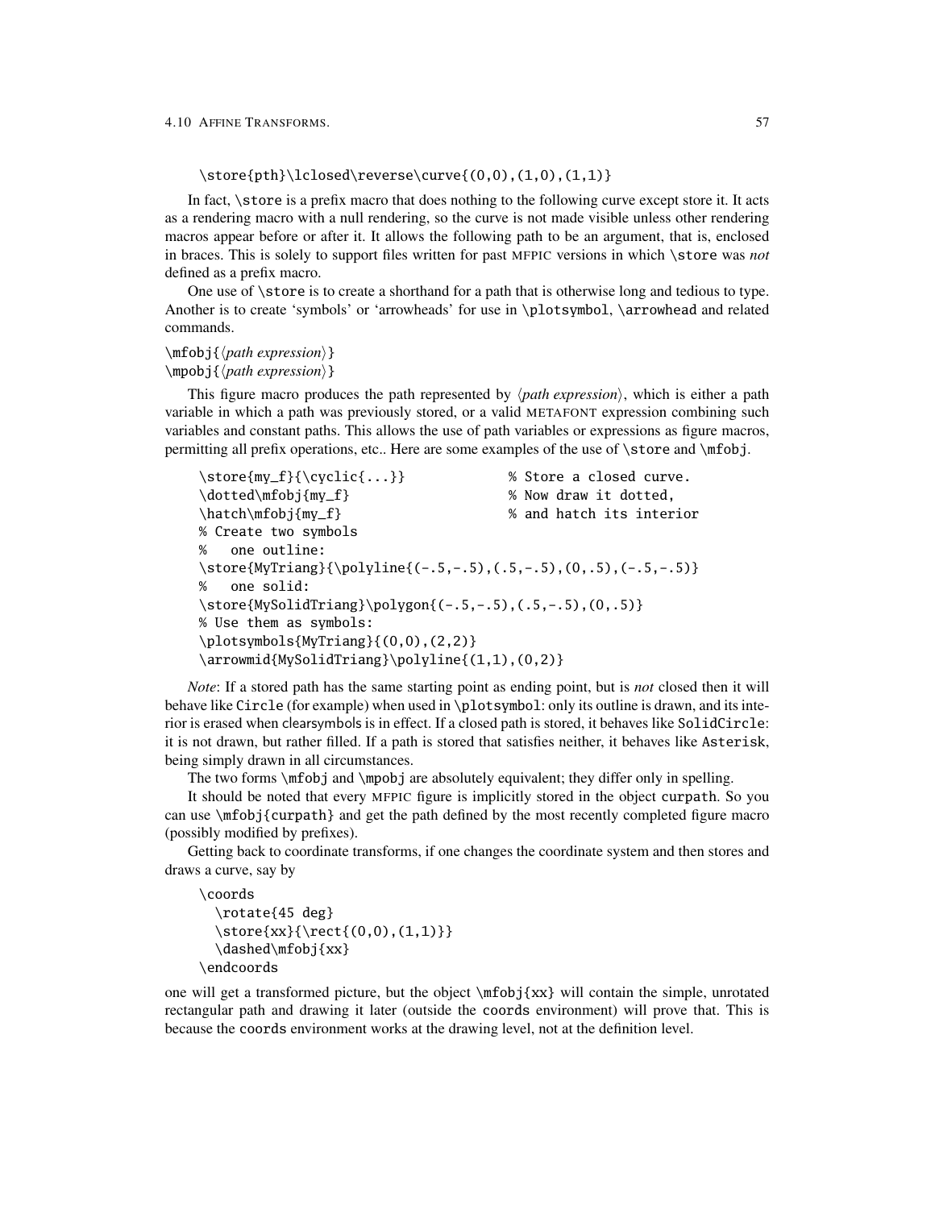```
\store{pth}\lclosed\reverse\curve{(0,0),(1,0),(1,1)}
```

In fact, `\store` is a prefix macro that does nothing to the following curve except store it. It acts as a rendering macro with a null rendering, so the curve is not made visible unless other rendering macros appear before or after it. It allows the following path to be an argument, that is, enclosed in braces. This is solely to support files written for past MFPIC versions in which `\store` was *not* defined as a prefix macro.

One use of `\store` is to create a shorthand for a path that is otherwise long and tedious to type. Another is to create 'symbols' or 'arrowheads' for use in `\plotsymbol`, `\arrowhead` and related commands.

`\mfobj{`⟨*path expression*⟩`}`
`\mpobj{`⟨*path expression*⟩`}`

This figure macro produces the path represented by ⟨*path expression*⟩, which is either a path variable in which a path was previously stored, or a valid METAFONT expression combining such variables and constant paths. This allows the use of path variables or expressions as figure macros, permitting all prefix operations, etc.. Here are some examples of the use of `\store` and `\mfobj`.

```
\store{my_f}{\cyclic{...}}            % Store a closed curve.
\dotted\mfobj{my_f}                   % Now draw it dotted,
\hatch\mfobj{my_f}                    % and hatch its interior
% Create two symbols
%   one outline:
\store{MyTriang}{\polyline{(-.5,-.5),(.5,-.5),(0,.5),(-.5,-.5)}
%   one solid:
\store{MySolidTriang}\polygon{(-.5,-.5),(.5,-.5),(0,.5)}
% Use them as symbols:
\plotsymbols{MyTriang}{(0,0),(2,2)}
\arrowmid{MySolidTriang}\polyline{(1,1),(0,2)}
```

*Note*: If a stored path has the same starting point as ending point, but is *not* closed then it will behave like `Circle` (for example) when used in `\plotsymbol`: only its outline is drawn, and its interior is erased when clearsymbols is in effect. If a closed path is stored, it behaves like `SolidCircle`: it is not drawn, but rather filled. If a path is stored that satisfies neither, it behaves like `Asterisk`, being simply drawn in all circumstances.

The two forms `\mfobj` and `\mpobj` are absolutely equivalent; they differ only in spelling.

It should be noted that every MFPIC figure is implicitly stored in the object `curpath`. So you can use `\mfobj{curpath}` and get the path defined by the most recently completed figure macro (possibly modified by prefixes).

Getting back to coordinate transforms, if one changes the coordinate system and then stores and draws a curve, say by

```
\coords
  \rotate{45 deg}
  \store{xx}{\rect{(0,0),(1,1)}}
  \dashed\mfobj{xx}
\endcoords
```

one will get a transformed picture, but the object `\mfobj{xx}` will contain the simple, unrotated rectangular path and drawing it later (outside the `coords` environment) will prove that. This is because the `coords` environment works at the drawing level, not at the definition level.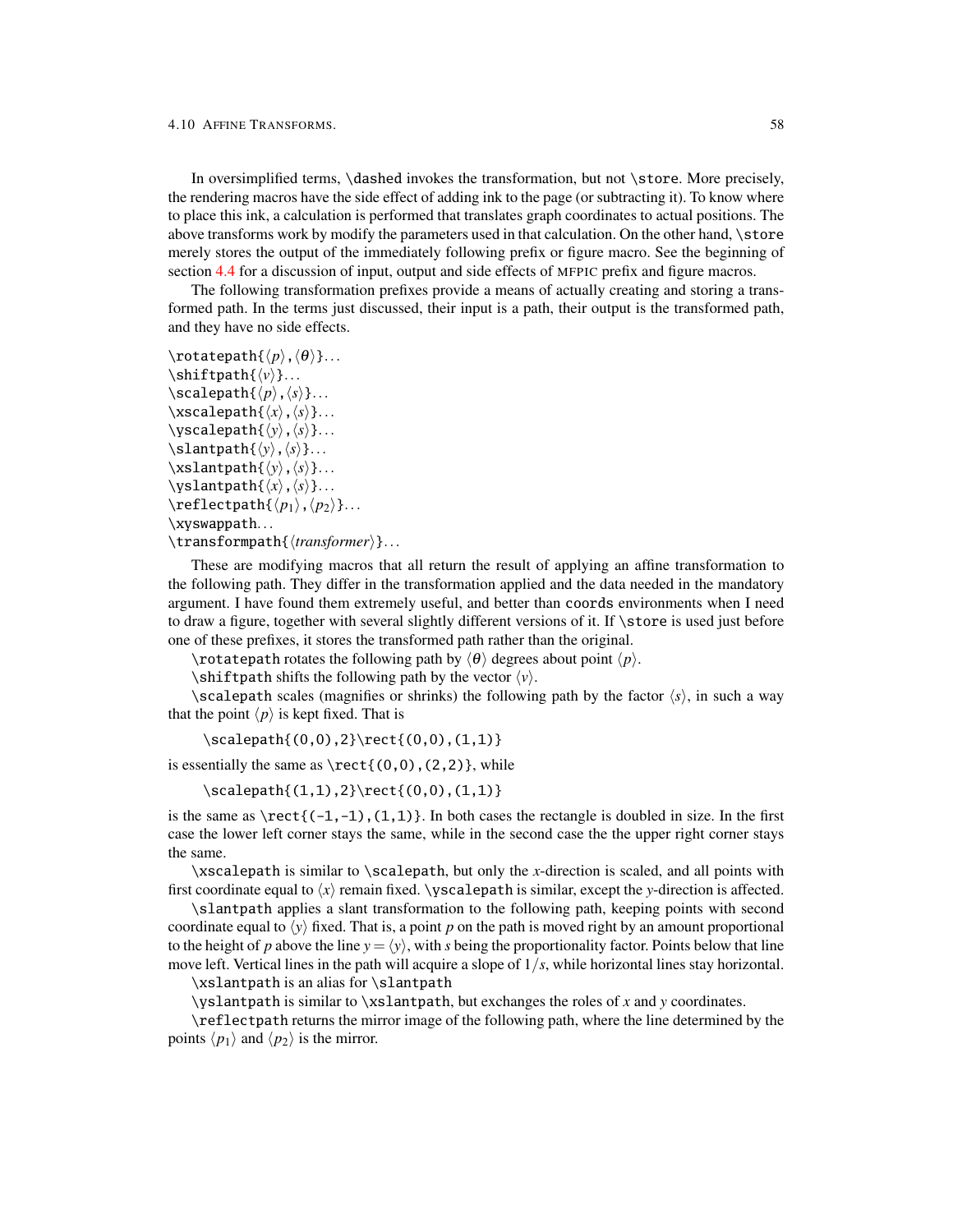In oversimplified terms, `\dashed` invokes the transformation, but not `\store`. More precisely, the rendering macros have the side effect of adding ink to the page (or subtracting it). To know where to place this ink, a calculation is performed that translates graph coordinates to actual positions. The above transforms work by modify the parameters used in that calculation. On the other hand, `\store` merely stores the output of the immediately following prefix or figure macro. See the beginning of section 4.4 for a discussion of input, output and side effects of MFPIC prefix and figure macros.

The following transformation prefixes provide a means of actually creating and storing a transformed path. In the terms just discussed, their input is a path, their output is the transformed path, and they have no side effects.

`\rotatepath{`$\langle p\rangle$`,`$\langle\theta\rangle$`}`...
`\shiftpath{`$\langle v\rangle$`}`...
`\scalepath{`$\langle p\rangle$`,`$\langle s\rangle$`}`...
`\xscalepath{`$\langle x\rangle$`,`$\langle s\rangle$`}`...
`\yscalepath{`$\langle y\rangle$`,`$\langle s\rangle$`}`...
`\slantpath{`$\langle y\rangle$`,`$\langle s\rangle$`}`...
`\xslantpath{`$\langle y\rangle$`,`$\langle s\rangle$`}`...
`\yslantpath{`$\langle x\rangle$`,`$\langle s\rangle$`}`...
`\reflectpath{`$\langle p_1\rangle$`,`$\langle p_2\rangle$`}`...
`\xyswappath`...
`\transformpath{`$\langle$*transformer*$\rangle$`}`...

These are modifying macros that all return the result of applying an affine transformation to the following path. They differ in the transformation applied and the data needed in the mandatory argument. I have found them extremely useful, and better than `coords` environments when I need to draw a figure, together with several slightly different versions of it. If `\store` is used just before one of these prefixes, it stores the transformed path rather than the original.

`\rotatepath` rotates the following path by $\langle\theta\rangle$ degrees about point $\langle p\rangle$.

`\shiftpath` shifts the following path by the vector $\langle v\rangle$.

`\scalepath` scales (magnifies or shrinks) the following path by the factor $\langle s\rangle$, in such a way that the point $\langle p\rangle$ is kept fixed. That is

```
\scalepath{(0,0),2}\rect{(0,0),(1,1)}
```

is essentially the same as `\rect{(0,0),(2,2)}`, while

```
\scalepath{(1,1),2}\rect{(0,0),(1,1)}
```

is the same as `\rect{(-1,-1),(1,1)}`. In both cases the rectangle is doubled in size. In the first case the lower left corner stays the same, while in the second case the the upper right corner stays the same.

`\xscalepath` is similar to `\scalepath`, but only the $x$-direction is scaled, and all points with first coordinate equal to $\langle x\rangle$ remain fixed. `\yscalepath` is similar, except the $y$-direction is affected.

`\slantpath` applies a slant transformation to the following path, keeping points with second coordinate equal to $\langle y\rangle$ fixed. That is, a point $p$ on the path is moved right by an amount proportional to the height of $p$ above the line $y = \langle y\rangle$, with $s$ being the proportionality factor. Points below that line move left. Vertical lines in the path will acquire a slope of $1/s$, while horizontal lines stay horizontal.

`\xslantpath` is an alias for `\slantpath`

`\yslantpath` is similar to `\xslantpath`, but exchanges the roles of $x$ and $y$ coordinates.

`\reflectpath` returns the mirror image of the following path, where the line determined by the points $\langle p_1\rangle$ and $\langle p_2\rangle$ is the mirror.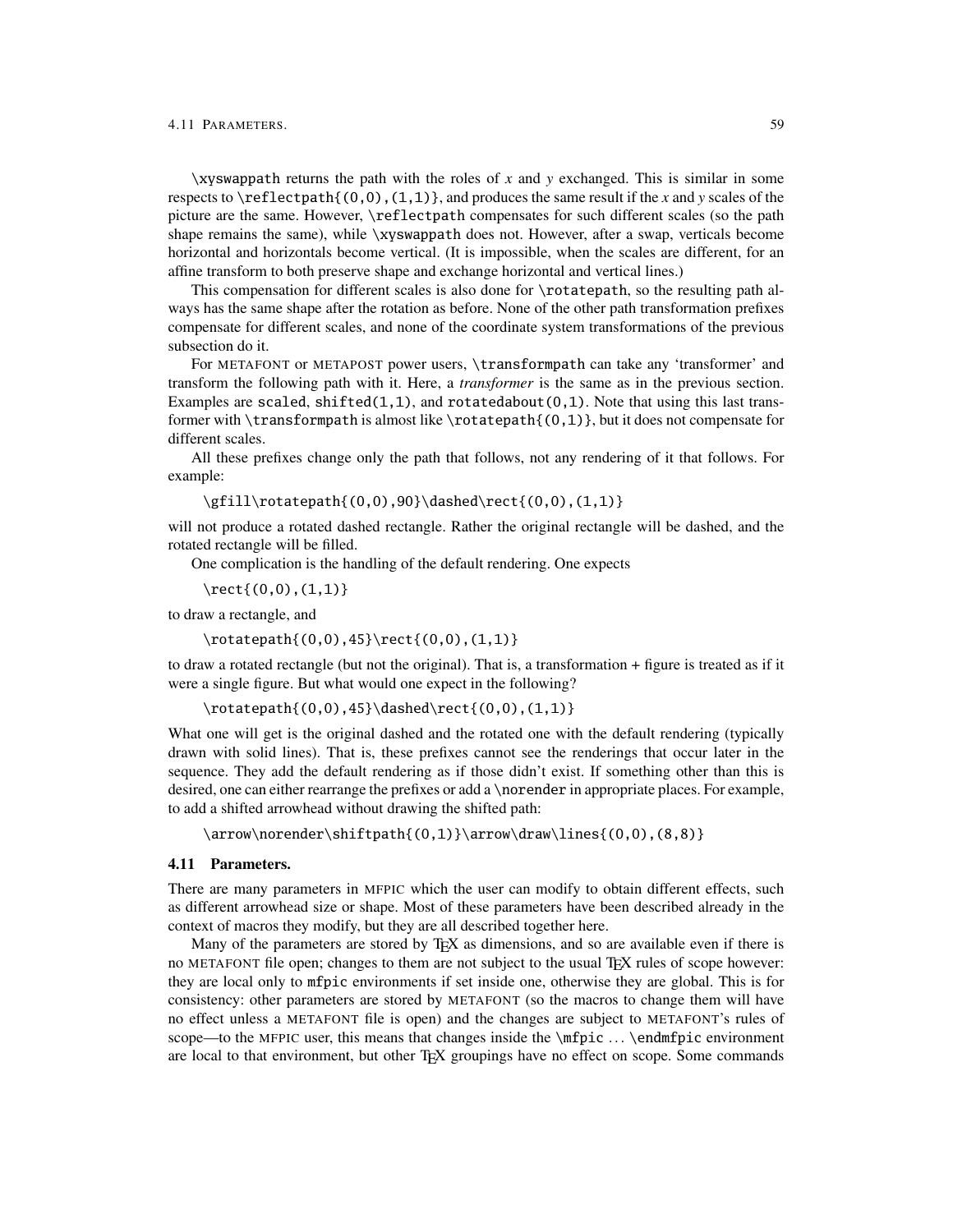`\xyswappath` returns the path with the roles of *x* and *y* exchanged. This is similar in some respects to `\reflectpath{(0,0),(1,1)}`, and produces the same result if the *x* and *y* scales of the picture are the same. However, `\reflectpath` compensates for such different scales (so the path shape remains the same), while `\xyswappath` does not. However, after a swap, verticals become horizontal and horizontals become vertical. (It is impossible, when the scales are different, for an affine transform to both preserve shape and exchange horizontal and vertical lines.)

This compensation for different scales is also done for `\rotatepath`, so the resulting path always has the same shape after the rotation as before. None of the other path transformation prefixes compensate for different scales, and none of the coordinate system transformations of the previous subsection do it.

For METAFONT or METAPOST power users, `\transformpath` can take any 'transformer' and transform the following path with it. Here, a *transformer* is the same as in the previous section. Examples are `scaled`, `shifted(1,1)`, and `rotatedabout(0,1)`. Note that using this last transformer with `\transformpath` is almost like `\rotatepath{(0,1)}`, but it does not compensate for different scales.

All these prefixes change only the path that follows, not any rendering of it that follows. For example:

```
\gfill\rotatepath{(0,0),90}\dashed\rect{(0,0),(1,1)}
```

will not produce a rotated dashed rectangle. Rather the original rectangle will be dashed, and the rotated rectangle will be filled.

One complication is the handling of the default rendering. One expects

```
\rect{(0,0),(1,1)}
```

to draw a rectangle, and

```
\rotatepath{(0,0),45}\rect{(0,0),(1,1)}
```

to draw a rotated rectangle (but not the original). That is, a transformation + figure is treated as if it were a single figure. But what would one expect in the following?

```
\rotatepath{(0,0),45}\dashed\rect{(0,0),(1,1)}
```

What one will get is the original dashed and the rotated one with the default rendering (typically drawn with solid lines). That is, these prefixes cannot see the renderings that occur later in the sequence. They add the default rendering as if those didn't exist. If something other than this is desired, one can either rearrange the prefixes or add a `\norender` in appropriate places. For example, to add a shifted arrowhead without drawing the shifted path:

```
\arrow\norender\shiftpath{(0,1)}\arrow\draw\lines{(0,0),(8,8)}
```

### 4.11 Parameters.

There are many parameters in MFPIC which the user can modify to obtain different effects, such as different arrowhead size or shape. Most of these parameters have been described already in the context of macros they modify, but they are all described together here.

Many of the parameters are stored by TEX as dimensions, and so are available even if there is no METAFONT file open; changes to them are not subject to the usual TEX rules of scope however: they are local only to `mfpic` environments if set inside one, otherwise they are global. This is for consistency: other parameters are stored by METAFONT (so the macros to change them will have no effect unless a METAFONT file is open) and the changes are subject to METAFONT's rules of scope—to the MFPIC user, this means that changes inside the `\mfpic` ... `\endmfpic` environment are local to that environment, but other TEX groupings have no effect on scope. Some commands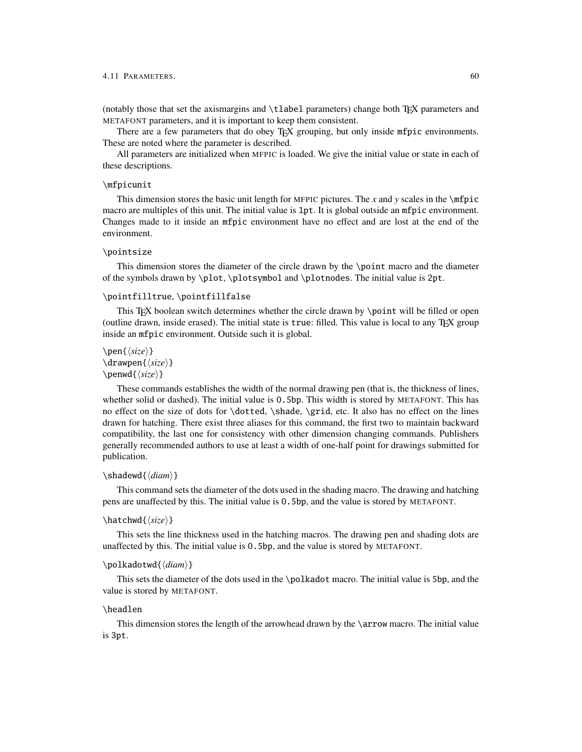(notably those that set the axismargins and `\tlabel` parameters) change both TEX parameters and METAFONT parameters, and it is important to keep them consistent.

There are a few parameters that do obey TEX grouping, but only inside `mfpic` environments. These are noted where the parameter is described.

All parameters are initialized when MFPIC is loaded. We give the initial value or state in each of these descriptions.

`\mfpicunit`

This dimension stores the basic unit length for MFPIC pictures. The *x* and *y* scales in the `\mfpic` macro are multiples of this unit. The initial value is `1pt`. It is global outside an `mfpic` environment. Changes made to it inside an `mfpic` environment have no effect and are lost at the end of the environment.

`\pointsize`

This dimension stores the diameter of the circle drawn by the `\point` macro and the diameter of the symbols drawn by `\plot`, `\plotsymbol` and `\plotnodes`. The initial value is `2pt`.

`\pointfilltrue`, `\pointfillfalse`

This TEX boolean switch determines whether the circle drawn by `\point` will be filled or open (outline drawn, inside erased). The initial state is `true`: filled. This value is local to any TEX group inside an `mfpic` environment. Outside such it is global.

`\pen{`⟨*size*⟩`}`
`\drawpen{`⟨*size*⟩`}`
`\penwd{`⟨*size*⟩`}`

These commands establishes the width of the normal drawing pen (that is, the thickness of lines, whether solid or dashed). The initial value is `0.5bp`. This width is stored by METAFONT. This has no effect on the size of dots for `\dotted`, `\shade`, `\grid`, etc. It also has no effect on the lines drawn for hatching. There exist three aliases for this command, the first two to maintain backward compatibility, the last one for consistency with other dimension changing commands. Publishers generally recommended authors to use at least a width of one-half point for drawings submitted for publication.

`\shadewd{`⟨*diam*⟩`}`

This command sets the diameter of the dots used in the shading macro. The drawing and hatching pens are unaffected by this. The initial value is `0.5bp`, and the value is stored by METAFONT.

`\hatchwd{`⟨*size*⟩`}`

This sets the line thickness used in the hatching macros. The drawing pen and shading dots are unaffected by this. The initial value is `0.5bp`, and the value is stored by METAFONT.

`\polkadotwd{`⟨*diam*⟩`}`

This sets the diameter of the dots used in the `\polkadot` macro. The initial value is `5bp`, and the value is stored by METAFONT.

`\headlen`

This dimension stores the length of the arrowhead drawn by the `\arrow` macro. The initial value is `3pt`.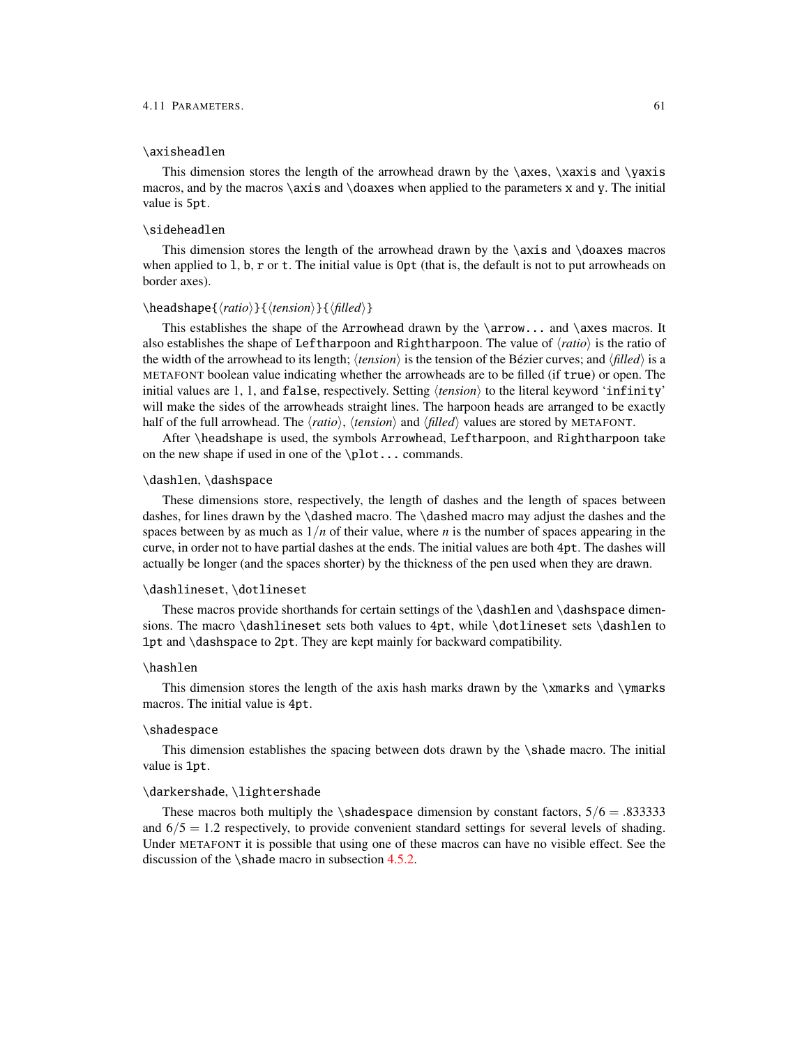`\axisheadlen`

This dimension stores the length of the arrowhead drawn by the `\axes`, `\xaxis` and `\yaxis` macros, and by the macros `\axis` and `\doaxes` when applied to the parameters `x` and `y`. The initial value is `5pt`.

`\sideheadlen`

This dimension stores the length of the arrowhead drawn by the `\axis` and `\doaxes` macros when applied to `l`, `b`, `r` or `t`. The initial value is `0pt` (that is, the default is not to put arrowheads on border axes).

`\headshape{`⟨*ratio*⟩`}{`⟨*tension*⟩`}{`⟨*filled*⟩`}`

This establishes the shape of the `Arrowhead` drawn by the `\arrow...` and `\axes` macros. It also establishes the shape of `Leftharpoon` and `Rightharpoon`. The value of ⟨*ratio*⟩ is the ratio of the width of the arrowhead to its length; ⟨*tension*⟩ is the tension of the Bézier curves; and ⟨*filled*⟩ is a METAFONT boolean value indicating whether the arrowheads are to be filled (if `true`) or open. The initial values are 1, 1, and `false`, respectively. Setting ⟨*tension*⟩ to the literal keyword '`infinity`' will make the sides of the arrowheads straight lines. The harpoon heads are arranged to be exactly half of the full arrowhead. The ⟨*ratio*⟩, ⟨*tension*⟩ and ⟨*filled*⟩ values are stored by METAFONT.

After `\headshape` is used, the symbols `Arrowhead`, `Leftharpoon`, and `Rightharpoon` take on the new shape if used in one of the `\plot...` commands.

`\dashlen`, `\dashspace`

These dimensions store, respectively, the length of dashes and the length of spaces between dashes, for lines drawn by the `\dashed` macro. The `\dashed` macro may adjust the dashes and the spaces between by as much as $1/n$ of their value, where $n$ is the number of spaces appearing in the curve, in order not to have partial dashes at the ends. The initial values are both `4pt`. The dashes will actually be longer (and the spaces shorter) by the thickness of the pen used when they are drawn.

`\dashlineset`, `\dotlineset`

These macros provide shorthands for certain settings of the `\dashlen` and `\dashspace` dimensions. The macro `\dashlineset` sets both values to `4pt`, while `\dotlineset` sets `\dashlen` to `1pt` and `\dashspace` to `2pt`. They are kept mainly for backward compatibility.

`\hashlen`

This dimension stores the length of the axis hash marks drawn by the `\xmarks` and `\ymarks` macros. The initial value is `4pt`.

`\shadespace`

This dimension establishes the spacing between dots drawn by the `\shade` macro. The initial value is `1pt`.

`\darkershade`, `\lightershade`

These macros both multiply the `\shadespace` dimension by constant factors, $5/6 = .833333$ and $6/5 = 1.2$ respectively, to provide convenient standard settings for several levels of shading. Under METAFONT it is possible that using one of these macros can have no visible effect. See the discussion of the `\shade` macro in subsection 4.5.2.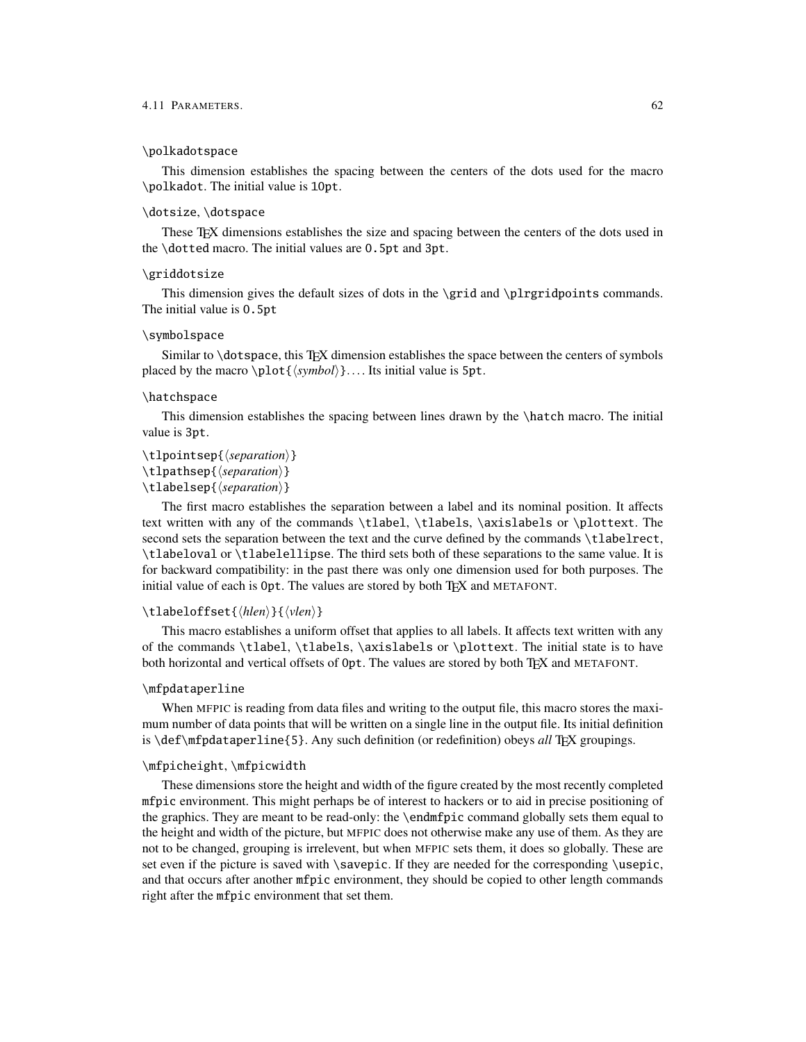\polkadotspace

This dimension establishes the spacing between the centers of the dots used for the macro \polkadot. The initial value is 10pt.

\dotsize, \dotspace

These TEX dimensions establishes the size and spacing between the centers of the dots used in the \dotted macro. The initial values are 0.5pt and 3pt.

\griddotsize

This dimension gives the default sizes of dots in the \grid and \plrgridpoints commands. The initial value is 0.5pt

\symbolspace

Similar to \dotspace, this TEX dimension establishes the space between the centers of symbols placed by the macro \plot{⟨*symbol*⟩}.... Its initial value is 5pt.

\hatchspace

This dimension establishes the spacing between lines drawn by the \hatch macro. The initial value is 3pt.

\tlpointsep{⟨*separation*⟩}
\tlpathsep{⟨*separation*⟩}
\tlabelsep{⟨*separation*⟩}

The first macro establishes the separation between a label and its nominal position. It affects text written with any of the commands \tlabel, \tlabels, \axislabels or \plottext. The second sets the separation between the text and the curve defined by the commands \tlabelrect, \tlabeloval or \tlabelellipse. The third sets both of these separations to the same value. It is for backward compatibility: in the past there was only one dimension used for both purposes. The initial value of each is 0pt. The values are stored by both TEX and METAFONT.

\tlabeloffset{⟨*hlen*⟩}{⟨*vlen*⟩}

This macro establishes a uniform offset that applies to all labels. It affects text written with any of the commands \tlabel, \tlabels, \axislabels or \plottext. The initial state is to have both horizontal and vertical offsets of 0pt. The values are stored by both TEX and METAFONT.

\mfpdataperline

When MFPIC is reading from data files and writing to the output file, this macro stores the maximum number of data points that will be written on a single line in the output file. Its initial definition is \def\mfpdataperline{5}. Any such definition (or redefinition) obeys *all* TEX groupings.

\mfpicheight, \mfpicwidth

These dimensions store the height and width of the figure created by the most recently completed mfpic environment. This might perhaps be of interest to hackers or to aid in precise positioning of the graphics. They are meant to be read-only: the \endmfpic command globally sets them equal to the height and width of the picture, but MFPIC does not otherwise make any use of them. As they are not to be changed, grouping is irrelevent, but when MFPIC sets them, it does so globally. These are set even if the picture is saved with \savepic. If they are needed for the corresponding \usepic, and that occurs after another mfpic environment, they should be copied to other length commands right after the mfpic environment that set them.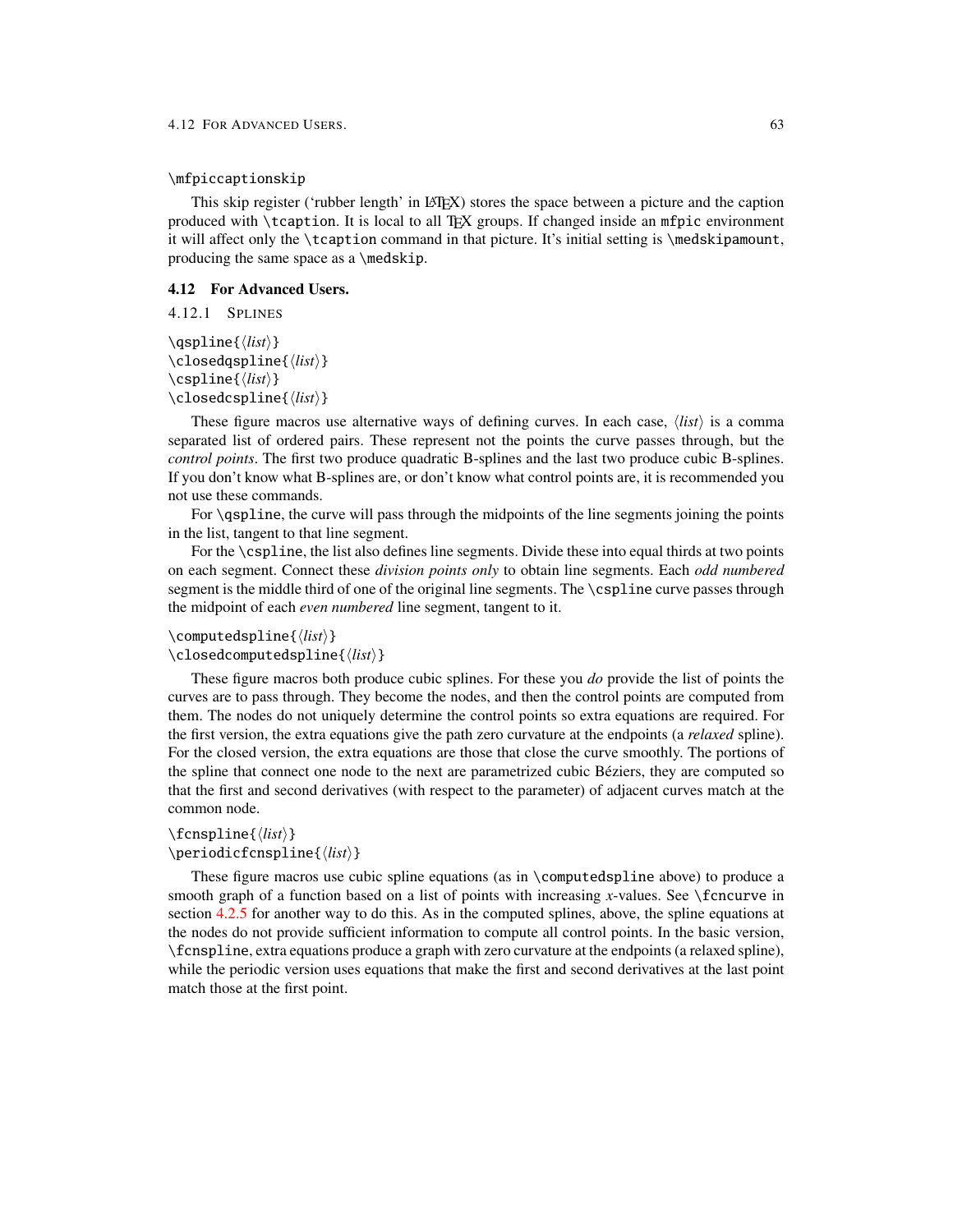`\mfpiccaptionskip`

This skip register ('rubber length' in LaTeX) stores the space between a picture and the caption produced with `\tcaption`. It is local to all TeX groups. If changed inside an `mfpic` environment it will affect only the `\tcaption` command in that picture. It's initial setting is `\medskipamount`, producing the same space as a `\medskip`.

## 4.12 For Advanced Users.

### 4.12.1 Splines

`\qspline{`⟨*list*⟩`}`
`\closedqspline{`⟨*list*⟩`}`
`\cspline{`⟨*list*⟩`}`
`\closedcspline{`⟨*list*⟩`}`

These figure macros use alternative ways of defining curves. In each case, ⟨*list*⟩ is a comma separated list of ordered pairs. These represent not the points the curve passes through, but the *control points*. The first two produce quadratic B-splines and the last two produce cubic B-splines. If you don't know what B-splines are, or don't know what control points are, it is recommended you not use these commands.

For `\qspline`, the curve will pass through the midpoints of the line segments joining the points in the list, tangent to that line segment.

For the `\cspline`, the list also defines line segments. Divide these into equal thirds at two points on each segment. Connect these *division points only* to obtain line segments. Each *odd numbered* segment is the middle third of one of the original line segments. The `\cspline` curve passes through the midpoint of each *even numbered* line segment, tangent to it.

`\computedspline{`⟨*list*⟩`}`
`\closedcomputedspline{`⟨*list*⟩`}`

These figure macros both produce cubic splines. For these you *do* provide the list of points the curves are to pass through. They become the nodes, and then the control points are computed from them. The nodes do not uniquely determine the control points so extra equations are required. For the first version, the extra equations give the path zero curvature at the endpoints (a *relaxed* spline). For the closed version, the extra equations are those that close the curve smoothly. The portions of the spline that connect one node to the next are parametrized cubic Béziers, they are computed so that the first and second derivatives (with respect to the parameter) of adjacent curves match at the common node.

`\fcnspline{`⟨*list*⟩`}`
`\periodicfcnspline{`⟨*list*⟩`}`

These figure macros use cubic spline equations (as in `\computedspline` above) to produce a smooth graph of a function based on a list of points with increasing $x$-values. See `\fcncurve` in section 4.2.5 for another way to do this. As in the computed splines, above, the spline equations at the nodes do not provide sufficient information to compute all control points. In the basic version, `\fcnspline`, extra equations produce a graph with zero curvature at the endpoints (a relaxed spline), while the periodic version uses equations that make the first and second derivatives at the last point match those at the first point.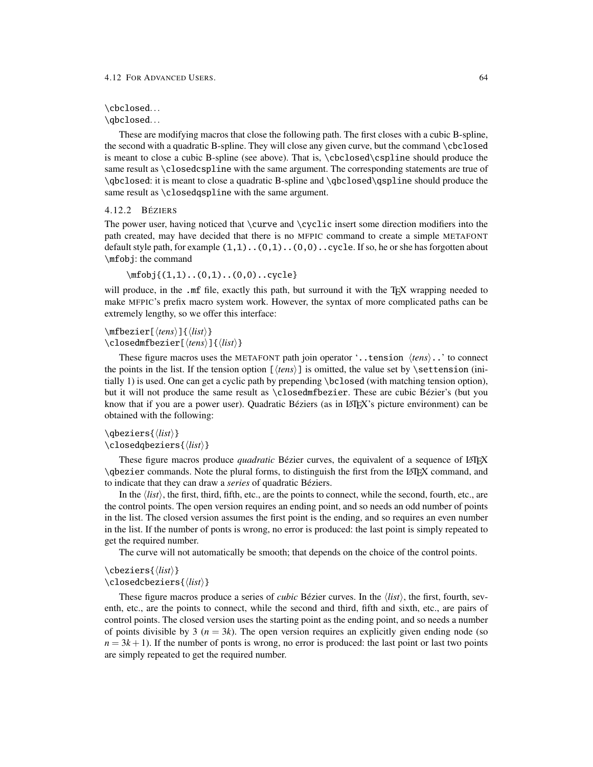`\cbclosed`...
`\qbclosed`...

These are modifying macros that close the following path. The first closes with a cubic B-spline, the second with a quadratic B-spline. They will close any given curve, but the command `\cbclosed` is meant to close a cubic B-spline (see above). That is, `\cbclosed\cspline` should produce the same result as `\closedcspline` with the same argument. The corresponding statements are true of `\qbclosed`: it is meant to close a quadratic B-spline and `\qbclosed\qspline` should produce the same result as `\closedqspline` with the same argument.

### 4.12.2 BÉZIERS

The power user, having noticed that `\curve` and `\cyclic` insert some direction modifiers into the path created, may have decided that there is no MFPIC command to create a simple METAFONT default style path, for example `(1,1)..(0,1)..(0,0)..cycle`. If so, he or she has forgotten about `\mfobj`: the command

```
\mfobj{(1,1)..(0,1)..(0,0)..cycle}
```

will produce, in the `.mf` file, exactly this path, but surround it with the TEX wrapping needed to make MFPIC's prefix macro system work. However, the syntax of more complicated paths can be extremely lengthy, so we offer this interface:

`\mfbezier[⟨tens⟩]{⟨list⟩}`
`\closedmfbezier[⟨tens⟩]{⟨list⟩}`

These figure macros uses the METAFONT path join operator '`..tension` ⟨*tens*⟩`..`' to connect the points in the list. If the tension option [⟨*tens*⟩] is omitted, the value set by `\settension` (initially 1) is used. One can get a cyclic path by prepending `\bclosed` (with matching tension option), but it will not produce the same result as `\closedmfbezier`. These are cubic Bézier's (but you know that if you are a power user). Quadratic Béziers (as in LATEX's picture environment) can be obtained with the following:

`\qbeziers{⟨list⟩}`
`\closedqbeziers{⟨list⟩}`

These figure macros produce *quadratic* Bézier curves, the equivalent of a sequence of LATEX `\qbezier` commands. Note the plural forms, to distinguish the first from the LATEX command, and to indicate that they can draw a *series* of quadratic Béziers.

In the ⟨*list*⟩, the first, third, fifth, etc., are the points to connect, while the second, fourth, etc., are the control points. The open version requires an ending point, and so needs an odd number of points in the list. The closed version assumes the first point is the ending, and so requires an even number in the list. If the number of ponts is wrong, no error is produced: the last point is simply repeated to get the required number.

The curve will not automatically be smooth; that depends on the choice of the control points.

`\cbeziers{⟨list⟩}`
`\closedcbeziers{⟨list⟩}`

These figure macros produce a series of *cubic* Bézier curves. In the ⟨*list*⟩, the first, fourth, seventh, etc., are the points to connect, while the second and third, fifth and sixth, etc., are pairs of control points. The closed version uses the starting point as the ending point, and so needs a number of points divisible by 3 ($n = 3k$). The open version requires an explicitly given ending node (so $n = 3k + 1$). If the number of ponts is wrong, no error is produced: the last point or last two points are simply repeated to get the required number.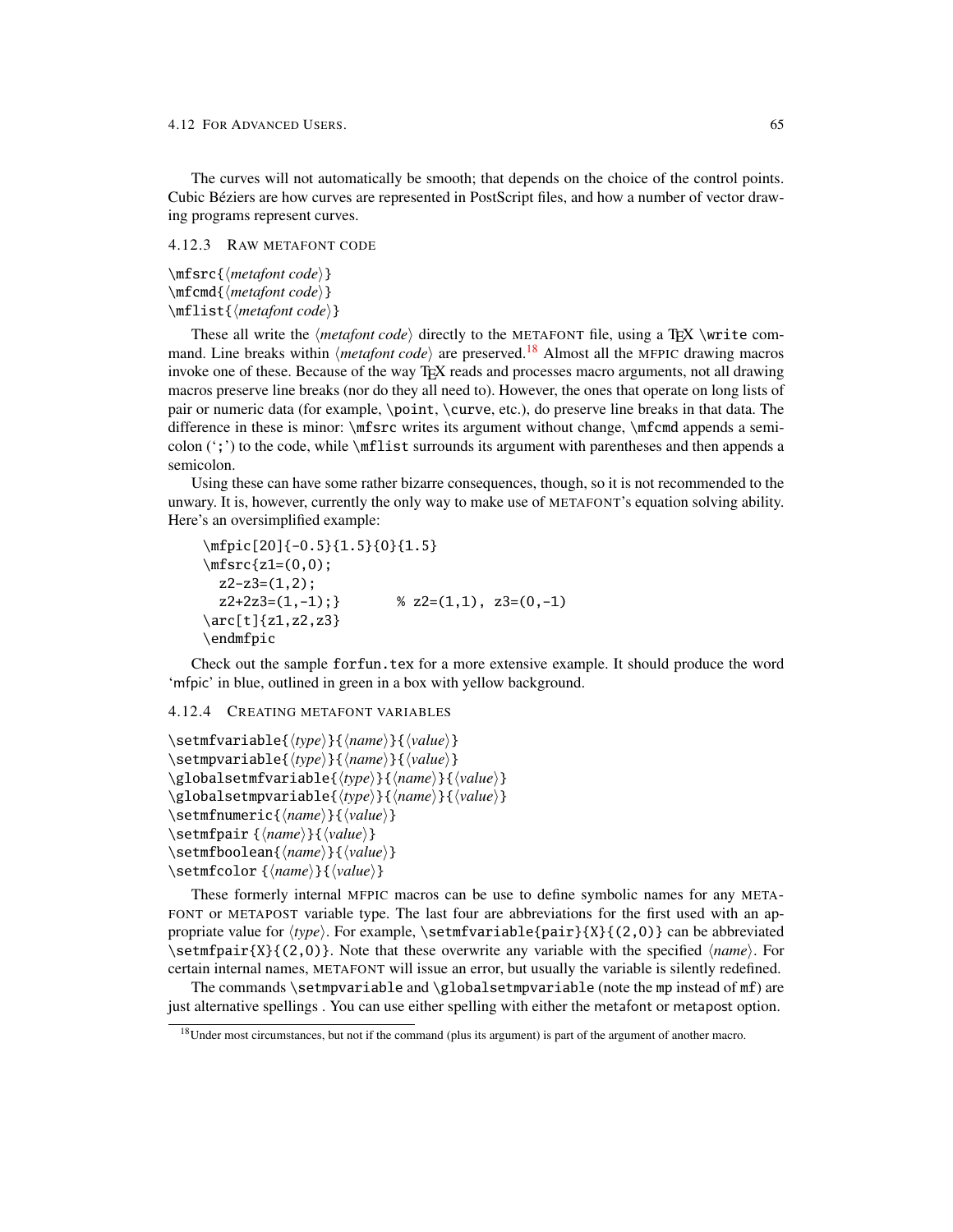The curves will not automatically be smooth; that depends on the choice of the control points. Cubic Béziers are how curves are represented in PostScript files, and how a number of vector drawing programs represent curves.

### 4.12.3 Raw METAFONT code

\mfsrc{⟨*metafont code*⟩}
\mfcmd{⟨*metafont code*⟩}
\mflist{⟨*metafont code*⟩}

These all write the ⟨*metafont code*⟩ directly to the METAFONT file, using a TeX \write command. Line breaks within ⟨*metafont code*⟩ are preserved.[18] Almost all the MFPIC drawing macros invoke one of these. Because of the way TeX reads and processes macro arguments, not all drawing macros preserve line breaks (nor do they all need to). However, the ones that operate on long lists of pair or numeric data (for example, \point, \curve, etc.), do preserve line breaks in that data. The difference in these is minor: \mfsrc writes its argument without change, \mfcmd appends a semicolon (';') to the code, while \mflist surrounds its argument with parentheses and then appends a semicolon.

Using these can have some rather bizarre consequences, though, so it is not recommended to the unwary. It is, however, currently the only way to make use of METAFONT's equation solving ability. Here's an oversimplified example:

```
\mfpic[20]{-0.5}{1.5}{0}{1.5}
\mfsrc{z1=(0,0);
  z2-z3=(1,2);
  z2+2z3=(1,-1);}      % z2=(1,1), z3=(0,-1)
\arc[t]{z1,z2,z3}
\endmfpic
```

Check out the sample forfun.tex for a more extensive example. It should produce the word 'mfpic' in blue, outlined in green in a box with yellow background.

### 4.12.4 Creating METAFONT variables

\setmfvariable{⟨*type*⟩}{⟨*name*⟩}{⟨*value*⟩}
\setmpvariable{⟨*type*⟩}{⟨*name*⟩}{⟨*value*⟩}
\globalsetmfvariable{⟨*type*⟩}{⟨*name*⟩}{⟨*value*⟩}
\globalsetmpvariable{⟨*type*⟩}{⟨*name*⟩}{⟨*value*⟩}
\setmfnumeric{⟨*name*⟩}{⟨*value*⟩}
\setmfpair {⟨*name*⟩}{⟨*value*⟩}
\setmfboolean{⟨*name*⟩}{⟨*value*⟩}
\setmfcolor {⟨*name*⟩}{⟨*value*⟩}

These formerly internal MFPIC macros can be use to define symbolic names for any METAFONT or METAPOST variable type. The last four are abbreviations for the first used with an appropriate value for ⟨*type*⟩. For example, \setmfvariable{pair}{X}{(2,0)} can be abbreviated \setmfpair{X}{(2,0)}. Note that these overwrite any variable with the specified ⟨*name*⟩. For certain internal names, METAFONT will issue an error, but usually the variable is silently redefined.

The commands \setmpvariable and \globalsetmpvariable (note the mp instead of mf) are just alternative spellings . You can use either spelling with either the metafont or metapost option.

[18] Under most circumstances, but not if the command (plus its argument) is part of the argument of another macro.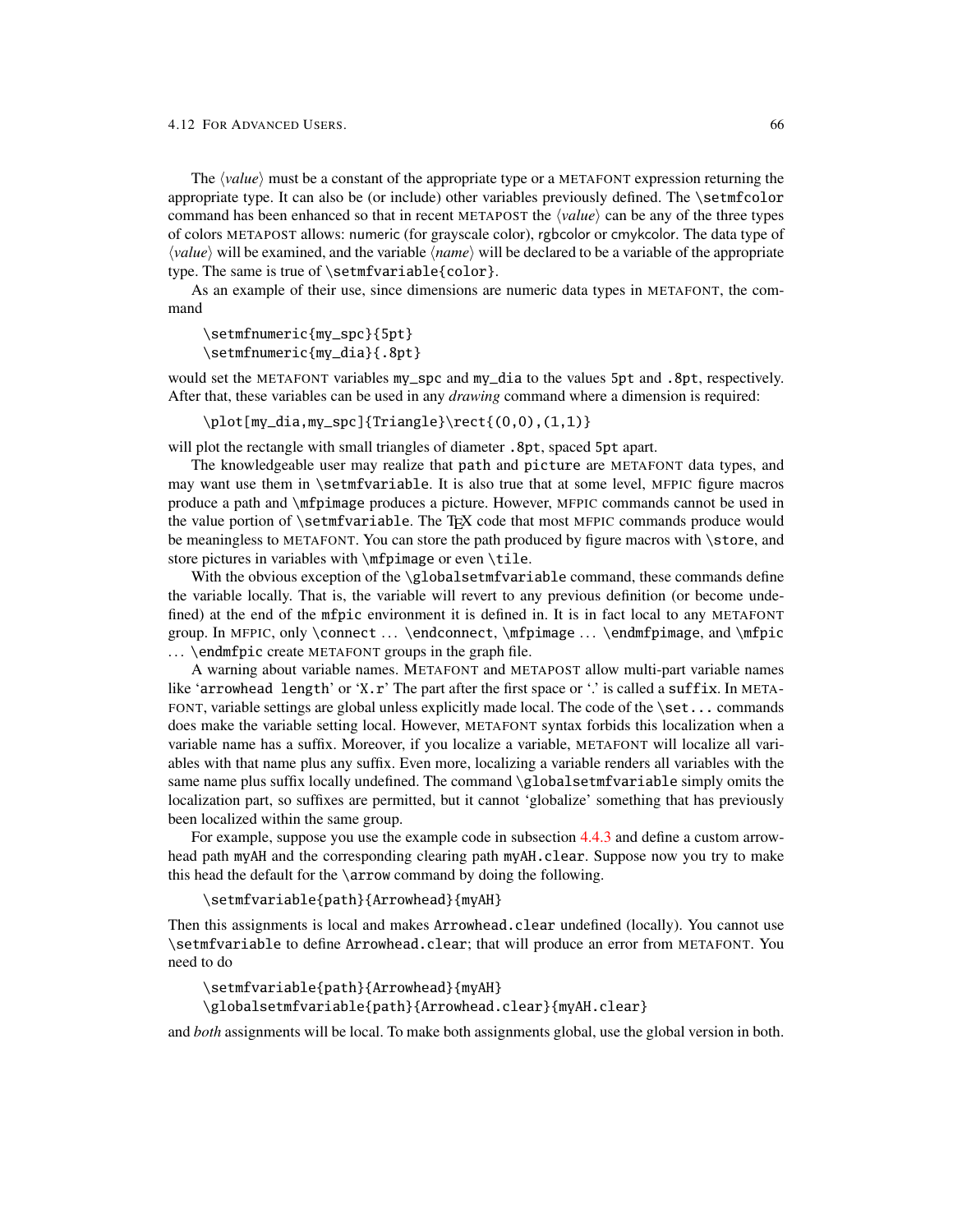The ⟨*value*⟩ must be a constant of the appropriate type or a METAFONT expression returning the appropriate type. It can also be (or include) other variables previously defined. The `\setmfcolor` command has been enhanced so that in recent METAPOST the ⟨*value*⟩ can be any of the three types of colors METAPOST allows: numeric (for grayscale color), rgbcolor or cmykcolor. The data type of ⟨*value*⟩ will be examined, and the variable ⟨*name*⟩ will be declared to be a variable of the appropriate type. The same is true of `\setmfvariable{color}`.

As an example of their use, since dimensions are numeric data types in METAFONT, the command

```
\setmfnumeric{my_spc}{5pt}
\setmfnumeric{my_dia}{.8pt}
```

would set the METAFONT variables `my_spc` and `my_dia` to the values `5pt` and `.8pt`, respectively. After that, these variables can be used in any *drawing* command where a dimension is required:

```
\plot[my_dia,my_spc]{Triangle}\rect{(0,0),(1,1)}
```

will plot the rectangle with small triangles of diameter `.8pt`, spaced `5pt` apart.

The knowledgeable user may realize that `path` and `picture` are METAFONT data types, and may want use them in `\setmfvariable`. It is also true that at some level, MFPIC figure macros produce a path and `\mfpimage` produces a picture. However, MFPIC commands cannot be used in the value portion of `\setmfvariable`. The TEX code that most MFPIC commands produce would be meaningless to METAFONT. You can store the path produced by figure macros with `\store`, and store pictures in variables with `\mfpimage` or even `\tile`.

With the obvious exception of the `\globalsetmfvariable` command, these commands define the variable locally. That is, the variable will revert to any previous definition (or become undefined) at the end of the `mfpic` environment it is defined in. It is in fact local to any METAFONT group. In MFPIC, only `\connect` ... `\endconnect`, `\mfpimage` ... `\endmfpimage`, and `\mfpic` ... `\endmfpic` create METAFONT groups in the graph file.

A warning about variable names. METAFONT and METAPOST allow multi-part variable names like '`arrowhead length`' or '`X.r`' The part after the first space or '.' is called a `suffix`. In METAFONT, variable settings are global unless explicitly made local. The code of the `\set...` commands does make the variable setting local. However, METAFONT syntax forbids this localization when a variable name has a suffix. Moreover, if you localize a variable, METAFONT will localize all variables with that name plus any suffix. Even more, localizing a variable renders all variables with the same name plus suffix locally undefined. The command `\globalsetmfvariable` simply omits the localization part, so suffixes are permitted, but it cannot 'globalize' something that has previously been localized within the same group.

For example, suppose you use the example code in subsection 4.4.3 and define a custom arrowhead path `myAH` and the corresponding clearing path `myAH.clear`. Suppose now you try to make this head the default for the `\arrow` command by doing the following.

```
\setmfvariable{path}{Arrowhead}{myAH}
```

Then this assignments is local and makes `Arrowhead.clear` undefined (locally). You cannot use `\setmfvariable` to define `Arrowhead.clear`; that will produce an error from METAFONT. You need to do

```
\setmfvariable{path}{Arrowhead}{myAH}
\globalsetmfvariable{path}{Arrowhead.clear}{myAH.clear}
```

and *both* assignments will be local. To make both assignments global, use the global version in both.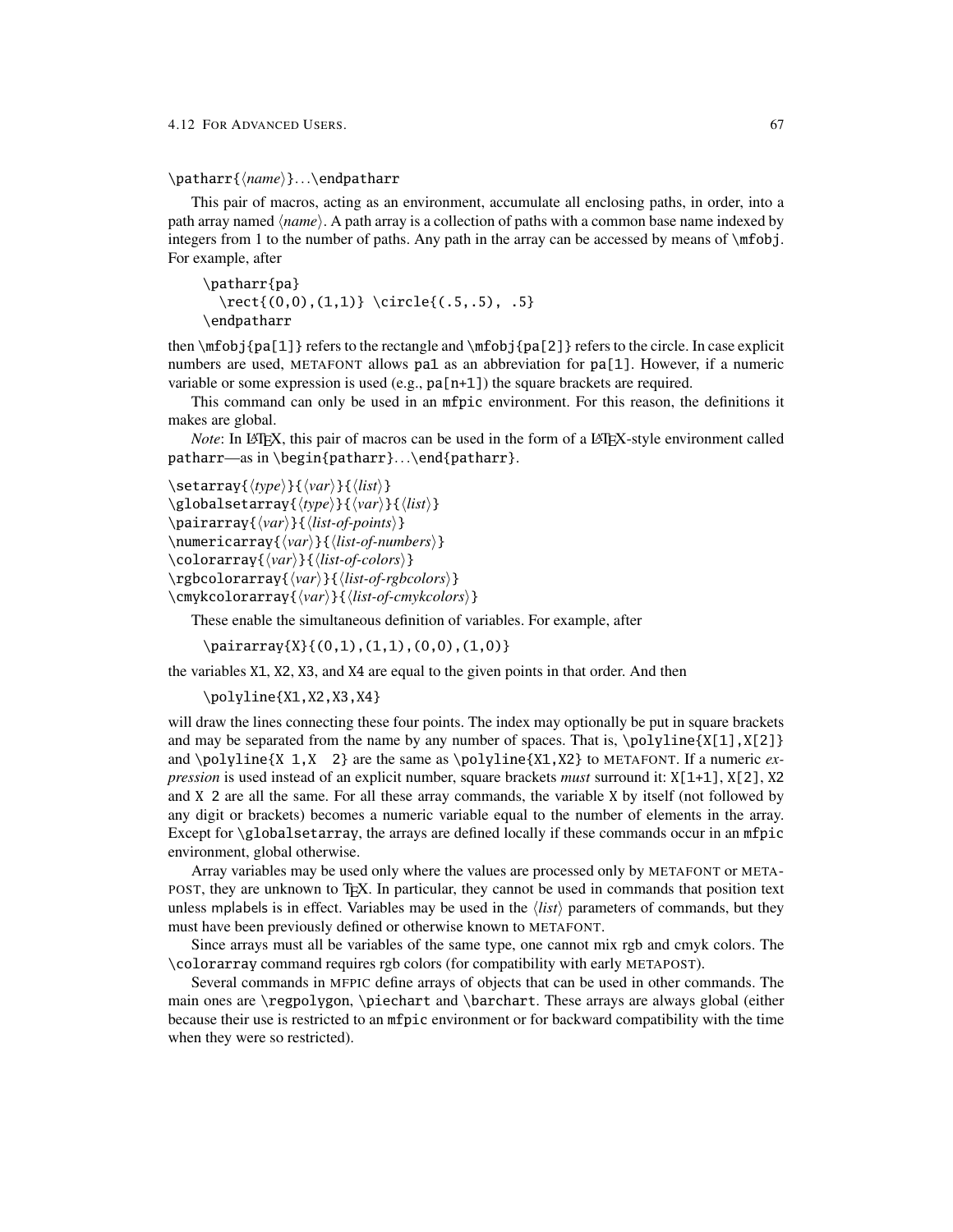`\patharr{⟨name⟩}...\endpatharr`

This pair of macros, acting as an environment, accumulate all enclosing paths, in order, into a path array named ⟨*name*⟩. A path array is a collection of paths with a common base name indexed by integers from 1 to the number of paths. Any path in the array can be accessed by means of `\mfobj`. For example, after

```
\patharr{pa}
  \rect{(0,0),(1,1)} \circle{(.5,.5), .5}
\endpatharr
```

then `\mfobj{pa[1]}` refers to the rectangle and `\mfobj{pa[2]}` refers to the circle. In case explicit numbers are used, METAFONT allows `pa1` as an abbreviation for `pa[1]`. However, if a numeric variable or some expression is used (e.g., `pa[n+1]`) the square brackets are required.

This command can only be used in an `mfpic` environment. For this reason, the definitions it makes are global.

*Note*: In LaTeX, this pair of macros can be used in the form of a LaTeX-style environment called `patharr`—as in `\begin{patharr}...\end{patharr}`.

`\setarray{⟨type⟩}{⟨var⟩}{⟨list⟩}`
`\globalsetarray{⟨type⟩}{⟨var⟩}{⟨list⟩}`
`\pairarray{⟨var⟩}{⟨list-of-points⟩}`
`\numericarray{⟨var⟩}{⟨list-of-numbers⟩}`
`\colorarray{⟨var⟩}{⟨list-of-colors⟩}`
`\rgbcolorarray{⟨var⟩}{⟨list-of-rgbcolors⟩}`
`\cmykcolorarray{⟨var⟩}{⟨list-of-cmykcolors⟩}`

These enable the simultaneous definition of variables. For example, after

```
\pairarray{X}{(0,1),(1,1),(0,0),(1,0)}
```

the variables `X1`, `X2`, `X3`, and `X4` are equal to the given points in that order. And then

```
\polyline{X1,X2,X3,X4}
```

will draw the lines connecting these four points. The index may optionally be put in square brackets and may be separated from the name by any number of spaces. That is, `\polyline{X[1],X[2]}` and `\polyline{X 1,X  2}` are the same as `\polyline{X1,X2}` to METAFONT. If a numeric *expression* is used instead of an explicit number, square brackets *must* surround it: `X[1+1]`, `X[2]`, `X2` and `X 2` are all the same. For all these array commands, the variable `X` by itself (not followed by any digit or brackets) becomes a numeric variable equal to the number of elements in the array. Except for `\globalsetarray`, the arrays are defined locally if these commands occur in an `mfpic` environment, global otherwise.

Array variables may be used only where the values are processed only by METAFONT or METAPOST, they are unknown to TeX. In particular, they cannot be used in commands that position text unless mplabels is in effect. Variables may be used in the ⟨*list*⟩ parameters of commands, but they must have been previously defined or otherwise known to METAFONT.

Since arrays must all be variables of the same type, one cannot mix rgb and cmyk colors. The `\colorarray` command requires rgb colors (for compatibility with early METAPOST).

Several commands in MFPIC define arrays of objects that can be used in other commands. The main ones are `\regpolygon`, `\piechart` and `\barchart`. These arrays are always global (either because their use is restricted to an `mfpic` environment or for backward compatibility with the time when they were so restricted).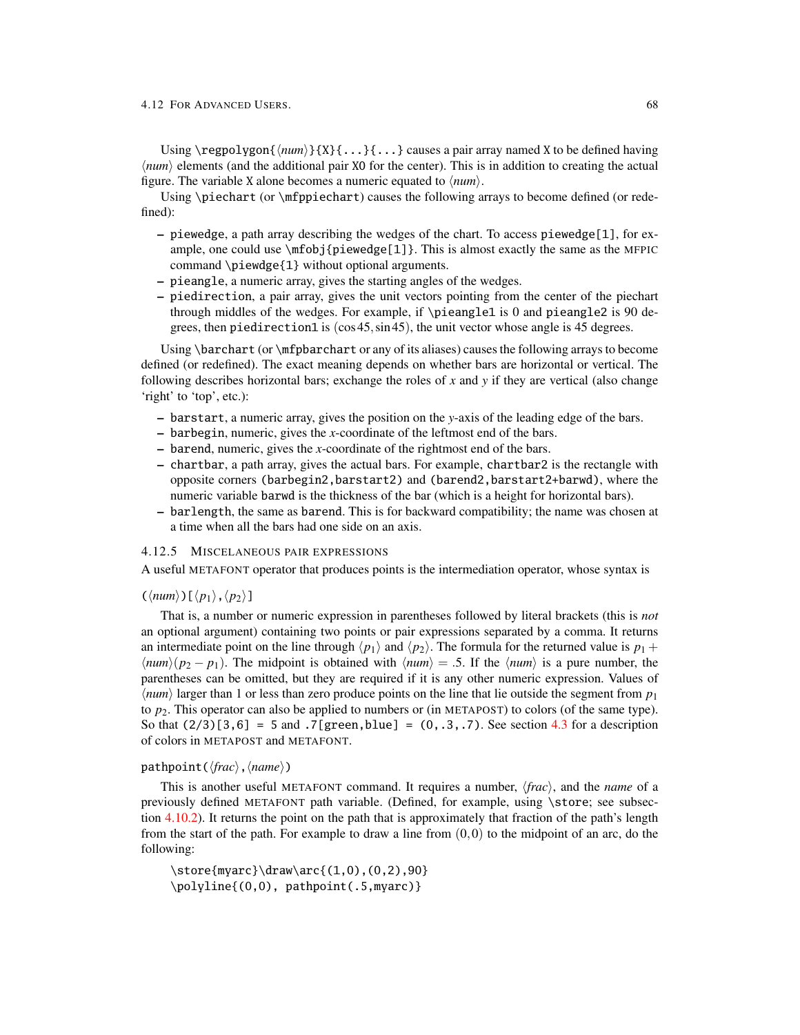Using `\regpolygon{`⟨*num*⟩`}{X}{...}{...}` causes a pair array named `X` to be defined having ⟨*num*⟩ elements (and the additional pair `X0` for the center). This is in addition to creating the actual figure. The variable `X` alone becomes a numeric equated to ⟨*num*⟩.

Using `\piechart` (or `\mfppiechart`) causes the following arrays to become defined (or redefined):

- `piewedge`, a path array describing the wedges of the chart. To access `piewedge[1]`, for example, one could use `\mfobj{piewedge[1]}`. This is almost exactly the same as the MFPIC command `\piewdge{1}` without optional arguments.
- `pieangle`, a numeric array, gives the starting angles of the wedges.
- `piedirection`, a pair array, gives the unit vectors pointing from the center of the piechart through middles of the wedges. For example, if `\pieangle1` is 0 and `pieangle2` is 90 degrees, then `piedirection1` is $(\cos 45, \sin 45)$, the unit vector whose angle is 45 degrees.

Using `\barchart` (or `\mfpbarchart` or any of its aliases) causes the following arrays to become defined (or redefined). The exact meaning depends on whether bars are horizontal or vertical. The following describes horizontal bars; exchange the roles of $x$ and $y$ if they are vertical (also change 'right' to 'top', etc.):

- `barstart`, a numeric array, gives the position on the $y$-axis of the leading edge of the bars.
- `barbegin`, numeric, gives the $x$-coordinate of the leftmost end of the bars.
- `barend`, numeric, gives the $x$-coordinate of the rightmost end of the bars.
- `chartbar`, a path array, gives the actual bars. For example, `chartbar2` is the rectangle with opposite corners `(barbegin2,barstart2)` and `(barend2,barstart2+barwd)`, where the numeric variable `barwd` is the thickness of the bar (which is a height for horizontal bars).
- `barlength`, the same as `barend`. This is for backward compatibility; the name was chosen at a time when all the bars had one side on an axis.

### 4.12.5 Miscellaneous pair expressions

A useful METAFONT operator that produces points is the intermediation operator, whose syntax is

`(`⟨*num*⟩`)[`⟨$p_1$⟩`,`⟨$p_2$⟩`]`

That is, a number or numeric expression in parentheses followed by literal brackets (this is *not* an optional argument) containing two points or pair expressions separated by a comma. It returns an intermediate point on the line through ⟨$p_1$⟩ and ⟨$p_2$⟩. The formula for the returned value is $p_1 + \langle num\rangle(p_2 - p_1)$. The midpoint is obtained with $\langle num\rangle = .5$. If the ⟨*num*⟩ is a pure number, the parentheses can be omitted, but they are required if it is any other numeric expression. Values of ⟨*num*⟩ larger than 1 or less than zero produce points on the line that lie outside the segment from $p_1$ to $p_2$. This operator can also be applied to numbers or (in METAPOST) to colors (of the same type). So that `(2/3)[3,6] = 5` and `.7[green,blue] = (0,.3,.7)`. See section 4.3 for a description of colors in METAPOST and METAFONT.

`pathpoint(`⟨*frac*⟩`,`⟨*name*⟩`)`

This is another useful METAFONT command. It requires a number, ⟨*frac*⟩, and the *name* of a previously defined METAFONT path variable. (Defined, for example, using `\store`; see subsection 4.10.2). It returns the point on the path that is approximately that fraction of the path's length from the start of the path. For example to draw a line from $(0,0)$ to the midpoint of an arc, do the following:

```
\store{myarc}\draw\arc{(1,0),(0,2),90}
\polyline{(0,0), pathpoint(.5,myarc)}
```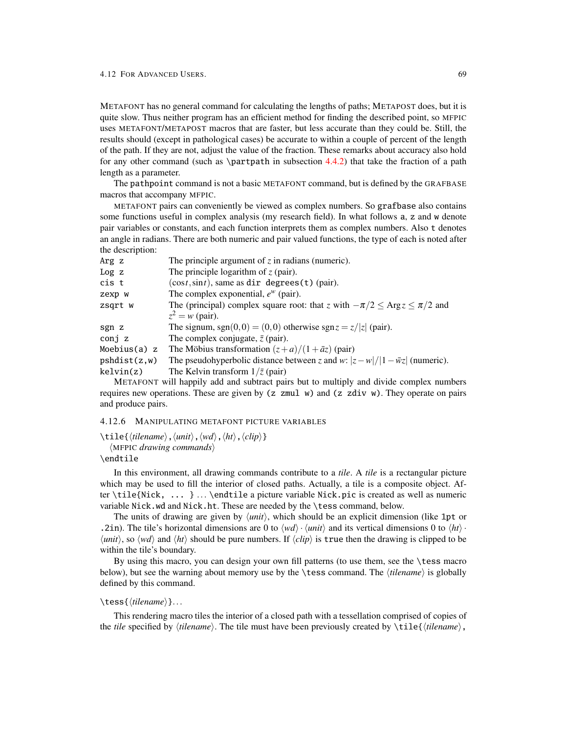METAFONT has no general command for calculating the lengths of paths; METAPOST does, but it is quite slow. Thus neither program has an efficient method for finding the described point, so MFPIC uses METAFONT/METAPOST macros that are faster, but less accurate than they could be. Still, the results should (except in pathological cases) be accurate to within a couple of percent of the length of the path. If they are not, adjust the value of the fraction. These remarks about accuracy also hold for any other command (such as `\partpath` in subsection 4.4.2) that take the fraction of a path length as a parameter.

The `pathpoint` command is not a basic METAFONT command, but is defined by the GRAFBASE macros that accompany MFPIC.

METAFONT pairs can conveniently be viewed as complex numbers. So `grafbase` also contains some functions useful in complex analysis (my research field). In what follows `a`, `z` and `w` denote pair variables or constants, and each function interprets them as complex numbers. Also `t` denotes an angle in radians. There are both numeric and pair valued functions, the type of each is noted after the description:

| | |
|---|---|
| `Arg z` | The principle argument of $z$ in radians (numeric). |
| `Log z` | The principle logarithm of $z$ (pair). |
| `cis t` | $(\cos t, \sin t)$, same as `dir degrees(t)` (pair). |
| `zexp w` | The complex exponential, $e^w$ (pair). |
| `zsqrt w` | The (principal) complex square root: that $z$ with $-\pi/2 \leq \operatorname{Arg} z \leq \pi/2$ and $z^2 = w$ (pair). |
| `sgn z` | The signum, $\operatorname{sgn}(0,0) = (0,0)$ otherwise $\operatorname{sgn} z = z/|z|$ (pair). |
| `conj z` | The complex conjugate, $\bar{z}$ (pair). |
| `Moebius(a) z` | The Möbius transformation $(z+a)/(1+\bar{a}z)$ (pair) |
| `pshdist(z,w)` | The pseudohyperbolic distance between $z$ and $w$: $|z-w|/|1-\bar{w}z|$ (numeric). |
| `kelvin(z)` | The Kelvin transform $1/\bar{z}$ (pair) |

METAFONT will happily add and subtract pairs but to multiply and divide complex numbers requires new operations. These are given by `(z zmul w)` and `(z zdiv w)`. They operate on pairs and produce pairs.

### 4.12.6 Manipulating METAFONT picture variables

`\tile{`⟨*tilename*⟩`,`⟨*unit*⟩`,`⟨*wd*⟩`,`⟨*ht*⟩`,`⟨*clip*⟩`}`
⟨MFPIC *drawing commands*⟩
`\endtile`

In this environment, all drawing commands contribute to a *tile*. A *tile* is a rectangular picture which may be used to fill the interior of closed paths. Actually, a tile is a composite object. After `\tile{Nick, ... }` … `\endtile` a picture variable `Nick.pic` is created as well as numeric variable `Nick.wd` and `Nick.ht`. These are needed by the `\tess` command, below.

The units of drawing are given by ⟨*unit*⟩, which should be an explicit dimension (like `1pt` or `.2in`). The tile's horizontal dimensions are 0 to ⟨*wd*⟩ · ⟨*unit*⟩ and its vertical dimensions 0 to ⟨*ht*⟩ · ⟨*unit*⟩, so ⟨*wd*⟩ and ⟨*ht*⟩ should be pure numbers. If ⟨*clip*⟩ is `true` then the drawing is clipped to be within the tile's boundary.

By using this macro, you can design your own fill patterns (to use them, see the `\tess` macro below), but see the warning about memory use by the `\tess` command. The ⟨*tilename*⟩ is globally defined by this command.

`\tess{`⟨*tilename*⟩`}`…

This rendering macro tiles the interior of a closed path with a tessellation comprised of copies of the *tile* specified by ⟨*tilename*⟩. The tile must have been previously created by `\tile{`⟨*tilename*⟩`,`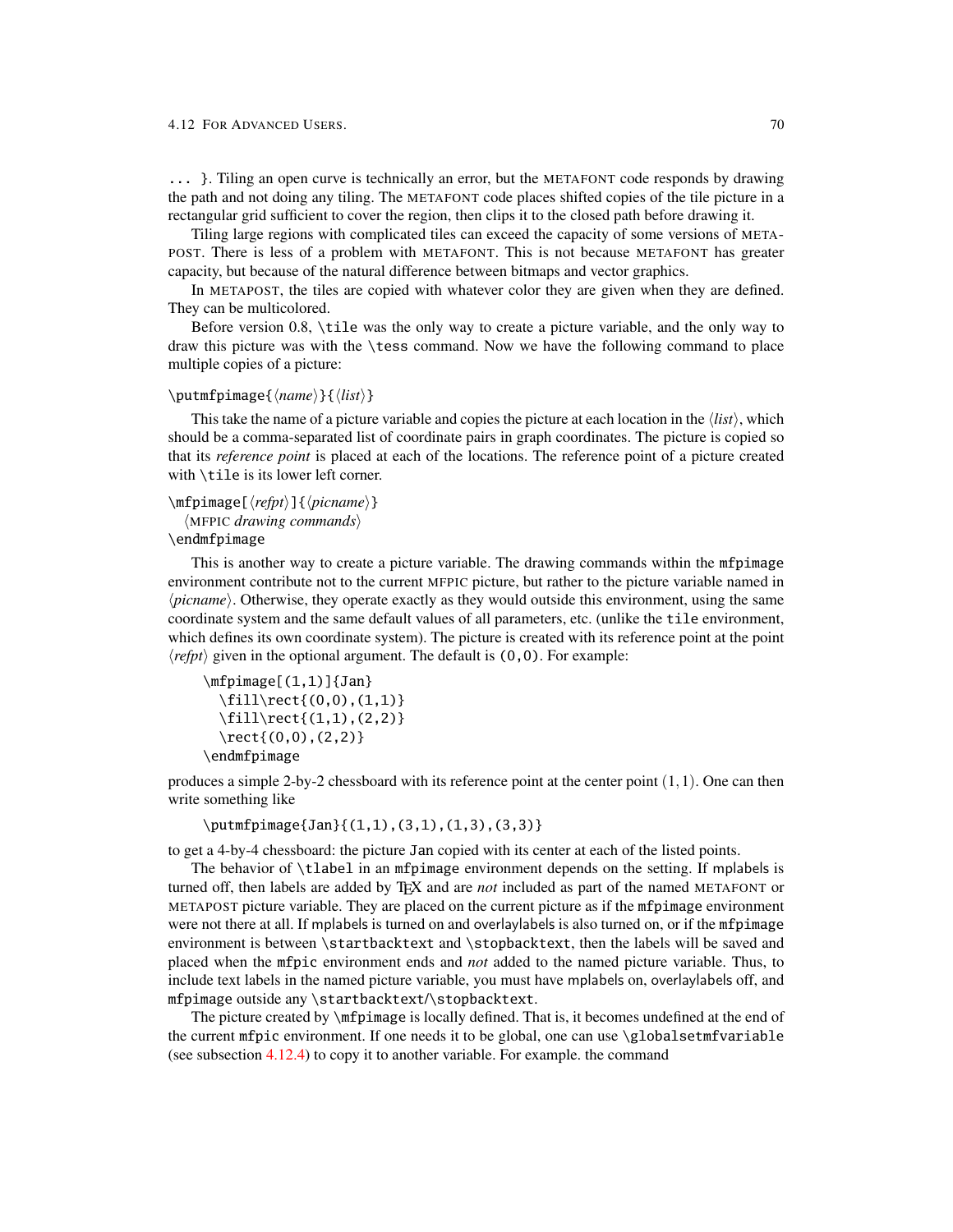`... }`. Tiling an open curve is technically an error, but the METAFONT code responds by drawing the path and not doing any tiling. The METAFONT code places shifted copies of the tile picture in a rectangular grid sufficient to cover the region, then clips it to the closed path before drawing it.

Tiling large regions with complicated tiles can exceed the capacity of some versions of METAPOST. There is less of a problem with METAFONT. This is not because METAFONT has greater capacity, but because of the natural difference between bitmaps and vector graphics.

In METAPOST, the tiles are copied with whatever color they are given when they are defined. They can be multicolored.

Before version 0.8, `\tile` was the only way to create a picture variable, and the only way to draw this picture was with the `\tess` command. Now we have the following command to place multiple copies of a picture:

`\putmfpimage{`⟨*name*⟩`}{`⟨*list*⟩`}`

This take the name of a picture variable and copies the picture at each location in the ⟨*list*⟩, which should be a comma-separated list of coordinate pairs in graph coordinates. The picture is copied so that its *reference point* is placed at each of the locations. The reference point of a picture created with `\tile` is its lower left corner.

`\mfpimage[`⟨*refpt*⟩`]{`⟨*picname*⟩`}`
  ⟨MFPIC *drawing commands*⟩
`\endmfpimage`

This is another way to create a picture variable. The drawing commands within the `mfpimage` environment contribute not to the current MFPIC picture, but rather to the picture variable named in ⟨*picname*⟩. Otherwise, they operate exactly as they would outside this environment, using the same coordinate system and the same default values of all parameters, etc. (unlike the `tile` environment, which defines its own coordinate system). The picture is created with its reference point at the point ⟨*refpt*⟩ given in the optional argument. The default is `(0,0)`. For example:

```
\mfpimage[(1,1)]{Jan}
  \fill\rect{(0,0),(1,1)}
  \fill\rect{(1,1),(2,2)}
  \rect{(0,0),(2,2)}
\endmfpimage
```

produces a simple 2-by-2 chessboard with its reference point at the center point $(1,1)$. One can then write something like

```
\putmfpimage{Jan}{(1,1),(3,1),(1,3),(3,3)}
```

to get a 4-by-4 chessboard: the picture `Jan` copied with its center at each of the listed points.

The behavior of `\tlabel` in an `mfpimage` environment depends on the setting. If `mplabels` is turned off, then labels are added by TeX and are *not* included as part of the named METAFONT or METAPOST picture variable. They are placed on the current picture as if the `mfpimage` environment were not there at all. If `mplabels` is turned on and `overlaylabels` is also turned on, or if the `mfpimage` environment is between `\startbacktext` and `\stopbacktext`, then the labels will be saved and placed when the `mfpic` environment ends and *not* added to the named picture variable. Thus, to include text labels in the named picture variable, you must have `mplabels` on, `overlaylabels` off, and `mfpimage` outside any `\startbacktext`/`\stopbacktext`.

The picture created by `\mfpimage` is locally defined. That is, it becomes undefined at the end of the current `mfpic` environment. If one needs it to be global, one can use `\globalsetmfvariable` (see subsection 4.12.4) to copy it to another variable. For example. the command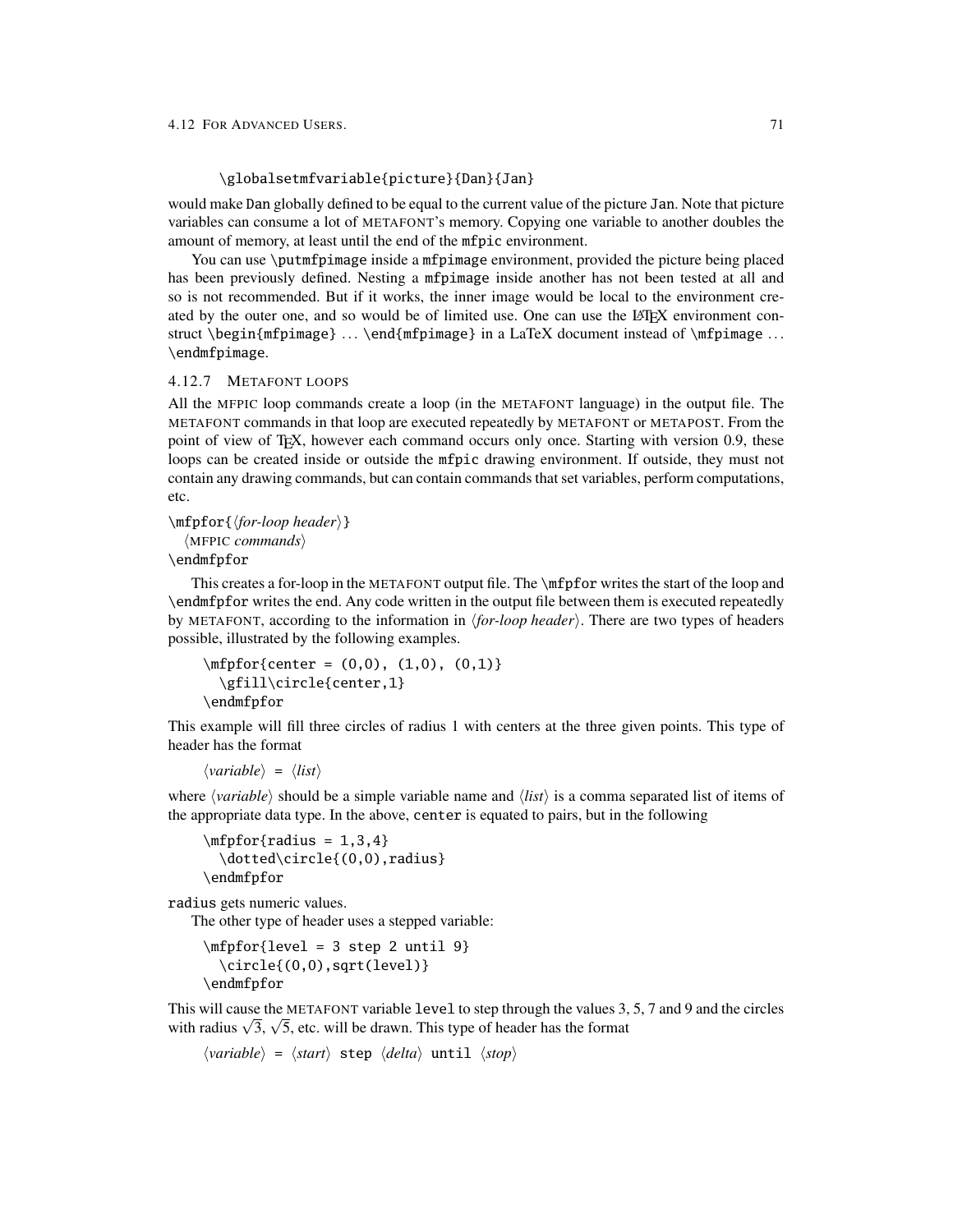```
\globalsetmfvariable{picture}{Dan}{Jan}
```

would make Dan globally defined to be equal to the current value of the picture Jan. Note that picture variables can consume a lot of METAFONT's memory. Copying one variable to another doubles the amount of memory, at least until the end of the mfpic environment.

You can use `\putmfpimage` inside a mfpimage environment, provided the picture being placed has been previously defined. Nesting a mfpimage inside another has not been tested at all and so is not recommended. But if it works, the inner image would be local to the environment created by the outer one, and so would be of limited use. One can use the LaTeX environment construct `\begin{mfpimage}` ... `\end{mfpimage}` in a LaTeX document instead of `\mfpimage` ... `\endmfpimage`.

### 4.12.7 METAFONT loops

All the MFPIC loop commands create a loop (in the METAFONT language) in the output file. The METAFONT commands in that loop are executed repeatedly by METAFONT or METAPOST. From the point of view of TeX, however each command occurs only once. Starting with version 0.9, these loops can be created inside or outside the mfpic drawing environment. If outside, they must not contain any drawing commands, but can contain commands that set variables, perform computations, etc.

`\mfpfor{`⟨*for-loop header*⟩`}`
  ⟨MFPIC *commands*⟩
`\endmfpfor`

This creates a for-loop in the METAFONT output file. The `\mfpfor` writes the start of the loop and `\endmfpfor` writes the end. Any code written in the output file between them is executed repeatedly by METAFONT, according to the information in ⟨*for-loop header*⟩. There are two types of headers possible, illustrated by the following examples.

```
\mfpfor{center = (0,0), (1,0), (0,1)}
  \gfill\circle{center,1}
\endmfpfor
```

This example will fill three circles of radius 1 with centers at the three given points. This type of header has the format

⟨*variable*⟩ `=` ⟨*list*⟩

where ⟨*variable*⟩ should be a simple variable name and ⟨*list*⟩ is a comma separated list of items of the appropriate data type. In the above, center is equated to pairs, but in the following

```
\mfpfor{radius = 1,3,4}
  \dotted\circle{(0,0),radius}
\endmfpfor
```

radius gets numeric values.

The other type of header uses a stepped variable:

```
\mfpfor{level = 3 step 2 until 9}
  \circle{(0,0),sqrt(level)}
\endmfpfor
```

This will cause the METAFONT variable level to step through the values 3, 5, 7 and 9 and the circles with radius $\sqrt{3}$, $\sqrt{5}$, etc. will be drawn. This type of header has the format

⟨*variable*⟩ `=` ⟨*start*⟩ `step` ⟨*delta*⟩ `until` ⟨*stop*⟩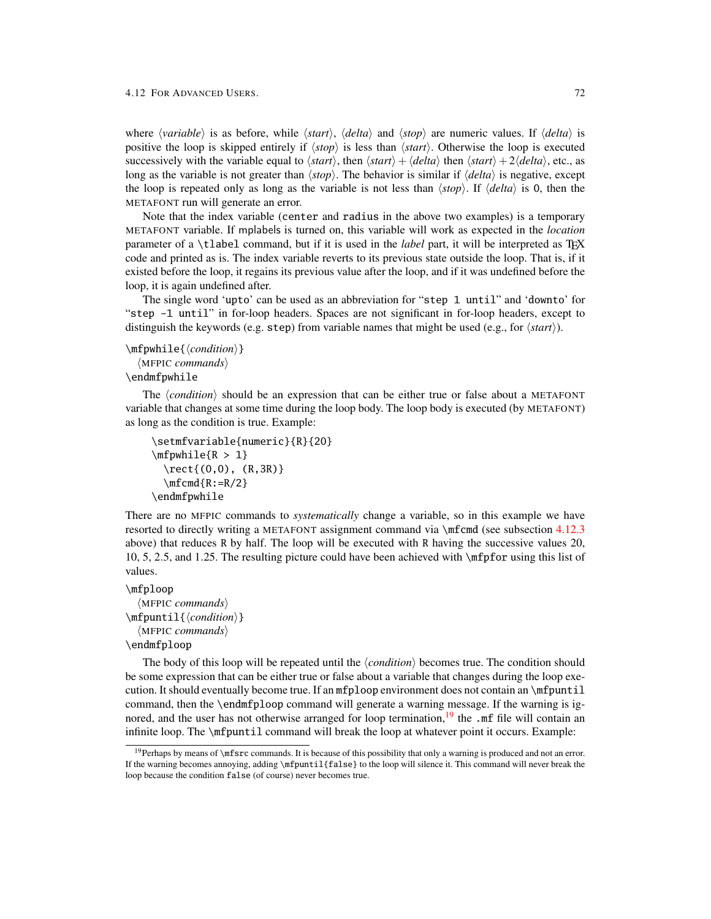where ⟨*variable*⟩ is as before, while ⟨*start*⟩, ⟨*delta*⟩ and ⟨*stop*⟩ are numeric values. If ⟨*delta*⟩ is positive the loop is skipped entirely if ⟨*stop*⟩ is less than ⟨*start*⟩. Otherwise the loop is executed successively with the variable equal to ⟨*start*⟩, then ⟨*start*⟩ + ⟨*delta*⟩ then ⟨*start*⟩ + 2⟨*delta*⟩, etc., as long as the variable is not greater than ⟨*stop*⟩. The behavior is similar if ⟨*delta*⟩ is negative, except the loop is repeated only as long as the variable is not less than ⟨*stop*⟩. If ⟨*delta*⟩ is `0`, then the METAFONT run will generate an error.

Note that the index variable (`center` and `radius` in the above two examples) is a temporary METAFONT variable. If mplabels is turned on, this variable will work as expected in the *location* parameter of a `\tlabel` command, but if it is used in the *label* part, it will be interpreted as TeX code and printed as is. The index variable reverts to its previous state outside the loop. That is, if it existed before the loop, it regains its previous value after the loop, and if it was undefined before the loop, it is again undefined after.

The single word '`upto`' can be used as an abbreviation for "`step 1 until`" and '`downto`' for "`step -1 until`" in for-loop headers. Spaces are not significant in for-loop headers, except to distinguish the keywords (e.g. `step`) from variable names that might be used (e.g., for ⟨*start*⟩).

`\mfpwhile{`⟨*condition*⟩`}`
  ⟨MFPIC *commands*⟩
`\endmfpwhile`

The ⟨*condition*⟩ should be an expression that can be either true or false about a METAFONT variable that changes at some time during the loop body. The loop body is executed (by METAFONT) as long as the condition is true. Example:

```
\setmfvariable{numeric}{R}{20}
\mfpwhile{R > 1}
  \rect{(0,0), (R,3R)}
  \mfcmd{R:=R/2}
\endmfpwhile
```

There are no MFPIC commands to *systematically* change a variable, so in this example we have resorted to directly writing a METAFONT assignment command via `\mfcmd` (see subsection 4.12.3 above) that reduces `R` by half. The loop will be executed with `R` having the successive values 20, 10, 5, 2.5, and 1.25. The resulting picture could have been achieved with `\mfpfor` using this list of values.

`\mfploop`
  ⟨MFPIC *commands*⟩
`\mfpuntil{`⟨*condition*⟩`}`
  ⟨MFPIC *commands*⟩
`\endmfploop`

The body of this loop will be repeated until the ⟨*condition*⟩ becomes true. The condition should be some expression that can be either true or false about a variable that changes during the loop execution. It should eventually become true. If an `mfploop` environment does not contain an `\mfpuntil` command, then the `\endmfploop` command will generate a warning message. If the warning is ignored, and the user has not otherwise arranged for loop termination,[19] the `.mf` file will contain an infinite loop. The `\mfpuntil` command will break the loop at whatever point it occurs. Example:

[19] Perhaps by means of `\mfsrc` commands. It is because of this possibility that only a warning is produced and not an error. If the warning becomes annoying, adding `\mfpuntil{false}` to the loop will silence it. This command will never break the loop because the condition `false` (of course) never becomes true.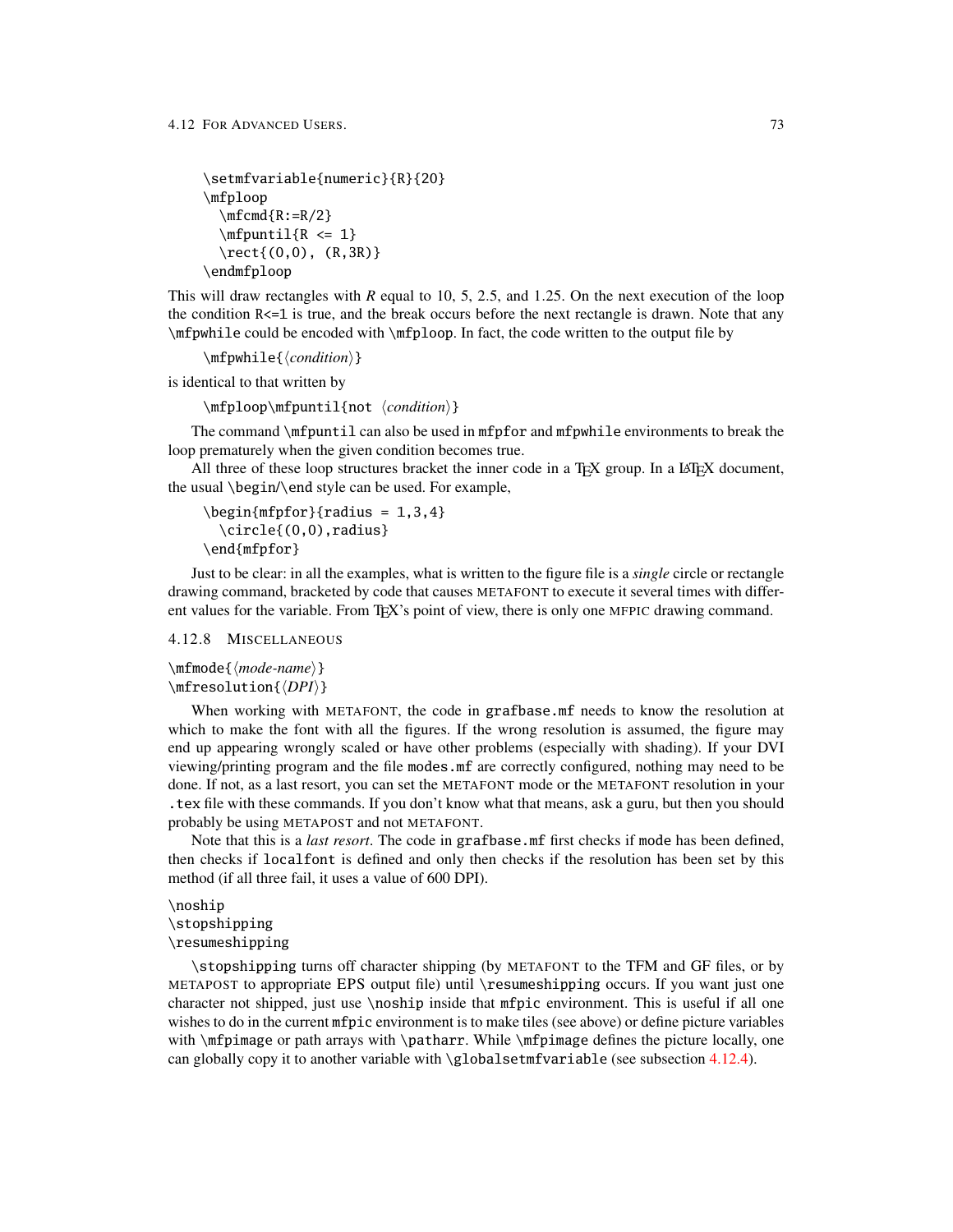```
\setmfvariable{numeric}{R}{20}
\mfploop
  \mfcmd{R:=R/2}
  \mfpuntil{R <= 1}
  \rect{(0,0), (R,3R)}
\endmfploop
```

This will draw rectangles with *R* equal to 10, 5, 2.5, and 1.25. On the next execution of the loop the condition `R<=1` is true, and the break occurs before the next rectangle is drawn. Note that any `\mfpwhile` could be encoded with `\mfploop`. In fact, the code written to the output file by

`\mfpwhile{`⟨*condition*⟩`}`

is identical to that written by

`\mfploop\mfpuntil{not` ⟨*condition*⟩`}`

The command `\mfpuntil` can also be used in `mfpfor` and `mfpwhile` environments to break the loop prematurely when the given condition becomes true.

All three of these loop structures bracket the inner code in a TEX group. In a LATEX document, the usual `\begin`/`\end` style can be used. For example,

```
\begin{mfpfor}{radius = 1,3,4}
  \circle{(0,0),radius}
\end{mfpfor}
```

Just to be clear: in all the examples, what is written to the figure file is a *single* circle or rectangle drawing command, bracketed by code that causes METAFONT to execute it several times with different values for the variable. From TEX's point of view, there is only one MFPIC drawing command.

### 4.12.8 Miscellaneous

`\mfmode{`⟨*mode-name*⟩`}`
`\mfresolution{`⟨*DPI*⟩`}`

When working with METAFONT, the code in `grafbase.mf` needs to know the resolution at which to make the font with all the figures. If the wrong resolution is assumed, the figure may end up appearing wrongly scaled or have other problems (especially with shading). If your DVI viewing/printing program and the file `modes.mf` are correctly configured, nothing may need to be done. If not, as a last resort, you can set the METAFONT mode or the METAFONT resolution in your `.tex` file with these commands. If you don't know what that means, ask a guru, but then you should probably be using METAPOST and not METAFONT.

Note that this is a *last resort*. The code in `grafbase.mf` first checks if `mode` has been defined, then checks if `localfont` is defined and only then checks if the resolution has been set by this method (if all three fail, it uses a value of 600 DPI).

`\noship`
`\stopshipping`
`\resumeshipping`

`\stopshipping` turns off character shipping (by METAFONT to the TFM and GF files, or by METAPOST to appropriate EPS output file) until `\resumeshipping` occurs. If you want just one character not shipped, just use `\noship` inside that `mfpic` environment. This is useful if all one wishes to do in the current `mfpic` environment is to make tiles (see above) or define picture variables with `\mfpimage` or path arrays with `\patharr`. While `\mfpimage` defines the picture locally, one can globally copy it to another variable with `\globalsetmfvariable` (see subsection 4.12.4).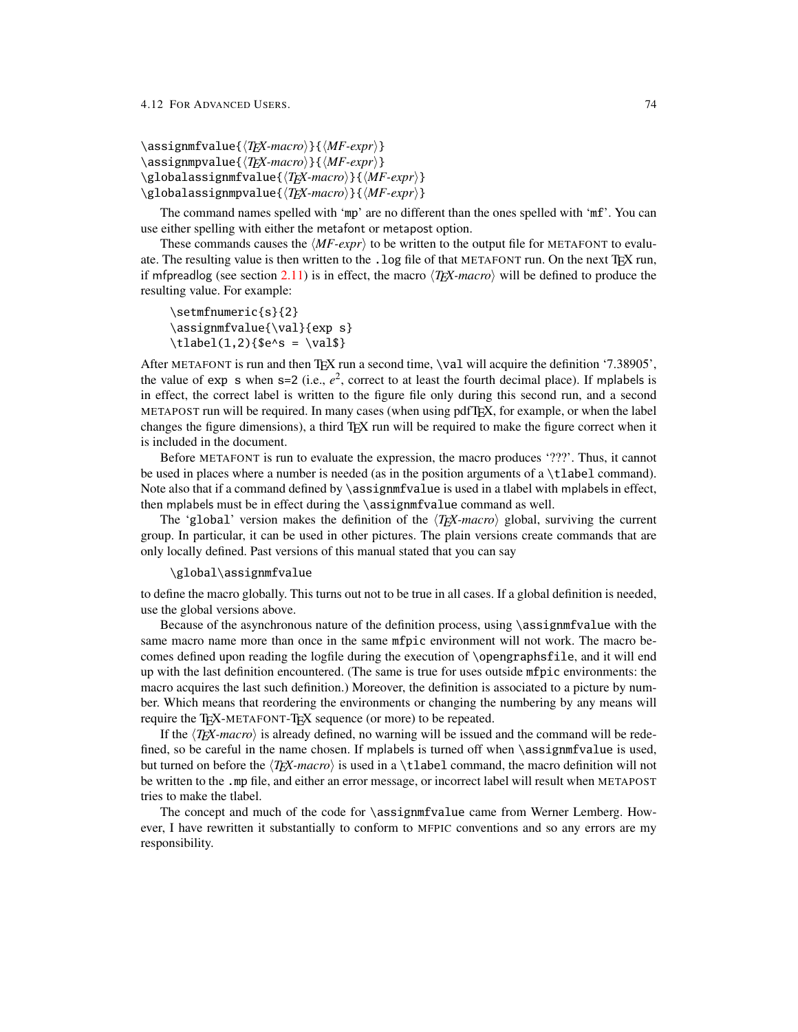```
\assignmfvalue{⟨TeX-macro⟩}{⟨MF-expr⟩}
\assignmpvalue{⟨TeX-macro⟩}{⟨MF-expr⟩}
\globalassignmfvalue{⟨TeX-macro⟩}{⟨MF-expr⟩}
\globalassignmpvalue{⟨TeX-macro⟩}{⟨MF-expr⟩}
```

The command names spelled with 'mp' are no different than the ones spelled with 'mf'. You can use either spelling with either the metafont or metapost option.

These commands causes the ⟨*MF-expr*⟩ to be written to the output file for METAFONT to evaluate. The resulting value is then written to the `.log` file of that METAFONT run. On the next TeX run, if mfpreadlog (see section 2.11) is in effect, the macro ⟨*TeX-macro*⟩ will be defined to produce the resulting value. For example:

```
\setmfnumeric{s}{2}
\assignmfvalue{\val}{exp s}
\tlabel(1,2){$e^s = \val$}
```

After METAFONT is run and then TeX run a second time, `\val` will acquire the definition '7.38905', the value of `exp s` when `s=2` (i.e., $e^2$, correct to at least the fourth decimal place). If mplabels is in effect, the correct label is written to the figure file only during this second run, and a second METAPOST run will be required. In many cases (when using pdfTeX, for example, or when the label changes the figure dimensions), a third TeX run will be required to make the figure correct when it is included in the document.

Before METAFONT is run to evaluate the expression, the macro produces '???'. Thus, it cannot be used in places where a number is needed (as in the position arguments of a `\tlabel` command). Note also that if a command defined by `\assignmfvalue` is used in a tlabel with mplabels in effect, then mplabels must be in effect during the `\assignmfvalue` command as well.

The '`global`' version makes the definition of the ⟨*TeX-macro*⟩ global, surviving the current group. In particular, it can be used in other pictures. The plain versions create commands that are only locally defined. Past versions of this manual stated that you can say

```
\global\assignmfvalue
```

to define the macro globally. This turns out not to be true in all cases. If a global definition is needed, use the global versions above.

Because of the asynchronous nature of the definition process, using `\assignmfvalue` with the same macro name more than once in the same `mfpic` environment will not work. The macro becomes defined upon reading the logfile during the execution of `\opengraphsfile`, and it will end up with the last definition encountered. (The same is true for uses outside `mfpic` environments: the macro acquires the last such definition.) Moreover, the definition is associated to a picture by number. Which means that reordering the environments or changing the numbering by any means will require the TeX-METAFONT-TeX sequence (or more) to be repeated.

If the ⟨*TeX-macro*⟩ is already defined, no warning will be issued and the command will be redefined, so be careful in the name chosen. If mplabels is turned off when `\assignmfvalue` is used, but turned on before the ⟨*TeX-macro*⟩ is used in a `\tlabel` command, the macro definition will not be written to the `.mp` file, and either an error message, or incorrect label will result when METAPOST tries to make the tlabel.

The concept and much of the code for `\assignmfvalue` came from Werner Lemberg. However, I have rewritten it substantially to conform to MFPIC conventions and so any errors are my responsibility.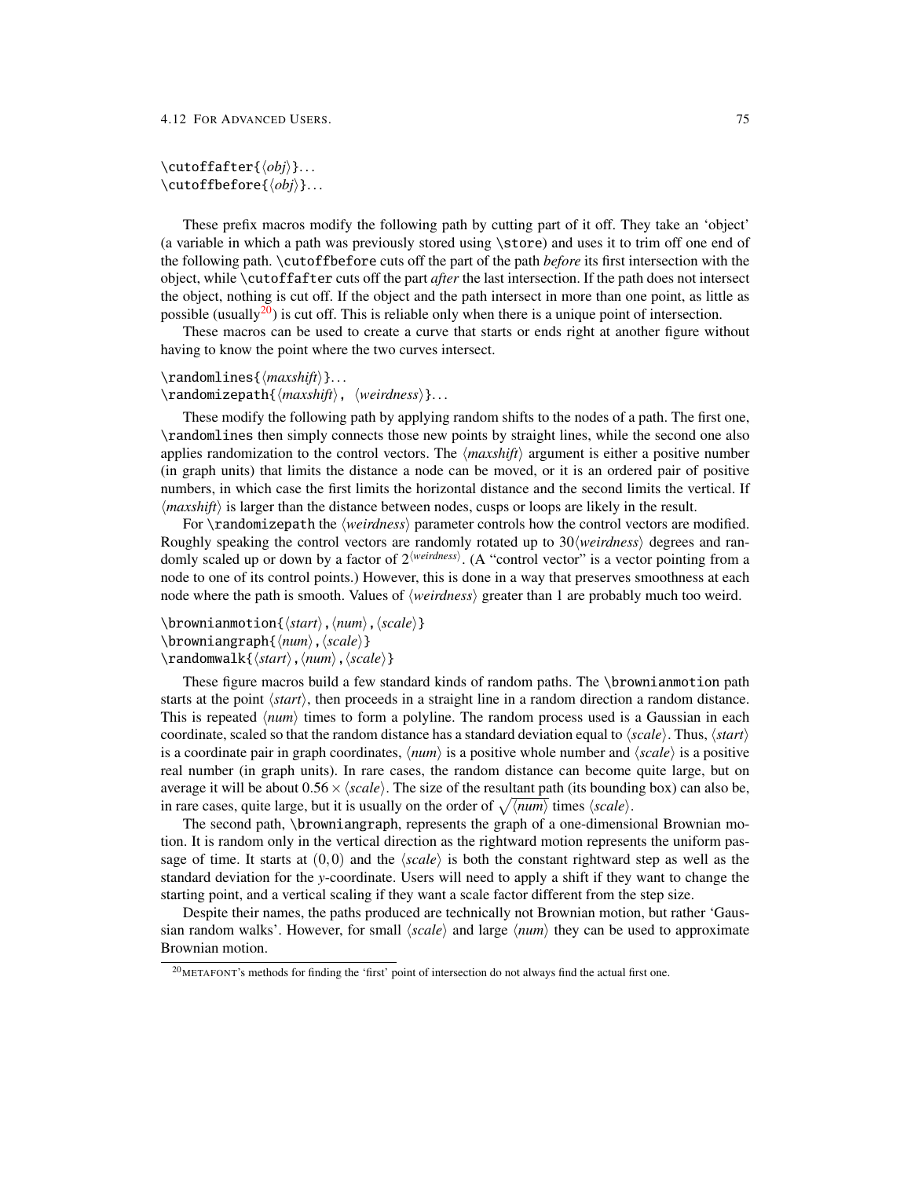`\cutoffafter{⟨obj⟩}...`
`\cutoffbefore{⟨obj⟩}...`

These prefix macros modify the following path by cutting part of it off. They take an 'object' (a variable in which a path was previously stored using `\store`) and uses it to trim off one end of the following path. `\cutoffbefore` cuts off the part of the path *before* its first intersection with the object, while `\cutoffafter` cuts off the part *after* the last intersection. If the path does not intersect the object, nothing is cut off. If the object and the path intersect in more than one point, as little as possible (usually[20]) is cut off. This is reliable only when there is a unique point of intersection.

These macros can be used to create a curve that starts or ends right at another figure without having to know the point where the two curves intersect.

`\randomlines{⟨maxshift⟩}...`
`\randomizepath{⟨maxshift⟩, ⟨weirdness⟩}...`

These modify the following path by applying random shifts to the nodes of a path. The first one, `\randomlines` then simply connects those new points by straight lines, while the second one also applies randomization to the control vectors. The ⟨*maxshift*⟩ argument is either a positive number (in graph units) that limits the distance a node can be moved, or it is an ordered pair of positive numbers, in which case the first limits the horizontal distance and the second limits the vertical. If ⟨*maxshift*⟩ is larger than the distance between nodes, cusps or loops are likely in the result.

For `\randomizepath` the ⟨*weirdness*⟩ parameter controls how the control vectors are modified. Roughly speaking the control vectors are randomly rotated up to 30⟨*weirdness*⟩ degrees and randomly scaled up or down by a factor of $2^{\langle weirdness\rangle}$. (A "control vector" is a vector pointing from a node to one of its control points.) However, this is done in a way that preserves smoothness at each node where the path is smooth. Values of ⟨*weirdness*⟩ greater than 1 are probably much too weird.

`\brownianmotion{⟨start⟩,⟨num⟩,⟨scale⟩}`
`\browniangraph{⟨num⟩,⟨scale⟩}`
`\randomwalk{⟨start⟩,⟨num⟩,⟨scale⟩}`

These figure macros build a few standard kinds of random paths. The `\brownianmotion` path starts at the point ⟨*start*⟩, then proceeds in a straight line in a random direction a random distance. This is repeated ⟨*num*⟩ times to form a polyline. The random process used is a Gaussian in each coordinate, scaled so that the random distance has a standard deviation equal to ⟨*scale*⟩. Thus, ⟨*start*⟩ is a coordinate pair in graph coordinates, ⟨*num*⟩ is a positive whole number and ⟨*scale*⟩ is a positive real number (in graph units). In rare cases, the random distance can become quite large, but on average it will be about $0.56 \times \langle scale\rangle$. The size of the resultant path (its bounding box) can also be, in rare cases, quite large, but it is usually on the order of $\sqrt{\langle num\rangle}$ times ⟨*scale*⟩.

The second path, `\browniangraph`, represents the graph of a one-dimensional Brownian motion. It is random only in the vertical direction as the rightward motion represents the uniform passage of time. It starts at $(0,0)$ and the ⟨*scale*⟩ is both the constant rightward step as well as the standard deviation for the $y$-coordinate. Users will need to apply a shift if they want to change the starting point, and a vertical scaling if they want a scale factor different from the step size.

Despite their names, the paths produced are technically not Brownian motion, but rather 'Gaussian random walks'. However, for small ⟨*scale*⟩ and large ⟨*num*⟩ they can be used to approximate Brownian motion.

---

[20] METAFONT's methods for finding the 'first' point of intersection do not always find the actual first one.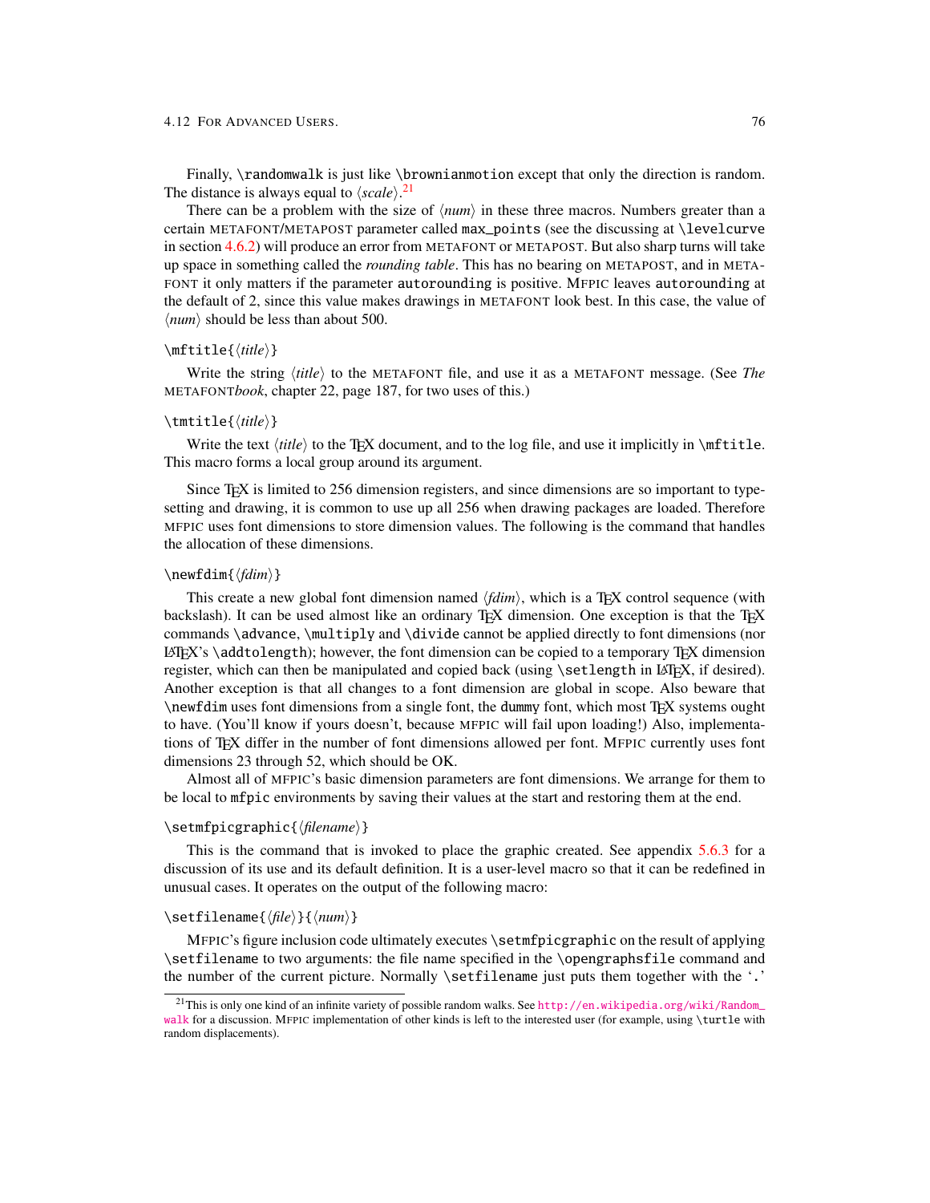Finally, `\randomwalk` is just like `\brownianmotion` except that only the direction is random. The distance is always equal to ⟨*scale*⟩.[21]

There can be a problem with the size of ⟨*num*⟩ in these three macros. Numbers greater than a certain METAFONT/METAPOST parameter called `max_points` (see the discussing at `\levelcurve` in section 4.6.2) will produce an error from METAFONT or METAPOST. But also sharp turns will take up space in something called the *rounding table*. This has no bearing on METAPOST, and in METAFONT it only matters if the parameter `autorounding` is positive. MFPIC leaves `autorounding` at the default of 2, since this value makes drawings in METAFONT look best. In this case, the value of ⟨*num*⟩ should be less than about 500.

`\mftitle{`⟨*title*⟩`}`

Write the string ⟨*title*⟩ to the METAFONT file, and use it as a METAFONT message. (See *The* METAFONT*book*, chapter 22, page 187, for two uses of this.)

`\tmtitle{`⟨*title*⟩`}`

Write the text ⟨*title*⟩ to the TEX document, and to the log file, and use it implicitly in `\mftitle`. This macro forms a local group around its argument.

Since TEX is limited to 256 dimension registers, and since dimensions are so important to typesetting and drawing, it is common to use up all 256 when drawing packages are loaded. Therefore MFPIC uses font dimensions to store dimension values. The following is the command that handles the allocation of these dimensions.

`\newfdim{`⟨*fdim*⟩`}`

This create a new global font dimension named ⟨*fdim*⟩, which is a TEX control sequence (with backslash). It can be used almost like an ordinary TEX dimension. One exception is that the TEX commands `\advance`, `\multiply` and `\divide` cannot be applied directly to font dimensions (nor LATEX's `\addtolength`); however, the font dimension can be copied to a temporary TEX dimension register, which can then be manipulated and copied back (using `\setlength` in LATEX, if desired). Another exception is that all changes to a font dimension are global in scope. Also beware that `\newfdim` uses font dimensions from a single font, the `dummy` font, which most TEX systems ought to have. (You'll know if yours doesn't, because MFPIC will fail upon loading!) Also, implementations of TEX differ in the number of font dimensions allowed per font. MFPIC currently uses font dimensions 23 through 52, which should be OK.

Almost all of MFPIC's basic dimension parameters are font dimensions. We arrange for them to be local to `mfpic` environments by saving their values at the start and restoring them at the end.

`\setmfpicgraphic{`⟨*filename*⟩`}`

This is the command that is invoked to place the graphic created. See appendix 5.6.3 for a discussion of its use and its default definition. It is a user-level macro so that it can be redefined in unusual cases. It operates on the output of the following macro:

`\setfilename{`⟨*file*⟩`}{`⟨*num*⟩`}`

MFPIC's figure inclusion code ultimately executes `\setmfpicgraphic` on the result of applying `\setfilename` to two arguments: the file name specified in the `\opengraphsfile` command and the number of the current picture. Normally `\setfilename` just puts them together with the '`.`'

[21] This is only one kind of an infinite variety of possible random walks. See http://en.wikipedia.org/wiki/Random_walk for a discussion. MFPIC implementation of other kinds is left to the interested user (for example, using `\turtle` with random displacements).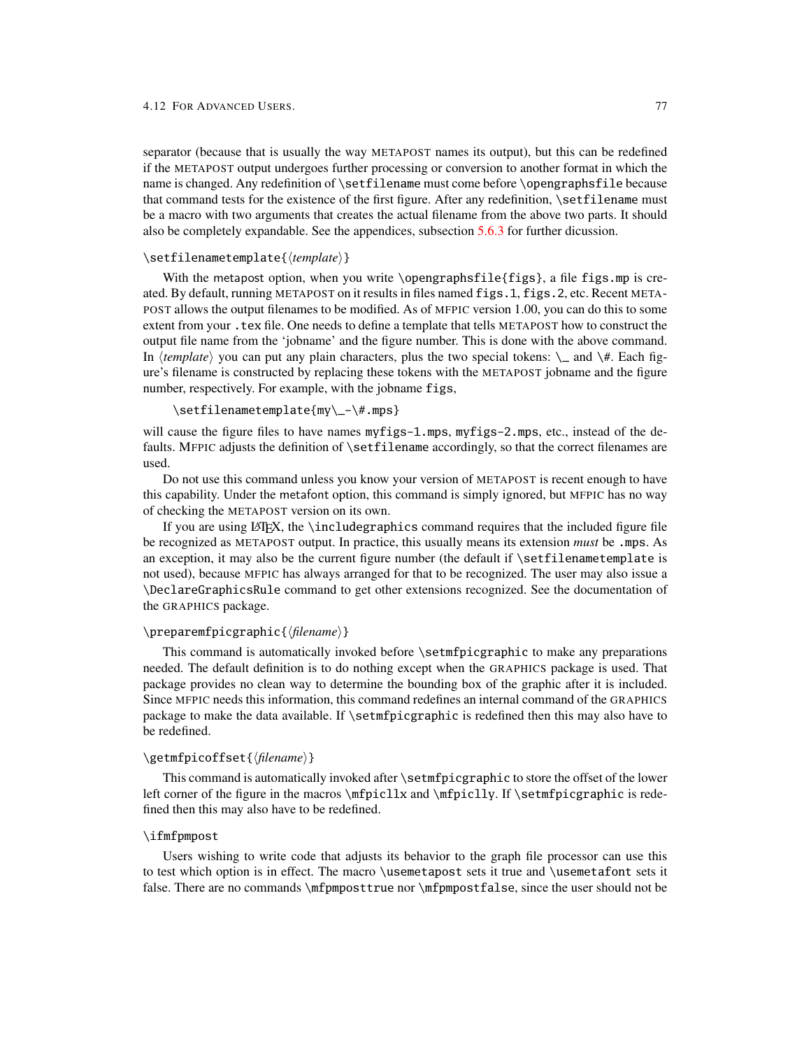separator (because that is usually the way METAPOST names its output), but this can be redefined if the METAPOST output undergoes further processing or conversion to another format in which the name is changed. Any redefinition of `\setfilename` must come before `\opengraphsfile` because that command tests for the existence of the first figure. After any redefinition, `\setfilename` must be a macro with two arguments that creates the actual filename from the above two parts. It should also be completely expandable. See the appendices, subsection 5.6.3 for further dicussion.

`\setfilenametemplate{⟨template⟩}`

With the metapost option, when you write `\opengraphsfile{figs}`, a file `figs.mp` is created. By default, running METAPOST on it results in files named `figs.1`, `figs.2`, etc. Recent METAPOST allows the output filenames to be modified. As of MFPIC version 1.00, you can do this to some extent from your `.tex` file. One needs to define a template that tells METAPOST how to construct the output file name from the 'jobname' and the figure number. This is done with the above command. In ⟨*template*⟩ you can put any plain characters, plus the two special tokens: `\_` and `\#`. Each figure's filename is constructed by replacing these tokens with the METAPOST jobname and the figure number, respectively. For example, with the jobname `figs`,

```
\setfilenametemplate{my\_-\#.mps}
```

will cause the figure files to have names `myfigs-1.mps`, `myfigs-2.mps`, etc., instead of the defaults. MFPIC adjusts the definition of `\setfilename` accordingly, so that the correct filenames are used.

Do not use this command unless you know your version of METAPOST is recent enough to have this capability. Under the metafont option, this command is simply ignored, but MFPIC has no way of checking the METAPOST version on its own.

If you are using LaTeX, the `\includegraphics` command requires that the included figure file be recognized as METAPOST output. In practice, this usually means its extension *must* be `.mps`. As an exception, it may also be the current figure number (the default if `\setfilenametemplate` is not used), because MFPIC has always arranged for that to be recognized. The user may also issue a `\DeclareGraphicsRule` command to get other extensions recognized. See the documentation of the GRAPHICS package.

`\preparemfpicgraphic{⟨filename⟩}`

This command is automatically invoked before `\setmfpicgraphic` to make any preparations needed. The default definition is to do nothing except when the GRAPHICS package is used. That package provides no clean way to determine the bounding box of the graphic after it is included. Since MFPIC needs this information, this command redefines an internal command of the GRAPHICS package to make the data available. If `\setmfpicgraphic` is redefined then this may also have to be redefined.

`\getmfpicoffset{⟨filename⟩}`

This command is automatically invoked after `\setmfpicgraphic` to store the offset of the lower left corner of the figure in the macros `\mfpicllx` and `\mfpiclly`. If `\setmfpicgraphic` is redefined then this may also have to be redefined.

`\ifmfpmpost`

Users wishing to write code that adjusts its behavior to the graph file processor can use this to test which option is in effect. The macro `\usemetapost` sets it true and `\usemetafont` sets it false. There are no commands `\mfpmposttrue` nor `\mfpmpostfalse`, since the user should not be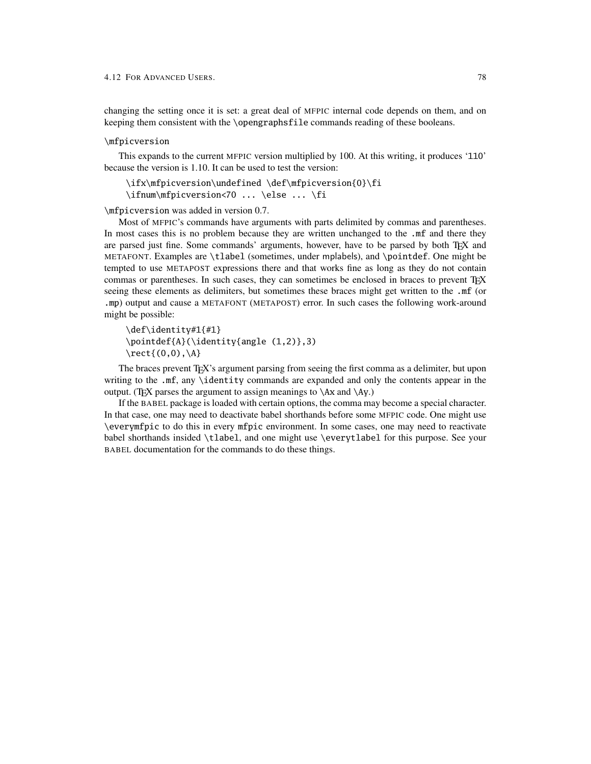changing the setting once it is set: a great deal of MFPIC internal code depends on them, and on keeping them consistent with the `\opengraphsfile` commands reading of these booleans.

`\mfpicversion`

This expands to the current MFPIC version multiplied by 100. At this writing, it produces '110' because the version is 1.10. It can be used to test the version:

```
\ifx\mfpicversion\undefined \def\mfpicversion{0}\fi
\ifnum\mfpicversion<70 ... \else ... \fi
```

`\mfpicversion` was added in version 0.7.

Most of MFPIC's commands have arguments with parts delimited by commas and parentheses. In most cases this is no problem because they are written unchanged to the `.mf` and there they are parsed just fine. Some commands' arguments, however, have to be parsed by both TEX and METAFONT. Examples are `\tlabel` (sometimes, under mplabels), and `\pointdef`. One might be tempted to use METAPOST expressions there and that works fine as long as they do not contain commas or parentheses. In such cases, they can sometimes be enclosed in braces to prevent TEX seeing these elements as delimiters, but sometimes these braces might get written to the `.mf` (or `.mp`) output and cause a METAFONT (METAPOST) error. In such cases the following work-around might be possible:

```
\def\identity#1{#1}
\pointdef{A}(\identity{angle (1,2)},3)
\rect{(0,0),\A}
```

The braces prevent TEX's argument parsing from seeing the first comma as a delimiter, but upon writing to the `.mf`, any `\identity` commands are expanded and only the contents appear in the output. (TEX parses the argument to assign meanings to `\Ax` and `\Ay`.)

If the BABEL package is loaded with certain options, the comma may become a special character. In that case, one may need to deactivate babel shorthands before some MFPIC code. One might use `\everymfpic` to do this in every `mfpic` environment. In some cases, one may need to reactivate babel shorthands insided `\tlabel`, and one might use `\everytlabel` for this purpose. See your BABEL documentation for the commands to do these things.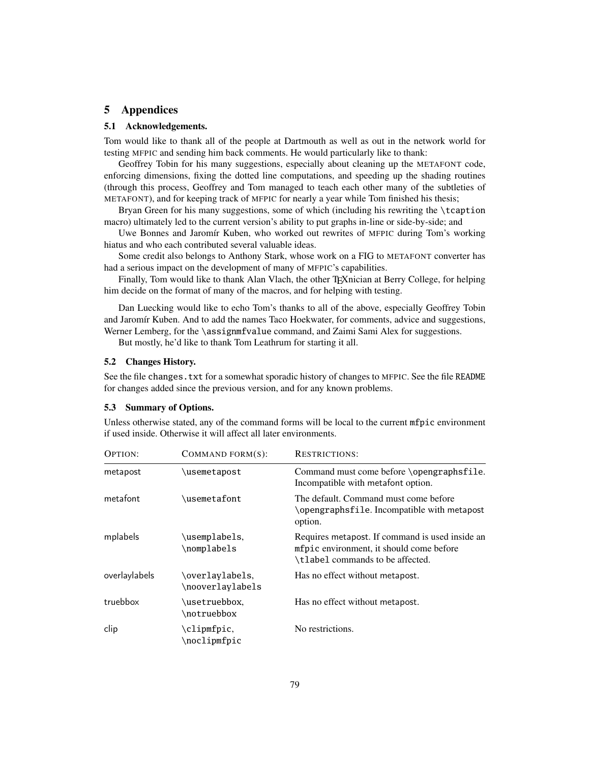# 5 Appendices

## 5.1 Acknowledgements.

Tom would like to thank all of the people at Dartmouth as well as out in the network world for testing MFPIC and sending him back comments. He would particularly like to thank:

Geoffrey Tobin for his many suggestions, especially about cleaning up the METAFONT code, enforcing dimensions, fixing the dotted line computations, and speeding up the shading routines (through this process, Geoffrey and Tom managed to teach each other many of the subtleties of METAFONT), and for keeping track of MFPIC for nearly a year while Tom finished his thesis;

Bryan Green for his many suggestions, some of which (including his rewriting the `\tcaption` macro) ultimately led to the current version's ability to put graphs in-line or side-by-side; and

Uwe Bonnes and Jaromír Kuben, who worked out rewrites of MFPIC during Tom's working hiatus and who each contributed several valuable ideas.

Some credit also belongs to Anthony Stark, whose work on a FIG to METAFONT converter has had a serious impact on the development of many of MFPIC's capabilities.

Finally, Tom would like to thank Alan Vlach, the other TEXnician at Berry College, for helping him decide on the format of many of the macros, and for helping with testing.

Dan Luecking would like to echo Tom's thanks to all of the above, especially Geoffrey Tobin and Jaromír Kuben. And to add the names Taco Hoekwater, for comments, advice and suggestions, Werner Lemberg, for the `\assignmfvalue` command, and Zaimi Sami Alex for suggestions.

But mostly, he'd like to thank Tom Leathrum for starting it all.

## 5.2 Changes History.

See the file `changes.txt` for a somewhat sporadic history of changes to MFPIC. See the file `README` for changes added since the previous version, and for any known problems.

## 5.3 Summary of Options.

Unless otherwise stated, any of the command forms will be local to the current `mfpic` environment if used inside. Otherwise it will affect all later environments.

| OPTION: | COMMAND FORM(S): | RESTRICTIONS: |
|---|---|---|
| metapost | `\usemetapost` | Command must come before `\opengraphsfile`. Incompatible with metafont option. |
| metafont | `\usemetafont` | The default. Command must come before `\opengraphsfile`. Incompatible with metapost option. |
| mplabels | `\usemplabels`, `\nomplabels` | Requires metapost. If command is used inside an `mfpic` environment, it should come before `\tlabel` commands to be affected. |
| overlaylabels | `\overlaylabels`, `\nooverlaylabels` | Has no effect without metapost. |
| truebbox | `\usetruebbox`, `\notruebbox` | Has no effect without metapost. |
| clip | `\clipmfpic`, `\noclipmfpic` | No restrictions. |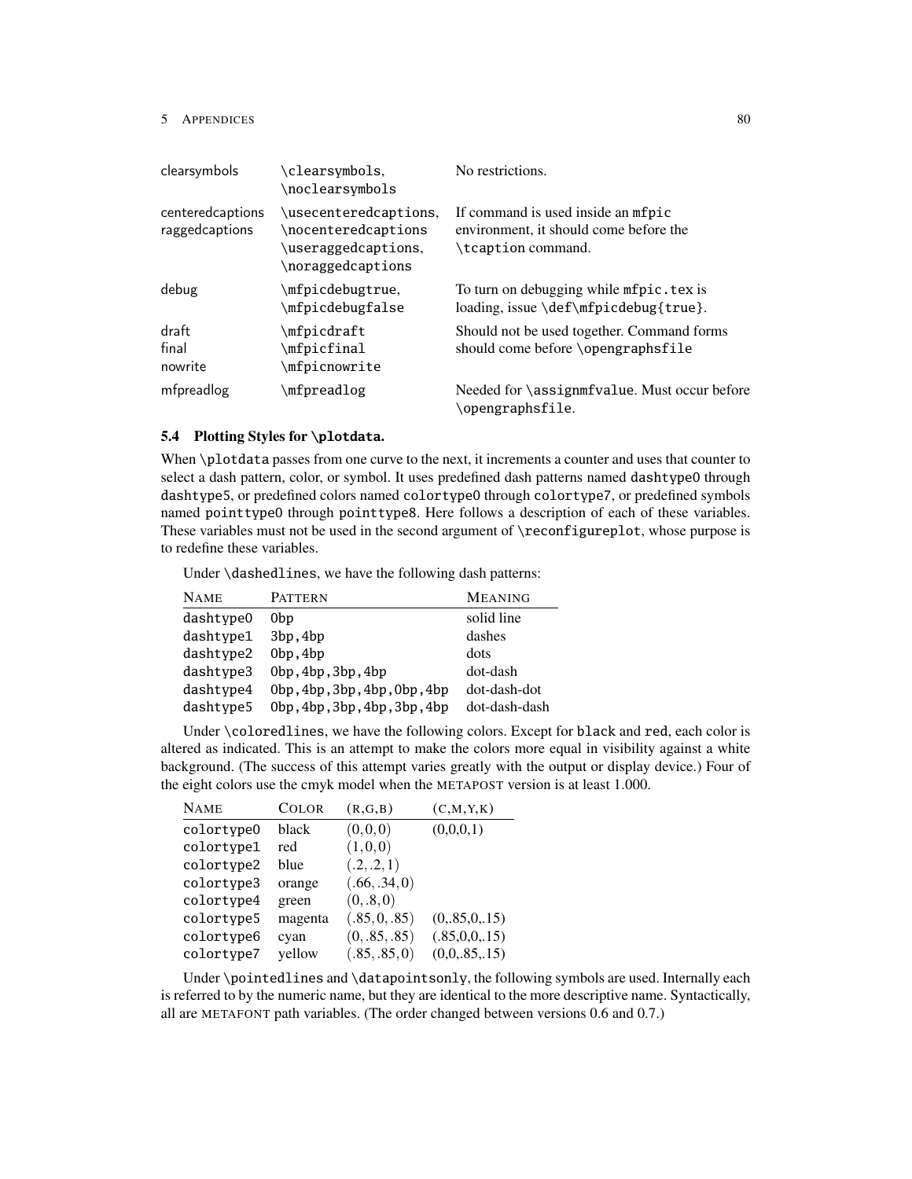| | | |
|---|---|---|
| clearsymbols | `\clearsymbols`, `\noclearsymbols` | No restrictions. |
| centeredcaptions raggedcaptions | `\usecenteredcaptions`, `\nocenteredcaptions` `\useraggedcaptions`, `\noraggedcaptions` | If command is used inside an `mfpic` environment, it should come before the `\tcaption` command. |
| debug | `\mfpicdebugtrue`, `\mfpicdebugfalse` | To turn on debugging while `mfpic.tex` is loading, issue `\def\mfpicdebug{true}`. |
| draft final nowrite | `\mfpicdraft` `\mfpicfinal` `\mfpicnowrite` | Should not be used together. Command forms should come before `\opengraphsfile` |
| mfpreadlog | `\mfpreadlog` | Needed for `\assignmfvalue`. Must occur before `\opengraphsfile`. |

### 5.4 Plotting Styles for \plotdata.

When `\plotdata` passes from one curve to the next, it increments a counter and uses that counter to select a dash pattern, color, or symbol. It uses predefined dash patterns named dashtype0 through dashtype5, or predefined colors named colortype0 through colortype7, or predefined symbols named pointtype0 through pointtype8. Here follows a description of each of these variables. These variables must not be used in the second argument of `\reconfigureplot`, whose purpose is to redefine these variables.

Under `\dashedlines`, we have the following dash patterns:

| Name | Pattern | Meaning |
|---|---|---|
| dashtype0 | 0bp | solid line |
| dashtype1 | 3bp,4bp | dashes |
| dashtype2 | 0bp,4bp | dots |
| dashtype3 | 0bp,4bp,3bp,4bp | dot-dash |
| dashtype4 | 0bp,4bp,3bp,4bp,0bp,4bp | dot-dash-dot |
| dashtype5 | 0bp,4bp,3bp,4bp,3bp,4bp | dot-dash-dash |

Under `\coloredlines`, we have the following colors. Except for black and red, each color is altered as indicated. This is an attempt to make the colors more equal in visibility against a white background. (The success of this attempt varies greatly with the output or display device.) Four of the eight colors use the cmyk model when the METAPOST version is at least 1.000.

| Name | Color | (r,g,b) | (c,m,y,k) |
|---|---|---|---|
| colortype0 | black | $(0,0,0)$ | (0,0,0,1) |
| colortype1 | red | $(1,0,0)$ | |
| colortype2 | blue | $(.2,.2,1)$ | |
| colortype3 | orange | $(.66,.34,0)$ | |
| colortype4 | green | $(0,.8,0)$ | |
| colortype5 | magenta | $(.85,0,.85)$ | (0,.85,0,.15) |
| colortype6 | cyan | $(0,.85,.85)$ | (.85,0,0,.15) |
| colortype7 | yellow | $(.85,.85,0)$ | (0,0,.85,.15) |

Under `\pointedlines` and `\datapointsonly`, the following symbols are used. Internally each is referred to by the numeric name, but they are identical to the more descriptive name. Syntactically, all are METAFONT path variables. (The order changed between versions 0.6 and 0.7.)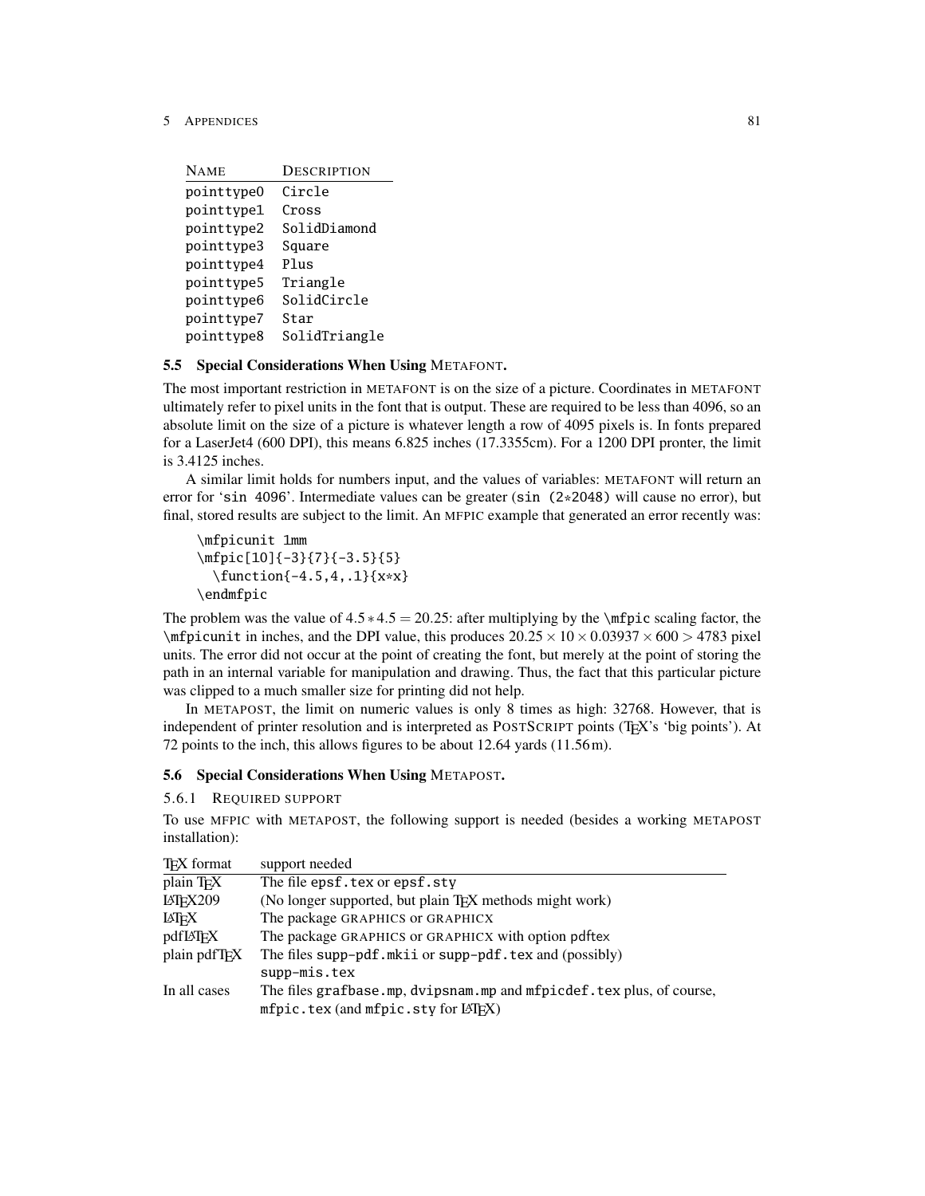| NAME | DESCRIPTION |
|---|---|
| pointtype0 | Circle |
| pointtype1 | Cross |
| pointtype2 | SolidDiamond |
| pointtype3 | Square |
| pointtype4 | Plus |
| pointtype5 | Triangle |
| pointtype6 | SolidCircle |
| pointtype7 | Star |
| pointtype8 | SolidTriangle |

## 5.5 Special Considerations When Using METAFONT.

The most important restriction in METAFONT is on the size of a picture. Coordinates in METAFONT ultimately refer to pixel units in the font that is output. These are required to be less than 4096, so an absolute limit on the size of a picture is whatever length a row of 4095 pixels is. In fonts prepared for a LaserJet4 (600 DPI), this means 6.825 inches (17.3355cm). For a 1200 DPI pronter, the limit is 3.4125 inches.

A similar limit holds for numbers input, and the values of variables: METAFONT will return an error for '`sin 4096`'. Intermediate values can be greater (`sin (2*2048)` will cause no error), but final, stored results are subject to the limit. An MFPIC example that generated an error recently was:

```
\mfpicunit 1mm
\mfpic[10]{-3}{7}{-3.5}{5}
  \function{-4.5,4,.1}{x*x}
\endmfpic
```

The problem was the value of $4.5 * 4.5 = 20.25$: after multiplying by the `\mfpic` scaling factor, the `\mfpicunit` in inches, and the DPI value, this produces $20.25 \times 10 \times 0.03937 \times 600 > 4783$ pixel units. The error did not occur at the point of creating the font, but merely at the point of storing the path in an internal variable for manipulation and drawing. Thus, the fact that this particular picture was clipped to a much smaller size for printing did not help.

In METAPOST, the limit on numeric values is only 8 times as high: 32768. However, that is independent of printer resolution and is interpreted as POSTSCRIPT points (TEX's 'big points'). At 72 points to the inch, this allows figures to be about 12.64 yards (11.56 m).

## 5.6 Special Considerations When Using METAPOST.

### 5.6.1 REQUIRED SUPPORT

To use MFPIC with METAPOST, the following support is needed (besides a working METAPOST installation):

| TEX format | support needed |
|---|---|
| plain TEX | The file `epsf.tex` or `epsf.sty` |
| LATEX209 | (No longer supported, but plain TEX methods might work) |
| LATEX | The package GRAPHICS or GRAPHICX |
| pdfLATEX | The package GRAPHICS or GRAPHICX with option pdftex |
| plain pdfTEX | The files `supp-pdf.mkii` or `supp-pdf.tex` and (possibly) `supp-mis.tex` |
| In all cases | The files `grafbase.mp`, `dvipsnam.mp` and `mfpicdef.tex` plus, of course, `mfpic.tex` (and `mfpic.sty` for LATEX) |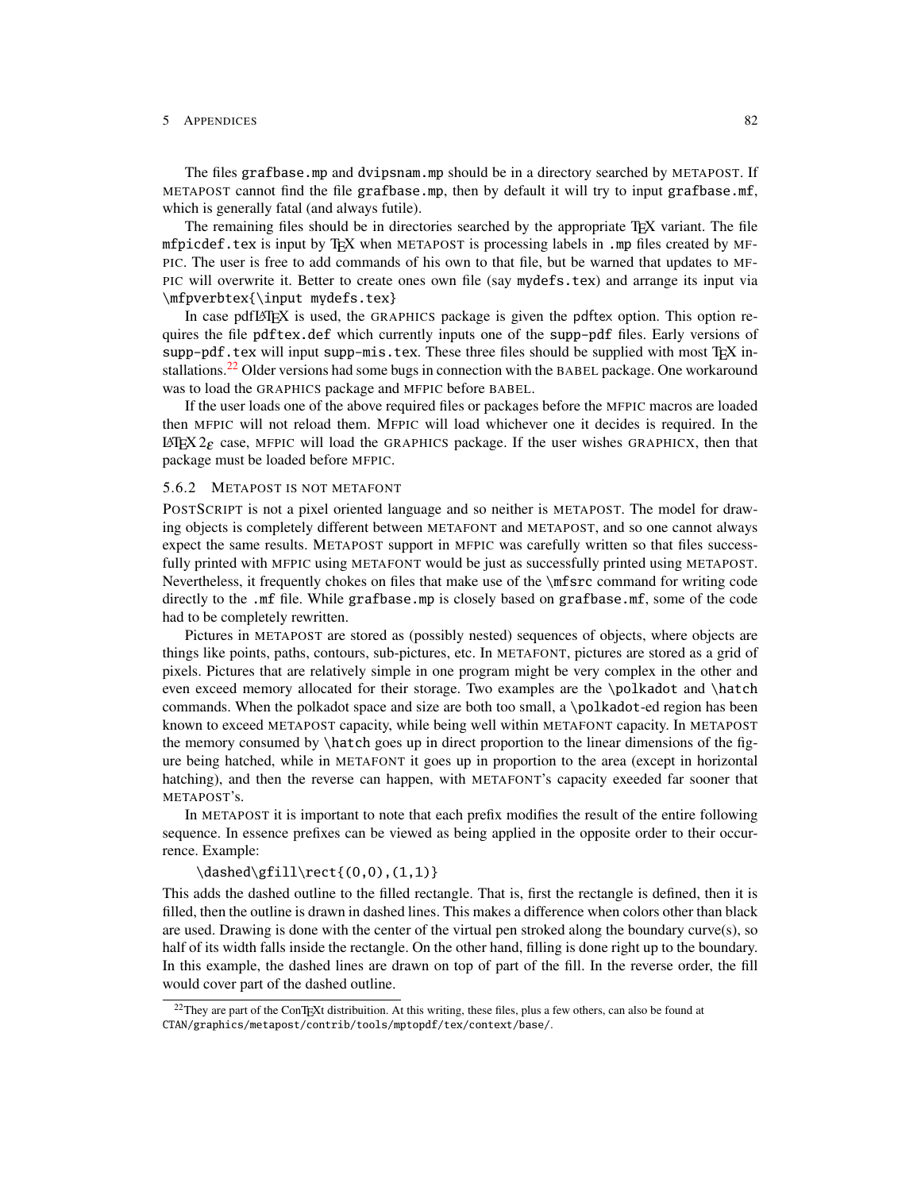The files `grafbase.mp` and `dvipsnam.mp` should be in a directory searched by METAPOST. If METAPOST cannot find the file `grafbase.mp`, then by default it will try to input `grafbase.mf`, which is generally fatal (and always futile).

The remaining files should be in directories searched by the appropriate TEX variant. The file `mfpicdef.tex` is input by TEX when METAPOST is processing labels in `.mp` files created by MFPIC. The user is free to add commands of his own to that file, but be warned that updates to MFPIC will overwrite it. Better to create ones own file (say `mydefs.tex`) and arrange its input via `\mfpverbtex{\input mydefs.tex}`

In case pdfLATEX is used, the GRAPHICS package is given the `pdftex` option. This option requires the file `pdftex.def` which currently inputs one of the `supp-pdf` files. Early versions of `supp-pdf.tex` will input `supp-mis.tex`. These three files should be supplied with most TEX installations.[22] Older versions had some bugs in connection with the BABEL package. One workaround was to load the GRAPHICS package and MFPIC before BABEL.

If the user loads one of the above required files or packages before the MFPIC macros are loaded then MFPIC will not reload them. MFPIC will load whichever one it decides is required. In the LATEX $2_\varepsilon$ case, MFPIC will load the GRAPHICS package. If the user wishes GRAPHICX, then that package must be loaded before MFPIC.

### 5.6.2 METAPOST IS NOT METAFONT

POSTSCRIPT is not a pixel oriented language and so neither is METAPOST. The model for drawing objects is completely different between METAFONT and METAPOST, and so one cannot always expect the same results. METAPOST support in MFPIC was carefully written so that files successfully printed with MFPIC using METAFONT would be just as successfully printed using METAPOST. Nevertheless, it frequently chokes on files that make use of the `\mfsrc` command for writing code directly to the `.mf` file. While `grafbase.mp` is closely based on `grafbase.mf`, some of the code had to be completely rewritten.

Pictures in METAPOST are stored as (possibly nested) sequences of objects, where objects are things like points, paths, contours, sub-pictures, etc. In METAFONT, pictures are stored as a grid of pixels. Pictures that are relatively simple in one program might be very complex in the other and even exceed memory allocated for their storage. Two examples are the `\polkadot` and `\hatch` commands. When the polkadot space and size are both too small, a `\polkadot`-ed region has been known to exceed METAPOST capacity, while being well within METAFONT capacity. In METAPOST the memory consumed by `\hatch` goes up in direct proportion to the linear dimensions of the figure being hatched, while in METAFONT it goes up in proportion to the area (except in horizontal hatching), and then the reverse can happen, with METAFONT's capacity exeeded far sooner that METAPOST's.

In METAPOST it is important to note that each prefix modifies the result of the entire following sequence. In essence prefixes can be viewed as being applied in the opposite order to their occurrence. Example:

```
\dashed\gfill\rect{(0,0),(1,1)}
```

This adds the dashed outline to the filled rectangle. That is, first the rectangle is defined, then it is filled, then the outline is drawn in dashed lines. This makes a difference when colors other than black are used. Drawing is done with the center of the virtual pen stroked along the boundary curve(s), so half of its width falls inside the rectangle. On the other hand, filling is done right up to the boundary. In this example, the dashed lines are drawn on top of part of the fill. In the reverse order, the fill would cover part of the dashed outline.

---

[22] They are part of the ConTEXt distribuition. At this writing, these files, plus a few others, can also be found at `CTAN/graphics/metapost/contrib/tools/mptopdf/tex/context/base/`.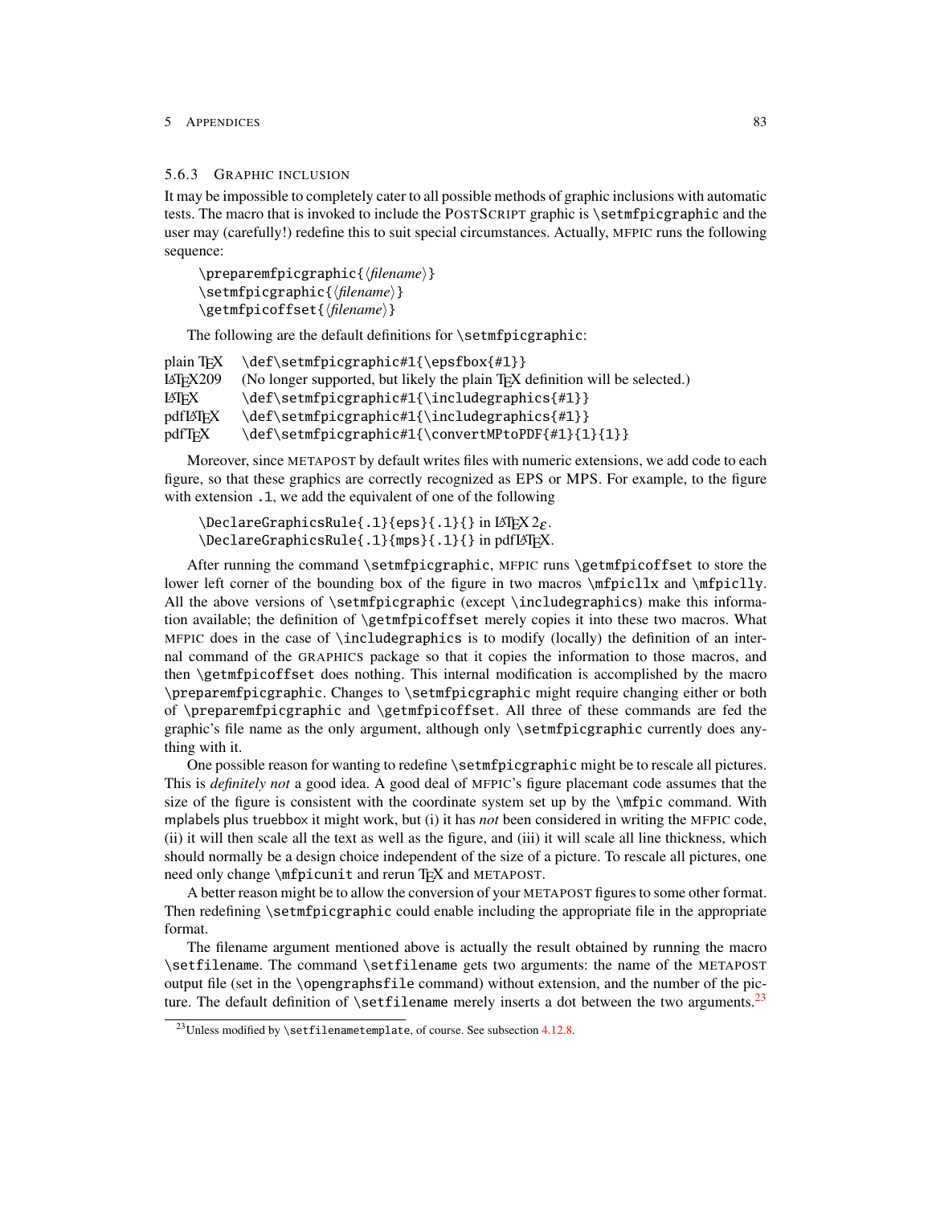### 5.6.3 Graphic inclusion

It may be impossible to completely cater to all possible methods of graphic inclusions with automatic tests. The macro that is invoked to include the PostScript graphic is `\setmfpicgraphic` and the user may (carefully!) redefine this to suit special circumstances. Actually, mfpic runs the following sequence:

```
\preparemfpicgraphic{⟨filename⟩}
\setmfpicgraphic{⟨filename⟩}
\getmfpicoffset{⟨filename⟩}
```

The following are the default definitions for `\setmfpicgraphic`:

| | |
|---|---|
| plain TeX | `\def\setmfpicgraphic#1{\epsfbox{#1}}` |
| LaTeX209 | (No longer supported, but likely the plain TeX definition will be selected.) |
| LaTeX | `\def\setmfpicgraphic#1{\includegraphics{#1}}` |
| pdfLaTeX | `\def\setmfpicgraphic#1{\includegraphics{#1}}` |
| pdfTeX | `\def\setmfpicgraphic#1{\convertMPtoPDF{#1}{1}{1}}` |

Moreover, since METAPOST by default writes files with numeric extensions, we add code to each figure, so that these graphics are correctly recognized as EPS or MPS. For example, to the figure with extension `.1`, we add the equivalent of one of the following

`\DeclareGraphicsRule{.1}{eps}{.1}{}` in LaTeX 2ε.
`\DeclareGraphicsRule{.1}{mps}{.1}{}` in pdfLaTeX.

After running the command `\setmfpicgraphic`, mfpic runs `\getmfpicoffset` to store the lower left corner of the bounding box of the figure in two macros `\mfpicllx` and `\mfpiclly`. All the above versions of `\setmfpicgraphic` (except `\includegraphics`) make this information available; the definition of `\getmfpicoffset` merely copies it into these two macros. What mfpic does in the case of `\includegraphics` is to modify (locally) the definition of an internal command of the graphics package so that it copies the information to those macros, and then `\getmfpicoffset` does nothing. This internal modification is accomplished by the macro `\preparemfpicgraphic`. Changes to `\setmfpicgraphic` might require changing either or both of `\preparemfpicgraphic` and `\getmfpicoffset`. All three of these commands are fed the graphic's file name as the only argument, although only `\setmfpicgraphic` currently does anything with it.

One possible reason for wanting to redefine `\setmfpicgraphic` might be to rescale all pictures. This is *definitely not* a good idea. A good deal of mfpic's figure placemant code assumes that the size of the figure is consistent with the coordinate system set up by the `\mfpic` command. With mplabels plus truebbox it might work, but (i) it has *not* been considered in writing the mfpic code, (ii) it will then scale all the text as well as the figure, and (iii) it will scale all line thickness, which should normally be a design choice independent of the size of a picture. To rescale all pictures, one need only change `\mfpicunit` and rerun TeX and METAPOST.

A better reason might be to allow the conversion of your METAPOST figures to some other format. Then redefining `\setmfpicgraphic` could enable including the appropriate file in the appropriate format.

The filename argument mentioned above is actually the result obtained by running the macro `\setfilename`. The command `\setfilename` gets two arguments: the name of the METAPOST output file (set in the `\opengraphsfile` command) without extension, and the number of the picture. The default definition of `\setfilename` merely inserts a dot between the two arguments.[23]

[23] Unless modified by `\setfilenametemplate`, of course. See subsection 4.12.8.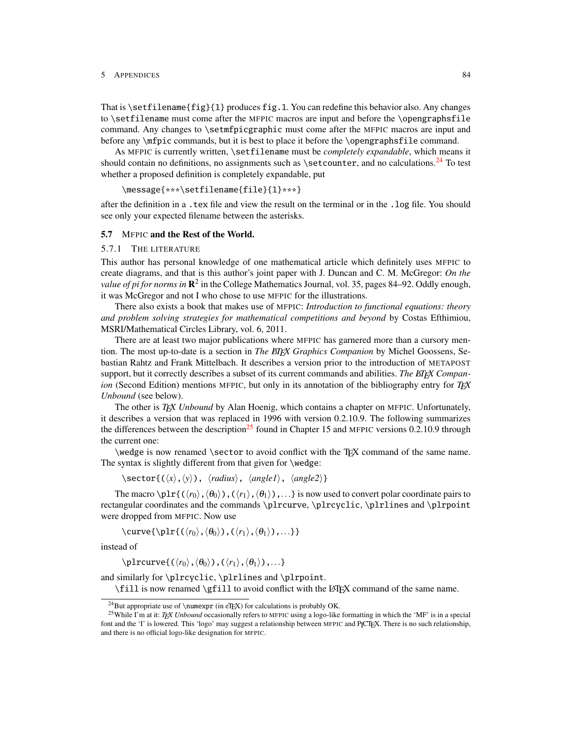That is `\setfilename{fig}{1}` produces `fig.1`. You can redefine this behavior also. Any changes to `\setfilename` must come after the MFPIC macros are input and before the `\opengraphsfile` command. Any changes to `\setmfpicgraphic` must come after the MFPIC macros are input and before any `\mfpic` commands, but it is best to place it before the `\opengraphsfile` command.

As MFPIC is currently written, `\setfilename` must be *completely expandable*, which means it should contain no definitions, no assignments such as `\setcounter`, and no calculations.[24] To test whether a proposed definition is completely expandable, put

```
\message{***\setfilename{file}{1}***}
```

after the definition in a `.tex` file and view the result on the terminal or in the `.log` file. You should see only your expected filename between the asterisks.

### 5.7 MFPIC and the Rest of the World.

#### 5.7.1 THE LITERATURE

This author has personal knowledge of one mathematical article which definitely uses MFPIC to create diagrams, and that is this author's joint paper with J. Duncan and C. M. McGregor: *On the value of pi for norms in* $\mathbf{R}^2$ in the College Mathematics Journal, vol. 35, pages 84–92. Oddly enough, it was McGregor and not I who chose to use MFPIC for the illustrations.

There also exists a book that makes use of MFPIC: *Introduction to functional equations: theory and problem solving strategies for mathematical competitions and beyond* by Costas Efthimiou, MSRI/Mathematical Circles Library, vol. 6, 2011.

There are at least two major publications where MFPIC has garnered more than a cursory mention. The most up-to-date is a section in *The LaTeX Graphics Companion* by Michel Goossens, Sebastian Rahtz and Frank Mittelbach. It describes a version prior to the introduction of METAPOST support, but it correctly describes a subset of its current commands and abilities. *The LaTeX Companion* (Second Edition) mentions MFPIC, but only in its annotation of the bibliography entry for *TeX Unbound* (see below).

The other is *TeX Unbound* by Alan Hoenig, which contains a chapter on MFPIC. Unfortunately, it describes a version that was replaced in 1996 with version 0.2.10.9. The following summarizes the differences between the description[25] found in Chapter 15 and MFPIC versions 0.2.10.9 through the current one:

`\wedge` is now renamed `\sector` to avoid conflict with the TeX command of the same name. The syntax is slightly different from that given for `\wedge`:

`\sector{(`⟨*x*⟩`,`⟨*y*⟩`),` ⟨*radius*⟩`,` ⟨*angle1*⟩`,` ⟨*angle2*⟩`}`

The macro `\plr{(`⟨$r_0$⟩`,`⟨$\theta_0$⟩`),(`⟨$r_1$⟩`,`⟨$\theta_1$⟩`),...}` is now used to convert polar coordinate pairs to rectangular coordinates and the commands `\plrcurve`, `\plrcyclic`, `\plrlines` and `\plrpoint` were dropped from MFPIC. Now use

`\curve{\plr{(`⟨$r_0$⟩`,`⟨$\theta_0$⟩`),(`⟨$r_1$⟩`,`⟨$\theta_1$⟩`),...}}`

instead of

`\plrcurve{(`⟨$r_0$⟩`,`⟨$\theta_0$⟩`),(`⟨$r_1$⟩`,`⟨$\theta_1$⟩`),...}`

and similarly for `\plrcyclic`, `\plrlines` and `\plrpoint`.

`\fill` is now renamed `\gfill` to avoid conflict with the LaTeX command of the same name.

---

[24] But appropriate use of `\numexpr` (in eTeX) for calculations is probably OK.

[25] While I'm at it: *TeX Unbound* occasionally refers to MFPIC using a logo-like formatting in which the 'MF' is in a special font and the 'I' is lowered. This 'logo' may suggest a relationship between MFPIC and PICTeX. There is no such relationship, and there is no official logo-like designation for MFPIC.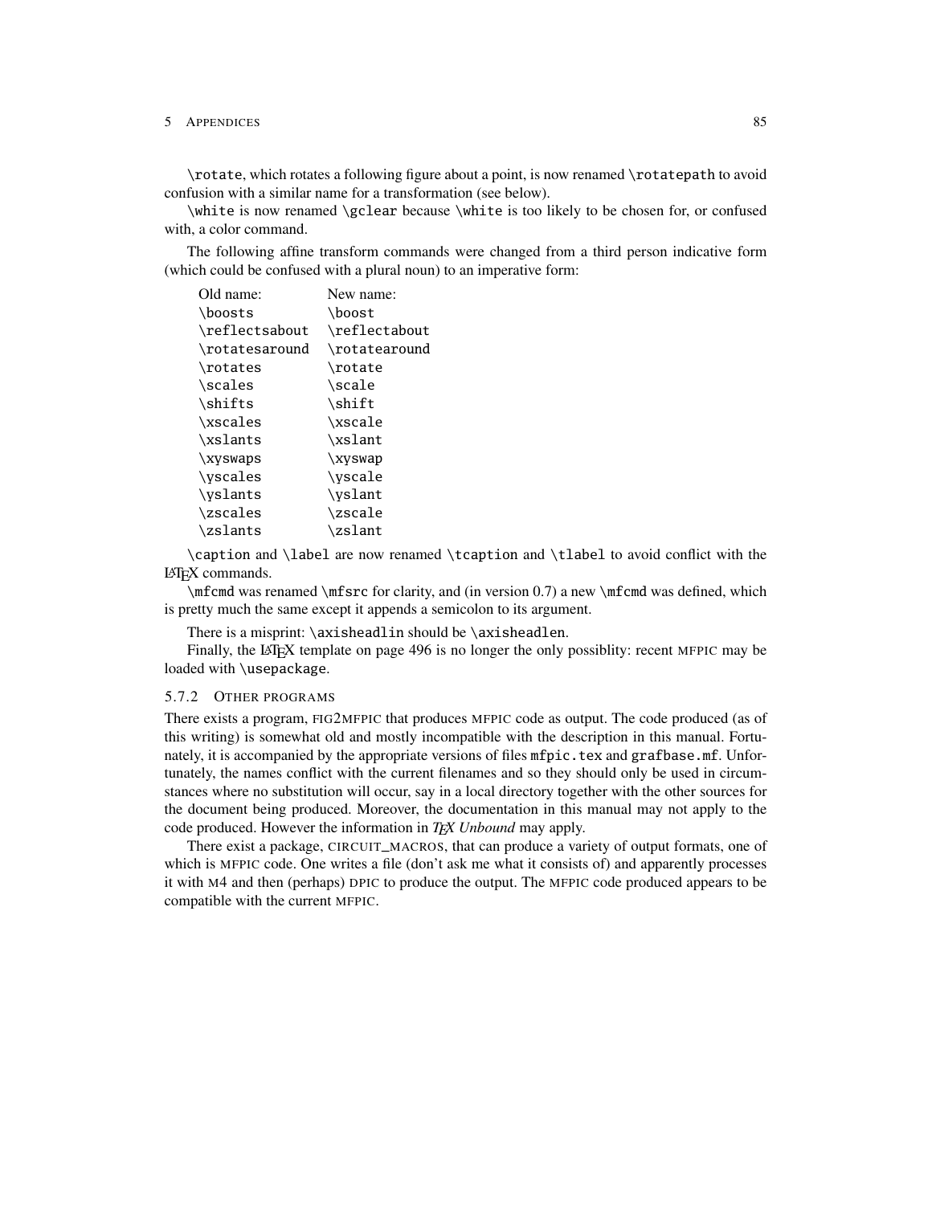`\rotate`, which rotates a following figure about a point, is now renamed `\rotatepath` to avoid confusion with a similar name for a transformation (see below).

`\white` is now renamed `\gclear` because `\white` is too likely to be chosen for, or confused with, a color command.

The following affine transform commands were changed from a third person indicative form (which could be confused with a plural noun) to an imperative form:

| Old name: | New name: |
|---|---|
| `\boosts` | `\boost` |
| `\reflectsabout` | `\reflectabout` |
| `\rotatesaround` | `\rotatearound` |
| `\rotates` | `\rotate` |
| `\scales` | `\scale` |
| `\shifts` | `\shift` |
| `\xscales` | `\xscale` |
| `\xslants` | `\xslant` |
| `\xyswaps` | `\xyswap` |
| `\yscales` | `\yscale` |
| `\yslants` | `\yslant` |
| `\zscales` | `\zscale` |
| `\zslants` | `\zslant` |

`\caption` and `\label` are now renamed `\tcaption` and `\tlabel` to avoid conflict with the LaTeX commands.

`\mfcmd` was renamed `\mfsrc` for clarity, and (in version 0.7) a new `\mfcmd` was defined, which is pretty much the same except it appends a semicolon to its argument.

There is a misprint: `\axisheadlin` should be `\axisheadlen`.

Finally, the LaTeX template on page 496 is no longer the only possiblity: recent MFPIC may be loaded with `\usepackage`.

### 5.7.2 Other programs

There exists a program, FIG2MFPIC that produces MFPIC code as output. The code produced (as of this writing) is somewhat old and mostly incompatible with the description in this manual. Fortunately, it is accompanied by the appropriate versions of files `mfpic.tex` and `grafbase.mf`. Unfortunately, the names conflict with the current filenames and so they should only be used in circumstances where no substitution will occur, say in a local directory together with the other sources for the document being produced. Moreover, the documentation in this manual may not apply to the code produced. However the information in *TeX Unbound* may apply.

There exist a package, CIRCUIT_MACROS, that can produce a variety of output formats, one of which is MFPIC code. One writes a file (don't ask me what it consists of) and apparently processes it with M4 and then (perhaps) DPIC to produce the output. The MFPIC code produced appears to be compatible with the current MFPIC.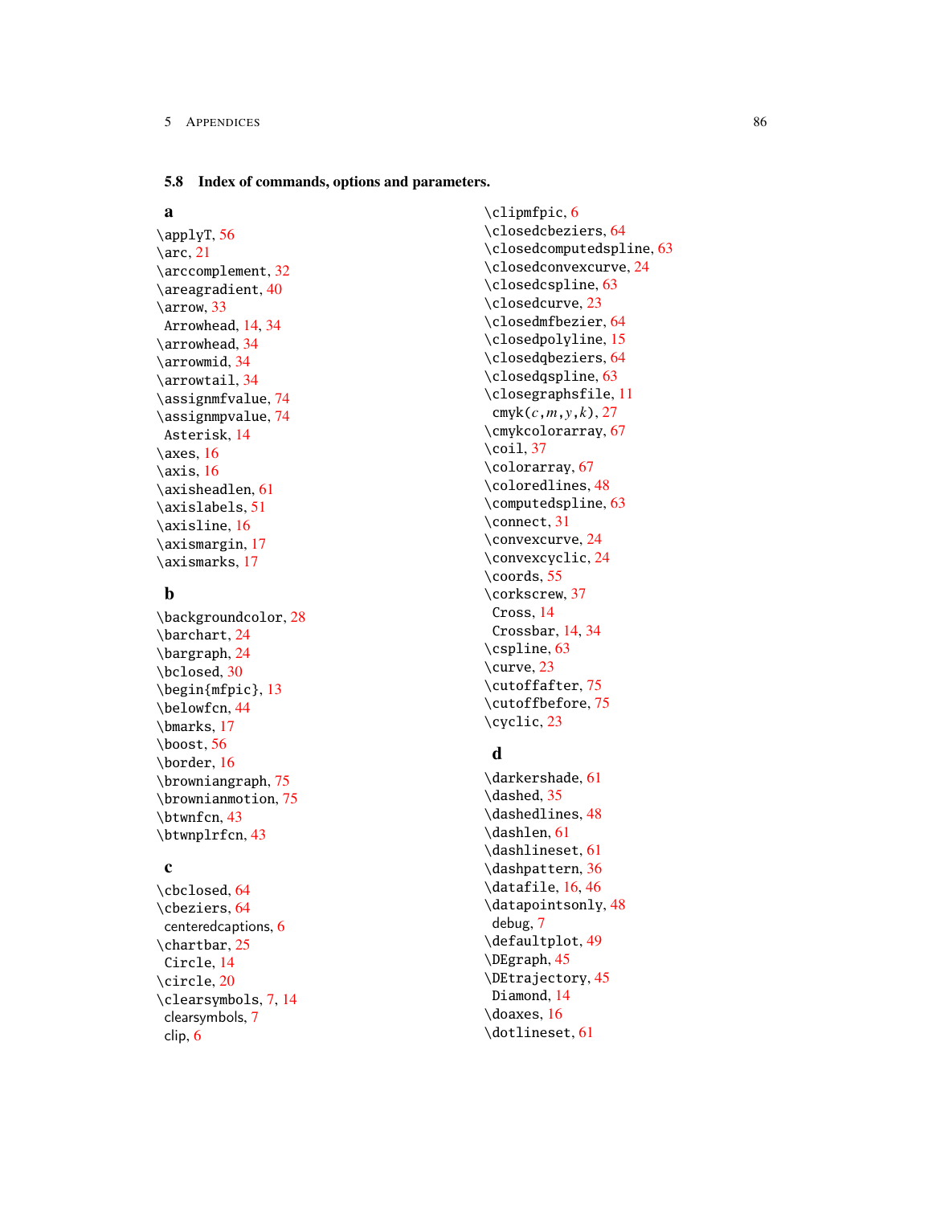## 5.8 Index of commands, options and parameters.

### a

\applyT, 56
\arc, 21
\arccomplement, 32
\areagradient, 40
\arrow, 33
 Arrowhead, 14, 34
\arrowhead, 34
\arrowmid, 34
\arrowtail, 34
\assignmfvalue, 74
\assignmpvalue, 74
 Asterisk, 14
\axes, 16
\axis, 16
\axisheadlen, 61
\axislabels, 51
\axisline, 16
\axismargin, 17
\axismarks, 17

### b

\backgroundcolor, 28
\barchart, 24
\bargraph, 24
\bclosed, 30
\begin{mfpic}, 13
\belowfcn, 44
\bmarks, 17
\boost, 56
\border, 16
\browniangraph, 75
\brownianmotion, 75
\btwnfcn, 43
\btwnplrfcn, 43

### c

\cbclosed, 64
\cbeziers, 64
 centeredcaptions, 6
\chartbar, 25
 Circle, 14
\circle, 20
\clearsymbols, 7, 14
 clearsymbols, 7
 clip, 6
\clipmfpic, 6
\closedcbeziers, 64
\closedcomputedspline, 63
\closedconvexcurve, 24
\closedcspline, 63
\closedcurve, 23
\closedmfbezier, 64
\closedpolyline, 15
\closedqbeziers, 64
\closedqspline, 63
\closegraphsfile, 11
 cmyk($c,m,y,k$), 27
\cmykcolorarray, 67
\coil, 37
\colorarray, 67
\coloredlines, 48
\computedspline, 63
\connect, 31
\convexcurve, 24
\convexcyclic, 24
\coords, 55
\corkscrew, 37
 Cross, 14
 Crossbar, 14, 34
\cspline, 63
\curve, 23
\cutoffafter, 75
\cutoffbefore, 75
\cyclic, 23

### d

\darkershade, 61
\dashed, 35
\dashedlines, 48
\dashlen, 61
\dashlineset, 61
\dashpattern, 36
\datafile, 16, 46
\datapointsonly, 48
 debug, 7
\defaultplot, 49
\DEgraph, 45
\DEtrajectory, 45
 Diamond, 14
\doaxes, 16
\dotlineset, 61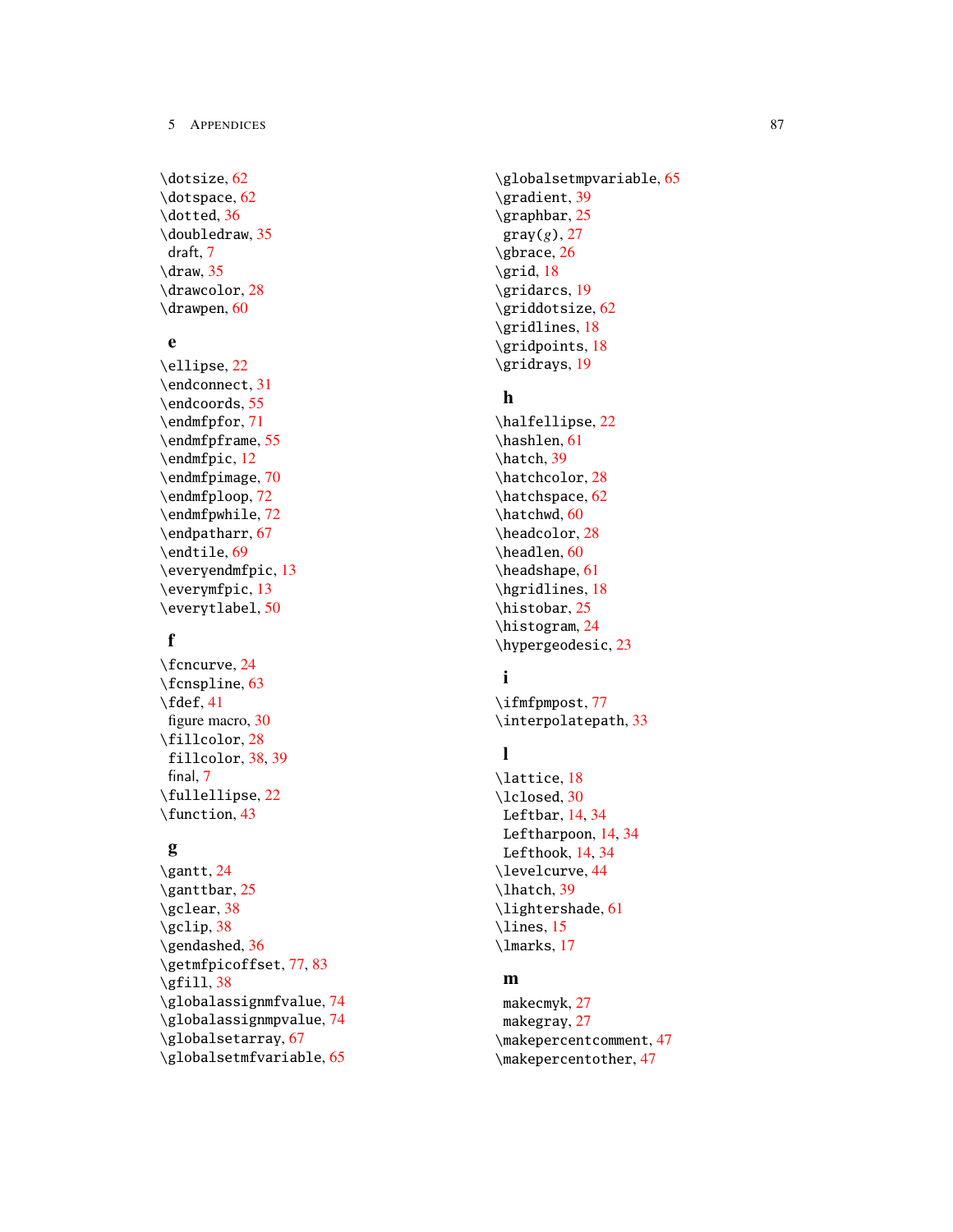\dotsize, 62
\dotspace, 62
\dotted, 36
\doubledraw, 35
draft, 7
\draw, 35
\drawcolor, 28
\drawpen, 60

### e

\ellipse, 22
\endconnect, 31
\endcoords, 55
\endmfpfor, 71
\endmfpframe, 55
\endmfpic, 12
\endmfpimage, 70
\endmfploop, 72
\endmfpwhile, 72
\endpatharr, 67
\endtile, 69
\everyendmfpic, 13
\everymfpic, 13
\everytlabel, 50

### f

\fcncurve, 24
\fcnspline, 63
\fdef, 41
figure macro, 30
\fillcolor, 28
fillcolor, 38, 39
final, 7
\fullellipse, 22
\function, 43

### g

\gantt, 24
\ganttbar, 25
\gclear, 38
\gclip, 38
\gendashed, 36
\getmfpicoffset, 77, 83
\gfill, 38
\globalassignmfvalue, 74
\globalassignmpvalue, 74
\globalsetarray, 67
\globalsetmfvariable, 65
\globalsetmpvariable, 65
\gradient, 39
\graphbar, 25
gray($g$), 27
\gbrace, 26
\grid, 18
\gridarcs, 19
\griddotsize, 62
\gridlines, 18
\gridpoints, 18
\gridrays, 19

### h

\halfellipse, 22
\hashlen, 61
\hatch, 39
\hatchcolor, 28
\hatchspace, 62
\hatchwd, 60
\headcolor, 28
\headlen, 60
\headshape, 61
\hgridlines, 18
\histobar, 25
\histogram, 24
\hypergeodesic, 23

### i

\ifmfpmpost, 77
\interpolatepath, 33

### l

\lattice, 18
\lclosed, 30
Leftbar, 14, 34
Leftharpoon, 14, 34
Lefthook, 14, 34
\levelcurve, 44
\lhatch, 39
\lightershade, 61
\lines, 15
\lmarks, 17

### m

makecmyk, 27
makegray, 27
\makepercentcomment, 47
\makepercentother, 47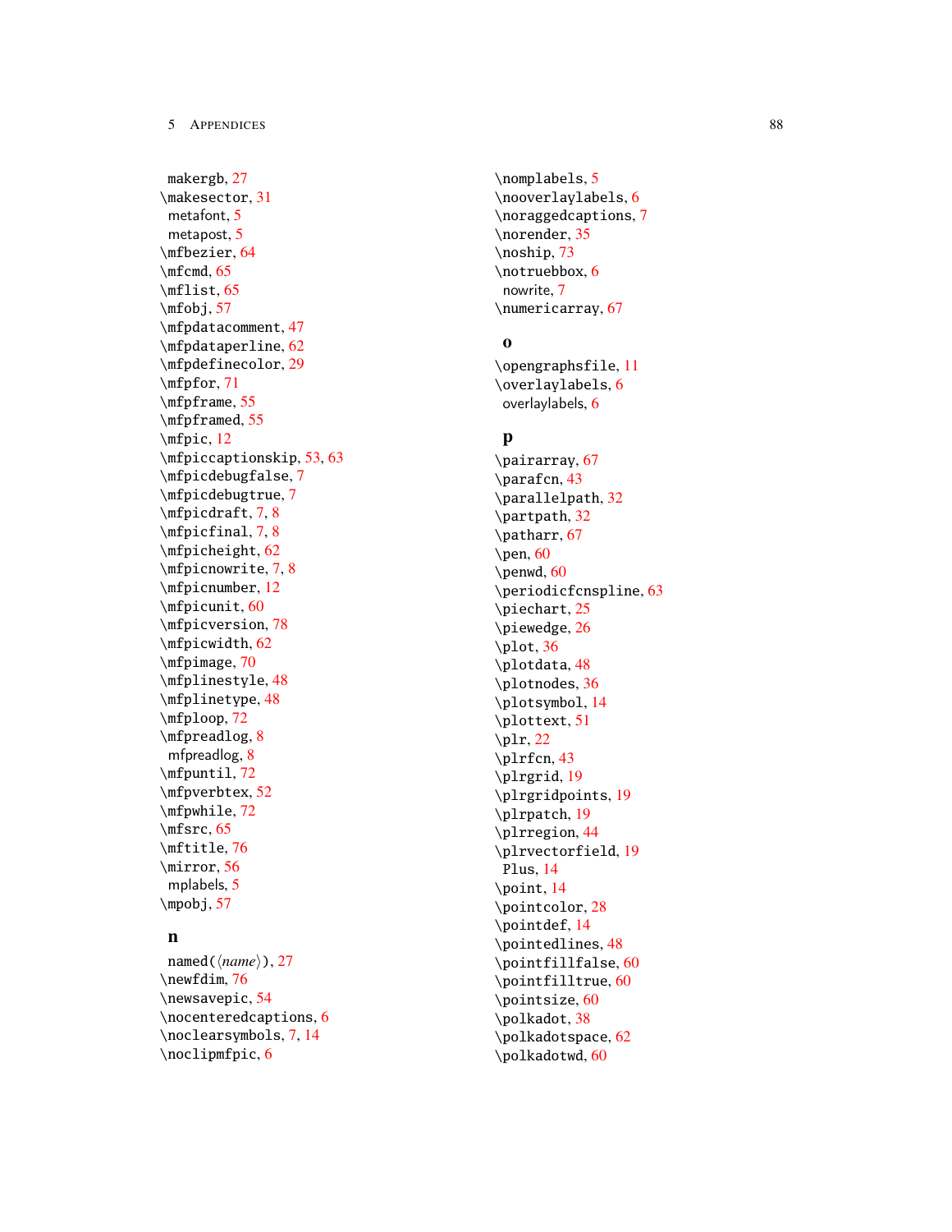makergb, 27
\makesector, 31
metafont, 5
metapost, 5
\mfbezier, 64
\mfcmd, 65
\mflist, 65
\mfobj, 57
\mfpdatacomment, 47
\mfpdataperline, 62
\mfpdefinecolor, 29
\mfpfor, 71
\mfpframe, 55
\mfpframed, 55
\mfpic, 12
\mfpiccaptionskip, 53, 63
\mfpicdebugfalse, 7
\mfpicdebugtrue, 7
\mfpicdraft, 7, 8
\mfpicfinal, 7, 8
\mfpicheight, 62
\mfpicnowrite, 7, 8
\mfpicnumber, 12
\mfpicunit, 60
\mfpicversion, 78
\mfpicwidth, 62
\mfpimage, 70
\mfplinestyle, 48
\mfplinetype, 48
\mfploop, 72
\mfpreadlog, 8
mfpreadlog, 8
\mfpuntil, 72
\mfpverbtex, 52
\mfpwhile, 72
\mfsrc, 65
\mftitle, 76
\mirror, 56
mplabels, 5
\mpobj, 57

**n**

named(⟨*name*⟩), 27
\newfdim, 76
\newsavepic, 54
\nocenteredcaptions, 6
\noclearsymbols, 7, 14
\noclipmfpic, 6
\nomplabels, 5
\nooverlaylabels, 6
\noraggedcaptions, 7
\norender, 35
\noship, 73
\notruebbox, 6
nowrite, 7
\numericarray, 67

**o**

\opengraphsfile, 11
\overlaylabels, 6
overlaylabels, 6

**p**

\pairarray, 67
\parafcn, 43
\parallelpath, 32
\partpath, 32
\patharr, 67
\pen, 60
\penwd, 60
\periodicfcnspline, 63
\piechart, 25
\piewedge, 26
\plot, 36
\plotdata, 48
\plotnodes, 36
\plotsymbol, 14
\plottext, 51
\plr, 22
\plrfcn, 43
\plrgrid, 19
\plrgridpoints, 19
\plrpatch, 19
\plrregion, 44
\plrvectorfield, 19
Plus, 14
\point, 14
\pointcolor, 28
\pointdef, 14
\pointedlines, 48
\pointfillfalse, 60
\pointfilltrue, 60
\pointsize, 60
\polkadot, 38
\polkadotspace, 62
\polkadotwd, 60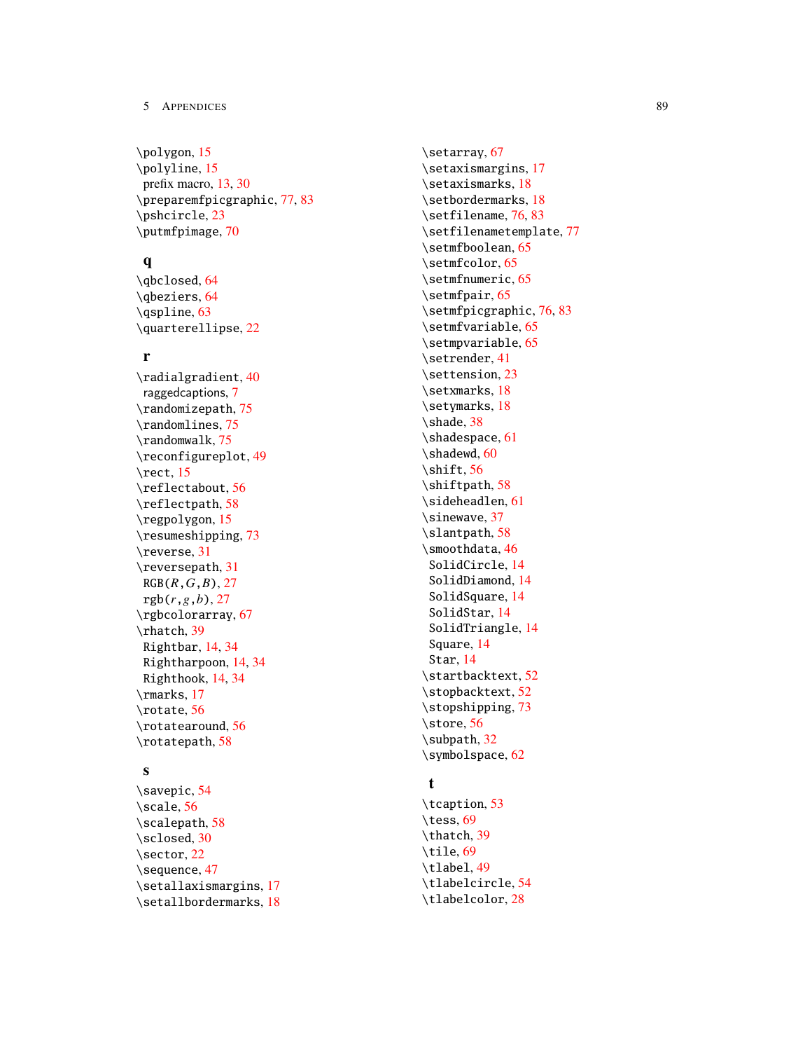\polygon, 15
\polyline, 15
prefix macro, 13, 30
\preparemfpicgraphic, 77, 83
\pshcircle, 23
\putmfpimage, 70

**q**

\qbclosed, 64
\qbeziers, 64
\qspline, 63
\quarterellipse, 22

**r**

\radialgradient, 40
raggedcaptions, 7
\randomizepath, 75
\randomlines, 75
\randomwalk, 75
\reconfigureplot, 49
\rect, 15
\reflectabout, 56
\reflectpath, 58
\regpolygon, 15
\resumeshipping, 73
\reverse, 31
\reversepath, 31
RGB($R$,$G$,$B$), 27
rgb($r$,$g$,$b$), 27
\rgbcolorarray, 67
\rhatch, 39
Rightbar, 14, 34
Rightharpoon, 14, 34
Righthook, 14, 34
\rmarks, 17
\rotate, 56
\rotatearound, 56
\rotatepath, 58

**s**

\savepic, 54
\scale, 56
\scalepath, 58
\sclosed, 30
\sector, 22
\sequence, 47
\setallaxismargins, 17
\setallbordermarks, 18
\setarray, 67
\setaxismargins, 17
\setaxismarks, 18
\setbordermarks, 18
\setfilename, 76, 83
\setfilenametemplate, 77
\setmfboolean, 65
\setmfcolor, 65
\setmfnumeric, 65
\setmfpair, 65
\setmfpicgraphic, 76, 83
\setmfvariable, 65
\setmpvariable, 65
\setrender, 41
\settension, 23
\setxmarks, 18
\setymarks, 18
\shade, 38
\shadespace, 61
\shadewd, 60
\shift, 56
\shiftpath, 58
\sideheadlen, 61
\sinewave, 37
\slantpath, 58
\smoothdata, 46
SolidCircle, 14
SolidDiamond, 14
SolidSquare, 14
SolidStar, 14
SolidTriangle, 14
Square, 14
Star, 14
\startbacktext, 52
\stopbacktext, 52
\stopshipping, 73
\store, 56
\subpath, 32
\symbolspace, 62

**t**

\tcaption, 53
\tess, 69
\thatch, 39
\tile, 69
\tlabel, 49
\tlabelcircle, 54
\tlabelcolor, 28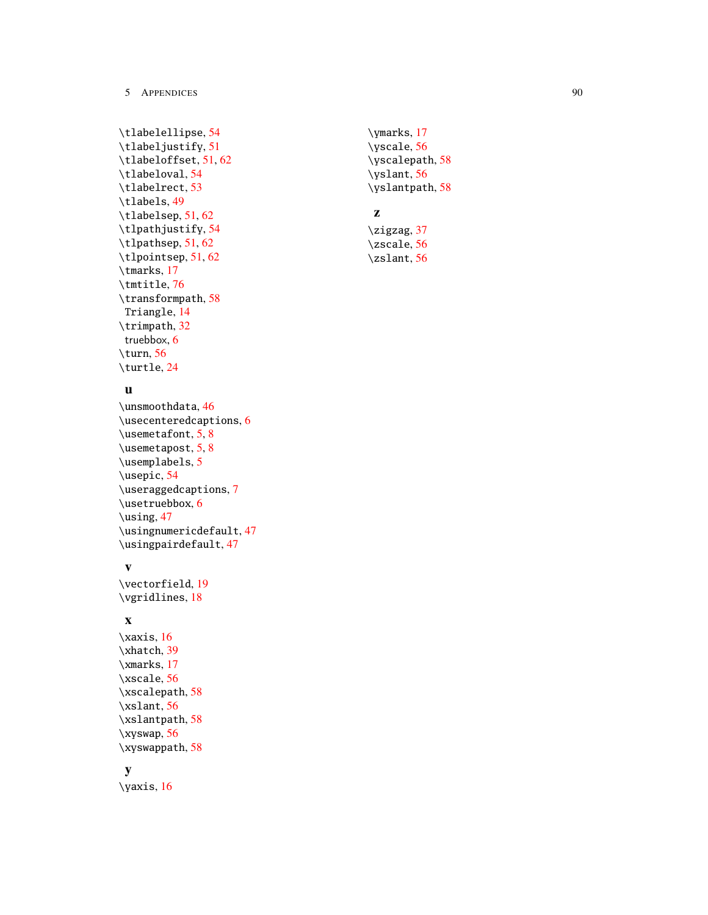\tlabelellipse, 54
\tlabeljustify, 51
\tlabeloffset, 51, 62
\tlabeloval, 54
\tlabelrect, 53
\tlabels, 49
\tlabelsep, 51, 62
\tlpathjustify, 54
\tlpathsep, 51, 62
\tlpointsep, 51, 62
\tmarks, 17
\tmtitle, 76
\transformpath, 58
Triangle, 14
\trimpath, 32
truebbox, 6
\turn, 56
\turtle, 24

**u**

\unsmoothdata, 46
\usecenteredcaptions, 6
\usemetafont, 5, 8
\usemetapost, 5, 8
\usemplabels, 5
\usepic, 54
\useraggedcaptions, 7
\usetruebbox, 6
\using, 47
\usingnumericdefault, 47
\usingpairdefault, 47

**v**

\vectorfield, 19
\vgridlines, 18

**x**

\xaxis, 16
\xhatch, 39
\xmarks, 17
\xscale, 56
\xscalepath, 58
\xslant, 56
\xslantpath, 58
\xyswap, 56
\xyswappath, 58

**y**

\yaxis, 16
\ymarks, 17
\yscale, 56
\yscalepath, 58
\yslant, 56
\yslantpath, 58

**z**

\zigzag, 37
\zscale, 56
\zslant, 56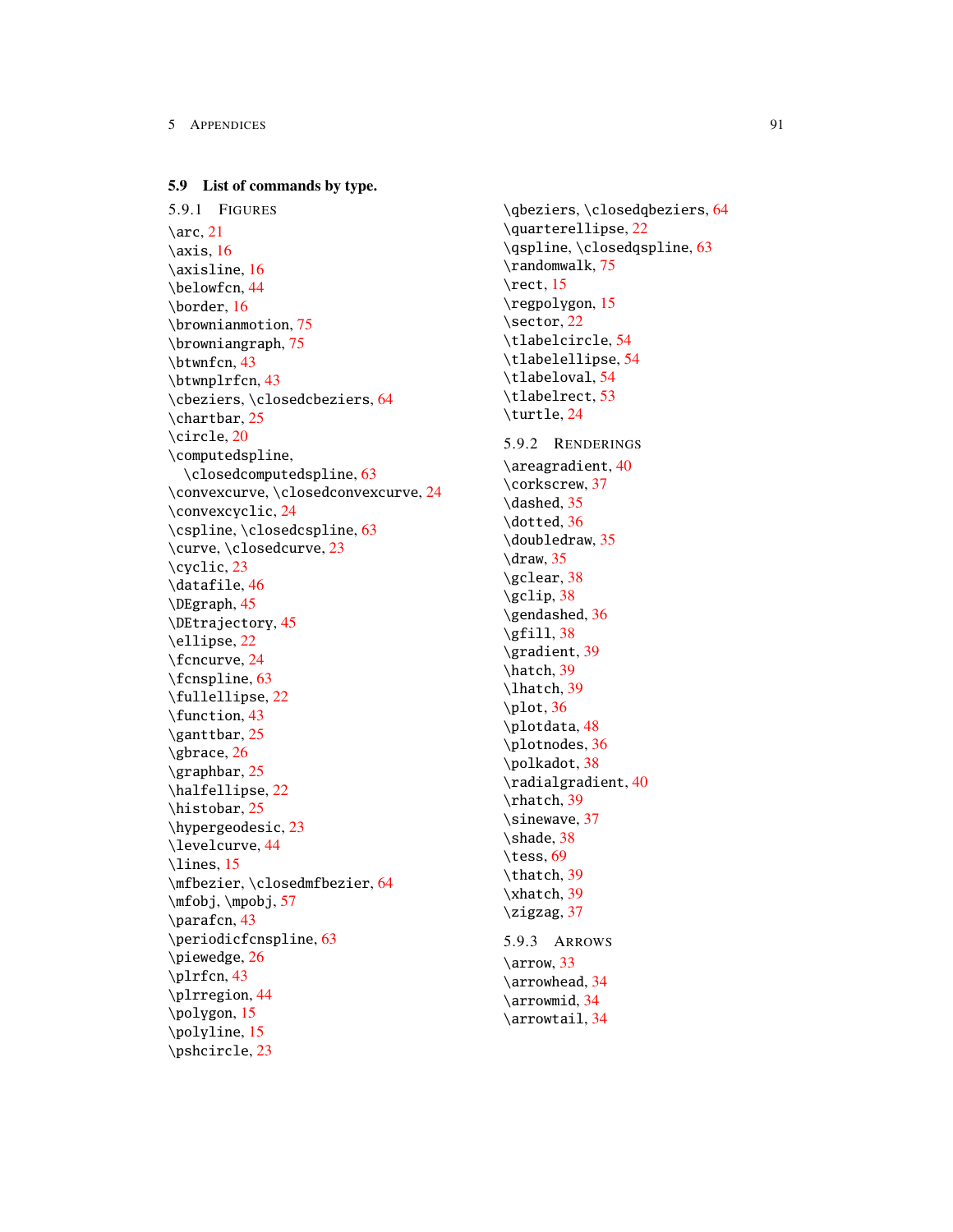## 5.9 List of commands by type.

### 5.9.1 Figures

\arc, 21
\axis, 16
\axisline, 16
\belowfcn, 44
\border, 16
\brownianmotion, 75
\browniangraph, 75
\btwnfcn, 43
\btwnplrfcn, 43
\cbeziers, \closedcbeziers, 64
\chartbar, 25
\circle, 20
\computedspline, \closedcomputedspline, 63
\convexcurve, \closedconvexcurve, 24
\convexcyclic, 24
\cspline, \closedcspline, 63
\curve, \closedcurve, 23
\cyclic, 23
\datafile, 46
\DEgraph, 45
\DEtrajectory, 45
\ellipse, 22
\fcncurve, 24
\fcnspline, 63
\fullellipse, 22
\function, 43
\ganttbar, 25
\gbrace, 26
\graphbar, 25
\halfellipse, 22
\histobar, 25
\hypergeodesic, 23
\levelcurve, 44
\lines, 15
\mfbezier, \closedmfbezier, 64
\mfobj, \mpobj, 57
\parafcn, 43
\periodicfcnspline, 63
\piewedge, 26
\plrfcn, 43
\plrregion, 44
\polygon, 15
\polyline, 15
\pshcircle, 23
\qbeziers, \closedqbeziers, 64
\quarterellipse, 22
\qspline, \closedqspline, 63
\randomwalk, 75
\rect, 15
\regpolygon, 15
\sector, 22
\tlabelcircle, 54
\tlabelellipse, 54
\tlabeloval, 54
\tlabelrect, 53
\turtle, 24

### 5.9.2 Renderings

\areagradient, 40
\corkscrew, 37
\dashed, 35
\dotted, 36
\doubledraw, 35
\draw, 35
\gclear, 38
\gclip, 38
\gendashed, 36
\gfill, 38
\gradient, 39
\hatch, 39
\lhatch, 39
\plot, 36
\plotdata, 48
\plotnodes, 36
\polkadot, 38
\radialgradient, 40
\rhatch, 39
\sinewave, 37
\shade, 38
\tess, 69
\thatch, 39
\xhatch, 39
\zigzag, 37

### 5.9.3 Arrows

\arrow, 33
\arrowhead, 34
\arrowmid, 34
\arrowtail, 34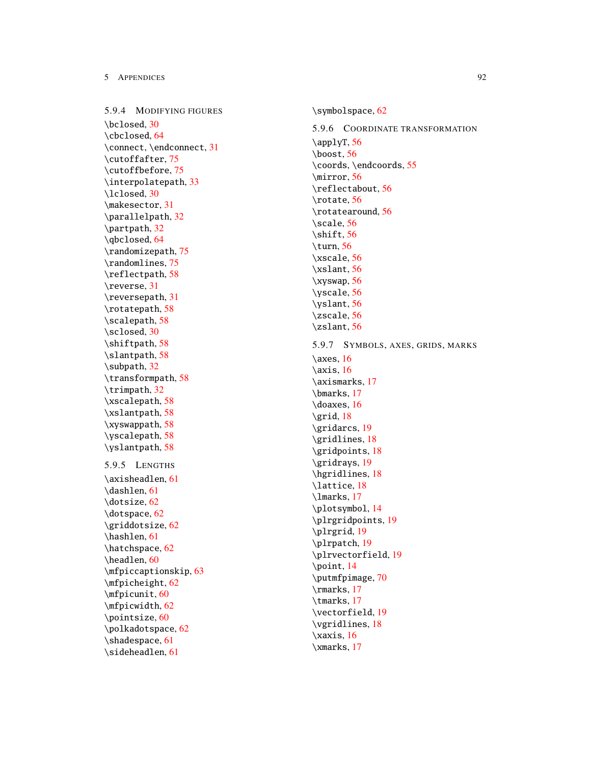### 5.9.4 Modifying figures

\bclosed, 30
\cbclosed, 64
\connect, \endconnect, 31
\cutoffafter, 75
\cutoffbefore, 75
\interpolatepath, 33
\lclosed, 30
\makesector, 31
\parallelpath, 32
\partpath, 32
\qbclosed, 64
\randomizepath, 75
\randomlines, 75
\reflectpath, 58
\reverse, 31
\reversepath, 31
\rotatepath, 58
\scalepath, 58
\sclosed, 30
\shiftpath, 58
\slantpath, 58
\subpath, 32
\transformpath, 58
\trimpath, 32
\xscalepath, 58
\xslantpath, 58
\xyswappath, 58
\yscalepath, 58
\yslantpath, 58

### 5.9.5 Lengths

\axisheadlen, 61
\dashlen, 61
\dotsize, 62
\dotspace, 62
\griddotsize, 62
\hashlen, 61
\hatchspace, 62
\headlen, 60
\mfpiccaptionskip, 63
\mfpicheight, 62
\mfpicunit, 60
\mfpicwidth, 62
\pointsize, 60
\polkadotspace, 62
\shadespace, 61
\sideheadlen, 61
\symbolspace, 62

### 5.9.6 Coordinate transformation

\applyT, 56
\boost, 56
\coords, \endcoords, 55
\mirror, 56
\reflectabout, 56
\rotate, 56
\rotatearound, 56
\scale, 56
\shift, 56
\turn, 56
\xscale, 56
\xslant, 56
\xyswap, 56
\yscale, 56
\yslant, 56
\zscale, 56
\zslant, 56

### 5.9.7 Symbols, axes, grids, marks

\axes, 16
\axis, 16
\axismarks, 17
\bmarks, 17
\doaxes, 16
\grid, 18
\gridarcs, 19
\gridlines, 18
\gridpoints, 18
\gridrays, 19
\hgridlines, 18
\lattice, 18
\lmarks, 17
\plotsymbol, 14
\plrgridpoints, 19
\plrgrid, 19
\plrpatch, 19
\plrvectorfield, 19
\point, 14
\putmfpimage, 70
\rmarks, 17
\tmarks, 17
\vectorfield, 19
\vgridlines, 18
\xaxis, 16
\xmarks, 17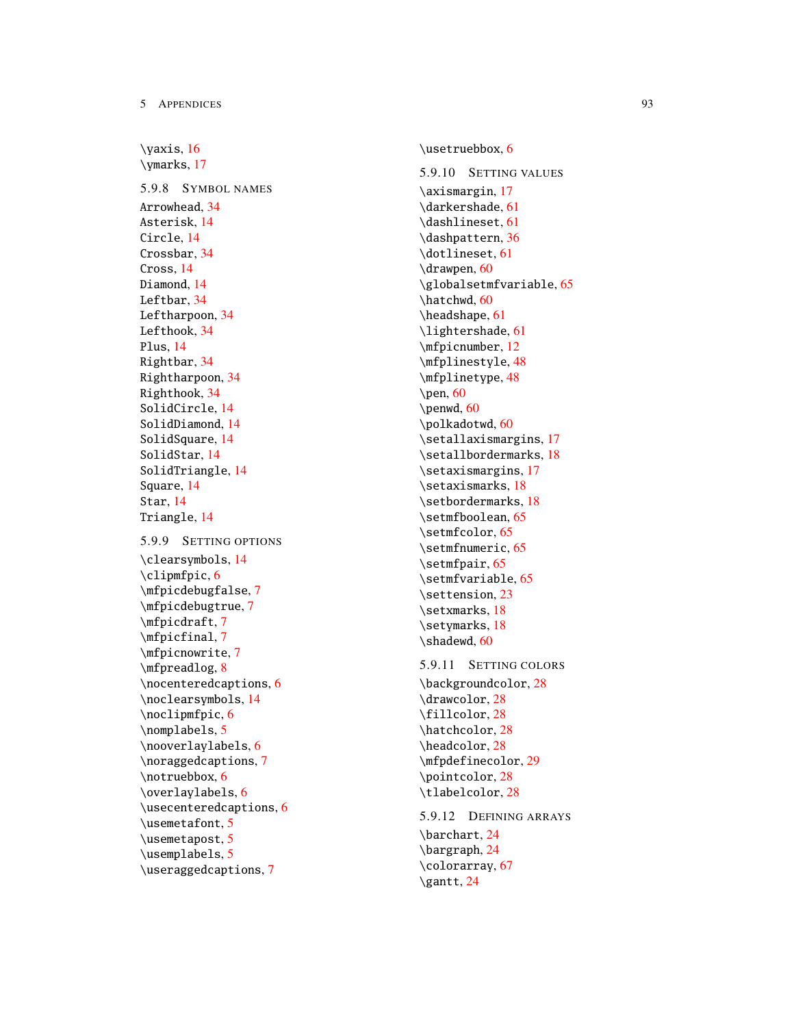\yaxis, 16
\ymarks, 17

### 5.9.8 Symbol names

Arrowhead, 34
Asterisk, 14
Circle, 14
Crossbar, 34
Cross, 14
Diamond, 14
Leftbar, 34
Leftharpoon, 34
Lefthook, 34
Plus, 14
Rightbar, 34
Rightharpoon, 34
Righthook, 34
SolidCircle, 14
SolidDiamond, 14
SolidSquare, 14
SolidStar, 14
SolidTriangle, 14
Square, 14
Star, 14
Triangle, 14

### 5.9.9 Setting options

\clearsymbols, 14
\clipmfpic, 6
\mfpicdebugfalse, 7
\mfpicdebugtrue, 7
\mfpicdraft, 7
\mfpicfinal, 7
\mfpicnowrite, 7
\mfpreadlog, 8
\nocenteredcaptions, 6
\noclearsymbols, 14
\noclipmfpic, 6
\nomplabels, 5
\nooverlaylabels, 6
\noraggedcaptions, 7
\notruebbox, 6
\overlaylabels, 6
\usecenteredcaptions, 6
\usemetafont, 5
\usemetapost, 5
\usemplabels, 5
\useraggedcaptions, 7
\usetruebbox, 6

### 5.9.10 Setting values

\axismargin, 17
\darkershade, 61
\dashlineset, 61
\dashpattern, 36
\dotlineset, 61
\drawpen, 60
\globalsetmfvariable, 65
\hatchwd, 60
\headshape, 61
\lightershade, 61
\mfpicnumber, 12
\mfplinestyle, 48
\mfplinetype, 48
\pen, 60
\penwd, 60
\polkadotwd, 60
\setallaxismargins, 17
\setallbordermarks, 18
\setaxismargins, 17
\setaxismarks, 18
\setbordermarks, 18
\setmfboolean, 65
\setmfcolor, 65
\setmfnumeric, 65
\setmfpair, 65
\setmfvariable, 65
\settension, 23
\setxmarks, 18
\setymarks, 18
\shadewd, 60

### 5.9.11 Setting colors

\backgroundcolor, 28
\drawcolor, 28
\fillcolor, 28
\hatchcolor, 28
\headcolor, 28
\mfpdefinecolor, 29
\pointcolor, 28
\tlabelcolor, 28

### 5.9.12 Defining arrays

\barchart, 24
\bargraph, 24
\colorarray, 67
\gantt, 24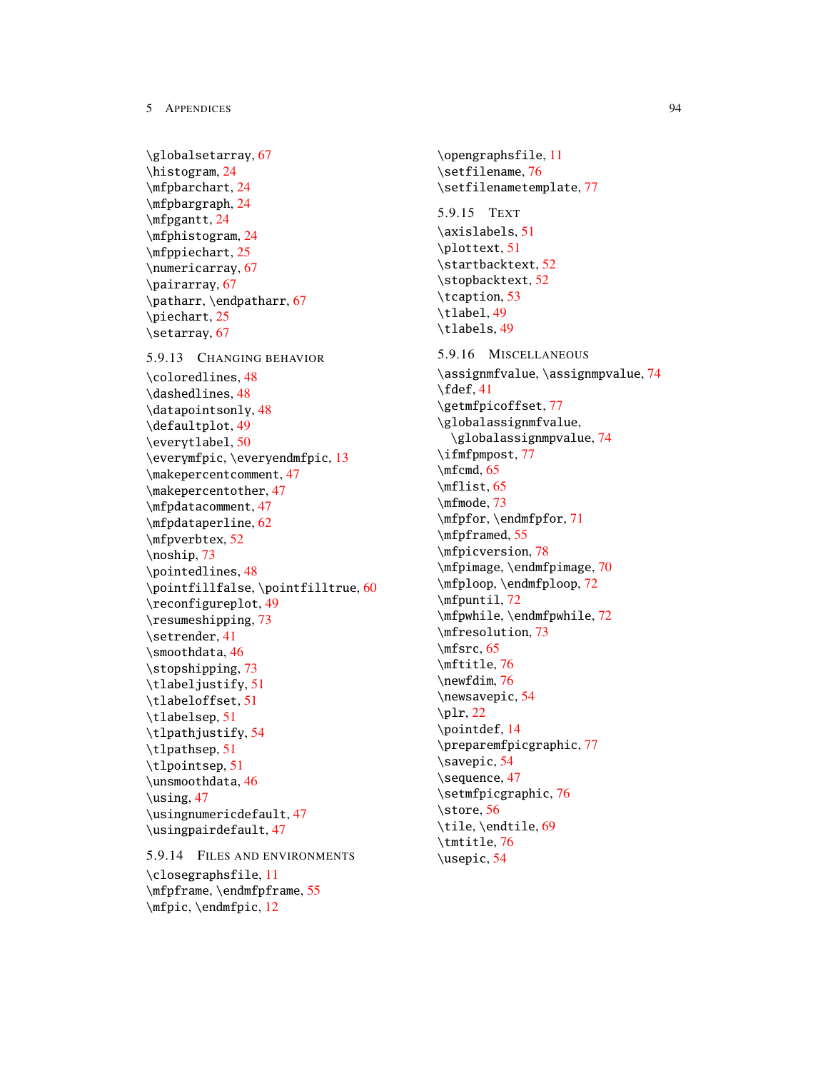\globalsetarray, 67
\histogram, 24
\mfpbarchart, 24
\mfpbargraph, 24
\mfpgantt, 24
\mfphistogram, 24
\mfppiechart, 25
\numericarray, 67
\pairarray, 67
\patharr, \endpatharr, 67
\piechart, 25
\setarray, 67

### 5.9.13 Changing behavior

\coloredlines, 48
\dashedlines, 48
\datapointsonly, 48
\defaultplot, 49
\everytlabel, 50
\everymfpic, \everyendmfpic, 13
\makepercentcomment, 47
\makepercentother, 47
\mfpdatacomment, 47
\mfpdataperline, 62
\mfpverbtex, 52
\noship, 73
\pointedlines, 48
\pointfillfalse, \pointfilltrue, 60
\reconfigureplot, 49
\resumeshipping, 73
\setrender, 41
\smoothdata, 46
\stopshipping, 73
\tlabeljustify, 51
\tlabeloffset, 51
\tlabelsep, 51
\tlpathjustify, 54
\tlpathsep, 51
\tlpointsep, 51
\unsmoothdata, 46
\using, 47
\usingnumericdefault, 47
\usingpairdefault, 47

### 5.9.14 Files and environments

\closegraphsfile, 11
\mfpframe, \endmfpframe, 55
\mfpic, \endmfpic, 12
\opengraphsfile, 11
\setfilename, 76
\setfilenametemplate, 77

### 5.9.15 Text

\axislabels, 51
\plottext, 51
\startbacktext, 52
\stopbacktext, 52
\tcaption, 53
\tlabel, 49
\tlabels, 49

### 5.9.16 Miscellaneous

\assignmfvalue, \assignmpvalue, 74
\fdef, 41
\getmfpicoffset, 77
\globalassignmfvalue, \globalassignmpvalue, 74
\ifmfpmpost, 77
\mfcmd, 65
\mflist, 65
\mfmode, 73
\mfpfor, \endmfpfor, 71
\mfpframed, 55
\mfpicversion, 78
\mfpimage, \endmfpimage, 70
\mfploop, \endmfploop, 72
\mfpuntil, 72
\mfpwhile, \endmfpwhile, 72
\mfresolution, 73
\mfsrc, 65
\mftitle, 76
\newfdim, 76
\newsavepic, 54
\plr, 22
\pointdef, 14
\preparemfpicgraphic, 77
\savepic, 54
\sequence, 47
\setmfpicgraphic, 76
\store, 56
\tile, \endtile, 69
\tmtitle, 76
\usepic, 54